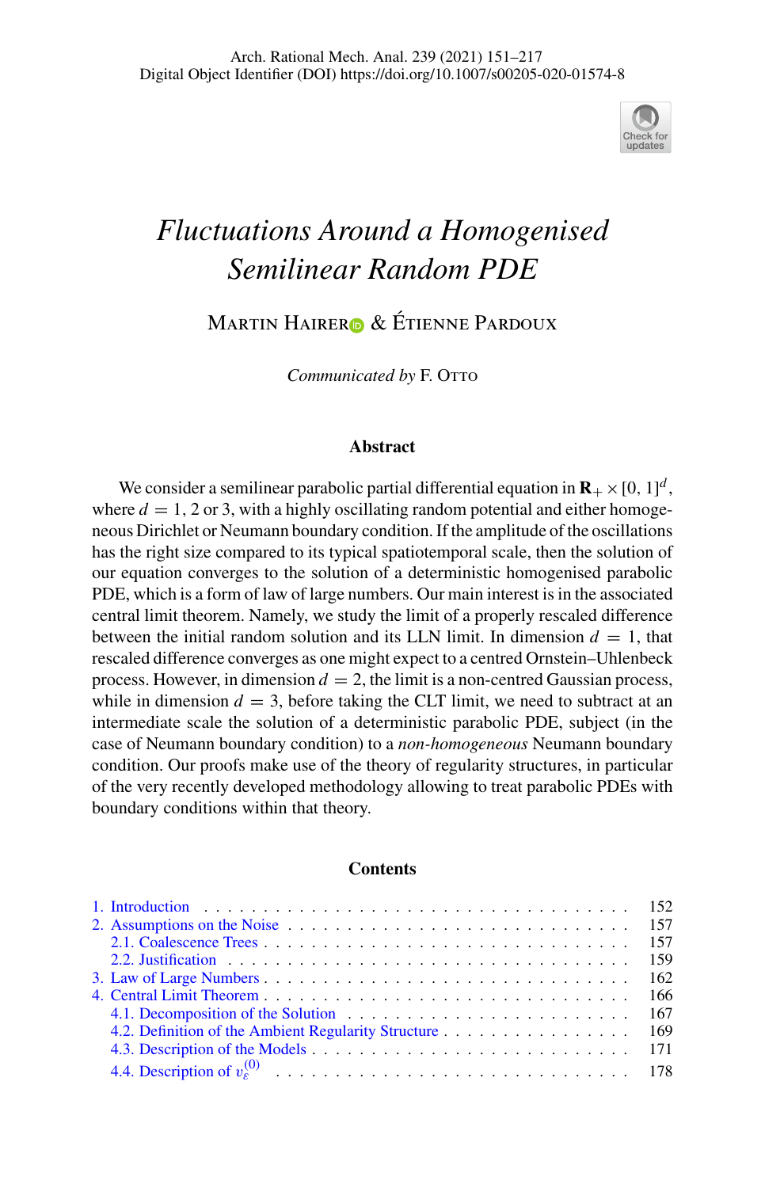# *Fluctuations Around a Homogenised Semilinear Random PDE*

Martin Hairer & Étienne Pardoux

*Communicated by* F. Otto

## Abstract

We consider a semilinear parabolic partial differential equation in $\mathbf{R}_+ \times [0, 1]^d$, where $d = 1$, 2 or 3, with a highly oscillating random potential and either homogeneous Dirichlet or Neumann boundary condition. If the amplitude of the oscillations has the right size compared to its typical spatiotemporal scale, then the solution of our equation converges to the solution of a deterministic homogenised parabolic PDE, which is a form of law of large numbers. Our main interest is in the associated central limit theorem. Namely, we study the limit of a properly rescaled difference between the initial random solution and its LLN limit. In dimension $d = 1$, that rescaled difference converges as one might expect to a centred Ornstein–Uhlenbeck process. However, in dimension $d = 2$, the limit is a non-centred Gaussian process, while in dimension $d = 3$, before taking the CLT limit, we need to subtract at an intermediate scale the solution of a deterministic parabolic PDE, subject (in the case of Neumann boundary condition) to a *non-homogeneous* Neumann boundary condition. Our proofs make use of the theory of regularity structures, in particular of the very recently developed methodology allowing to treat parabolic PDEs with boundary conditions within that theory.

## Contents

1. Introduction . . . 152
2. Assumptions on the Noise . . . 157
   - 2.1. Coalescence Trees . . . 157
   - 2.2. Justification . . . 159
3. Law of Large Numbers . . . 162
4. Central Limit Theorem . . . 166
   - 4.1. Decomposition of the Solution . . . 167
   - 4.2. Definition of the Ambient Regularity Structure . . . 169
   - 4.3. Description of the Models . . . 171
   - 4.4. Description of $v_\varepsilon^{(0)}$ . . . 178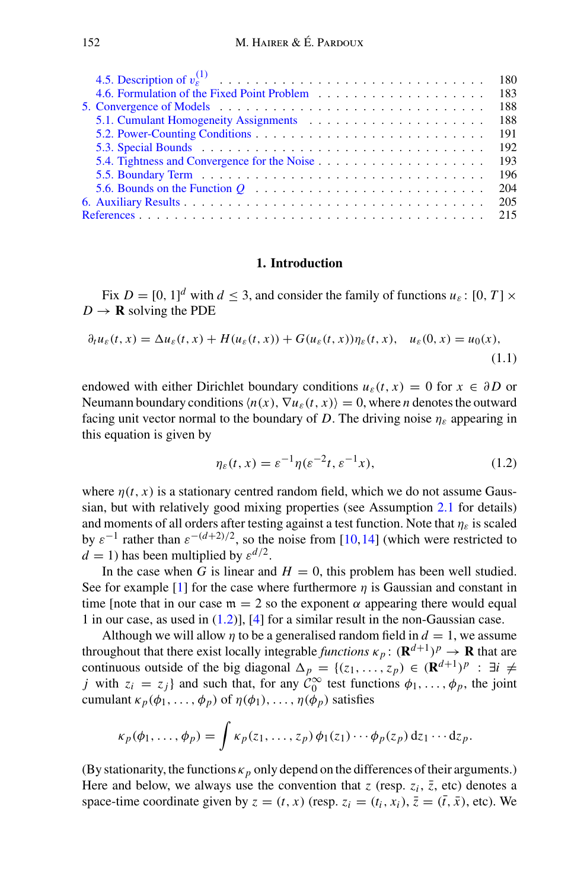4.5. Description of $v_\varepsilon^{(1)}$ . . . . . . . . . . 180
4.6. Formulation of the Fixed Point Problem . . . . . . . . . . 183
5. Convergence of Models . . . . . . . . . . 188
5.1. Cumulant Homogeneity Assignments . . . . . . . . . . 188
5.2. Power-Counting Conditions . . . . . . . . . . 191
5.3. Special Bounds . . . . . . . . . . 192
5.4. Tightness and Convergence for the Noise . . . . . . . . . . 193
5.5. Boundary Term . . . . . . . . . . 196
5.6. Bounds on the Function $Q$ . . . . . . . . . . 204
6. Auxiliary Results . . . . . . . . . . 205
References . . . . . . . . . . 215

## 1. Introduction

Fix $D = [0, 1]^d$ with $d \le 3$, and consider the family of functions $u_\varepsilon\colon [0, T] \times D \to \mathbf{R}$ solving the PDE

$$\partial_t u_\varepsilon(t, x) = \Delta u_\varepsilon(t, x) + H(u_\varepsilon(t, x)) + G(u_\varepsilon(t, x))\eta_\varepsilon(t, x), \quad u_\varepsilon(0, x) = u_0(x), \tag{1.1}$$

endowed with either Dirichlet boundary conditions $u_\varepsilon(t, x) = 0$ for $x \in \partial D$ or Neumann boundary conditions $\langle n(x), \nabla u_\varepsilon(t, x)\rangle = 0$, where $n$ denotes the outward facing unit vector normal to the boundary of $D$. The driving noise $\eta_\varepsilon$ appearing in this equation is given by

$$\eta_\varepsilon(t, x) = \varepsilon^{-1}\eta(\varepsilon^{-2}t, \varepsilon^{-1}x), \tag{1.2}$$

where $\eta(t, x)$ is a stationary centred random field, which we do not assume Gaussian, but with relatively good mixing properties (see Assumption 2.1 for details) and moments of all orders after testing against a test function. Note that $\eta_\varepsilon$ is scaled by $\varepsilon^{-1}$ rather than $\varepsilon^{-(d+2)/2}$, so the noise from [10,14] (which were restricted to $d = 1$) has been multiplied by $\varepsilon^{d/2}$.

In the case when $G$ is linear and $H = 0$, this problem has been well studied. See for example [1] for the case where furthermore $\eta$ is Gaussian and constant in time [note that in our case $\mathfrak{m} = 2$ so the exponent $\alpha$ appearing there would equal 1 in our case, as used in (1.2)], [4] for a similar result in the non-Gaussian case.

Although we will allow $\eta$ to be a generalised random field in $d = 1$, we assume throughout that there exist locally integrable *functions* $\kappa_p\colon (\mathbf{R}^{d+1})^p \to \mathbf{R}$ that are continuous outside of the big diagonal $\Delta_p = \{(z_1, \ldots, z_p) \in (\mathbf{R}^{d+1})^p \;:\; \exists i \neq j \text{ with } z_i = z_j\}$ and such that, for any $\mathcal{C}_0^\infty$ test functions $\phi_1, \ldots, \phi_p$, the joint cumulant $\kappa_p(\phi_1, \ldots, \phi_p)$ of $\eta(\phi_1), \ldots, \eta(\phi_p)$ satisfies

$$\kappa_p(\phi_1, \ldots, \phi_p) = \int \kappa_p(z_1, \ldots, z_p)\,\phi_1(z_1)\cdots\phi_p(z_p)\,\mathrm{d}z_1\cdots\mathrm{d}z_p.$$

(By stationarity, the functions $\kappa_p$ only depend on the differences of their arguments.) Here and below, we always use the convention that $z$ (resp. $z_i$, $\bar{z}$, etc) denotes a space-time coordinate given by $z = (t, x)$ (resp. $z_i = (t_i, x_i)$, $\bar{z} = (\bar{t}, \bar{x})$, etc). We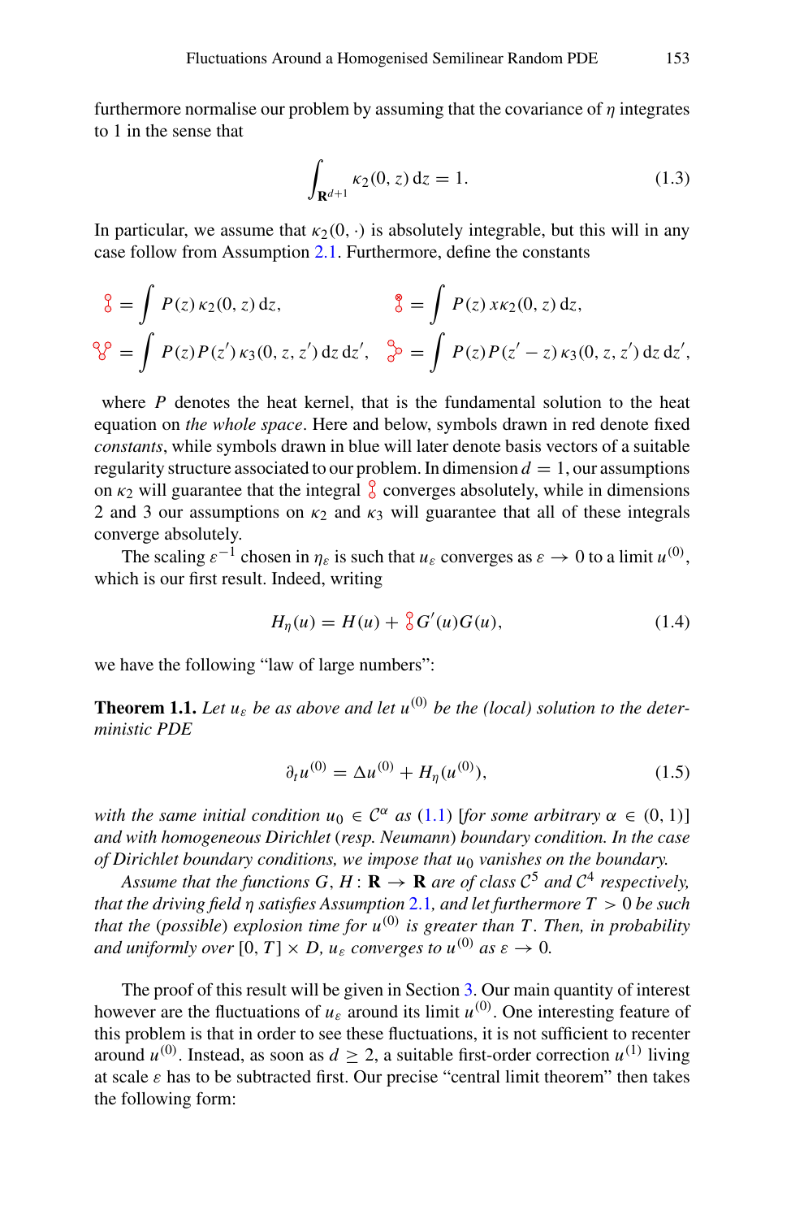furthermore normalise our problem by assuming that the covariance of $\eta$ integrates to 1 in the sense that

$$
\int_{\mathbf{R}^{d+1}} \kappa_2(0, z)\, dz = 1. \tag{1.3}
$$

In particular, we assume that $\kappa_2(0, \cdot)$ is absolutely integrable, but this will in any case follow from Assumption 2.1. Furthermore, define the constants

$$
{\color{red}{\mathcal{T}_1}} = \int P(z)\, \kappa_2(0, z)\, dz, \qquad {\color{red}{\mathcal{T}_2}} = \int P(z)\, x \kappa_2(0, z)\, dz,
$$

$$
{\color{red}{\mathcal{T}_3}} = \int P(z) P(z')\, \kappa_3(0, z, z')\, dz\, dz', \quad {\color{red}{\mathcal{T}_4}} = \int P(z) P(z' - z)\, \kappa_3(0, z, z')\, dz\, dz',
$$

where $P$ denotes the heat kernel, that is the fundamental solution to the heat equation on *the whole space*. Here and below, symbols drawn in red denote fixed *constants*, while symbols drawn in blue will later denote basis vectors of a suitable regularity structure associated to our problem. In dimension $d = 1$, our assumptions on $\kappa_2$ will guarantee that the integral ${\color{red}{\mathcal{T}_1}}$ converges absolutely, while in dimensions 2 and 3 our assumptions on $\kappa_2$ and $\kappa_3$ will guarantee that all of these integrals converge absolutely.

The scaling $\varepsilon^{-1}$ chosen in $\eta_\varepsilon$ is such that $u_\varepsilon$ converges as $\varepsilon \to 0$ to a limit $u^{(0)}$, which is our first result. Indeed, writing

$$
H_\eta(u) = H(u) + {\color{red}{\mathcal{T}_1}}\, G'(u) G(u), \tag{1.4}
$$

we have the following "law of large numbers":

**Theorem 1.1.** *Let $u_\varepsilon$ be as above and let $u^{(0)}$ be the (local) solution to the deterministic PDE*

$$
\partial_t u^{(0)} = \Delta u^{(0)} + H_\eta(u^{(0)}), \tag{1.5}
$$

*with the same initial condition $u_0 \in \mathcal{C}^\alpha$ as (1.1) [for some arbitrary $\alpha \in (0, 1)$] and with homogeneous Dirichlet (resp. Neumann) boundary condition. In the case of Dirichlet boundary conditions, we impose that $u_0$ vanishes on the boundary.*

*Assume that the functions $G, H : \mathbf{R} \to \mathbf{R}$ are of class $\mathcal{C}^5$ and $\mathcal{C}^4$ respectively, that the driving field $\eta$ satisfies Assumption 2.1, and let furthermore $T > 0$ be such that the (possible) explosion time for $u^{(0)}$ is greater than $T$. Then, in probability and uniformly over $[0, T] \times D$, $u_\varepsilon$ converges to $u^{(0)}$ as $\varepsilon \to 0$.*

The proof of this result will be given in Section 3. Our main quantity of interest however are the fluctuations of $u_\varepsilon$ around its limit $u^{(0)}$. One interesting feature of this problem is that in order to see these fluctuations, it is not sufficient to recenter around $u^{(0)}$. Instead, as soon as $d \geq 2$, a suitable first-order correction $u^{(1)}$ living at scale $\varepsilon$ has to be subtracted first. Our precise "central limit theorem" then takes the following form: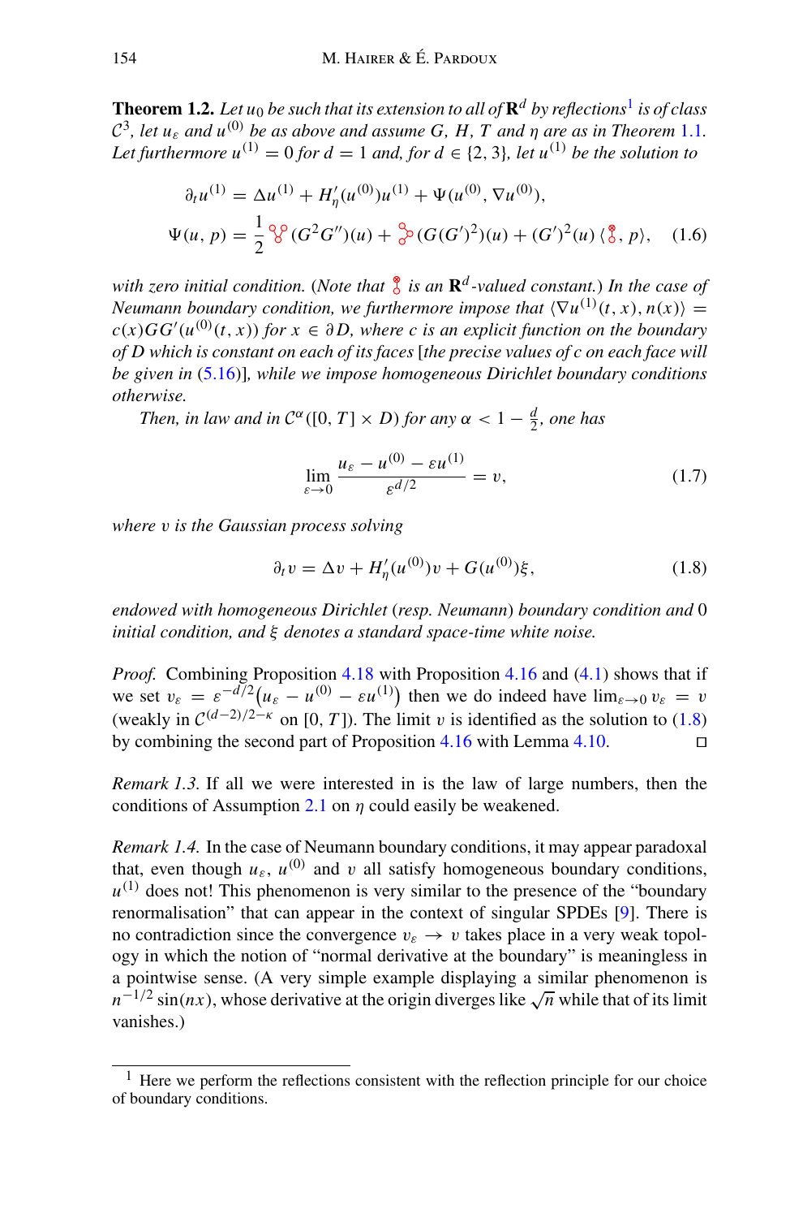**Theorem 1.2.** *Let $u_0$ be such that its extension to all of $\mathbf{R}^d$ by reflections*[1] *is of class $\mathcal{C}^3$, let $u_\varepsilon$ and $u^{(0)}$ be as above and assume $G$, $H$, $T$ and $\eta$ are as in Theorem 1.1. Let furthermore $u^{(1)} = 0$ for $d = 1$ and, for $d \in \{2, 3\}$, let $u^{(1)}$ be the solution to*

$$\partial_t u^{(1)} = \Delta u^{(1)} + H_\eta'(u^{(0)})u^{(1)} + \Psi(u^{(0)}, \nabla u^{(0)}),$$
$$\Psi(u, p) = \frac{1}{2} \,\text{❦}\, (G^2 G'')(u) + \text{❦}\, (G(G')^2)(u) + (G')^2(u)\, \langle \text{❦}, p \rangle, \tag{1.6}$$

*with zero initial condition. (Note that* ❦ *is an $\mathbf{R}^d$-valued constant.) In the case of Neumann boundary condition, we furthermore impose that $\langle \nabla u^{(1)}(t, x), n(x) \rangle = c(x) G G'(u^{(0)}(t, x))$ for $x \in \partial D$, where $c$ is an explicit function on the boundary of $D$ which is constant on each of its faces* [*the precise values of $c$ on each face will be given in (5.16)*]*, while we impose homogeneous Dirichlet boundary conditions otherwise.*

*Then, in law and in $\mathcal{C}^\alpha([0, T] \times D)$ for any $\alpha < 1 - \frac{d}{2}$, one has*

$$\lim_{\varepsilon \to 0} \frac{u_\varepsilon - u^{(0)} - \varepsilon u^{(1)}}{\varepsilon^{d/2}} = v, \tag{1.7}$$

*where $v$ is the Gaussian process solving*

$$\partial_t v = \Delta v + H_\eta'(u^{(0)})v + G(u^{(0)})\xi, \tag{1.8}$$

*endowed with homogeneous Dirichlet (resp. Neumann) boundary condition and 0 initial condition, and $\xi$ denotes a standard space-time white noise.*

*Proof.* Combining Proposition 4.18 with Proposition 4.16 and (4.1) shows that if we set $v_\varepsilon = \varepsilon^{-d/2}(u_\varepsilon - u^{(0)} - \varepsilon u^{(1)})$ then we do indeed have $\lim_{\varepsilon \to 0} v_\varepsilon = v$ (weakly in $\mathcal{C}^{(d-2)/2-\kappa}$ on $[0, T]$). The limit $v$ is identified as the solution to (1.8) by combining the second part of Proposition 4.16 with Lemma 4.10. □

*Remark 1.3.* If all we were interested in is the law of large numbers, then the conditions of Assumption 2.1 on $\eta$ could easily be weakened.

*Remark 1.4.* In the case of Neumann boundary conditions, it may appear paradoxal that, even though $u_\varepsilon$, $u^{(0)}$ and $v$ all satisfy homogeneous boundary conditions, $u^{(1)}$ does not! This phenomenon is very similar to the presence of the "boundary renormalisation" that can appear in the context of singular SPDEs [9]. There is no contradiction since the convergence $v_\varepsilon \to v$ takes place in a very weak topology in which the notion of "normal derivative at the boundary" is meaningless in a pointwise sense. (A very simple example displaying a similar phenomenon is $n^{-1/2} \sin(nx)$, whose derivative at the origin diverges like $\sqrt{n}$ while that of its limit vanishes.)

[1] Here we perform the reflections consistent with the reflection principle for our choice of boundary conditions.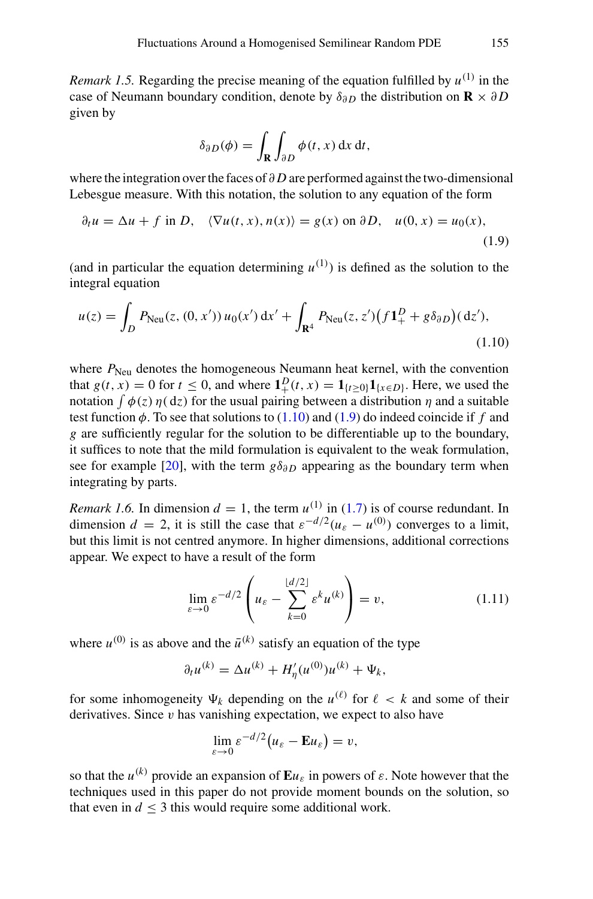*Remark 1.5.* Regarding the precise meaning of the equation fulfilled by $u^{(1)}$ in the case of Neumann boundary condition, denote by $\delta_{\partial D}$ the distribution on $\mathbf{R} \times \partial D$ given by

$$\delta_{\partial D}(\phi) = \int_{\mathbf{R}} \int_{\partial D} \phi(t, x) \, \mathrm{d}x \, \mathrm{d}t,$$

where the integration over the faces of $\partial D$ are performed against the two-dimensional Lebesgue measure. With this notation, the solution to any equation of the form

$$\partial_t u = \Delta u + f \text{ in } D, \quad \langle \nabla u(t, x), n(x) \rangle = g(x) \text{ on } \partial D, \quad u(0, x) = u_0(x), \tag{1.9}$$

(and in particular the equation determining $u^{(1)}$) is defined as the solution to the integral equation

$$u(z) = \int_D P_{\mathrm{Neu}}(z, (0, x')) \, u_0(x') \, \mathrm{d}x' + \int_{\mathbf{R}^4} P_{\mathrm{Neu}}(z, z') \big( f \mathbf{1}_+^D + g \delta_{\partial D} \big)(\mathrm{d}z'), \tag{1.10}$$

where $P_{\mathrm{Neu}}$ denotes the homogeneous Neumann heat kernel, with the convention that $g(t, x) = 0$ for $t \le 0$, and where $\mathbf{1}_+^D(t, x) = \mathbf{1}_{\{t \ge 0\}} \mathbf{1}_{\{x \in D\}}$. Here, we used the notation $\int \phi(z) \, \eta(\mathrm{d}z)$ for the usual pairing between a distribution $\eta$ and a suitable test function $\phi$. To see that solutions to (1.10) and (1.9) do indeed coincide if $f$ and $g$ are sufficiently regular for the solution to be differentiable up to the boundary, it suffices to note that the mild formulation is equivalent to the weak formulation, see for example [20], with the term $g \delta_{\partial D}$ appearing as the boundary term when integrating by parts.

*Remark 1.6.* In dimension $d = 1$, the term $u^{(1)}$ in (1.7) is of course redundant. In dimension $d = 2$, it is still the case that $\varepsilon^{-d/2}(u_\varepsilon - u^{(0)})$ converges to a limit, but this limit is not centred anymore. In higher dimensions, additional corrections appear. We expect to have a result of the form

$$\lim_{\varepsilon \to 0} \varepsilon^{-d/2} \left( u_\varepsilon - \sum_{k=0}^{\lfloor d/2 \rfloor} \varepsilon^k u^{(k)} \right) = v, \tag{1.11}$$

where $u^{(0)}$ is as above and the $\bar{u}^{(k)}$ satisfy an equation of the type

$$\partial_t u^{(k)} = \Delta u^{(k)} + H_\eta'(u^{(0)}) u^{(k)} + \Psi_k,$$

for some inhomogeneity $\Psi_k$ depending on the $u^{(\ell)}$ for $\ell < k$ and some of their derivatives. Since $v$ has vanishing expectation, we expect to also have

$$\lim_{\varepsilon \to 0} \varepsilon^{-d/2} \big( u_\varepsilon - \mathbf{E} u_\varepsilon \big) = v,$$

so that the $u^{(k)}$ provide an expansion of $\mathbf{E} u_\varepsilon$ in powers of $\varepsilon$. Note however that the techniques used in this paper do not provide moment bounds on the solution, so that even in $d \le 3$ this would require some additional work.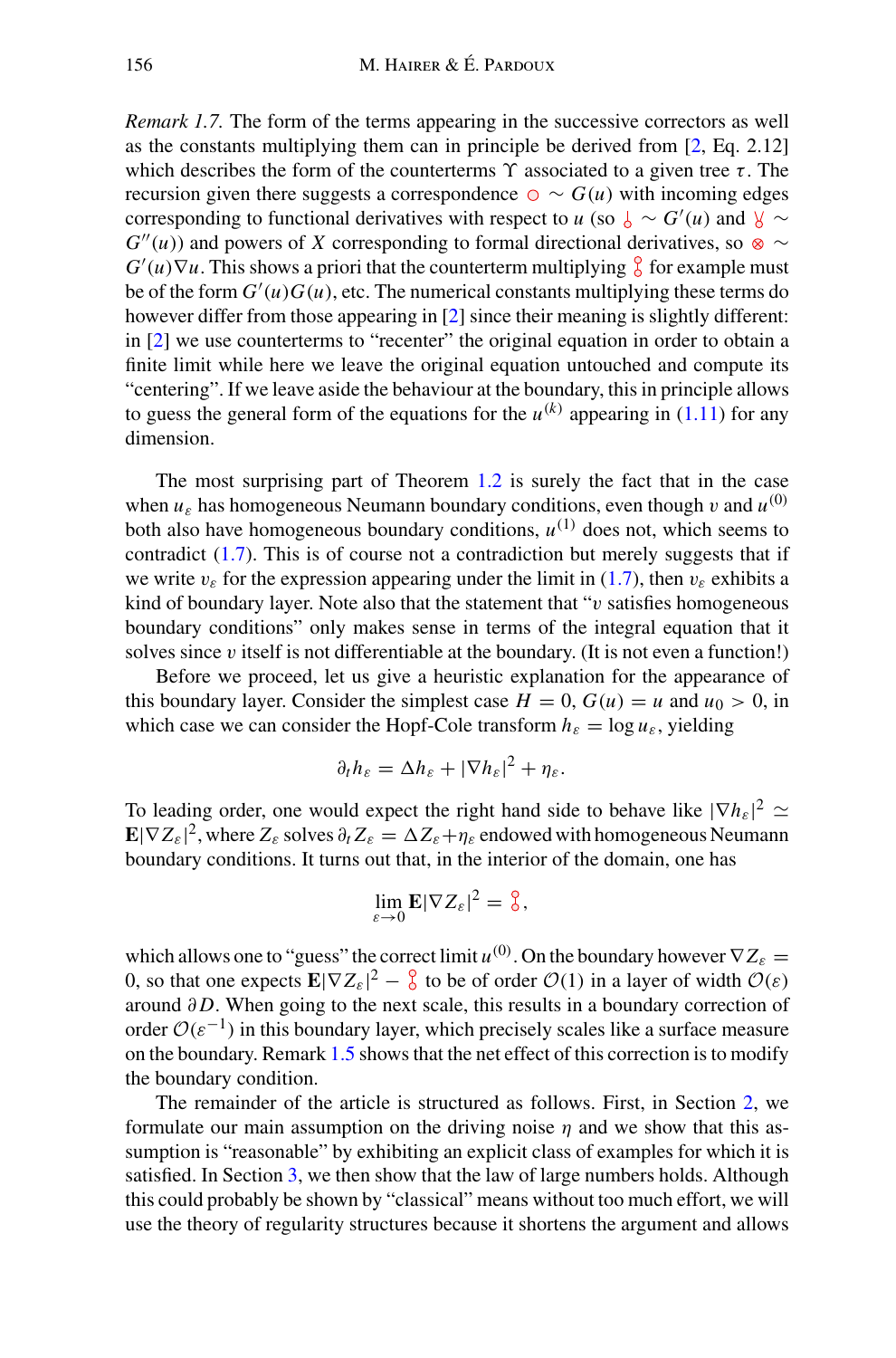*Remark 1.7.* The form of the terms appearing in the successive correctors as well as the constants multiplying them can in principle be derived from [2, Eq. 2.12] which describes the form of the counterterms $\Upsilon$ associated to a given tree $\tau$. The recursion given there suggests a correspondence $\circ \sim G(u)$ with incoming edges corresponding to functional derivatives with respect to $u$ (so $\substack{|\\ \circ} \sim G'(u)$ and $\substack{\vee\\ \circ} \sim G''(u)$) and powers of $X$ corresponding to formal directional derivatives, so $\otimes \sim G'(u)\nabla u$. This shows a priori that the counterterm multiplying $\substack{\circ\\ | \\ \circ}$ for example must be of the form $G'(u)G(u)$, etc. The numerical constants multiplying these terms do however differ from those appearing in [2] since their meaning is slightly different: in [2] we use counterterms to "recenter" the original equation in order to obtain a finite limit while here we leave the original equation untouched and compute its "centering". If we leave aside the behaviour at the boundary, this in principle allows to guess the general form of the equations for the $u^{(k)}$ appearing in (1.11) for any dimension.

The most surprising part of Theorem 1.2 is surely the fact that in the case when $u_\varepsilon$ has homogeneous Neumann boundary conditions, even though $v$ and $u^{(0)}$ both also have homogeneous boundary conditions, $u^{(1)}$ does not, which seems to contradict (1.7). This is of course not a contradiction but merely suggests that if we write $v_\varepsilon$ for the expression appearing under the limit in (1.7), then $v_\varepsilon$ exhibits a kind of boundary layer. Note also that the statement that "$v$ satisfies homogeneous boundary conditions" only makes sense in terms of the integral equation that it solves since $v$ itself is not differentiable at the boundary. (It is not even a function!)

Before we proceed, let us give a heuristic explanation for the appearance of this boundary layer. Consider the simplest case $H = 0$, $G(u) = u$ and $u_0 > 0$, in which case we can consider the Hopf-Cole transform $h_\varepsilon = \log u_\varepsilon$, yielding

$$\partial_t h_\varepsilon = \Delta h_\varepsilon + |\nabla h_\varepsilon|^2 + \eta_\varepsilon .$$

To leading order, one would expect the right hand side to behave like $|\nabla h_\varepsilon|^2 \simeq \mathbf{E}|\nabla Z_\varepsilon|^2$, where $Z_\varepsilon$ solves $\partial_t Z_\varepsilon = \Delta Z_\varepsilon + \eta_\varepsilon$ endowed with homogeneous Neumann boundary conditions. It turns out that, in the interior of the domain, one has

$$\lim_{\varepsilon \to 0} \mathbf{E}|\nabla Z_\varepsilon|^2 = \substack{\circ\\ | \\ \circ} ,$$

which allows one to "guess" the correct limit $u^{(0)}$. On the boundary however $\nabla Z_\varepsilon = 0$, so that one expects $\mathbf{E}|\nabla Z_\varepsilon|^2 - \substack{\circ\\ | \\ \circ}$ to be of order $\mathcal{O}(1)$ in a layer of width $\mathcal{O}(\varepsilon)$ around $\partial D$. When going to the next scale, this results in a boundary correction of order $\mathcal{O}(\varepsilon^{-1})$ in this boundary layer, which precisely scales like a surface measure on the boundary. Remark 1.5 shows that the net effect of this correction is to modify the boundary condition.

The remainder of the article is structured as follows. First, in Section 2, we formulate our main assumption on the driving noise $\eta$ and we show that this assumption is "reasonable" by exhibiting an explicit class of examples for which it is satisfied. In Section 3, we then show that the law of large numbers holds. Although this could probably be shown by "classical" means without too much effort, we will use the theory of regularity structures because it shortens the argument and allows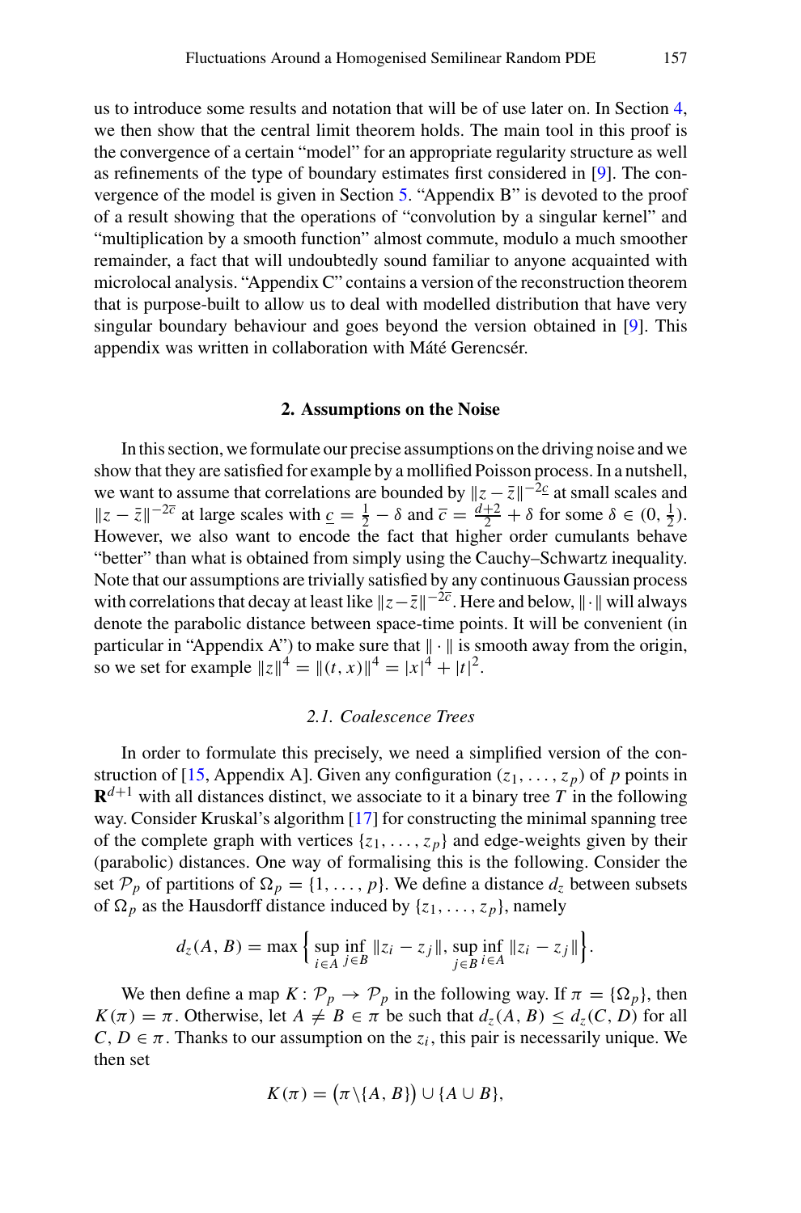us to introduce some results and notation that will be of use later on. In Section 4, we then show that the central limit theorem holds. The main tool in this proof is the convergence of a certain "model" for an appropriate regularity structure as well as refinements of the type of boundary estimates first considered in [9]. The convergence of the model is given in Section 5. "Appendix B" is devoted to the proof of a result showing that the operations of "convolution by a singular kernel" and "multiplication by a smooth function" almost commute, modulo a much smoother remainder, a fact that will undoubtedly sound familiar to anyone acquainted with microlocal analysis. "Appendix C" contains a version of the reconstruction theorem that is purpose-built to allow us to deal with modelled distribution that have very singular boundary behaviour and goes beyond the version obtained in [9]. This appendix was written in collaboration with Máté Gerencsér.

## 2. Assumptions on the Noise

In this section, we formulate our precise assumptions on the driving noise and we show that they are satisfied for example by a mollified Poisson process. In a nutshell, we want to assume that correlations are bounded by $\|z-\bar z\|^{-2\underline{c}}$ at small scales and $\|z-\bar z\|^{-2\overline{c}}$ at large scales with $\underline{c} = \frac{1}{2} - \delta$ and $\overline{c} = \frac{d+2}{2} + \delta$ for some $\delta \in (0, \frac{1}{2})$. However, we also want to encode the fact that higher order cumulants behave "better" than what is obtained from simply using the Cauchy–Schwartz inequality. Note that our assumptions are trivially satisfied by any continuous Gaussian process with correlations that decay at least like $\|z-\bar z\|^{-2\overline{c}}$. Here and below, $\|\cdot\|$ will always denote the parabolic distance between space-time points. It will be convenient (in particular in "Appendix A") to make sure that $\|\cdot\|$ is smooth away from the origin, so we set for example $\|z\|^4 = \|(t,x)\|^4 = |x|^4 + |t|^2$.

### 2.1. Coalescence Trees

In order to formulate this precisely, we need a simplified version of the construction of [15, Appendix A]. Given any configuration $(z_1, \ldots, z_p)$ of $p$ points in $\mathbf{R}^{d+1}$ with all distances distinct, we associate to it a binary tree $T$ in the following way. Consider Kruskal's algorithm [17] for constructing the minimal spanning tree of the complete graph with vertices $\{z_1, \ldots, z_p\}$ and edge-weights given by their (parabolic) distances. One way of formalising this is the following. Consider the set $\mathcal{P}_p$ of partitions of $\Omega_p = \{1, \ldots, p\}$. We define a distance $d_z$ between subsets of $\Omega_p$ as the Hausdorff distance induced by $\{z_1, \ldots, z_p\}$, namely

$$
d_z(A, B) = \max\Big\{ \sup_{i\in A} \inf_{j\in B} \|z_i - z_j\|, \sup_{j\in B} \inf_{i\in A} \|z_i - z_j\| \Big\}.
$$

We then define a map $K\colon \mathcal{P}_p \to \mathcal{P}_p$ in the following way. If $\pi = \{\Omega_p\}$, then $K(\pi) = \pi$. Otherwise, let $A \neq B \in \pi$ be such that $d_z(A, B) \le d_z(C, D)$ for all $C, D \in \pi$. Thanks to our assumption on the $z_i$, this pair is necessarily unique. We then set

$$
K(\pi) = \big(\pi \setminus \{A, B\}\big) \cup \{A \cup B\},
$$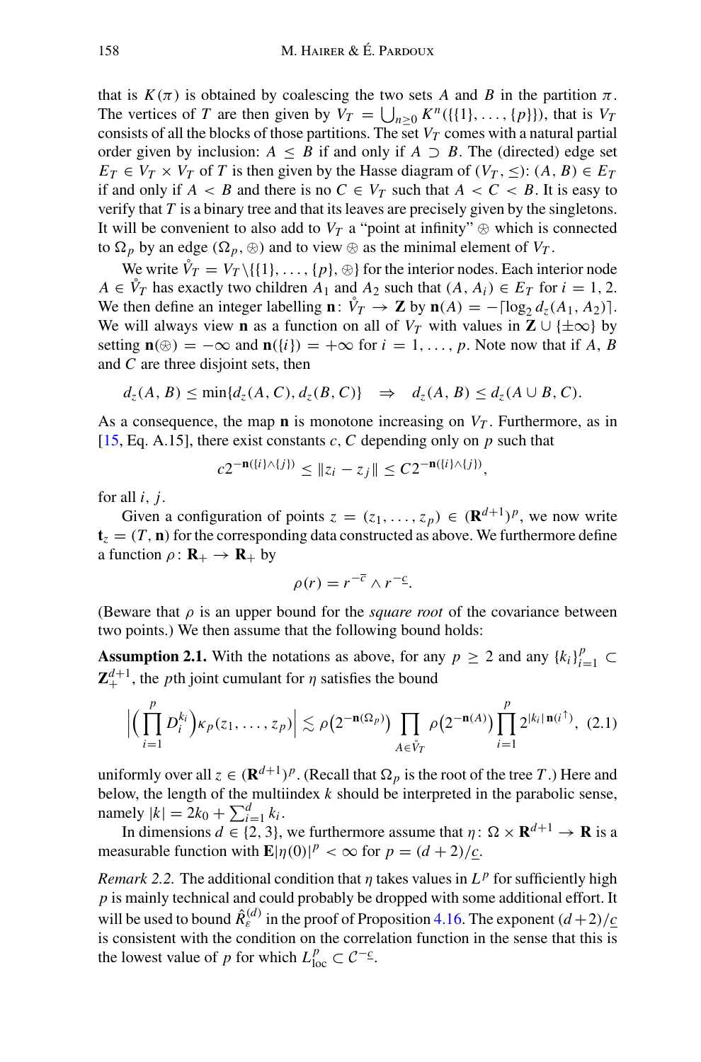that is $K(\pi)$ is obtained by coalescing the two sets $A$ and $B$ in the partition $\pi$. The vertices of $T$ are then given by $V_T = \bigcup_{n\geq 0} K^n(\{\{1\},\dots,\{p\}\})$, that is $V_T$ consists of all the blocks of those partitions. The set $V_T$ comes with a natural partial order given by inclusion: $A \leq B$ if and only if $A \supset B$. The (directed) edge set $E_T \in V_T \times V_T$ of $T$ is then given by the Hasse diagram of $(V_T, \leq)$: $(A, B) \in E_T$ if and only if $A < B$ and there is no $C \in V_T$ such that $A < C < B$. It is easy to verify that $T$ is a binary tree and that its leaves are precisely given by the singletons. It will be convenient to also add to $V_T$ a "point at infinity" $\circledast$ which is connected to $\Omega_p$ by an edge $(\Omega_p, \circledast)$ and to view $\circledast$ as the minimal element of $V_T$.

We write $\mathring{V}_T = V_T \setminus \{\{1\},\dots,\{p\},\circledast\}$ for the interior nodes. Each interior node $A \in \mathring{V}_T$ has exactly two children $A_1$ and $A_2$ such that $(A, A_i) \in E_T$ for $i = 1, 2$. We then define an integer labelling $\mathbf{n}\colon \mathring{V}_T \to \mathbf{Z}$ by $\mathbf{n}(A) = -\lceil \log_2 d_z(A_1, A_2)\rceil$. We will always view $\mathbf{n}$ as a function on all of $V_T$ with values in $\mathbf{Z} \cup \{\pm\infty\}$ by setting $\mathbf{n}(\circledast) = -\infty$ and $\mathbf{n}(\{i\}) = +\infty$ for $i = 1,\dots,p$. Note now that if $A$, $B$ and $C$ are three disjoint sets, then

$$
d_z(A, B) \leq \min\{d_z(A, C), d_z(B, C)\} \quad\Rightarrow\quad d_z(A, B) \leq d_z(A \cup B, C).
$$

As a consequence, the map $\mathbf{n}$ is monotone increasing on $V_T$. Furthermore, as in [15, Eq. A.15], there exist constants $c$, $C$ depending only on $p$ such that

$$
c2^{-\mathbf{n}(\{i\}\wedge\{j\})} \leq \|z_i - z_j\| \leq C2^{-\mathbf{n}(\{i\}\wedge\{j\})},
$$

for all $i$, $j$.

Given a configuration of points $z = (z_1,\dots,z_p) \in (\mathbf{R}^{d+1})^p$, we now write $\mathbf{t}_z = (T, \mathbf{n})$ for the corresponding data constructed as above. We furthermore define a function $\rho\colon \mathbf{R}_+ \to \mathbf{R}_+$ by

$$
\rho(r) = r^{-\overline{c}} \wedge r^{-\underline{c}}.
$$

(Beware that $\rho$ is an upper bound for the *square root* of the covariance between two points.) We then assume that the following bound holds:

**Assumption 2.1.** With the notations as above, for any $p \geq 2$ and any $\{k_i\}_{i=1}^p \subset \mathbf{Z}_+^{d+1}$, the $p$th joint cumulant for $\eta$ satisfies the bound

$$
\Big|\Big(\prod_{i=1}^p D_i^{k_i}\Big)\kappa_p(z_1,\dots,z_p)\Big| \lesssim \rho\big(2^{-\mathbf{n}(\Omega_p)}\big) \prod_{A\in\mathring{V}_T} \rho\big(2^{-\mathbf{n}(A)}\big) \prod_{i=1}^p 2^{|k_i|\,\mathbf{n}(i^\uparrow)}, \quad (2.1)
$$

uniformly over all $z \in (\mathbf{R}^{d+1})^p$. (Recall that $\Omega_p$ is the root of the tree $T$.) Here and below, the length of the multiindex $k$ should be interpreted in the parabolic sense, namely $|k| = 2k_0 + \sum_{i=1}^d k_i$.

In dimensions $d \in \{2, 3\}$, we furthermore assume that $\eta\colon \Omega \times \mathbf{R}^{d+1} \to \mathbf{R}$ is a measurable function with $\mathbf{E}|\eta(0)|^p < \infty$ for $p = (d+2)/\underline{c}$.

*Remark 2.2.* The additional condition that $\eta$ takes values in $L^p$ for sufficiently high $p$ is mainly technical and could probably be dropped with some additional effort. It will be used to bound $\hat{R}_\varepsilon^{(d)}$ in the proof of Proposition 4.16. The exponent $(d+2)/\underline{c}$ is consistent with the condition on the correlation function in the sense that this is the lowest value of $p$ for which $L^p_{\text{loc}} \subset \mathcal{C}^{-\underline{c}}$.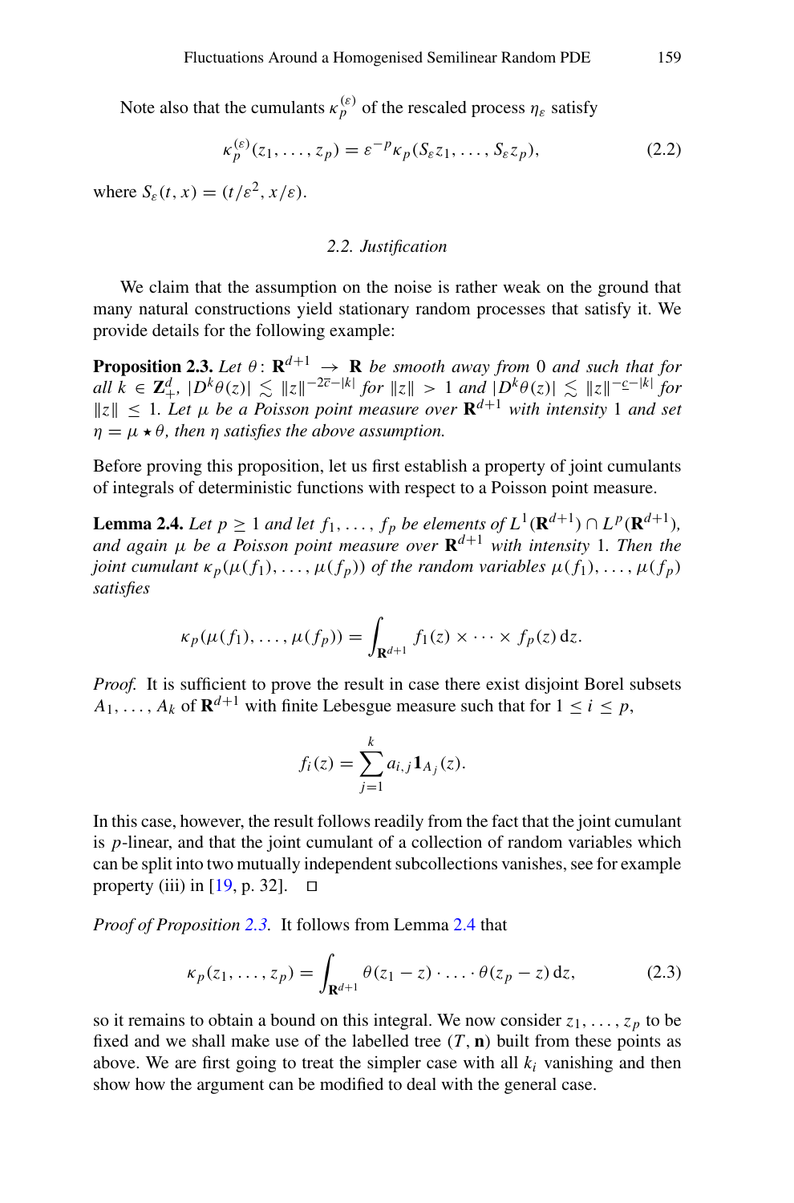Note also that the cumulants $\kappa_p^{(\varepsilon)}$ of the rescaled process $\eta_\varepsilon$ satisfy

$$\kappa_p^{(\varepsilon)}(z_1, \dots, z_p) = \varepsilon^{-p} \kappa_p(S_\varepsilon z_1, \dots, S_\varepsilon z_p), \tag{2.2}$$

where $S_\varepsilon(t, x) = (t/\varepsilon^2, x/\varepsilon)$.

### *2.2. Justification*

We claim that the assumption on the noise is rather weak on the ground that many natural constructions yield stationary random processes that satisfy it. We provide details for the following example:

**Proposition 2.3.** *Let $\theta \colon \mathbf{R}^{d+1} \to \mathbf{R}$ be smooth away from 0 and such that for all $k \in \mathbf{Z}_+^d$, $|D^k \theta(z)| \lesssim \|z\|^{-2\overline{c}-|k|}$ for $\|z\| > 1$ and $|D^k \theta(z)| \lesssim \|z\|^{-\underline{c}-|k|}$ for $\|z\| \leq 1$. Let $\mu$ be a Poisson point measure over $\mathbf{R}^{d+1}$ with intensity 1 and set $\eta = \mu \star \theta$, then $\eta$ satisfies the above assumption.*

Before proving this proposition, let us first establish a property of joint cumulants of integrals of deterministic functions with respect to a Poisson point measure.

**Lemma 2.4.** *Let $p \geq 1$ and let $f_1, \dots, f_p$ be elements of $L^1(\mathbf{R}^{d+1}) \cap L^p(\mathbf{R}^{d+1})$, and again $\mu$ be a Poisson point measure over $\mathbf{R}^{d+1}$ with intensity 1. Then the joint cumulant $\kappa_p(\mu(f_1), \dots, \mu(f_p))$ of the random variables $\mu(f_1), \dots, \mu(f_p)$ satisfies*

$$\kappa_p(\mu(f_1), \dots, \mu(f_p)) = \int_{\mathbf{R}^{d+1}} f_1(z) \times \cdots \times f_p(z)\, \mathrm{d}z.$$

*Proof.* It is sufficient to prove the result in case there exist disjoint Borel subsets $A_1, \dots, A_k$ of $\mathbf{R}^{d+1}$ with finite Lebesgue measure such that for $1 \leq i \leq p$,

$$f_i(z) = \sum_{j=1}^{k} a_{i,j} \mathbf{1}_{A_j}(z).$$

In this case, however, the result follows readily from the fact that the joint cumulant is $p$-linear, and that the joint cumulant of a collection of random variables which can be split into two mutually independent subcollections vanishes, see for example property (iii) in [19, p. 32]. □

*Proof of Proposition 2.3.* It follows from Lemma 2.4 that

$$\kappa_p(z_1, \dots, z_p) = \int_{\mathbf{R}^{d+1}} \theta(z_1 - z) \cdot \ldots \cdot \theta(z_p - z)\, \mathrm{d}z, \tag{2.3}$$

so it remains to obtain a bound on this integral. We now consider $z_1, \dots, z_p$ to be fixed and we shall make use of the labelled tree $(T, \mathbf{n})$ built from these points as above. We are first going to treat the simpler case with all $k_i$ vanishing and then show how the argument can be modified to deal with the general case.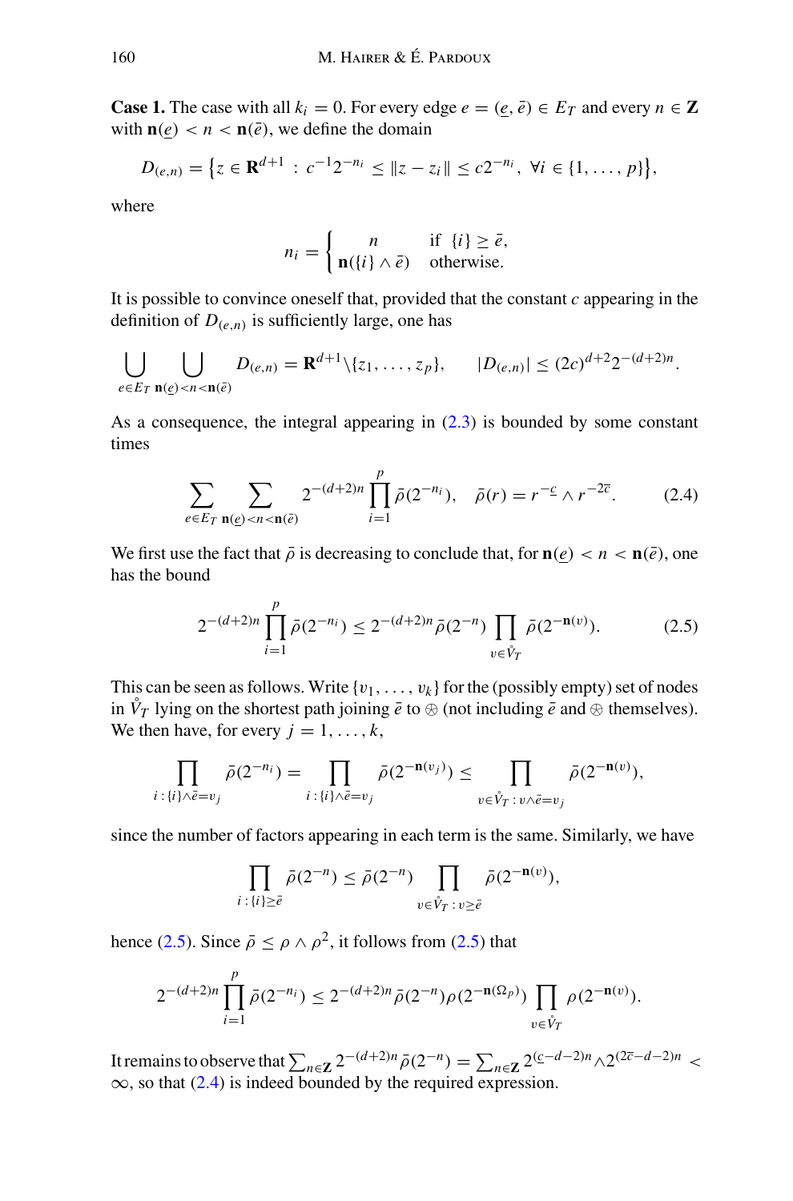**Case 1.** The case with all $k_i = 0$. For every edge $e = (\underline{e}, \bar{e}) \in E_T$ and every $n \in \mathbf{Z}$ with $\mathbf{n}(\underline{e}) < n < \mathbf{n}(\bar{e})$, we define the domain

$$D_{(e,n)} = \left\{ z \in \mathbf{R}^{d+1} \; : \; c^{-1} 2^{-n_i} \le \|z - z_i\| \le c 2^{-n_i}, \; \forall i \in \{1, \ldots, p\} \right\},$$

where

$$n_i = \begin{cases} n & \text{if } \{i\} \ge \bar{e}, \\ \mathbf{n}(\{i\} \wedge \bar{e}) & \text{otherwise.} \end{cases}$$

It is possible to convince oneself that, provided that the constant $c$ appearing in the definition of $D_{(e,n)}$ is sufficiently large, one has

$$\bigcup_{e \in E_T} \bigcup_{\mathbf{n}(\underline{e}) < n < \mathbf{n}(\bar{e})} D_{(e,n)} = \mathbf{R}^{d+1} \setminus \{z_1, \ldots, z_p\}, \qquad |D_{(e,n)}| \le (2c)^{d+2} 2^{-(d+2)n}.$$

As a consequence, the integral appearing in (2.3) is bounded by some constant times

$$\sum_{e \in E_T} \sum_{\mathbf{n}(\underline{e}) < n < \mathbf{n}(\bar{e})} 2^{-(d+2)n} \prod_{i=1}^{p} \bar{\rho}(2^{-n_i}), \quad \bar{\rho}(r) = r^{-\underline{c}} \wedge r^{-2\bar{c}}. \tag{2.4}$$

We first use the fact that $\bar{\rho}$ is decreasing to conclude that, for $\mathbf{n}(\underline{e}) < n < \mathbf{n}(\bar{e})$, one has the bound

$$2^{-(d+2)n} \prod_{i=1}^{p} \bar{\rho}(2^{-n_i}) \le 2^{-(d+2)n} \bar{\rho}(2^{-n}) \prod_{v \in \mathring{V}_T} \bar{\rho}(2^{-\mathbf{n}(v)}). \tag{2.5}$$

This can be seen as follows. Write $\{v_1, \ldots, v_k\}$ for the (possibly empty) set of nodes in $\mathring{V}_T$ lying on the shortest path joining $\bar{e}$ to $\circledast$ (not including $\bar{e}$ and $\circledast$ themselves). We then have, for every $j = 1, \ldots, k$,

$$\prod_{i \,:\, \{i\} \wedge \bar{e} = v_j} \bar{\rho}(2^{-n_i}) = \prod_{i \,:\, \{i\} \wedge \bar{e} = v_j} \bar{\rho}(2^{-\mathbf{n}(v_j)}) \le \prod_{v \in \mathring{V}_T \,:\, v \wedge \bar{e} = v_j} \bar{\rho}(2^{-\mathbf{n}(v)}),$$

since the number of factors appearing in each term is the same. Similarly, we have

$$\prod_{i \,:\, \{i\} \ge \bar{e}} \bar{\rho}(2^{-n}) \le \bar{\rho}(2^{-n}) \prod_{v \in \mathring{V}_T \,:\, v \ge \bar{e}} \bar{\rho}(2^{-\mathbf{n}(v)}),$$

hence (2.5). Since $\bar{\rho} \le \rho \wedge \rho^2$, it follows from (2.5) that

$$2^{-(d+2)n} \prod_{i=1}^{p} \bar{\rho}(2^{-n_i}) \le 2^{-(d+2)n} \bar{\rho}(2^{-n}) \rho(2^{-\mathbf{n}(\Omega_p)}) \prod_{v \in \mathring{V}_T} \rho(2^{-\mathbf{n}(v)}).$$

It remains to observe that $\sum_{n \in \mathbf{Z}} 2^{-(d+2)n} \bar{\rho}(2^{-n}) = \sum_{n \in \mathbf{Z}} 2^{(\underline{c}-d-2)n} \wedge 2^{(2\bar{c}-d-2)n} < \infty$, so that (2.4) is indeed bounded by the required expression.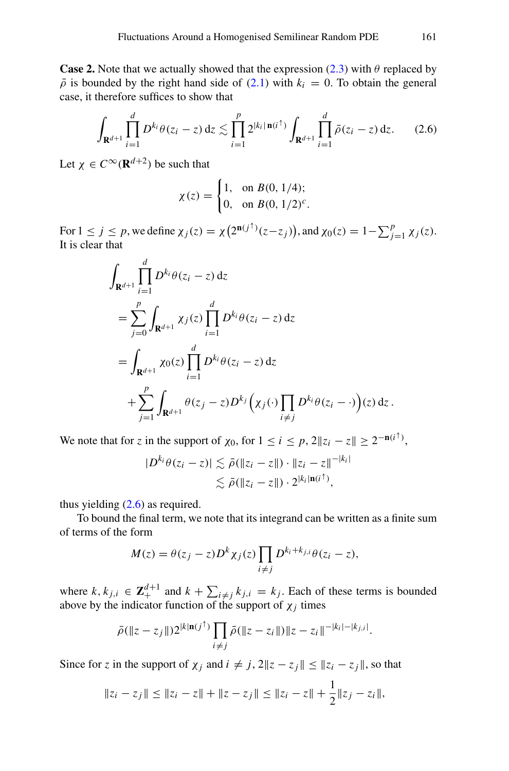**Case 2.** Note that we actually showed that the expression (2.3) with $\theta$ replaced by $\bar{\rho}$ is bounded by the right hand side of (2.1) with $k_i = 0$. To obtain the general case, it therefore suffices to show that

$$\int_{\mathbf{R}^{d+1}} \prod_{i=1}^{d} D^{k_i}\theta(z_i - z)\,\mathrm{d}z \lesssim \prod_{i=1}^{p} 2^{|k_i|\,\mathbf{n}(i^\uparrow)} \int_{\mathbf{R}^{d+1}} \prod_{i=1}^{d} \bar{\rho}(z_i - z)\,\mathrm{d}z. \tag{2.6}$$

Let $\chi \in C^\infty(\mathbf{R}^{d+2})$ be such that

$$\chi(z) = \begin{cases} 1, & \text{on } B(0, 1/4); \\ 0, & \text{on } B(0, 1/2)^c. \end{cases}$$

For $1 \le j \le p$, we define $\chi_j(z) = \chi\big(2^{\mathbf{n}(j^\uparrow)}(z - z_j)\big)$, and $\chi_0(z) = 1 - \sum_{j=1}^{p} \chi_j(z)$. It is clear that

$$\begin{aligned}
&\int_{\mathbf{R}^{d+1}} \prod_{i=1}^{d} D^{k_i}\theta(z_i - z)\,\mathrm{d}z \\
&= \sum_{j=0}^{p} \int_{\mathbf{R}^{d+1}} \chi_j(z) \prod_{i=1}^{d} D^{k_i}\theta(z_i - z)\,\mathrm{d}z \\
&= \int_{\mathbf{R}^{d+1}} \chi_0(z) \prod_{i=1}^{d} D^{k_i}\theta(z_i - z)\,\mathrm{d}z \\
&\quad + \sum_{j=1}^{p} \int_{\mathbf{R}^{d+1}} \theta(z_j - z) D^{k_j}\Big(\chi_j(\cdot) \prod_{i \neq j} D^{k_i}\theta(z_i - \cdot)\Big)(z)\,\mathrm{d}z\,.
\end{aligned}$$

We note that for $z$ in the support of $\chi_0$, for $1 \le i \le p$, $2\|z_i - z\| \ge 2^{-\mathbf{n}(i^\uparrow)}$,

$$\begin{aligned}
|D^{k_i}\theta(z_i - z)| &\lesssim \bar{\rho}(\|z_i - z\|) \cdot \|z_i - z\|^{-|k_i|} \\
&\lesssim \bar{\rho}(\|z_i - z\|) \cdot 2^{|k_i|\,\mathbf{n}(i^\uparrow)},
\end{aligned}$$

thus yielding (2.6) as required.

To bound the final term, we note that its integrand can be written as a finite sum of terms of the form

$$M(z) = \theta(z_j - z) D^k \chi_j(z) \prod_{i \neq j} D^{k_i + k_{j,i}}\theta(z_i - z),$$

where $k, k_{j,i} \in \mathbf{Z}_+^{d+1}$ and $k + \sum_{i \neq j} k_{j,i} = k_j$. Each of these terms is bounded above by the indicator function of the support of $\chi_j$ times

$$\bar{\rho}(\|z - z_j\|) 2^{|k|\mathbf{n}(j^\uparrow)} \prod_{i \neq j} \bar{\rho}(\|z - z_i\|) \|z - z_i\|^{-|k_i| - |k_{j,i}|}.$$

Since for $z$ in the support of $\chi_j$ and $i \neq j$, $2\|z - z_j\| \le \|z_i - z_j\|$, so that

$$\|z_i - z_j\| \le \|z_i - z\| + \|z - z_j\| \le \|z_i - z\| + \frac{1}{2}\|z_j - z_i\|,$$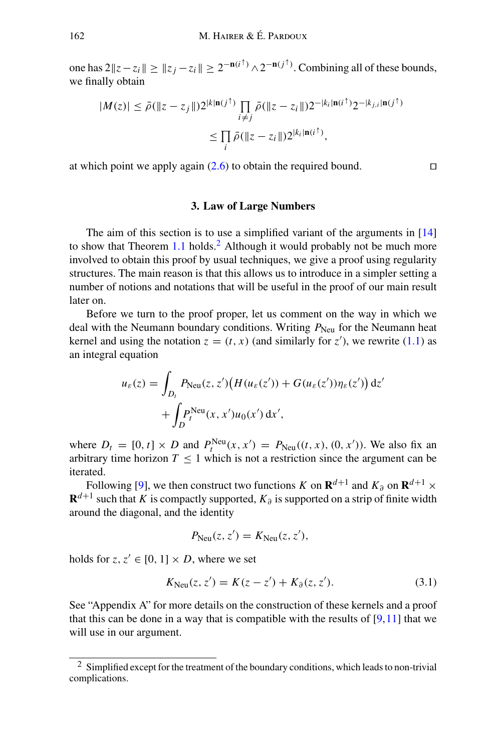one has $2\|z - z_i\| \geq \|z_j - z_i\| \geq 2^{-\mathbf{n}(i^\uparrow)} \wedge 2^{-\mathbf{n}(j^\uparrow)}$. Combining all of these bounds, we finally obtain

$$
\begin{aligned}
|M(z)| &\leq \bar\rho(\|z - z_j\|) 2^{|k|\mathbf{n}(j^\uparrow)} \prod_{i \neq j} \bar\rho(\|z - z_i\|) 2^{-|k_i|\mathbf{n}(i^\uparrow)} 2^{-|k_{j,i}|\mathbf{n}(j^\uparrow)} \\
&\leq \prod_i \bar\rho(\|z - z_i\|) 2^{|k_i|\mathbf{n}(i^\uparrow)},
\end{aligned}
$$

at which point we apply again (2.6) to obtain the required bound. □

## 3. Law of Large Numbers

The aim of this section is to use a simplified variant of the arguments in [14] to show that Theorem 1.1 holds.[2] Although it would probably not be much more involved to obtain this proof by usual techniques, we give a proof using regularity structures. The main reason is that this allows us to introduce in a simpler setting a number of notions and notations that will be useful in the proof of our main result later on.

Before we turn to the proof proper, let us comment on the way in which we deal with the Neumann boundary conditions. Writing $P_{\mathrm{Neu}}$ for the Neumann heat kernel and using the notation $z = (t, x)$ (and similarly for $z'$), we rewrite (1.1) as an integral equation

$$
\begin{aligned}
u_\varepsilon(z) &= \int_{D_t} P_{\mathrm{Neu}}(z, z') \big( H(u_\varepsilon(z')) + G(u_\varepsilon(z')) \eta_\varepsilon(z') \big) \, \mathrm{d}z' \\
&\quad + \int_D P_t^{\mathrm{Neu}}(x, x') u_0(x') \, \mathrm{d}x',
\end{aligned}
$$

where $D_t = [0, t] \times D$ and $P_t^{\mathrm{Neu}}(x, x') = P_{\mathrm{Neu}}((t, x), (0, x'))$. We also fix an arbitrary time horizon $T \leq 1$ which is not a restriction since the argument can be iterated.

Following [9], we then construct two functions $K$ on $\mathbf{R}^{d+1}$ and $K_\partial$ on $\mathbf{R}^{d+1} \times \mathbf{R}^{d+1}$ such that $K$ is compactly supported, $K_\partial$ is supported on a strip of finite width around the diagonal, and the identity

$$
P_{\mathrm{Neu}}(z, z') = K_{\mathrm{Neu}}(z, z'),
$$

holds for $z, z' \in [0, 1] \times D$, where we set

$$
K_{\mathrm{Neu}}(z, z') = K(z - z') + K_\partial(z, z'). \tag{3.1}
$$

See "Appendix A" for more details on the construction of these kernels and a proof that this can be done in a way that is compatible with the results of [9,11] that we will use in our argument.

[2] Simplified except for the treatment of the boundary conditions, which leads to non-trivial complications.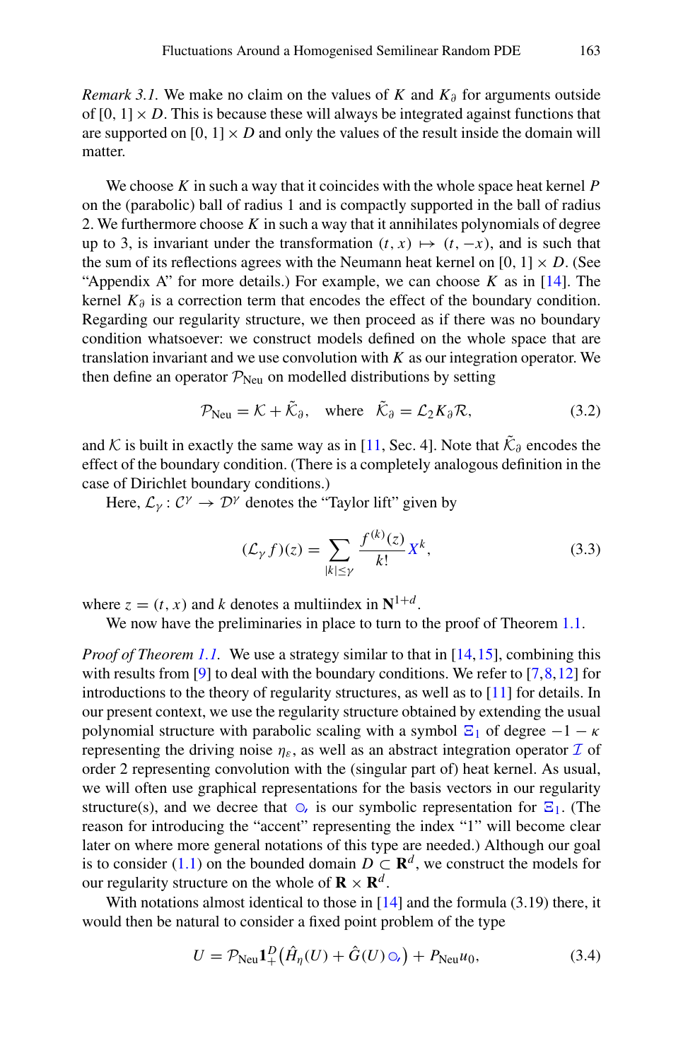*Remark 3.1.* We make no claim on the values of $K$ and $K_\partial$ for arguments outside of $[0,1] \times D$. This is because these will always be integrated against functions that are supported on $[0,1] \times D$ and only the values of the result inside the domain will matter.

We choose $K$ in such a way that it coincides with the whole space heat kernel $P$ on the (parabolic) ball of radius 1 and is compactly supported in the ball of radius 2. We furthermore choose $K$ in such a way that it annihilates polynomials of degree up to 3, is invariant under the transformation $(t,x) \mapsto (t,-x)$, and is such that the sum of its reflections agrees with the Neumann heat kernel on $[0,1] \times D$. (See "Appendix A" for more details.) For example, we can choose $K$ as in [14]. The kernel $K_\partial$ is a correction term that encodes the effect of the boundary condition. Regarding our regularity structure, we then proceed as if there was no boundary condition whatsoever: we construct models defined on the whole space that are translation invariant and we use convolution with $K$ as our integration operator. We then define an operator $\mathcal{P}_{\mathrm{Neu}}$ on modelled distributions by setting

$$\mathcal{P}_{\mathrm{Neu}} = \mathcal{K} + \tilde{\mathcal{K}}_\partial, \quad \text{where} \quad \tilde{\mathcal{K}}_\partial = \mathcal{L}_2 K_\partial \mathcal{R}, \tag{3.2}$$

and $\mathcal{K}$ is built in exactly the same way as in [11, Sec. 4]. Note that $\tilde{\mathcal{K}}_\partial$ encodes the effect of the boundary condition. (There is a completely analogous definition in the case of Dirichlet boundary conditions.)

Here, $\mathcal{L}_\gamma : \mathcal{C}^\gamma \to \mathcal{D}^\gamma$ denotes the "Taylor lift" given by

$$(\mathcal{L}_\gamma f)(z) = \sum_{|k| \le \gamma} \frac{f^{(k)}(z)}{k!} X^k, \tag{3.3}$$

where $z = (t,x)$ and $k$ denotes a multiindex in $\mathbf{N}^{1+d}$.

We now have the preliminaries in place to turn to the proof of Theorem 1.1.

*Proof of Theorem 1.1.* We use a strategy similar to that in [14,15], combining this with results from [9] to deal with the boundary conditions. We refer to [7,8,12] for introductions to the theory of regularity structures, as well as to [11] for details. In our present context, we use the regularity structure obtained by extending the usual polynomial structure with parabolic scaling with a symbol $\Xi_1$ of degree $-1-\kappa$ representing the driving noise $\eta_\varepsilon$, as well as an abstract integration operator $\mathcal{I}$ of order 2 representing convolution with the (singular part of) heat kernel. As usual, we will often use graphical representations for the basis vectors in our regularity structure(s), and we decree that $\circ\!\!\!\prime$ is our symbolic representation for $\Xi_1$. (The reason for introducing the "accent" representing the index "1" will become clear later on where more general notations of this type are needed.) Although our goal is to consider (1.1) on the bounded domain $D \subset \mathbf{R}^d$, we construct the models for our regularity structure on the whole of $\mathbf{R} \times \mathbf{R}^d$.

With notations almost identical to those in [14] and the formula (3.19) there, it would then be natural to consider a fixed point problem of the type

$$U = \mathcal{P}_{\mathrm{Neu}} \mathbf{1}_+^D \big( \hat{H}_\eta(U) + \hat{G}(U) \circ\!\!\!\prime \big) + P_{\mathrm{Neu}} u_0, \tag{3.4}$$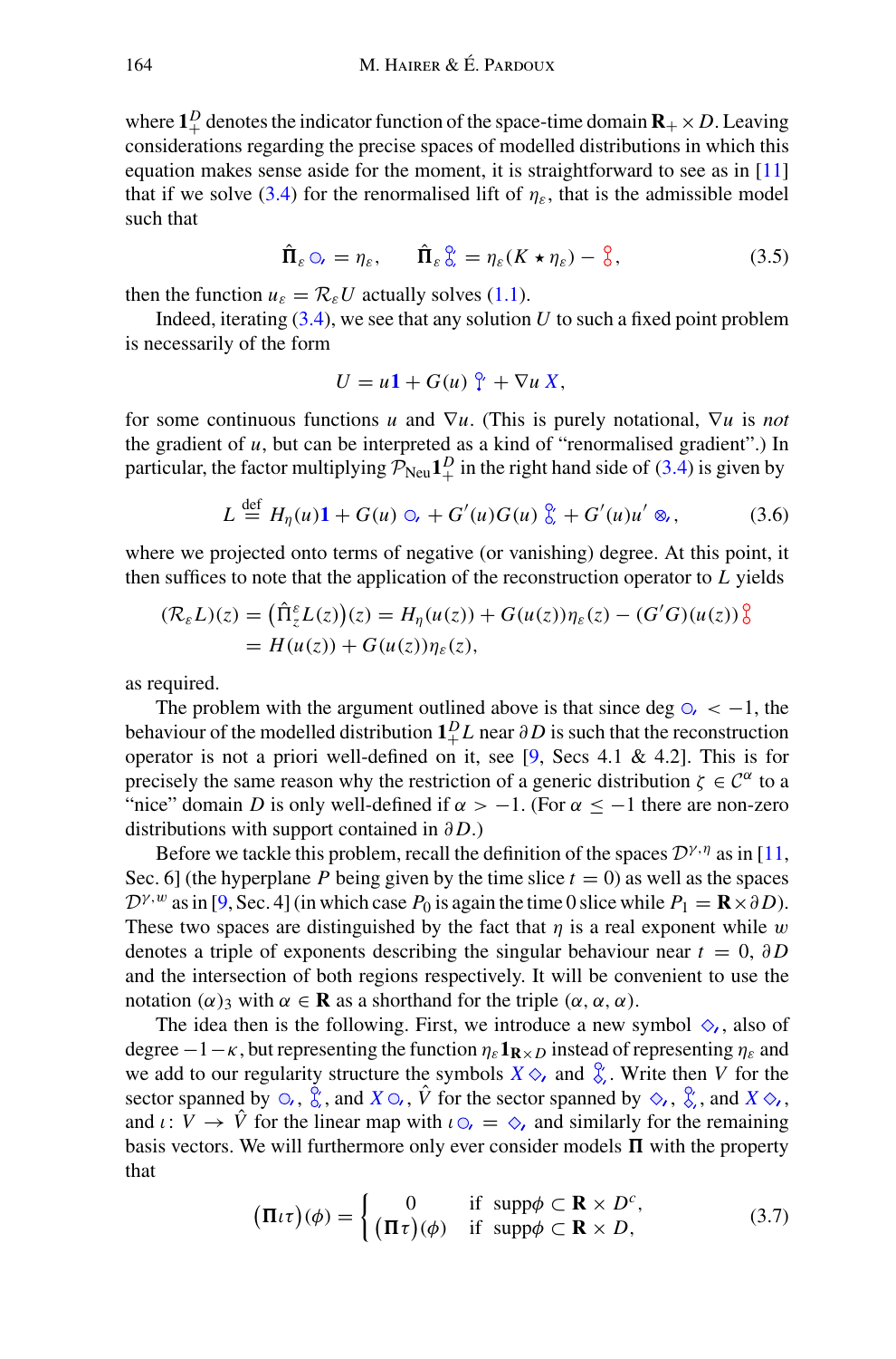where $\mathbf{1}_+^D$ denotes the indicator function of the space-time domain $\mathbf{R}_+ \times D$. Leaving considerations regarding the precise spaces of modelled distributions in which this equation makes sense aside for the moment, it is straightforward to see as in [11] that if we solve (3.4) for the renormalised lift of $\eta_\varepsilon$, that is the admissible model such that

$$
\hat{\mathbf{\Pi}}_\varepsilon \Xi = \eta_\varepsilon, \qquad \hat{\mathbf{\Pi}}_\varepsilon \Xi\mathcal{I}(\Xi) = \eta_\varepsilon(K \star \eta_\varepsilon) - \Xi\mathcal{I}(\Xi), \tag{3.5}
$$

then the function $u_\varepsilon = \mathcal{R}_\varepsilon U$ actually solves (1.1).

Indeed, iterating (3.4), we see that any solution $U$ to such a fixed point problem is necessarily of the form

$$
U = u\mathbf{1} + G(u)\, \mathcal{I}(\Xi) + \nabla u\, X,
$$

for some continuous functions $u$ and $\nabla u$. (This is purely notational, $\nabla u$ is *not* the gradient of $u$, but can be interpreted as a kind of "renormalised gradient".) In particular, the factor multiplying $\mathcal{P}_{\mathrm{Neu}} \mathbf{1}_+^D$ in the right hand side of (3.4) is given by

$$
L \stackrel{\text{def}}{=} H_\eta(u)\mathbf{1} + G(u)\, \Xi + G'(u)G(u)\, \Xi\mathcal{I}(\Xi) + G'(u)u'\, \otimes, \tag{3.6}
$$

where we projected onto terms of negative (or vanishing) degree. At this point, it then suffices to note that the application of the reconstruction operator to $L$ yields

$$
\begin{aligned}
(\mathcal{R}_\varepsilon L)(z) &= \big(\hat{\Pi}_z^\varepsilon L(z)\big)(z) = H_\eta(u(z)) + G(u(z))\eta_\varepsilon(z) - (G'G)(u(z))\, \Xi\mathcal{I}(\Xi) \\
&= H(u(z)) + G(u(z))\eta_\varepsilon(z),
\end{aligned}
$$

as required.

The problem with the argument outlined above is that since $\deg \Xi < -1$, the behaviour of the modelled distribution $\mathbf{1}_+^D L$ near $\partial D$ is such that the reconstruction operator is not a priori well-defined on it, see [9, Secs 4.1 & 4.2]. This is for precisely the same reason why the restriction of a generic distribution $\zeta \in \mathcal{C}^\alpha$ to a "nice" domain $D$ is only well-defined if $\alpha > -1$. (For $\alpha \le -1$ there are non-zero distributions with support contained in $\partial D$.)

Before we tackle this problem, recall the definition of the spaces $\mathcal{D}^{\gamma,\eta}$ as in [11, Sec. 6] (the hyperplane $P$ being given by the time slice $t = 0$) as well as the spaces $\mathcal{D}^{\gamma,w}$ as in [9, Sec. 4] (in which case $P_0$ is again the time 0 slice while $P_1 = \mathbf{R} \times \partial D$). These two spaces are distinguished by the fact that $\eta$ is a real exponent while $w$ denotes a triple of exponents describing the singular behaviour near $t = 0$, $\partial D$ and the intersection of both regions respectively. It will be convenient to use the notation $(\alpha)_3$ with $\alpha \in \mathbf{R}$ as a shorthand for the triple $(\alpha, \alpha, \alpha)$.

The idea then is the following. First, we introduce a new symbol $\Diamond$, also of degree $-1-\kappa$, but representing the function $\eta_\varepsilon \mathbf{1}_{\mathbf{R}\times D}$ instead of representing $\eta_\varepsilon$ and we add to our regularity structure the symbols $X\Diamond$, and $\Diamond\mathcal{I}(\Xi)$. Write then $V$ for the sector spanned by $\Xi$, $\Xi\mathcal{I}(\Xi)$, and $X\,\Xi$, $\hat{V}$ for the sector spanned by $\Diamond$, $\Diamond\mathcal{I}(\Xi)$, and $X\Diamond$, and $\iota\colon V \to \hat{V}$ for the linear map with $\iota\,\Xi = \Diamond$, and similarly for the remaining basis vectors. We will furthermore only ever consider models $\mathbf{\Pi}$ with the property that

$$
\big(\mathbf{\Pi}\iota\tau\big)(\phi) = \begin{cases} 0 & \text{if } \operatorname{supp}\phi \subset \mathbf{R} \times D^c, \\ \big(\mathbf{\Pi}\tau\big)(\phi) & \text{if } \operatorname{supp}\phi \subset \mathbf{R} \times D, \end{cases} \tag{3.7}
$$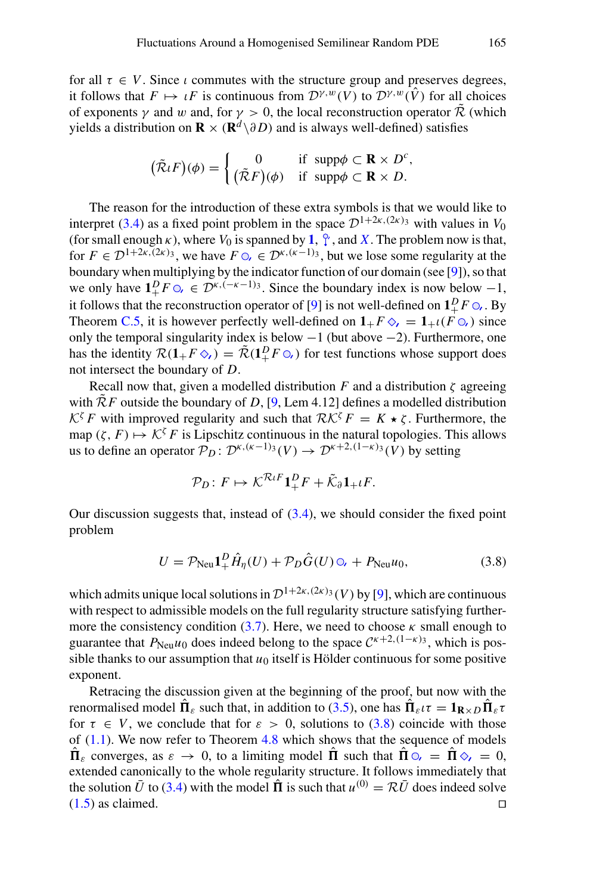for all $\tau \in V$. Since $\iota$ commutes with the structure group and preserves degrees, it follows that $F \mapsto \iota F$ is continuous from $\mathcal{D}^{\gamma,w}(V)$ to $\mathcal{D}^{\gamma,w}(\hat{V})$ for all choices of exponents $\gamma$ and $w$ and, for $\gamma > 0$, the local reconstruction operator $\tilde{\mathcal{R}}$ (which yields a distribution on $\mathbf{R} \times (\mathbf{R}^d \backslash \partial D)$ and is always well-defined) satisfies

$$
\big(\tilde{\mathcal{R}}\iota F\big)(\phi) = \begin{cases} 0 & \text{if } \operatorname{supp}\phi \subset \mathbf{R} \times D^c, \\ \big(\tilde{\mathcal{R}} F\big)(\phi) & \text{if } \operatorname{supp}\phi \subset \mathbf{R} \times D. \end{cases}
$$

The reason for the introduction of these extra symbols is that we would like to interpret (3.4) as a fixed point problem in the space $\mathcal{D}^{1+2\kappa,(2\kappa)_3}$ with values in $V_0$ (for small enough $\kappa$), where $V_0$ is spanned by $\mathbf{1}$, $\Upsilon$, and $X$. The problem now is that, for $F \in \mathcal{D}^{1+2\kappa,(2\kappa)_3}$, we have $F \circ \in \mathcal{D}^{\kappa,(\kappa-1)_3}$, but we lose some regularity at the boundary when multiplying by the indicator function of our domain (see [9]), so that we only have $\mathbf{1}_+^D F \circ \in \mathcal{D}^{\kappa,(-\kappa-1)_3}$. Since the boundary index is now below $-1$, it follows that the reconstruction operator of [9] is not well-defined on $\mathbf{1}_+^D F \circ$. By Theorem C.5, it is however perfectly well-defined on $\mathbf{1}_+ F \diamond = \mathbf{1}_+ \iota(F \circ)$ since only the temporal singularity index is below $-1$ (but above $-2$). Furthermore, one has the identity $\mathcal{R}(\mathbf{1}_+ F \diamond) = \tilde{\mathcal{R}}(\mathbf{1}_+^D F \circ)$ for test functions whose support does not intersect the boundary of $D$.

Recall now that, given a modelled distribution $F$ and a distribution $\zeta$ agreeing with $\tilde{\mathcal{R}} F$ outside the boundary of $D$, [9, Lem 4.12] defines a modelled distribution $\mathcal{K}^\zeta F$ with improved regularity and such that $\mathcal{R}\mathcal{K}^\zeta F = K \star \zeta$. Furthermore, the map $(\zeta, F) \mapsto \mathcal{K}^\zeta F$ is Lipschitz continuous in the natural topologies. This allows us to define an operator $\mathcal{P}_D \colon \mathcal{D}^{\kappa,(\kappa-1)_3}(V) \to \mathcal{D}^{\kappa+2,(1-\kappa)_3}(V)$ by setting

$$
\mathcal{P}_D \colon F \mapsto \mathcal{K}^{\mathcal{R}\iota F} \mathbf{1}_+^D F + \tilde{\mathcal{K}}_\partial \mathbf{1}_+ \iota F.
$$

Our discussion suggests that, instead of (3.4), we should consider the fixed point problem

$$
U = \mathcal{P}_{\mathrm{Neu}} \mathbf{1}_+^D \hat{H}_\eta(U) + \mathcal{P}_D \hat{G}(U) \circ + P_{\mathrm{Neu}} u_0, \tag{3.8}
$$

which admits unique local solutions in $\mathcal{D}^{1+2\kappa,(2\kappa)_3}(V)$ by [9], which are continuous with respect to admissible models on the full regularity structure satisfying furthermore the consistency condition (3.7). Here, we need to choose $\kappa$ small enough to guarantee that $P_{\mathrm{Neu}} u_0$ does indeed belong to the space $\mathcal{C}^{\kappa+2,(1-\kappa)_3}$, which is possible thanks to our assumption that $u_0$ itself is Hölder continuous for some positive exponent.

Retracing the discussion given at the beginning of the proof, but now with the renormalised model $\hat{\mathbf{\Pi}}_\varepsilon$ such that, in addition to (3.5), one has $\hat{\mathbf{\Pi}}_\varepsilon \iota\tau = \mathbf{1}_{\mathbf{R}\times D} \hat{\mathbf{\Pi}}_\varepsilon \tau$ for $\tau \in V$, we conclude that for $\varepsilon > 0$, solutions to (3.8) coincide with those of (1.1). We now refer to Theorem 4.8 which shows that the sequence of models $\hat{\mathbf{\Pi}}_\varepsilon$ converges, as $\varepsilon \to 0$, to a limiting model $\hat{\mathbf{\Pi}}$ such that $\hat{\mathbf{\Pi}} \circ = \hat{\mathbf{\Pi}} \diamond = 0$, extended canonically to the whole regularity structure. It follows immediately that the solution $\bar{U}$ to (3.4) with the model $\hat{\mathbf{\Pi}}$ is such that $u^{(0)} = \mathcal{R}\bar{U}$ does indeed solve (1.5) as claimed. ∎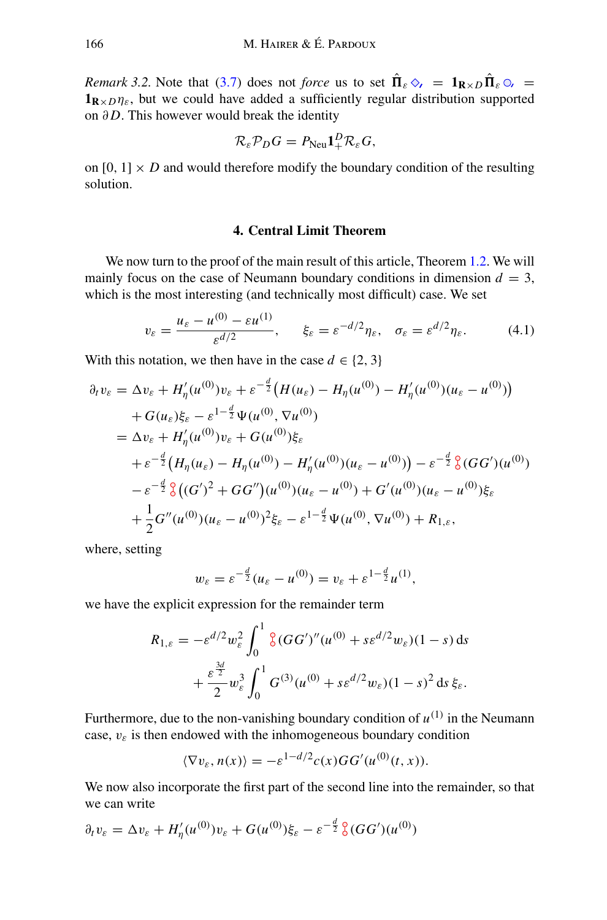*Remark 3.2.* Note that (3.7) does not *force* us to set $\hat{\boldsymbol{\Pi}}_\varepsilon \diamond = \mathbf{1}_{\mathbf{R}\times D}\hat{\boldsymbol{\Pi}}_\varepsilon \circ = \mathbf{1}_{\mathbf{R}\times D}\eta_\varepsilon$, but we could have added a sufficiently regular distribution supported on $\partial D$. This however would break the identity

$$\mathcal{R}_\varepsilon \mathcal{P}_D G = P_{\text{Neu}} \mathbf{1}_+^D \mathcal{R}_\varepsilon G,$$

on $[0,1]\times D$ and would therefore modify the boundary condition of the resulting solution.

## 4. Central Limit Theorem

We now turn to the proof of the main result of this article, Theorem 1.2. We will mainly focus on the case of Neumann boundary conditions in dimension $d=3$, which is the most interesting (and technically most difficult) case. We set

$$v_\varepsilon = \frac{u_\varepsilon - u^{(0)} - \varepsilon u^{(1)}}{\varepsilon^{d/2}}, \qquad \xi_\varepsilon = \varepsilon^{-d/2}\eta_\varepsilon, \quad \sigma_\varepsilon = \varepsilon^{d/2}\eta_\varepsilon. \tag{4.1}$$

With this notation, we then have in the case $d \in \{2,3\}$

$$\begin{aligned}
\partial_t v_\varepsilon &= \Delta v_\varepsilon + H_\eta'(u^{(0)})v_\varepsilon + \varepsilon^{-\frac{d}{2}}\big(H(u_\varepsilon) - H_\eta(u^{(0)}) - H_\eta'(u^{(0)})(u_\varepsilon - u^{(0)})\big) \\
&\quad + G(u_\varepsilon)\xi_\varepsilon - \varepsilon^{1-\frac{d}{2}}\Psi(u^{(0)},\nabla u^{(0)}) \\
&= \Delta v_\varepsilon + H_\eta'(u^{(0)})v_\varepsilon + G(u^{(0)})\xi_\varepsilon \\
&\quad + \varepsilon^{-\frac{d}{2}}\big(H_\eta(u_\varepsilon) - H_\eta(u^{(0)}) - H_\eta'(u^{(0)})(u_\varepsilon - u^{(0)})\big) - \varepsilon^{-\frac{d}{2}} \,\text{⚲}\,(GG')(u^{(0)}) \\
&\quad - \varepsilon^{-\frac{d}{2}} \,\text{⚲}\,\big((G')^2 + GG''\big)(u^{(0)})(u_\varepsilon - u^{(0)}) + G'(u^{(0)})(u_\varepsilon - u^{(0)})\xi_\varepsilon \\
&\quad + \frac{1}{2}G''(u^{(0)})(u_\varepsilon - u^{(0)})^2\xi_\varepsilon - \varepsilon^{1-\frac{d}{2}}\Psi(u^{(0)},\nabla u^{(0)}) + R_{1,\varepsilon},
\end{aligned}$$

where, setting

$$w_\varepsilon = \varepsilon^{-\frac{d}{2}}(u_\varepsilon - u^{(0)}) = v_\varepsilon + \varepsilon^{1-\frac{d}{2}}u^{(1)},$$

we have the explicit expression for the remainder term

$$\begin{aligned}
R_{1,\varepsilon} &= -\varepsilon^{d/2}w_\varepsilon^2 \int_0^1 \text{⚲}\,(GG')''(u^{(0)} + s\varepsilon^{d/2}w_\varepsilon)(1-s)\,ds \\
&\quad + \frac{\varepsilon^{\frac{3d}{2}}}{2}w_\varepsilon^3 \int_0^1 G^{(3)}(u^{(0)} + s\varepsilon^{d/2}w_\varepsilon)(1-s)^2\,ds\,\xi_\varepsilon.
\end{aligned}$$

Furthermore, due to the non-vanishing boundary condition of $u^{(1)}$ in the Neumann case, $v_\varepsilon$ is then endowed with the inhomogeneous boundary condition

$$\langle \nabla v_\varepsilon, n(x)\rangle = -\varepsilon^{1-d/2}c(x)GG'(u^{(0)}(t,x)).$$

We now also incorporate the first part of the second line into the remainder, so that we can write

$$\partial_t v_\varepsilon = \Delta v_\varepsilon + H_\eta'(u^{(0)})v_\varepsilon + G(u^{(0)})\xi_\varepsilon - \varepsilon^{-\frac{d}{2}} \,\text{⚲}\,(GG')(u^{(0)})$$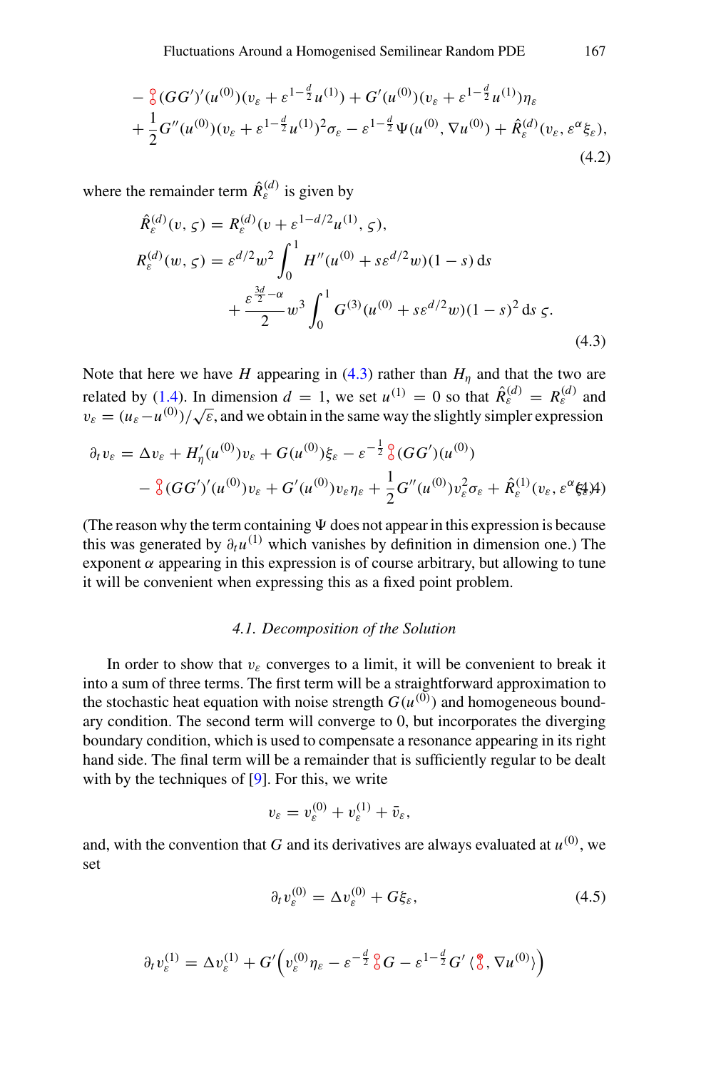$$
\begin{aligned}
&- \mathfrak{K}(GG')'(u^{(0)})(v_\varepsilon + \varepsilon^{1-\frac{d}{2}} u^{(1)}) + G'(u^{(0)})(v_\varepsilon + \varepsilon^{1-\frac{d}{2}} u^{(1)})\eta_\varepsilon \\
&+ \frac{1}{2} G''(u^{(0)})(v_\varepsilon + \varepsilon^{1-\frac{d}{2}} u^{(1)})^2 \sigma_\varepsilon - \varepsilon^{1-\frac{d}{2}} \Psi(u^{(0)}, \nabla u^{(0)}) + \hat{R}_\varepsilon^{(d)}(v_\varepsilon, \varepsilon^\alpha \xi_\varepsilon),
\end{aligned}
\tag{4.2}
$$

where the remainder term $\hat{R}_\varepsilon^{(d)}$ is given by

$$
\begin{aligned}
\hat{R}_\varepsilon^{(d)}(v, \varsigma) &= R_\varepsilon^{(d)}(v + \varepsilon^{1-d/2} u^{(1)}, \varsigma), \\
R_\varepsilon^{(d)}(w, \varsigma) &= \varepsilon^{d/2} w^2 \int_0^1 H''(u^{(0)} + s\varepsilon^{d/2} w)(1-s)\, ds \\
&\quad + \frac{\varepsilon^{\frac{3d}{2}-\alpha}}{2} w^3 \int_0^1 G^{(3)}(u^{(0)} + s\varepsilon^{d/2} w)(1-s)^2\, ds\, \varsigma.
\end{aligned}
\tag{4.3}
$$

Note that here we have $H$ appearing in (4.3) rather than $H_\eta$ and that the two are related by (1.4). In dimension $d = 1$, we set $u^{(1)} = 0$ so that $\hat{R}_\varepsilon^{(d)} = R_\varepsilon^{(d)}$ and $v_\varepsilon = (u_\varepsilon - u^{(0)})/\sqrt{\varepsilon}$, and we obtain in the same way the slightly simpler expression

$$
\begin{aligned}
\partial_t v_\varepsilon &= \Delta v_\varepsilon + H_\eta'(u^{(0)}) v_\varepsilon + G(u^{(0)})\xi_\varepsilon - \varepsilon^{-\frac{1}{2}} \mathfrak{K}(GG')(u^{(0)}) \\
&\quad - \mathfrak{K}(GG')'(u^{(0)}) v_\varepsilon + G'(u^{(0)}) v_\varepsilon \eta_\varepsilon + \frac{1}{2} G''(u^{(0)}) v_\varepsilon^2 \sigma_\varepsilon + \hat{R}_\varepsilon^{(1)}(v_\varepsilon, \varepsilon^\alpha \xi_\varepsilon).
\end{aligned}
\tag{4.4}
$$

(The reason why the term containing $\Psi$ does not appear in this expression is because this was generated by $\partial_t u^{(1)}$ which vanishes by definition in dimension one.) The exponent $\alpha$ appearing in this expression is of course arbitrary, but allowing to tune it will be convenient when expressing this as a fixed point problem.

### 4.1. Decomposition of the Solution

In order to show that $v_\varepsilon$ converges to a limit, it will be convenient to break it into a sum of three terms. The first term will be a straightforward approximation to the stochastic heat equation with noise strength $G(u^{(0)})$ and homogeneous boundary condition. The second term will converge to 0, but incorporates the diverging boundary condition, which is used to compensate a resonance appearing in its right hand side. The final term will be a remainder that is sufficiently regular to be dealt with by the techniques of [9]. For this, we write

$$
v_\varepsilon = v_\varepsilon^{(0)} + v_\varepsilon^{(1)} + \bar{v}_\varepsilon,
$$

and, with the convention that $G$ and its derivatives are always evaluated at $u^{(0)}$, we set

$$
\partial_t v_\varepsilon^{(0)} = \Delta v_\varepsilon^{(0)} + G\xi_\varepsilon,
\tag{4.5}
$$

$$
\partial_t v_\varepsilon^{(1)} = \Delta v_\varepsilon^{(1)} + G'\Big(v_\varepsilon^{(0)} \eta_\varepsilon - \varepsilon^{-\frac{d}{2}} \mathfrak{K} G - \varepsilon^{1-\frac{d}{2}} G' \langle \mathfrak{K}, \nabla u^{(0)} \rangle\Big)
$$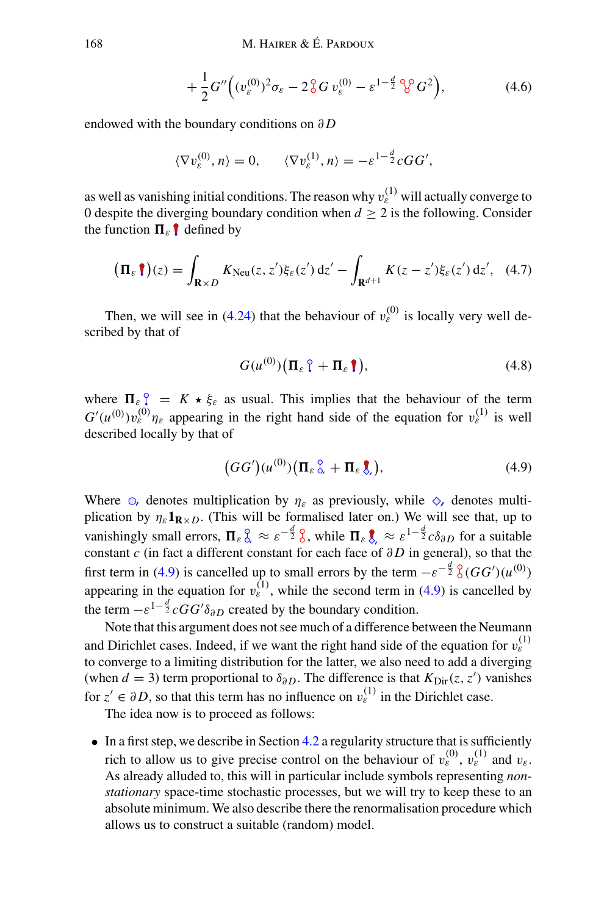$$+\frac{1}{2}G''\Big((v_\varepsilon^{(0)})^2\sigma_\varepsilon - 2\,\text{⚲}\,G\,v_\varepsilon^{(0)} - \varepsilon^{1-\frac{d}{2}}\,\text{⚲⚲}\,G^2\Big), \tag{4.6}$$

endowed with the boundary conditions on $\partial D$

$$\langle \nabla v_\varepsilon^{(0)}, n\rangle = 0, \qquad \langle \nabla v_\varepsilon^{(1)}, n\rangle = -\varepsilon^{1-\frac{d}{2}} c G G',$$

as well as vanishing initial conditions. The reason why $v_\varepsilon^{(1)}$ will actually converge to 0 despite the diverging boundary condition when $d \geq 2$ is the following. Consider the function $\mathbf{\Pi}_\varepsilon \text{❗}$ defined by

$$\big(\mathbf{\Pi}_\varepsilon \text{❗}\big)(z) = \int_{\mathbf{R}\times D} K_{\mathrm{Neu}}(z,z')\xi_\varepsilon(z')\,dz' - \int_{\mathbf{R}^{d+1}} K(z-z')\xi_\varepsilon(z')\,dz', \tag{4.7}$$

Then, we will see in (4.24) that the behaviour of $v_\varepsilon^{(0)}$ is locally very well described by that of

$$G(u^{(0)})\big(\mathbf{\Pi}_\varepsilon \text{⚲} + \mathbf{\Pi}_\varepsilon \text{❗}\big), \tag{4.8}$$

where $\mathbf{\Pi}_\varepsilon \text{⚲} = K \star \xi_\varepsilon$ as usual. This implies that the behaviour of the term $G'(u^{(0)})v_\varepsilon^{(0)}\eta_\varepsilon$ appearing in the right hand side of the equation for $v_\varepsilon^{(1)}$ is well described locally by that of

$$(GG')(u^{(0)})\big(\mathbf{\Pi}_\varepsilon \text{⚲○} + \mathbf{\Pi}_\varepsilon \text{❗◇}\big), \tag{4.9}$$

Where ○ denotes multiplication by $\eta_\varepsilon$ as previously, while ◇ denotes multiplication by $\eta_\varepsilon \mathbf{1}_{\mathbf{R}\times D}$. (This will be formalised later on.) We will see that, up to vanishingly small errors, $\mathbf{\Pi}_\varepsilon \text{⚲○} \approx \varepsilon^{-\frac{d}{2}}\text{⚲}$, while $\mathbf{\Pi}_\varepsilon \text{❗◇} \approx \varepsilon^{1-\frac{d}{2}} c\delta_{\partial D}$ for a suitable constant $c$ (in fact a different constant for each face of $\partial D$ in general), so that the first term in (4.9) is cancelled up to small errors by the term $-\varepsilon^{-\frac{d}{2}}\text{⚲}(GG')(u^{(0)})$ appearing in the equation for $v_\varepsilon^{(1)}$, while the second term in (4.9) is cancelled by the term $-\varepsilon^{1-\frac{d}{2}} cGG'\delta_{\partial D}$ created by the boundary condition.

Note that this argument does not see much of a difference between the Neumann and Dirichlet cases. Indeed, if we want the right hand side of the equation for $v_\varepsilon^{(1)}$ to converge to a limiting distribution for the latter, we also need to add a diverging (when $d = 3$) term proportional to $\delta_{\partial D}$. The difference is that $K_{\mathrm{Dir}}(z,z')$ vanishes for $z' \in \partial D$, so that this term has no influence on $v_\varepsilon^{(1)}$ in the Dirichlet case.

The idea now is to proceed as follows:

- In a first step, we describe in Section 4.2 a regularity structure that is sufficiently rich to allow us to give precise control on the behaviour of $v_\varepsilon^{(0)}$, $v_\varepsilon^{(1)}$ and $v_\varepsilon$. As already alluded to, this will in particular include symbols representing *non-stationary* space-time stochastic processes, but we will try to keep these to an absolute minimum. We also describe there the renormalisation procedure which allows us to construct a suitable (random) model.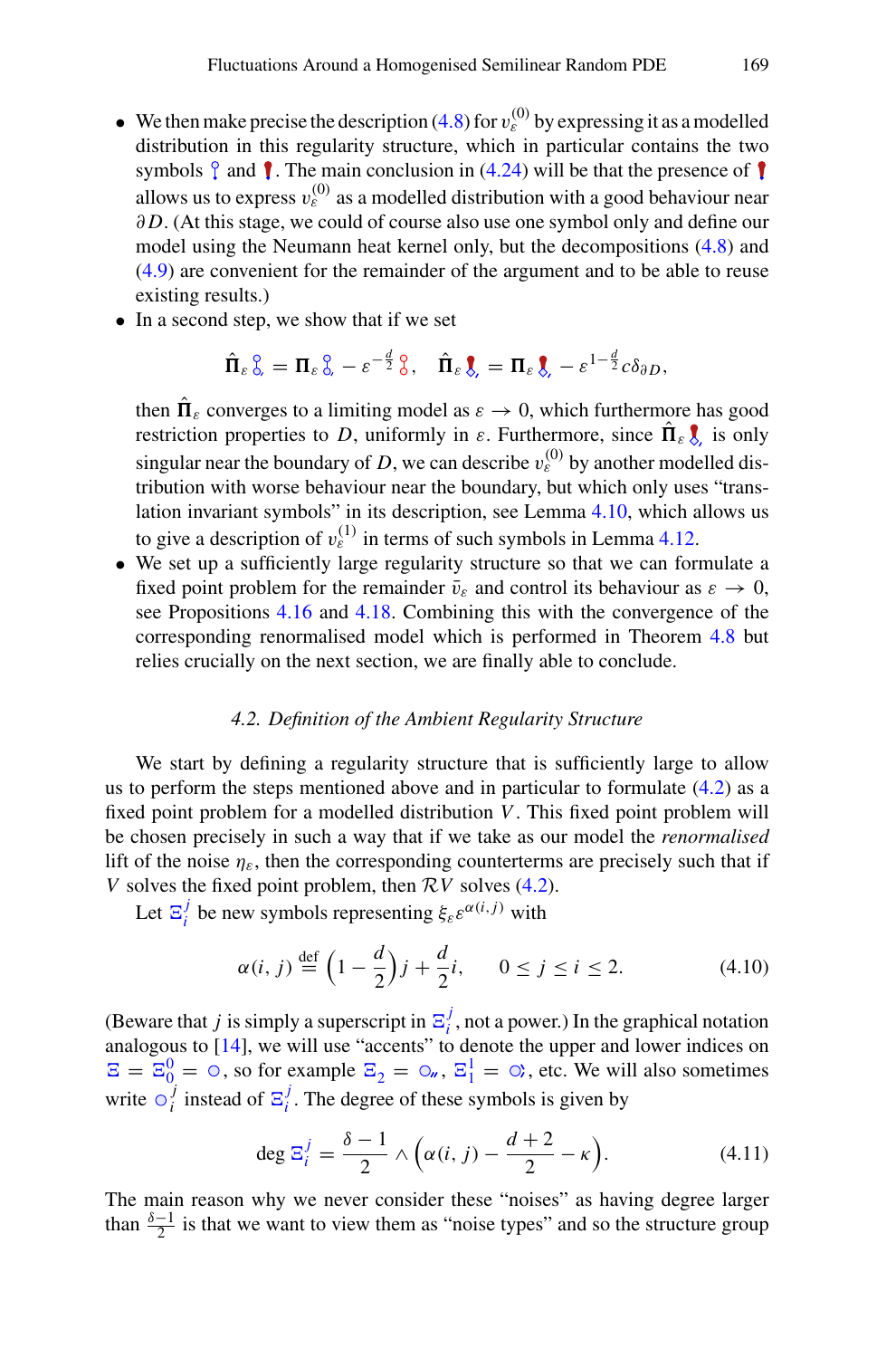- We then make precise the description (4.8) for $v_\varepsilon^{(0)}$ by expressing it as a modelled distribution in this regularity structure, which in particular contains the two symbols $\mathring{\imath}$ and $\mathbf{!}$. The main conclusion in (4.24) will be that the presence of $\mathbf{!}$ allows us to express $v_\varepsilon^{(0)}$ as a modelled distribution with a good behaviour near $\partial D$. (At this stage, we could of course also use one symbol only and define our model using the Neumann heat kernel only, but the decompositions (4.8) and (4.9) are convenient for the remainder of the argument and to be able to reuse existing results.)
- In a second step, we show that if we set

$$\hat{\mathbf{\Pi}}_\varepsilon \,\mathring{8}_{\circ} = \mathbf{\Pi}_\varepsilon \,\mathring{8}_{\circ} - \varepsilon^{-\frac{d}{2}}\,\mathring{8}, \quad \hat{\mathbf{\Pi}}_\varepsilon \,\mathbf{!}_{\circ} = \mathbf{\Pi}_\varepsilon \,\mathbf{!}_{\circ} - \varepsilon^{1-\frac{d}{2}} c\delta_{\partial D},$$

then $\hat{\mathbf{\Pi}}_\varepsilon$ converges to a limiting model as $\varepsilon \to 0$, which furthermore has good restriction properties to $D$, uniformly in $\varepsilon$. Furthermore, since $\hat{\mathbf{\Pi}}_\varepsilon \mathbf{!}_{\circ}$ is only singular near the boundary of $D$, we can describe $v_\varepsilon^{(0)}$ by another modelled distribution with worse behaviour near the boundary, but which only uses "translation invariant symbols" in its description, see Lemma 4.10, which allows us to give a description of $v_\varepsilon^{(1)}$ in terms of such symbols in Lemma 4.12.
- We set up a sufficiently large regularity structure so that we can formulate a fixed point problem for the remainder $\bar{v}_\varepsilon$ and control its behaviour as $\varepsilon \to 0$, see Propositions 4.16 and 4.18. Combining this with the convergence of the corresponding renormalised model which is performed in Theorem 4.8 but relies crucially on the next section, we are finally able to conclude.

### 4.2. *Definition of the Ambient Regularity Structure*

We start by defining a regularity structure that is sufficiently large to allow us to perform the steps mentioned above and in particular to formulate (4.2) as a fixed point problem for a modelled distribution $V$. This fixed point problem will be chosen precisely in such a way that if we take as our model the *renormalised* lift of the noise $\eta_\varepsilon$, then the corresponding counterterms are precisely such that if $V$ solves the fixed point problem, then $\mathcal{R}V$ solves (4.2).

Let $\Xi_i^j$ be new symbols representing $\xi_\varepsilon \varepsilon^{\alpha(i,j)}$ with

$$\alpha(i,j) \stackrel{\text{def}}{=} \Big(1 - \frac{d}{2}\Big) j + \frac{d}{2} i, \qquad 0 \le j \le i \le 2. \tag{4.10}$$

(Beware that $j$ is simply a superscript in $\Xi_i^j$, not a power.) In the graphical notation analogous to [14], we will use "accents" to denote the upper and lower indices on $\Xi = \Xi_0^0 = \circ$, so for example $\Xi_2 = \circ_{\prime\prime}$, $\Xi_1^1 = \circ\!\!\!\rangle$, etc. We will also sometimes write $\circ_i^j$ instead of $\Xi_i^j$. The degree of these symbols is given by

$$\deg \Xi_i^j = \frac{\delta - 1}{2} \wedge \Big(\alpha(i,j) - \frac{d+2}{2} - \kappa\Big). \tag{4.11}$$

The main reason why we never consider these "noises" as having degree larger than $\frac{\delta-1}{2}$ is that we want to view them as "noise types" and so the structure group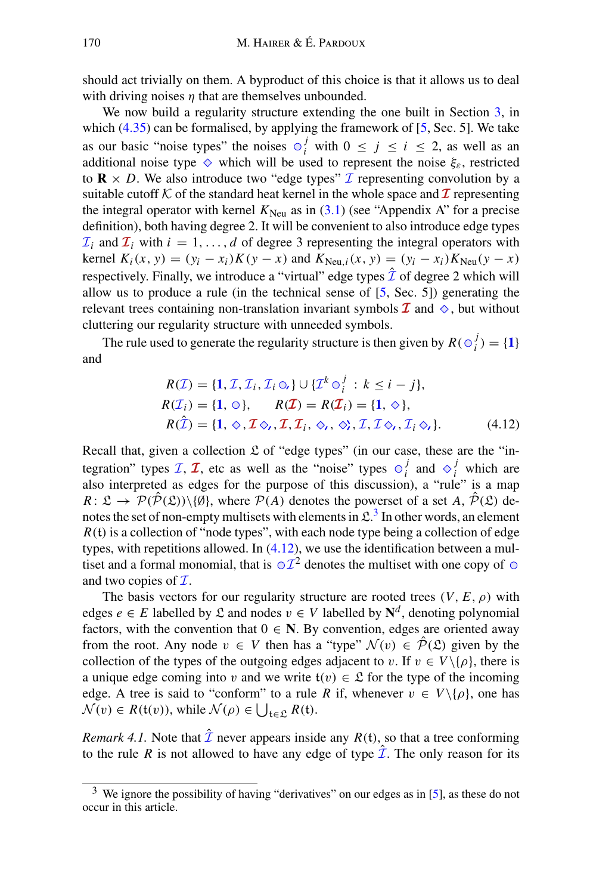should act trivially on them. A byproduct of this choice is that it allows us to deal with driving noises $\eta$ that are themselves unbounded.

We now build a regularity structure extending the one built in Section 3, in which (4.35) can be formalised, by applying the framework of [5, Sec. 5]. We take as our basic "noise types" the noises $\circ_i^j$ with $0 \le j \le i \le 2$, as well as an additional noise type $\diamond$ which will be used to represent the noise $\xi_\varepsilon$, restricted to $\mathbf{R} \times D$. We also introduce two "edge types" $\mathcal{I}$ representing convolution by a suitable cutoff $\mathcal{K}$ of the standard heat kernel in the whole space and $\boldsymbol{\mathcal{I}}$ representing the integral operator with kernel $K_{\mathrm{Neu}}$ as in (3.1) (see "Appendix A" for a precise definition), both having degree 2. It will be convenient to also introduce edge types $\mathcal{I}_i$ and $\boldsymbol{\mathcal{I}}_i$ with $i = 1, \ldots, d$ of degree 3 representing the integral operators with kernel $K_i(x, y) = (y_i - x_i)K(y - x)$ and $K_{\mathrm{Neu},i}(x, y) = (y_i - x_i)K_{\mathrm{Neu}}(y - x)$ respectively. Finally, we introduce a "virtual" edge types $\hat{\mathcal{I}}$ of degree 2 which will allow us to produce a rule (in the technical sense of [5, Sec. 5]) generating the relevant trees containing non-translation invariant symbols $\boldsymbol{\mathcal{I}}$ and $\diamond$, but without cluttering our regularity structure with unneeded symbols.

The rule used to generate the regularity structure is then given by $R(\circ_i^j) = \{\mathbf{1}\}$ and

$$
\begin{aligned}
R(\mathcal{I}) &= \{\mathbf{1}, \mathcal{I}, \mathcal{I}_i, \mathcal{I}_i \circ,\} \cup \{\mathcal{I}^k \circ_i^j \,:\, k \le i - j\},\\
R(\mathcal{I}_i) &= \{\mathbf{1}, \circ\}, \qquad R(\boldsymbol{\mathcal{I}}) = R(\boldsymbol{\mathcal{I}}_i) = \{\mathbf{1}, \diamond\},\\
R(\hat{\mathcal{I}}) &= \{\mathbf{1}, \diamond, \boldsymbol{\mathcal{I}} \diamond,, \boldsymbol{\mathcal{I}}, \boldsymbol{\mathcal{I}}_i, \diamond,, \diamond\!\!, , \mathcal{I}, \mathcal{I} \diamond,, \mathcal{I}_i \diamond,\}.
\end{aligned}
\tag{4.12}
$$

Recall that, given a collection $\mathfrak{L}$ of "edge types" (in our case, these are the "integration" types $\mathcal{I}$, $\boldsymbol{\mathcal{I}}$, etc as well as the "noise" types $\circ_i^j$ and $\diamond_i^j$ which are also interpreted as edges for the purpose of this discussion), a "rule" is a map $R\colon \mathfrak{L} \to \mathcal{P}(\hat{\mathcal{P}}(\mathfrak{L}))\backslash\{\emptyset\}$, where $\mathcal{P}(A)$ denotes the powerset of a set $A$, $\hat{\mathcal{P}}(\mathfrak{L})$ denotes the set of non-empty multisets with elements in $\mathfrak{L}$.[3] In other words, an element $R(\mathfrak{t})$ is a collection of "node types", with each node type being a collection of edge types, with repetitions allowed. In (4.12), we use the identification between a multiset and a formal monomial, that is $\circ\mathcal{I}^2$ denotes the multiset with one copy of $\circ$ and two copies of $\mathcal{I}$.

The basis vectors for our regularity structure are rooted trees $(V, E, \rho)$ with edges $e \in E$ labelled by $\mathfrak{L}$ and nodes $v \in V$ labelled by $\mathbf{N}^d$, denoting polynomial factors, with the convention that $0 \in \mathbf{N}$. By convention, edges are oriented away from the root. Any node $v \in V$ then has a "type" $\mathcal{N}(v) \in \hat{\mathcal{P}}(\mathfrak{L})$ given by the collection of the types of the outgoing edges adjacent to $v$. If $v \in V\backslash\{\rho\}$, there is a unique edge coming into $v$ and we write $\mathfrak{t}(v) \in \mathfrak{L}$ for the type of the incoming edge. A tree is said to "conform" to a rule $R$ if, whenever $v \in V\backslash\{\rho\}$, one has $\mathcal{N}(v) \in R(\mathfrak{t}(v))$, while $\mathcal{N}(\rho) \in \bigcup_{\mathfrak{t}\in\mathfrak{L}} R(\mathfrak{t})$.

*Remark 4.1.* Note that $\hat{\mathcal{I}}$ never appears inside any $R(\mathfrak{t})$, so that a tree conforming to the rule $R$ is not allowed to have any edge of type $\hat{\mathcal{I}}$. The only reason for its

---

[3] We ignore the possibility of having "derivatives" on our edges as in [5], as these do not occur in this article.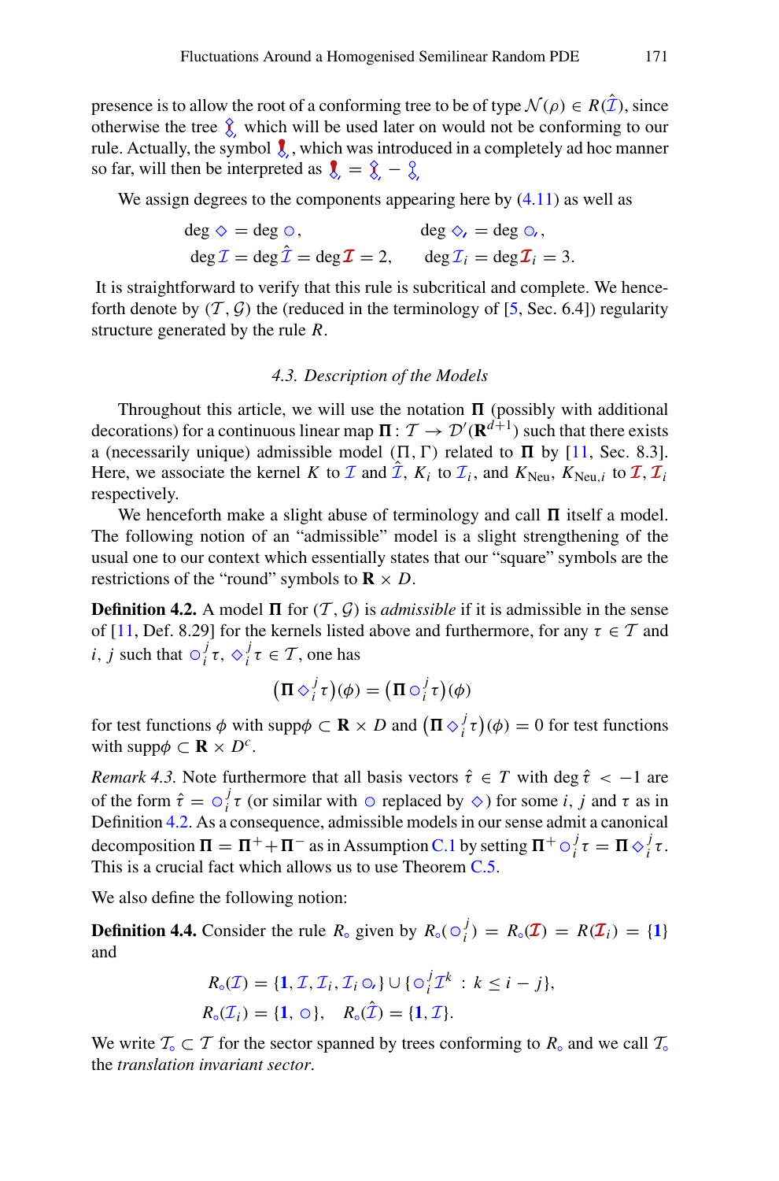presence is to allow the root of a conforming tree to be of type $\mathcal{N}(\rho) \in R(\hat{\mathcal{I}})$, since otherwise the tree $\mathord{\text{ꝏ}}$ which will be used later on would not be conforming to our rule. Actually, the symbol $\mathord{\text{ꝏ}}$, which was introduced in a completely ad hoc manner so far, will then be interpreted as $\mathord{\text{ꝏ}} = \mathord{\text{ꝏ}} - \mathord{\text{ꝏ}}$.

We assign degrees to the components appearing here by (4.11) as well as

$$\deg \diamond = \deg \circ, \qquad \deg \diamond_{\prime} = \deg \circ_{\prime},$$
$$\deg \mathcal{I} = \deg \hat{\mathcal{I}} = \deg \boldsymbol{\mathcal{I}} = 2, \qquad \deg \mathcal{I}_i = \deg \boldsymbol{\mathcal{I}}_i = 3.$$

It is straightforward to verify that this rule is subcritical and complete. We henceforth denote by $(\mathcal{T}, \mathcal{G})$ the (reduced in the terminology of [5, Sec. 6.4]) regularity structure generated by the rule $R$.

### 4.3. Description of the Models

Throughout this article, we will use the notation $\boldsymbol{\Pi}$ (possibly with additional decorations) for a continuous linear map $\boldsymbol{\Pi} : \mathcal{T} \to \mathcal{D}'(\mathbf{R}^{d+1})$ such that there exists a (necessarily unique) admissible model $(\Pi, \Gamma)$ related to $\boldsymbol{\Pi}$ by [11, Sec. 8.3]. Here, we associate the kernel $K$ to $\mathcal{I}$ and $\hat{\mathcal{I}}$, $K_i$ to $\mathcal{I}_i$, and $K_{\mathrm{Neu}}$, $K_{\mathrm{Neu},i}$ to $\boldsymbol{\mathcal{I}}, \boldsymbol{\mathcal{I}}_i$ respectively.

We henceforth make a slight abuse of terminology and call $\boldsymbol{\Pi}$ itself a model. The following notion of an "admissible" model is a slight strengthening of the usual one to our context which essentially states that our "square" symbols are the restrictions of the "round" symbols to $\mathbf{R} \times D$.

**Definition 4.2.** A model $\boldsymbol{\Pi}$ for $(\mathcal{T}, \mathcal{G})$ is *admissible* if it is admissible in the sense of [11, Def. 8.29] for the kernels listed above and furthermore, for any $\tau \in \mathcal{T}$ and $i, j$ such that $\circ_i^j \tau$, $\diamond_i^j \tau \in \mathcal{T}$, one has

$$\big(\boldsymbol{\Pi} \diamond_i^j \tau\big)(\phi) = \big(\boldsymbol{\Pi} \circ_i^j \tau\big)(\phi)$$

for test functions $\phi$ with $\operatorname{supp}\phi \subset \mathbf{R} \times D$ and $\big(\boldsymbol{\Pi} \diamond_i^j \tau\big)(\phi) = 0$ for test functions with $\operatorname{supp}\phi \subset \mathbf{R} \times D^c$.

*Remark 4.3.* Note furthermore that all basis vectors $\hat{\tau} \in T$ with $\deg \hat{\tau} < -1$ are of the form $\hat{\tau} = \circ_i^j \tau$ (or similar with $\circ$ replaced by $\diamond$) for some $i, j$ and $\tau$ as in Definition 4.2. As a consequence, admissible models in our sense admit a canonical decomposition $\boldsymbol{\Pi} = \boldsymbol{\Pi}^+ + \boldsymbol{\Pi}^-$ as in Assumption C.1 by setting $\boldsymbol{\Pi}^+ \circ_i^j \tau = \boldsymbol{\Pi} \diamond_i^j \tau$. This is a crucial fact which allows us to use Theorem C.5.

We also define the following notion:

**Definition 4.4.** Consider the rule $R_\circ$ given by $R_\circ(\circ_i^j) = R_\circ(\boldsymbol{\mathcal{I}}) = R(\boldsymbol{\mathcal{I}}_i) = \{\mathbf{1}\}$ and

$$R_\circ(\mathcal{I}) = \{\mathbf{1}, \mathcal{I}, \mathcal{I}_i, \mathcal{I}_i \circ_{\prime}\} \cup \{\circ_i^j \mathcal{I}^k \;:\; k \le i - j\},$$
$$R_\circ(\mathcal{I}_i) = \{\mathbf{1}, \circ\}, \quad R_\circ(\hat{\mathcal{I}}) = \{\mathbf{1}, \mathcal{I}\}.$$

We write $\mathcal{T}_\circ \subset \mathcal{T}$ for the sector spanned by trees conforming to $R_\circ$ and we call $\mathcal{T}_\circ$ the *translation invariant sector*.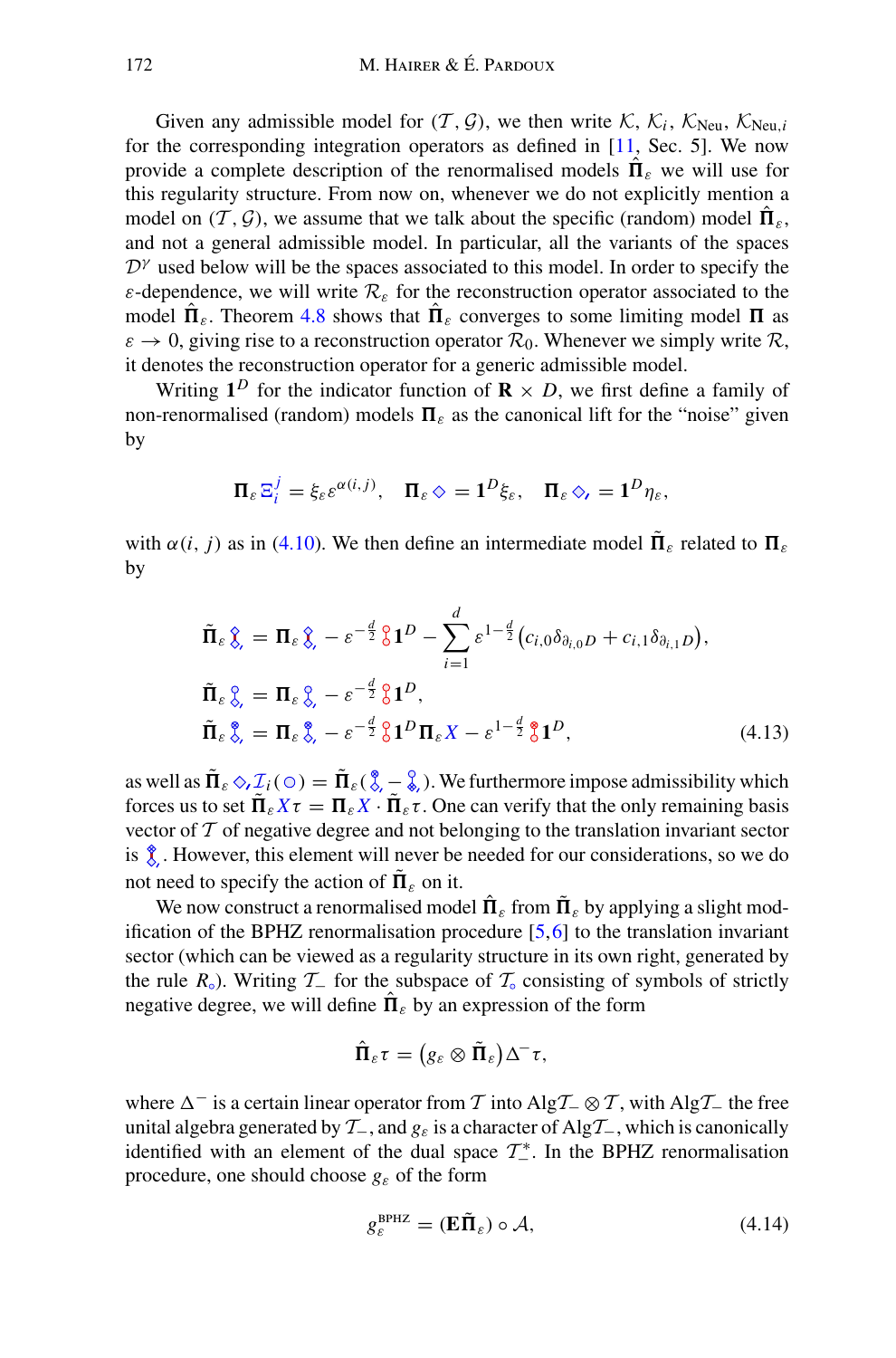Given any admissible model for $(\mathcal{T}, \mathcal{G})$, we then write $\mathcal{K}$, $\mathcal{K}_i$, $\mathcal{K}_{\rm Neu}$, $\mathcal{K}_{{\rm Neu},i}$ for the corresponding integration operators as defined in [11, Sec. 5]. We now provide a complete description of the renormalised models $\hat{\mathbf{\Pi}}_\varepsilon$ we will use for this regularity structure. From now on, whenever we do not explicitly mention a model on $(\mathcal{T}, \mathcal{G})$, we assume that we talk about the specific (random) model $\hat{\mathbf{\Pi}}_\varepsilon$, and not a general admissible model. In particular, all the variants of the spaces $\mathcal{D}^\gamma$ used below will be the spaces associated to this model. In order to specify the $\varepsilon$-dependence, we will write $\mathcal{R}_\varepsilon$ for the reconstruction operator associated to the model $\hat{\mathbf{\Pi}}_\varepsilon$. Theorem 4.8 shows that $\hat{\mathbf{\Pi}}_\varepsilon$ converges to some limiting model $\mathbf{\Pi}$ as $\varepsilon \to 0$, giving rise to a reconstruction operator $\mathcal{R}_0$. Whenever we simply write $\mathcal{R}$, it denotes the reconstruction operator for a generic admissible model.

Writing $\mathbf{1}^D$ for the indicator function of $\mathbf{R} \times D$, we first define a family of non-renormalised (random) models $\mathbf{\Pi}_\varepsilon$ as the canonical lift for the "noise" given by

$$\mathbf{\Pi}_\varepsilon \Xi_i^j = \xi_\varepsilon \varepsilon^{\alpha(i,j)}, \quad \mathbf{\Pi}_\varepsilon \diamond = \mathbf{1}^D \xi_\varepsilon, \quad \mathbf{\Pi}_\varepsilon \diamond_{\prime} = \mathbf{1}^D \eta_\varepsilon,$$

with $\alpha(i,j)$ as in (4.10). We then define an intermediate model $\tilde{\mathbf{\Pi}}_\varepsilon$ related to $\mathbf{\Pi}_\varepsilon$ by

$$\begin{aligned}
\tilde{\mathbf{\Pi}}_\varepsilon \,\text{[symbol]} &= \mathbf{\Pi}_\varepsilon \,\text{[symbol]} - \varepsilon^{-\frac{d}{2}} \,\text{[symbol]}\, \mathbf{1}^D - \sum_{i=1}^d \varepsilon^{1-\frac{d}{2}} \big(c_{i,0}\delta_{\partial_{i,0}D} + c_{i,1}\delta_{\partial_{i,1}D}\big), \\
\tilde{\mathbf{\Pi}}_\varepsilon \,\text{[symbol]} &= \mathbf{\Pi}_\varepsilon \,\text{[symbol]} - \varepsilon^{-\frac{d}{2}} \,\text{[symbol]}\, \mathbf{1}^D, \\
\tilde{\mathbf{\Pi}}_\varepsilon \,\text{[symbol]} &= \mathbf{\Pi}_\varepsilon \,\text{[symbol]} - \varepsilon^{-\frac{d}{2}} \,\text{[symbol]}\, \mathbf{1}^D \mathbf{\Pi}_\varepsilon X - \varepsilon^{1-\frac{d}{2}} \,\text{[symbol]}\, \mathbf{1}^D,
\end{aligned} \tag{4.13}$$

as well as $\tilde{\mathbf{\Pi}}_\varepsilon \diamond_{\prime} \mathcal{I}_i(\circ) = \tilde{\mathbf{\Pi}}_\varepsilon(\text{[symbol]} - \text{[symbol]})$. We furthermore impose admissibility which forces us to set $\tilde{\mathbf{\Pi}}_\varepsilon X\tau = \mathbf{\Pi}_\varepsilon X \cdot \tilde{\mathbf{\Pi}}_\varepsilon \tau$. One can verify that the only remaining basis vector of $\mathcal{T}$ of negative degree and not belonging to the translation invariant sector is [symbol]. However, this element will never be needed for our considerations, so we do not need to specify the action of $\tilde{\mathbf{\Pi}}_\varepsilon$ on it.

We now construct a renormalised model $\hat{\mathbf{\Pi}}_\varepsilon$ from $\tilde{\mathbf{\Pi}}_\varepsilon$ by applying a slight modification of the BPHZ renormalisation procedure [5,6] to the translation invariant sector (which can be viewed as a regularity structure in its own right, generated by the rule $R_\circ$). Writing $\mathcal{T}_-$ for the subspace of $\mathcal{T}_\circ$ consisting of symbols of strictly negative degree, we will define $\hat{\mathbf{\Pi}}_\varepsilon$ by an expression of the form

$$\hat{\mathbf{\Pi}}_\varepsilon \tau = \big(g_\varepsilon \otimes \tilde{\mathbf{\Pi}}_\varepsilon\big)\Delta^- \tau,$$

where $\Delta^-$ is a certain linear operator from $\mathcal{T}$ into ${\rm Alg}\mathcal{T}_- \otimes \mathcal{T}$, with ${\rm Alg}\mathcal{T}_-$ the free unital algebra generated by $\mathcal{T}_-$, and $g_\varepsilon$ is a character of ${\rm Alg}\mathcal{T}_-$, which is canonically identified with an element of the dual space $\mathcal{T}_-^*$. In the BPHZ renormalisation procedure, one should choose $g_\varepsilon$ of the form

$$g_\varepsilon^{\rm BPHZ} = (\mathbf{E}\tilde{\mathbf{\Pi}}_\varepsilon) \circ \mathcal{A}, \tag{4.14}$$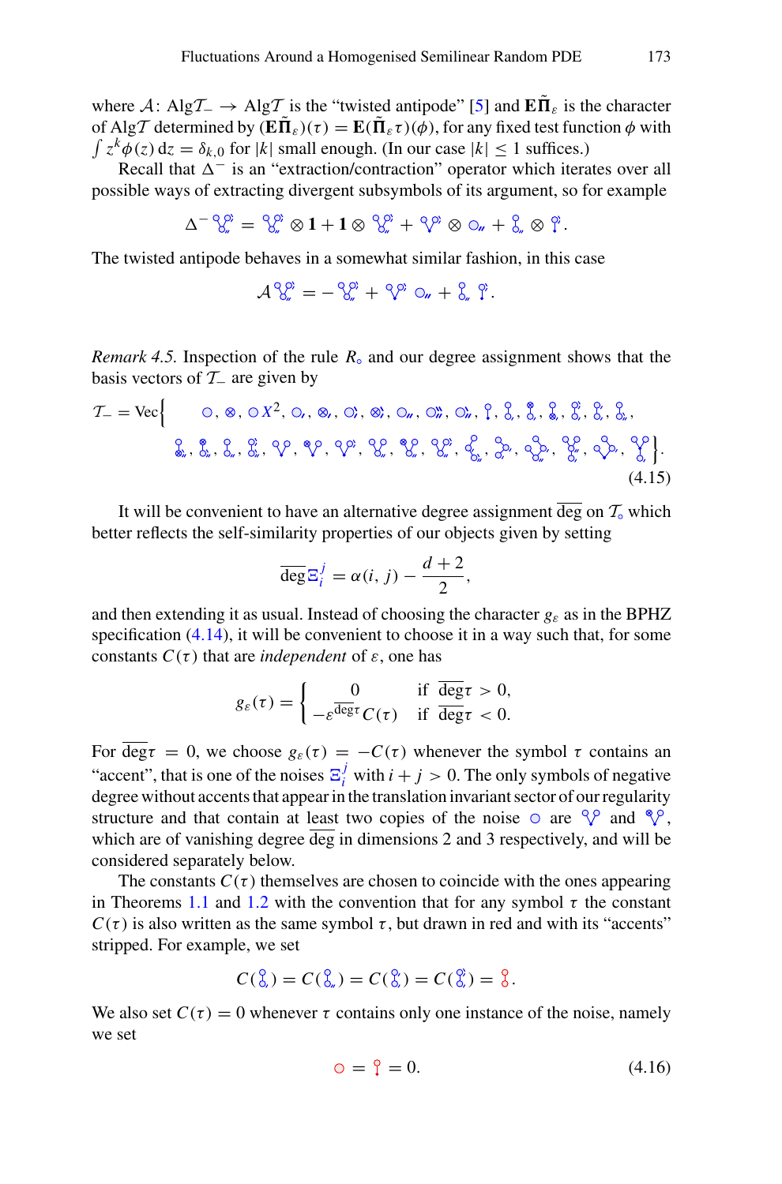where $\mathcal{A}\colon \mathrm{Alg}\mathcal{T}_- \to \mathrm{Alg}\mathcal{T}$ is the "twisted antipode" [5] and $\mathbf{E}\tilde{\boldsymbol{\Pi}}_\varepsilon$ is the character of $\mathrm{Alg}\mathcal{T}$ determined by $(\mathbf{E}\tilde{\boldsymbol{\Pi}}_\varepsilon)(\tau) = \mathbf{E}(\tilde{\boldsymbol{\Pi}}_\varepsilon\tau)(\phi)$, for any fixed test function $\phi$ with $\int z^k\phi(z)\,\mathrm{d}z = \delta_{k,0}$ for $|k|$ small enough. (In our case $|k| \le 1$ suffices.)

Recall that $\Delta^-$ is an "extraction/contraction" operator which iterates over all possible ways of extracting divergent subsymbols of its argument, so for example

$$\Delta^- \tau = \tau \otimes \mathbf{1} + \mathbf{1} \otimes \tau + \tau_1 \otimes \tau_2 + \tau_3 \otimes \tau_4.$$

The twisted antipode behaves in a somewhat similar fashion, in this case

$$\mathcal{A}\,\tau = -\tau + \tau_1\,\tau_2 + \tau_3\,\tau_4.$$

*Remark 4.5.* Inspection of the rule $R_\circ$ and our degree assignment shows that the basis vectors of $\mathcal{T}_-$ are given by

$$\mathcal{T}_- = \mathrm{Vec}\{\circ, \otimes, \circ X^2, \ldots\}. \tag{4.15}$$

It will be convenient to have an alternative degree assignment $\overline{\deg}$ on $\mathcal{T}_\circ$ which better reflects the self-similarity properties of our objects given by setting

$$\overline{\deg}\,\Xi_i^j = \alpha(i,j) - \frac{d+2}{2},$$

and then extending it as usual. Instead of choosing the character $g_\varepsilon$ as in the BPHZ specification (4.14), it will be convenient to choose it in a way such that, for some constants $C(\tau)$ that are *independent* of $\varepsilon$, one has

$$g_\varepsilon(\tau) = \begin{cases} 0 & \text{if } \overline{\deg}\tau > 0, \\ -\varepsilon^{\overline{\deg}\tau} C(\tau) & \text{if } \overline{\deg}\tau < 0. \end{cases}$$

For $\overline{\deg}\tau = 0$, we choose $g_\varepsilon(\tau) = -C(\tau)$ whenever the symbol $\tau$ contains an "accent", that is one of the noises $\Xi_i^j$ with $i + j > 0$. The only symbols of negative degree without accents that appear in the translation invariant sector of our regularity structure and that contain at least two copies of the noise $\circ$ are $\tau$ and $\tau'$, which are of vanishing degree $\overline{\deg}$ in dimensions 2 and 3 respectively, and will be considered separately below.

The constants $C(\tau)$ themselves are chosen to coincide with the ones appearing in Theorems 1.1 and 1.2 with the convention that for any symbol $\tau$ the constant $C(\tau)$ is also written as the same symbol $\tau$, but drawn in red and with its "accents" stripped. For example, we set

$$C(\tau_1) = C(\tau_2) = C(\tau_3) = C(\tau_4) = \tau.$$

We also set $C(\tau) = 0$ whenever $\tau$ contains only one instance of the noise, namely we set

$$\circ = \tau = 0. \tag{4.16}$$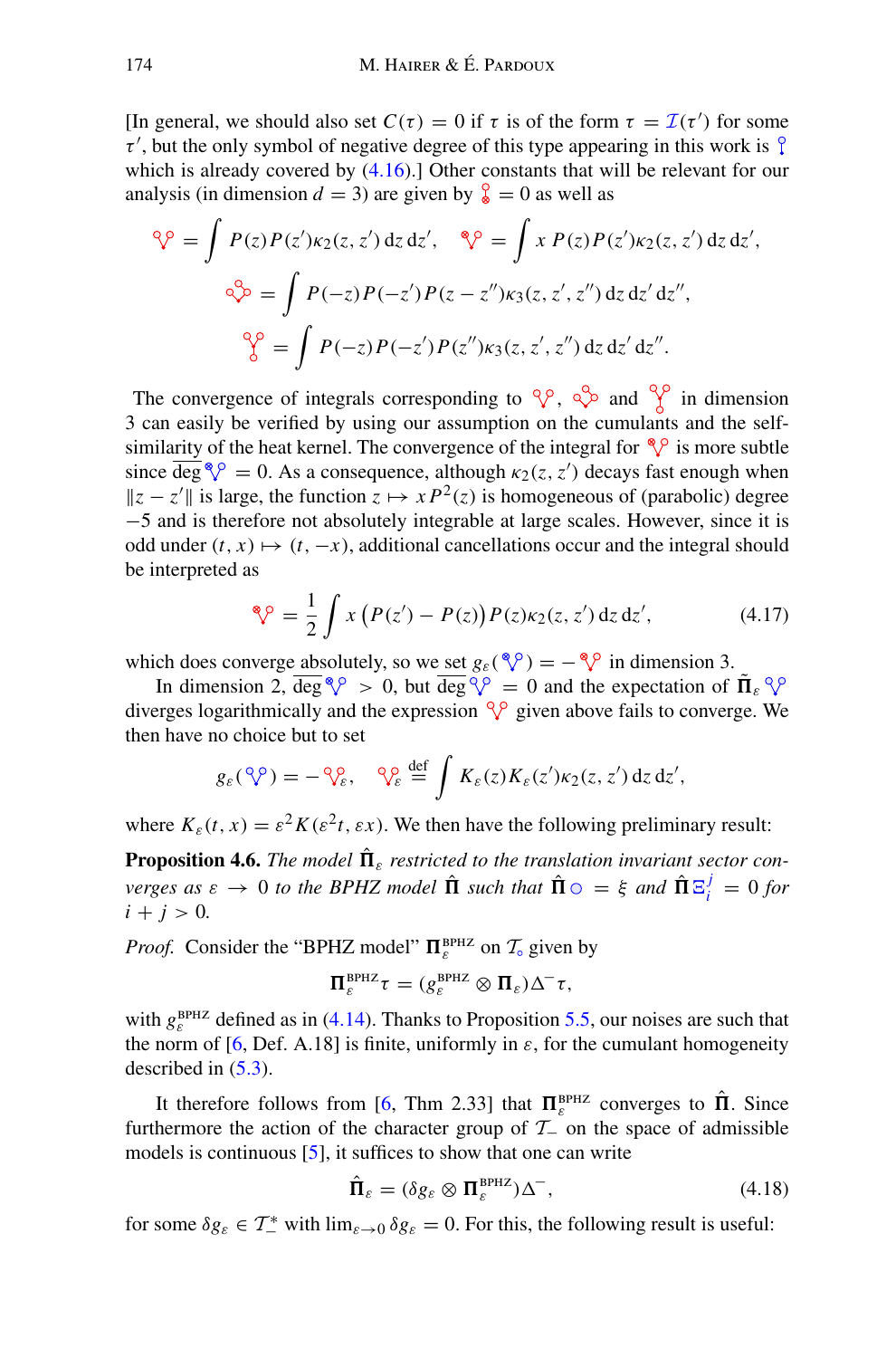[In general, we should also set $C(\tau) = 0$ if $\tau$ is of the form $\tau = \mathcal{I}(\tau')$ for some $\tau'$, but the only symbol of negative degree of this type appearing in this work is [symbol] which is already covered by (4.16).] Other constants that will be relevant for our analysis (in dimension $d = 3$) are given by [symbol] $= 0$ as well as

$$[\text{symbol}] = \int P(z)P(z')\kappa_2(z,z')\,dz\,dz', \quad [\text{symbol}] = \int x\,P(z)P(z')\kappa_2(z,z')\,dz\,dz',$$

$$[\text{symbol}] = \int P(-z)P(-z')P(z-z'')\kappa_3(z,z',z'')\,dz\,dz'\,dz'',$$

$$[\text{symbol}] = \int P(-z)P(-z')P(z'')\kappa_3(z,z',z'')\,dz\,dz'\,dz''.$$

The convergence of integrals corresponding to [symbol], [symbol] and [symbol] in dimension 3 can easily be verified by using our assumption on the cumulants and the self-similarity of the heat kernel. The convergence of the integral for [symbol] is more subtle since $\overline{\deg}$ [symbol] $= 0$. As a consequence, although $\kappa_2(z,z')$ decays fast enough when $\|z - z'\|$ is large, the function $z \mapsto x P^2(z)$ is homogeneous of (parabolic) degree $-5$ and is therefore not absolutely integrable at large scales. However, since it is odd under $(t,x) \mapsto (t,-x)$, additional cancellations occur and the integral should be interpreted as

$$[\text{symbol}] = \frac{1}{2}\int x\,\big(P(z') - P(z)\big)P(z)\kappa_2(z,z')\,dz\,dz', \tag{4.17}$$

which does converge absolutely, so we set $g_\varepsilon($[symbol]$) = -$[symbol] in dimension 3.

In dimension 2, $\overline{\deg}$ [symbol] $> 0$, but $\overline{\deg}$ [symbol] $= 0$ and the expectation of $\tilde{\boldsymbol{\Pi}}_\varepsilon$ [symbol] diverges logarithmically and the expression [symbol] given above fails to converge. We then have no choice but to set

$$g_\varepsilon([\text{symbol}]) = -[\text{symbol}]_\varepsilon, \quad [\text{symbol}]_\varepsilon \stackrel{\text{def}}{=} \int K_\varepsilon(z)K_\varepsilon(z')\kappa_2(z,z')\,dz\,dz',$$

where $K_\varepsilon(t,x) = \varepsilon^2 K(\varepsilon^2 t, \varepsilon x)$. We then have the following preliminary result:

**Proposition 4.6.** *The model $\hat{\boldsymbol{\Pi}}_\varepsilon$ restricted to the translation invariant sector converges as $\varepsilon \to 0$ to the BPHZ model $\hat{\boldsymbol{\Pi}}$ such that $\hat{\boldsymbol{\Pi}}\,\circ = \xi$ and $\hat{\boldsymbol{\Pi}}\,\Xi_i^j = 0$ for $i + j > 0$.*

*Proof.* Consider the "BPHZ model" $\boldsymbol{\Pi}_\varepsilon^{\text{BPHZ}}$ on $\mathcal{T}_\circ$ given by

$$\boldsymbol{\Pi}_\varepsilon^{\text{BPHZ}}\tau = (g_\varepsilon^{\text{BPHZ}} \otimes \boldsymbol{\Pi}_\varepsilon)\Delta^-\tau,$$

with $g_\varepsilon^{\text{BPHZ}}$ defined as in (4.14). Thanks to Proposition 5.5, our noises are such that the norm of [6, Def. A.18] is finite, uniformly in $\varepsilon$, for the cumulant homogeneity described in (5.3).

It therefore follows from [6, Thm 2.33] that $\boldsymbol{\Pi}_\varepsilon^{\text{BPHZ}}$ converges to $\hat{\boldsymbol{\Pi}}$. Since furthermore the action of the character group of $\mathcal{T}_-$ on the space of admissible models is continuous [5], it suffices to show that one can write

$$\hat{\boldsymbol{\Pi}}_\varepsilon = (\delta g_\varepsilon \otimes \boldsymbol{\Pi}_\varepsilon^{\text{BPHZ}})\Delta^-, \tag{4.18}$$

for some $\delta g_\varepsilon \in \mathcal{T}_-^*$ with $\lim_{\varepsilon\to 0}\delta g_\varepsilon = 0$. For this, the following result is useful: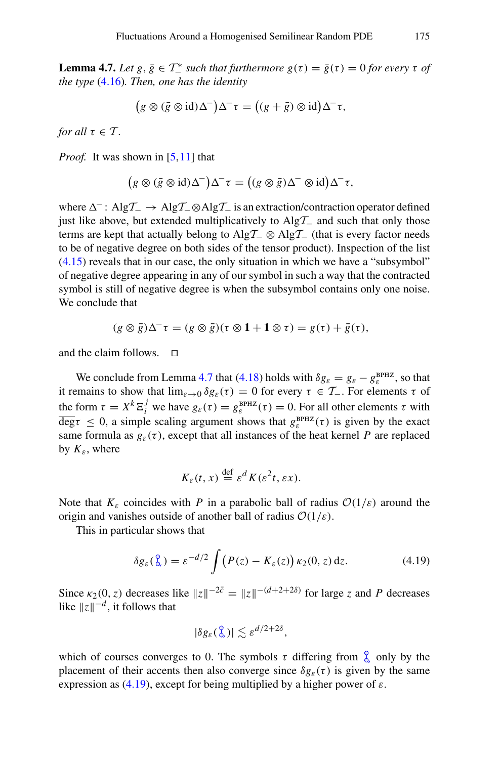**Lemma 4.7.** *Let $g, \bar{g} \in \mathcal{T}_-^*$ such that furthermore $g(\tau) = \bar{g}(\tau) = 0$ for every $\tau$ of the type* (4.16)*. Then, one has the identity*

$$\big(g \otimes (\bar{g} \otimes \mathrm{id})\Delta^-\big)\Delta^- \tau = \big((g + \bar{g}) \otimes \mathrm{id}\big)\Delta^- \tau,$$

*for all $\tau \in \mathcal{T}$.*

*Proof.* It was shown in [5,11] that

$$\big(g \otimes (\bar{g} \otimes \mathrm{id})\Delta^-\big)\Delta^- \tau = \big((g \otimes \bar{g})\Delta^- \otimes \mathrm{id}\big)\Delta^- \tau,$$

where $\Delta^- \colon \mathrm{Alg}\mathcal{T}_- \to \mathrm{Alg}\mathcal{T}_- \otimes \mathrm{Alg}\mathcal{T}_-$ is an extraction/contraction operator defined just like above, but extended multiplicatively to $\mathrm{Alg}\mathcal{T}_-$ and such that only those terms are kept that actually belong to $\mathrm{Alg}\mathcal{T}_- \otimes \mathrm{Alg}\mathcal{T}_-$ (that is every factor needs to be of negative degree on both sides of the tensor product). Inspection of the list (4.15) reveals that in our case, the only situation in which we have a "subsymbol" of negative degree appearing in any of our symbol in such a way that the contracted symbol is still of negative degree is when the subsymbol contains only one noise. We conclude that

$$(g \otimes \bar{g})\Delta^- \tau = (g \otimes \bar{g})(\tau \otimes \mathbf{1} + \mathbf{1} \otimes \tau) = g(\tau) + \bar{g}(\tau),$$

and the claim follows. $\square$

We conclude from Lemma 4.7 that (4.18) holds with $\delta g_\varepsilon = g_\varepsilon - g_\varepsilon^{\mathrm{BPHZ}}$, so that it remains to show that $\lim_{\varepsilon \to 0} \delta g_\varepsilon(\tau) = 0$ for every $\tau \in \mathcal{T}_-$. For elements $\tau$ of the form $\tau = X^k \Xi_i^j$ we have $g_\varepsilon(\tau) = g_\varepsilon^{\mathrm{BPHZ}}(\tau) = 0$. For all other elements $\tau$ with $\overline{\deg}\tau \le 0$, a simple scaling argument shows that $g_\varepsilon^{\mathrm{BPHZ}}(\tau)$ is given by the exact same formula as $g_\varepsilon(\tau)$, except that all instances of the heat kernel $P$ are replaced by $K_\varepsilon$, where

$$K_\varepsilon(t, x) \stackrel{\mathrm{def}}{=} \varepsilon^d K(\varepsilon^2 t, \varepsilon x).$$

Note that $K_\varepsilon$ coincides with $P$ in a parabolic ball of radius $\mathcal{O}(1/\varepsilon)$ around the origin and vanishes outside of another ball of radius $\mathcal{O}(1/\varepsilon)$.

This in particular shows that

$$\delta g_\varepsilon(\tau) = \varepsilon^{-d/2} \int \big(P(z) - K_\varepsilon(z)\big)\, \kappa_2(0, z)\, \mathrm{d}z. \tag{4.19}$$

Since $\kappa_2(0, z)$ decreases like $\|z\|^{-2\bar{c}} = \|z\|^{-(d+2+2\delta)}$ for large $z$ and $P$ decreases like $\|z\|^{-d}$, it follows that

$$|\delta g_\varepsilon(\tau)| \lesssim \varepsilon^{d/2 + 2\delta},$$

which of courses converges to 0. The symbols $\tau$ differing from $\tau$ only by the placement of their accents then also converge since $\delta g_\varepsilon(\tau)$ is given by the same expression as (4.19), except for being multiplied by a higher power of $\varepsilon$.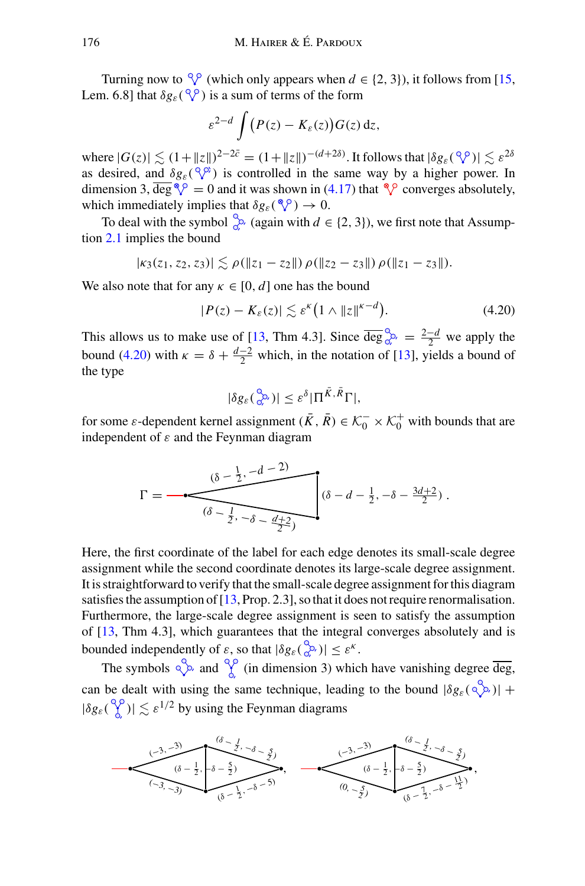Turning now to [symbol] (which only appears when $d \in \{2,3\}$), it follows from [15, Lem. 6.8] that $\delta g_\varepsilon([\text{symbol}])$ is a sum of terms of the form

$$\varepsilon^{2-d} \int \big(P(z) - K_\varepsilon(z)\big) G(z)\, dz,$$

where $|G(z)| \lesssim (1+\|z\|)^{2-2\bar{c}} = (1+\|z\|)^{-(d+2\delta)}$. It follows that $|\delta g_\varepsilon([\text{symbol}])| \lesssim \varepsilon^{2\delta}$ as desired, and $\delta g_\varepsilon([\text{symbol}])$ is controlled in the same way by a higher power. In dimension 3, $\overline{\deg}\,[\text{symbol}] = 0$ and it was shown in (4.17) that [symbol] converges absolutely, which immediately implies that $\delta g_\varepsilon([\text{symbol}]) \to 0$.

To deal with the symbol [symbol] (again with $d \in \{2,3\}$), we first note that Assumption 2.1 implies the bound

$$|\kappa_3(z_1, z_2, z_3)| \lesssim \rho(\|z_1 - z_2\|)\, \rho(\|z_2 - z_3\|)\, \rho(\|z_1 - z_3\|).$$

We also note that for any $\kappa \in [0, d]$ one has the bound

$$|P(z) - K_\varepsilon(z)| \lesssim \varepsilon^{\kappa}\big(1 \wedge \|z\|^{\kappa-d}\big). \tag{4.20}$$

This allows us to make use of [13, Thm 4.3]. Since $\overline{\deg}\,[\text{symbol}] = \frac{2-d}{2}$ we apply the bound (4.20) with $\kappa = \delta + \frac{d-2}{2}$ which, in the notation of [13], yields a bound of the type

$$|\delta g_\varepsilon([\text{symbol}])| \leq \varepsilon^{\delta} |\Pi^{\bar{K},\bar{R}} \Gamma|,$$

for some $\varepsilon$-dependent kernel assignment $(\bar{K}, \bar{R}) \in \mathcal{K}_0^- \times \mathcal{K}_0^+$ with bounds that are independent of $\varepsilon$ and the Feynman diagram

$$\Gamma = \text{[triangle diagram with edges labelled } (\delta - \tfrac{1}{2}, -d-2),\ (\delta - d - \tfrac{1}{2}, -\delta - \tfrac{3d+2}{2}),\ (\delta - \tfrac{1}{2}, -\delta - \tfrac{d+2}{2})\text{]}.$$

Here, the first coordinate of the label for each edge denotes its small-scale degree assignment while the second coordinate denotes its large-scale degree assignment. It is straightforward to verify that the small-scale degree assignment for this diagram satisfies the assumption of [13, Prop. 2.3], so that it does not require renormalisation. Furthermore, the large-scale degree assignment is seen to satisfy the assumption of [13, Thm 4.3], which guarantees that the integral converges absolutely and is bounded independently of $\varepsilon$, so that $|\delta g_\varepsilon([\text{symbol}])| \leq \varepsilon^{\kappa}$.

The symbols [symbol] and [symbol] (in dimension 3) which have vanishing degree $\overline{\deg}$, can be dealt with using the same technique, leading to the bound $|\delta g_\varepsilon([\text{symbol}])| + |\delta g_\varepsilon([\text{symbol}])| \lesssim \varepsilon^{1/2}$ by using the Feynman diagrams

[Diagram 1 with edge labels: $(-3,-3)$, $(-3,-3)$, $(\delta - \tfrac{1}{2}, -\delta - \tfrac{5}{2})$, $(\delta - \tfrac{1}{2}, -\delta - \tfrac{5}{2})$, $(\delta - \tfrac{1}{2}, -\delta - 5)$], [Diagram 2 with edge labels: $(-3,-3)$, $(0, -\tfrac{5}{2})$, $(\delta - \tfrac{1}{2}, -\delta - \tfrac{5}{2})$, $(\delta - \tfrac{1}{2}, -\delta - \tfrac{5}{2})$, $(\delta - \tfrac{7}{2}, -\delta - \tfrac{11}{2})$],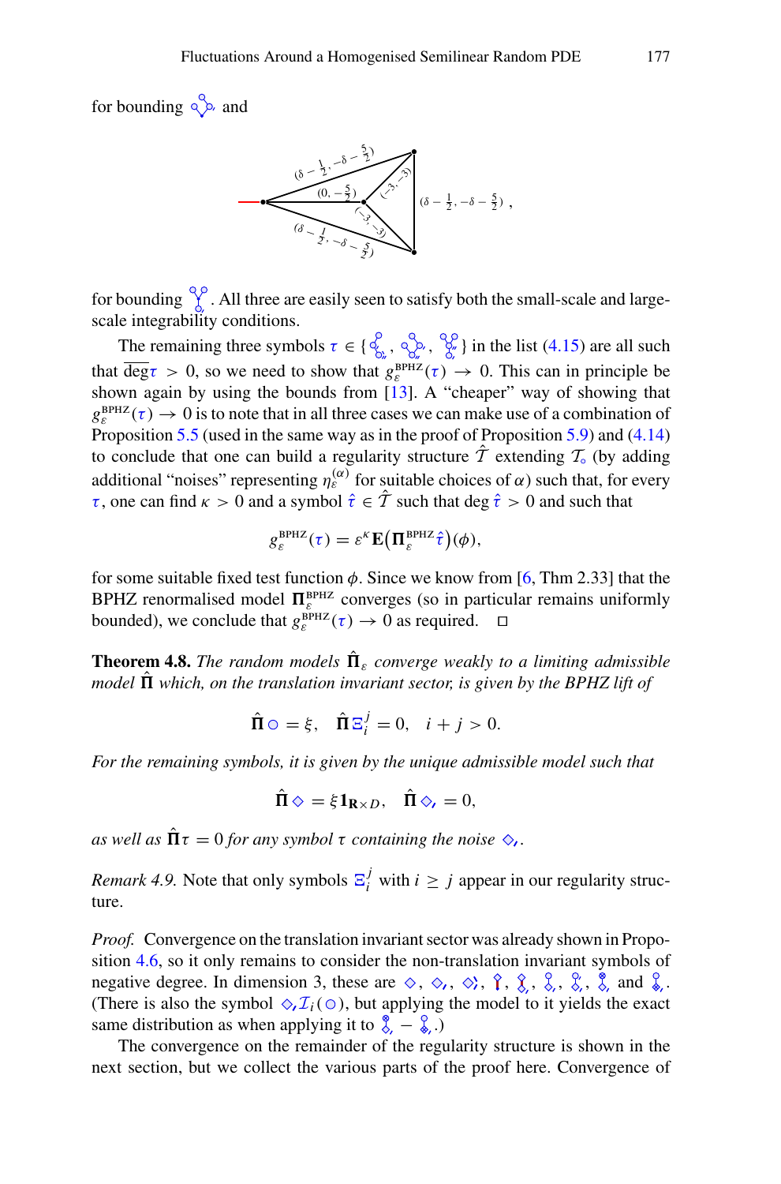for bounding [symbol] and

$(\delta - \frac{1}{2}, -\delta - \frac{5}{2})$ $(0, -\frac{5}{2})$ $(-3, -3)$ $(-3, -3)$ $(\delta - \frac{1}{2}, -\delta - \frac{5}{2})$ $(\delta - \frac{1}{2}, -\delta - \frac{5}{2})$ ,

for bounding [symbol]. All three are easily seen to satisfy both the small-scale and large-scale integrability conditions.

The remaining three symbols $\tau \in \{$[symbol], [symbol], [symbol]$\}$ in the list (4.15) are all such that $\overline{\deg}\,\tau > 0$, so we need to show that $g_\varepsilon^{\text{BPHZ}}(\tau) \to 0$. This can in principle be shown again by using the bounds from [13]. A "cheaper" way of showing that $g_\varepsilon^{\text{BPHZ}}(\tau) \to 0$ is to note that in all three cases we can make use of a combination of Proposition 5.5 (used in the same way as in the proof of Proposition 5.9) and (4.14) to conclude that one can build a regularity structure $\hat{\mathcal{T}}$ extending $\mathcal{T}_\circ$ (by adding additional "noises" representing $\eta_\varepsilon^{(\alpha)}$ for suitable choices of $\alpha$) such that, for every $\tau$, one can find $\kappa > 0$ and a symbol $\hat\tau \in \hat{\mathcal{T}}$ such that $\deg \hat\tau > 0$ and such that

$$g_\varepsilon^{\text{BPHZ}}(\tau) = \varepsilon^\kappa \mathbf{E}\big(\mathbf{\Pi}_\varepsilon^{\text{BPHZ}} \hat\tau\big)(\phi),$$

for some suitable fixed test function $\phi$. Since we know from [6, Thm 2.33] that the BPHZ renormalised model $\mathbf{\Pi}_\varepsilon^{\text{BPHZ}}$ converges (so in particular remains uniformly bounded), we conclude that $g_\varepsilon^{\text{BPHZ}}(\tau) \to 0$ as required. □

**Theorem 4.8.** *The random models $\hat{\mathbf{\Pi}}_\varepsilon$ converge weakly to a limiting admissible model $\hat{\mathbf{\Pi}}$ which, on the translation invariant sector, is given by the BPHZ lift of*

$$\hat{\mathbf{\Pi}} \circ = \xi, \quad \hat{\mathbf{\Pi}}\, \Xi_i^j = 0, \quad i + j > 0.$$

*For the remaining symbols, it is given by the unique admissible model such that*

$$\hat{\mathbf{\Pi}} \diamond = \xi \mathbf{1}_{\mathbf{R}\times D}, \quad \hat{\mathbf{\Pi}} \diamond_{\!\prime} = 0,$$

*as well as $\hat{\mathbf{\Pi}}\tau = 0$ for any symbol $\tau$ containing the noise $\diamond_{\!\prime}$.*

*Remark 4.9.* Note that only symbols $\Xi_i^j$ with $i \geq j$ appear in our regularity structure.

*Proof.* Convergence on the translation invariant sector was already shown in Proposition 4.6, so it only remains to consider the non-translation invariant symbols of negative degree. In dimension 3, these are $\diamond$, $\diamond_{\!\prime}$, [symbol], [symbol], [symbol], [symbol], [symbol], [symbol], [symbol] and [symbol]. (There is also the symbol $\diamond_{\!\prime}\mathcal{I}_i(\circ)$, but applying the model to it yields the exact same distribution as when applying it to [symbol] $-$ [symbol].)

The convergence on the remainder of the regularity structure is shown in the next section, but we collect the various parts of the proof here. Convergence of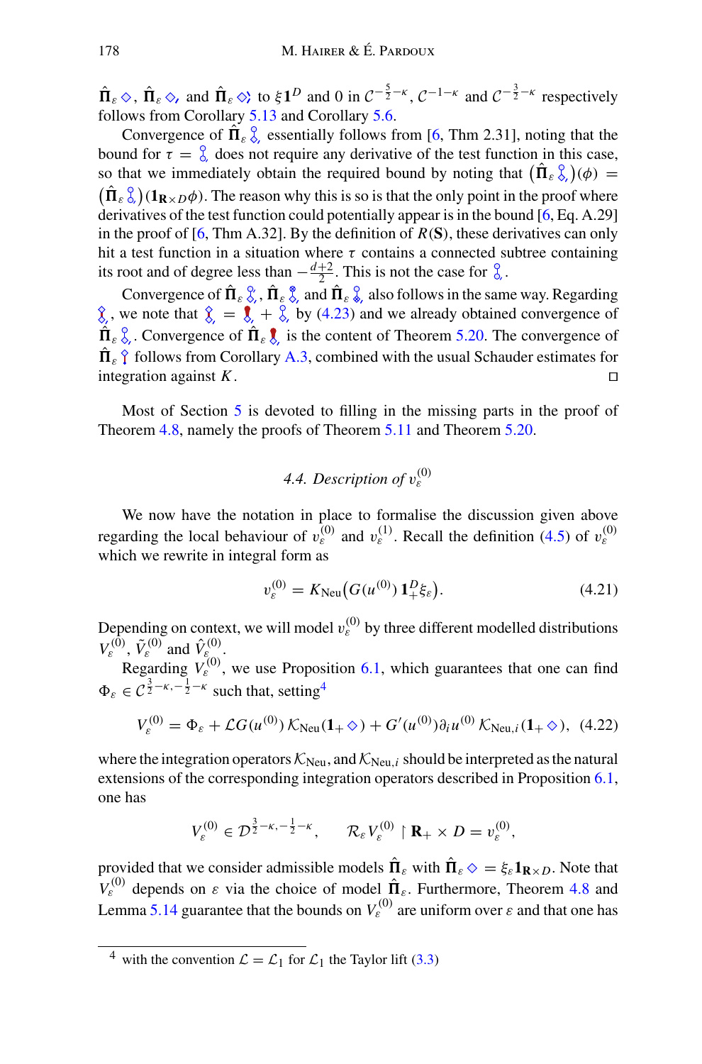$\hat{\boldsymbol{\Pi}}_\varepsilon \diamond$, $\hat{\boldsymbol{\Pi}}_\varepsilon \diamond_{,}$ and $\hat{\boldsymbol{\Pi}}_\varepsilon \diamond\!\diamond_{,}$ to $\xi \mathbf{1}^D$ and 0 in $\mathcal{C}^{-\frac{5}{2}-\kappa}$, $\mathcal{C}^{-1-\kappa}$ and $\mathcal{C}^{-\frac{3}{2}-\kappa}$ respectively follows from Corollary 5.13 and Corollary 5.6.

Convergence of $\hat{\boldsymbol{\Pi}}_\varepsilon \wr_{,}$ essentially follows from [6, Thm 2.31], noting that the bound for $\tau = \wr_{,}$ does not require any derivative of the test function in this case, so that we immediately obtain the required bound by noting that $\big(\hat{\boldsymbol{\Pi}}_\varepsilon \wr_{,}\big)(\phi) = \big(\hat{\boldsymbol{\Pi}}_\varepsilon \wr\big)(\mathbf{1}_{\mathbf{R}\times D}\phi)$. The reason why this is so is that the only point in the proof where derivatives of the test function could potentially appear is in the bound [6, Eq. A.29] in the proof of [6, Thm A.32]. By the definition of $R(\mathbf{S})$, these derivatives can only hit a test function in a situation where $\tau$ contains a connected subtree containing its root and of degree less than $-\frac{d+2}{2}$. This is not the case for $\wr_{,}$.

Convergence of $\hat{\boldsymbol{\Pi}}_\varepsilon \wr_{,}$, $\hat{\boldsymbol{\Pi}}_\varepsilon \wr_{,}$ and $\hat{\boldsymbol{\Pi}}_\varepsilon \wr_{,}$ also follows in the same way. Regarding $\wr_{,}$, we note that $\wr_{,} = \wr_{,} + \wr_{,}$ by (4.23) and we already obtained convergence of $\hat{\boldsymbol{\Pi}}_\varepsilon \wr_{,}$. Convergence of $\hat{\boldsymbol{\Pi}}_\varepsilon \wr_{,}$ is the content of Theorem 5.20. The convergence of $\hat{\boldsymbol{\Pi}}_\varepsilon \wr$ follows from Corollary A.3, combined with the usual Schauder estimates for integration against $K$. ◻

Most of Section 5 is devoted to filling in the missing parts in the proof of Theorem 4.8, namely the proofs of Theorem 5.11 and Theorem 5.20.

## 4.4. Description of $v_\varepsilon^{(0)}$

We now have the notation in place to formalise the discussion given above regarding the local behaviour of $v_\varepsilon^{(0)}$ and $v_\varepsilon^{(1)}$. Recall the definition (4.5) of $v_\varepsilon^{(0)}$ which we rewrite in integral form as

$$v_\varepsilon^{(0)} = K_{\mathrm{Neu}}\big(G(u^{(0)})\,\mathbf{1}_+^D \xi_\varepsilon\big). \tag{4.21}$$

Depending on context, we will model $v_\varepsilon^{(0)}$ by three different modelled distributions $V_\varepsilon^{(0)}$, $\tilde V_\varepsilon^{(0)}$ and $\hat V_\varepsilon^{(0)}$.

Regarding $V_\varepsilon^{(0)}$, we use Proposition 6.1, which guarantees that one can find $\Phi_\varepsilon \in \mathcal{C}^{\frac{3}{2}-\kappa,-\frac{1}{2}-\kappa}$ such that, setting[4]

$$V_\varepsilon^{(0)} = \Phi_\varepsilon + \mathcal{L}G(u^{(0)})\,\mathcal{K}_{\mathrm{Neu}}(\mathbf{1}_+\diamond) + G'(u^{(0)})\partial_i u^{(0)}\,\mathcal{K}_{\mathrm{Neu},i}(\mathbf{1}_+\diamond), \tag{4.22}$$

where the integration operators $\mathcal{K}_{\mathrm{Neu}}$, and $\mathcal{K}_{\mathrm{Neu},i}$ should be interpreted as the natural extensions of the corresponding integration operators described in Proposition 6.1, one has

$$V_\varepsilon^{(0)} \in \mathcal{D}^{\frac{3}{2}-\kappa,-\frac{1}{2}-\kappa}, \qquad \mathcal{R}_\varepsilon V_\varepsilon^{(0)} \restriction \mathbf{R}_+ \times D = v_\varepsilon^{(0)},$$

provided that we consider admissible models $\hat{\boldsymbol{\Pi}}_\varepsilon$ with $\hat{\boldsymbol{\Pi}}_\varepsilon \diamond = \xi_\varepsilon \mathbf{1}_{\mathbf{R}\times D}$. Note that $V_\varepsilon^{(0)}$ depends on $\varepsilon$ via the choice of model $\hat{\boldsymbol{\Pi}}_\varepsilon$. Furthermore, Theorem 4.8 and Lemma 5.14 guarantee that the bounds on $V_\varepsilon^{(0)}$ are uniform over $\varepsilon$ and that one has

[4] with the convention $\mathcal{L} = \mathcal{L}_1$ for $\mathcal{L}_1$ the Taylor lift (3.3)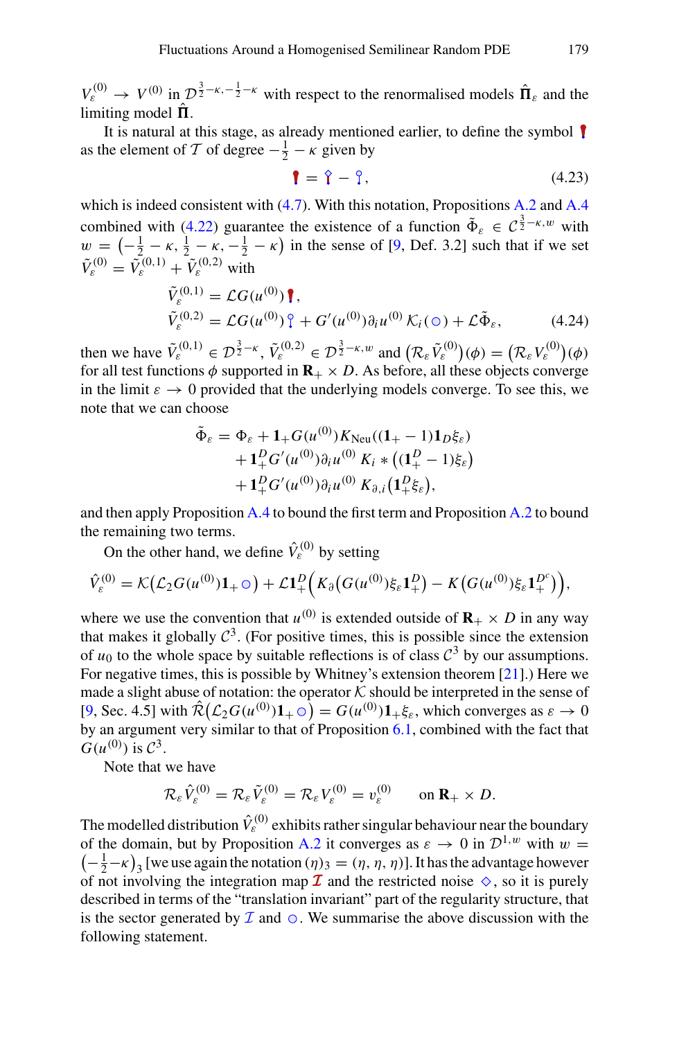$V_\varepsilon^{(0)} \to V^{(0)}$ in $\mathcal{D}^{\frac{3}{2}-\kappa,-\frac{1}{2}-\kappa}$ with respect to the renormalised models $\hat{\mathbf{\Pi}}_\varepsilon$ and the limiting model $\hat{\mathbf{\Pi}}$.

It is natural at this stage, as already mentioned earlier, to define the symbol $\color{red}{\Psi}$ as the element of $\mathcal{T}$ of degree $-\frac{1}{2}-\kappa$ given by

$$
\color{red}{\Psi} \color{black}{=} \Psi_{\diamond} - \Psi_{\circ}, \tag{4.23}
$$

which is indeed consistent with (4.7). With this notation, Propositions A.2 and A.4 combined with (4.22) guarantee the existence of a function $\tilde{\Phi}_\varepsilon \in \mathcal{C}^{\frac{3}{2}-\kappa,w}$ with $w = \left(-\frac{1}{2}-\kappa, \frac{1}{2}-\kappa, -\frac{1}{2}-\kappa\right)$ in the sense of [9, Def. 3.2] such that if we set $\tilde{V}_\varepsilon^{(0)} = \tilde{V}_\varepsilon^{(0,1)} + \tilde{V}_\varepsilon^{(0,2)}$ with

$$
\begin{aligned}
\tilde{V}_\varepsilon^{(0,1)} &= \mathcal{L}G(u^{(0)})\,\color{red}{\Psi}\color{black}{,} \\
\tilde{V}_\varepsilon^{(0,2)} &= \mathcal{L}G(u^{(0)})\,\Psi_{\circ} + G'(u^{(0)})\partial_i u^{(0)}\,\mathcal{K}_i(\circ) + \mathcal{L}\tilde{\Phi}_\varepsilon,
\end{aligned} \tag{4.24}
$$

then we have $\tilde{V}_\varepsilon^{(0,1)} \in \mathcal{D}^{\frac{3}{2}-\kappa}$, $\tilde{V}_\varepsilon^{(0,2)} \in \mathcal{D}^{\frac{3}{2}-\kappa,w}$ and $\big(\mathcal{R}_\varepsilon \tilde{V}_\varepsilon^{(0)}\big)(\phi) = \big(\mathcal{R}_\varepsilon V_\varepsilon^{(0)}\big)(\phi)$ for all test functions $\phi$ supported in $\mathbf{R}_+ \times D$. As before, all these objects converge in the limit $\varepsilon \to 0$ provided that the underlying models converge. To see this, we note that we can choose

$$
\begin{aligned}
\tilde{\Phi}_\varepsilon = \Phi_\varepsilon &+ \mathbf{1}_+ G(u^{(0)}) K_{\mathrm{Neu}}((\mathbf{1}_+ - 1)\mathbf{1}_D \xi_\varepsilon) \\
&+ \mathbf{1}_+^D G'(u^{(0)})\partial_i u^{(0)}\, K_i * \big((\mathbf{1}_+^D - 1)\xi_\varepsilon\big) \\
&+ \mathbf{1}_+^D G'(u^{(0)})\partial_i u^{(0)}\, K_{\partial,i}\big(\mathbf{1}_+^D \xi_\varepsilon\big),
\end{aligned}
$$

and then apply Proposition A.4 to bound the first term and Proposition A.2 to bound the remaining two terms.

On the other hand, we define $\hat{V}_\varepsilon^{(0)}$ by setting

$$
\hat{V}_\varepsilon^{(0)} = \mathcal{K}\big(\mathcal{L}_2 G(u^{(0)})\mathbf{1}_+ \circ\big) + \mathcal{L}\mathbf{1}_+^D\Big(K_\partial\big(G(u^{(0)})\xi_\varepsilon \mathbf{1}_+^D\big) - K\big(G(u^{(0)})\xi_\varepsilon \mathbf{1}_+^{D^c}\big)\Big),
$$

where we use the convention that $u^{(0)}$ is extended outside of $\mathbf{R}_+ \times D$ in any way that makes it globally $\mathcal{C}^3$. (For positive times, this is possible since the extension of $u_0$ to the whole space by suitable reflections is of class $\mathcal{C}^3$ by our assumptions. For negative times, this is possible by Whitney's extension theorem [21].) Here we made a slight abuse of notation: the operator $\mathcal{K}$ should be interpreted in the sense of [9, Sec. 4.5] with $\hat{\mathcal{R}}\big(\mathcal{L}_2 G(u^{(0)})\mathbf{1}_+ \circ\big) = G(u^{(0)})\mathbf{1}_+ \xi_\varepsilon$, which converges as $\varepsilon \to 0$ by an argument very similar to that of Proposition 6.1, combined with the fact that $G(u^{(0)})$ is $\mathcal{C}^3$.

Note that we have

$$
\mathcal{R}_\varepsilon \hat{V}_\varepsilon^{(0)} = \mathcal{R}_\varepsilon \tilde{V}_\varepsilon^{(0)} = \mathcal{R}_\varepsilon V_\varepsilon^{(0)} = v_\varepsilon^{(0)} \qquad \text{on } \mathbf{R}_+ \times D.
$$

The modelled distribution $\hat{V}_\varepsilon^{(0)}$ exhibits rather singular behaviour near the boundary of the domain, but by Proposition A.2 it converges as $\varepsilon \to 0$ in $\mathcal{D}^{1,w}$ with $w = \left(-\frac{1}{2}-\kappa\right)_3$ [we use again the notation $(\eta)_3 = (\eta, \eta, \eta)$]. It has the advantage however of not involving the integration map $\color{red}{\mathcal{I}}$ and the restricted noise $\diamond$, so it is purely described in terms of the "translation invariant" part of the regularity structure, that is the sector generated by $\mathcal{I}$ and $\circ$. We summarise the above discussion with the following statement.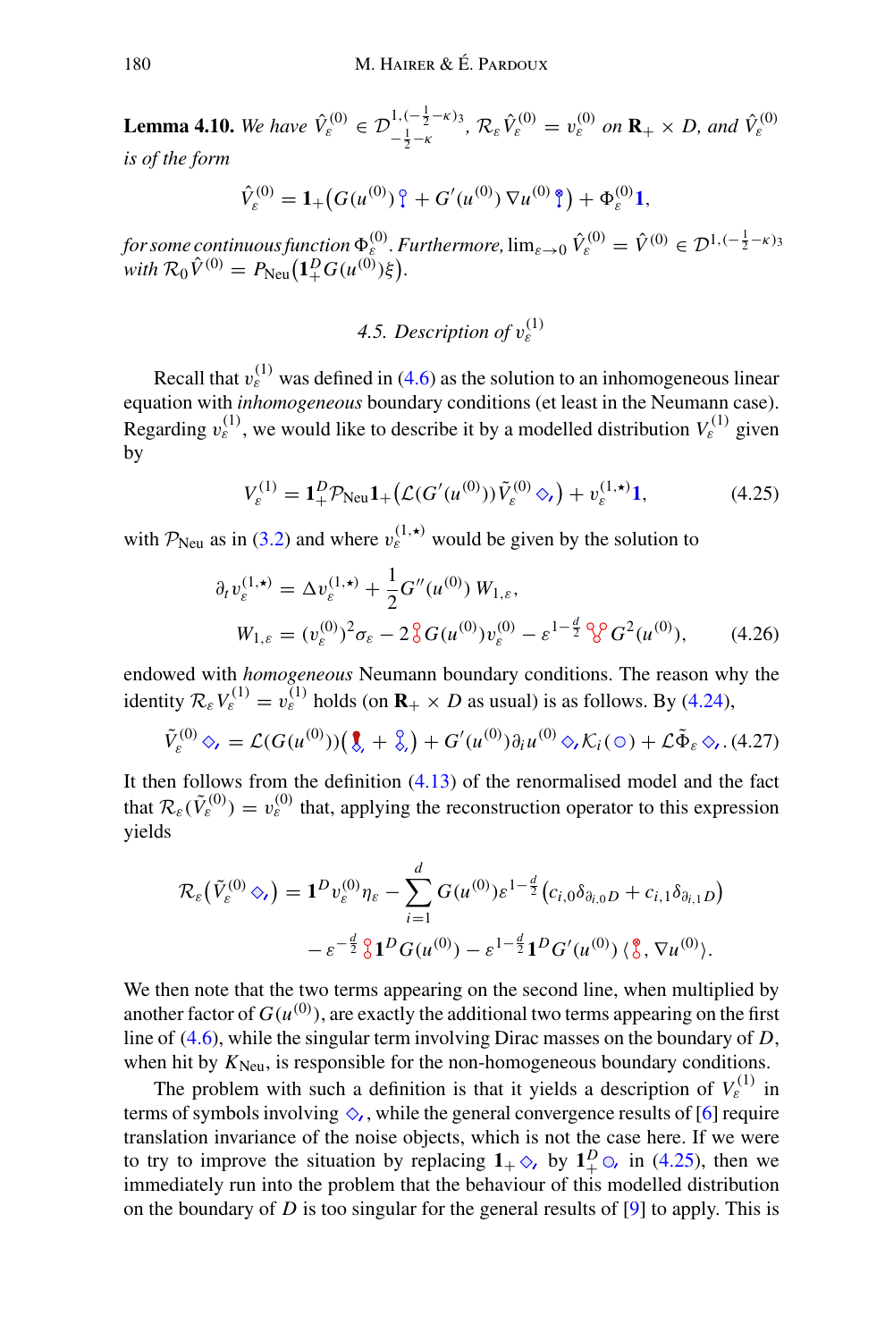**Lemma 4.10.** *We have $\hat V_\varepsilon^{(0)} \in \mathcal{D}^{1,(-\frac12-\kappa)_3}_{-\frac12-\kappa}$, $\mathcal{R}_\varepsilon \hat V_\varepsilon^{(0)} = v_\varepsilon^{(0)}$ on $\mathbf{R}_+ \times D$, and $\hat V_\varepsilon^{(0)}$ is of the form*

$$\hat V_\varepsilon^{(0)} = \mathbf{1}_+\big(G(u^{(0)})\,\Psi + G'(u^{(0)})\,\nabla u^{(0)}\,\Psi'\big) + \Phi_\varepsilon^{(0)}\mathbf{1},$$

*for some continuous function $\Phi_\varepsilon^{(0)}$. Furthermore, $\lim_{\varepsilon\to 0}\hat V_\varepsilon^{(0)} = \hat V^{(0)} \in \mathcal{D}^{1,(-\frac12-\kappa)_3}$ with $\mathcal{R}_0 \hat V^{(0)} = P_{\mathrm{Neu}}\big(\mathbf{1}_+^D G(u^{(0)})\xi\big)$.*

## 4.5. Description of $v_\varepsilon^{(1)}$

Recall that $v_\varepsilon^{(1)}$ was defined in (4.6) as the solution to an inhomogeneous linear equation with *inhomogeneous* boundary conditions (et least in the Neumann case). Regarding $v_\varepsilon^{(1)}$, we would like to describe it by a modelled distribution $V_\varepsilon^{(1)}$ given by

$$V_\varepsilon^{(1)} = \mathbf{1}_+^D \mathcal{P}_{\mathrm{Neu}} \mathbf{1}_+\big(\mathcal{L}(G'(u^{(0)}))\tilde V_\varepsilon^{(0)}\,\diamond\big) + v_\varepsilon^{(1,\star)}\mathbf{1}, \tag{4.25}$$

with $\mathcal{P}_{\mathrm{Neu}}$ as in (3.2) and where $v_\varepsilon^{(1,\star)}$ would be given by the solution to

$$\begin{aligned}
\partial_t v_\varepsilon^{(1,\star)} &= \Delta v_\varepsilon^{(1,\star)} + \frac12 G''(u^{(0)})\, W_{1,\varepsilon},\\
W_{1,\varepsilon} &= (v_\varepsilon^{(0)})^2\sigma_\varepsilon - 2\,\Psi\, G(u^{(0)}) v_\varepsilon^{(0)} - \varepsilon^{1-\frac d2}\,\Psi\Psi\, G^2(u^{(0)}),
\end{aligned} \tag{4.26}$$

endowed with *homogeneous* Neumann boundary conditions. The reason why the identity $\mathcal{R}_\varepsilon V_\varepsilon^{(1)} = v_\varepsilon^{(1)}$ holds (on $\mathbf{R}_+ \times D$ as usual) is as follows. By (4.24),

$$\tilde V_\varepsilon^{(0)}\,\diamond = \mathcal{L}(G(u^{(0)}))\big(\Psi + \Psi\big) + G'(u^{(0)})\partial_i u^{(0)}\,\diamond\,\mathcal{K}_i(\circ) + \mathcal{L}\tilde\Phi_\varepsilon\,\diamond. \tag{4.27}$$

It then follows from the definition (4.13) of the renormalised model and the fact that $\mathcal{R}_\varepsilon(\tilde V_\varepsilon^{(0)}) = v_\varepsilon^{(0)}$ that, applying the reconstruction operator to this expression yields

$$\begin{aligned}
\mathcal{R}_\varepsilon\big(\tilde V_\varepsilon^{(0)}\,\diamond\big) &= \mathbf{1}^D v_\varepsilon^{(0)}\eta_\varepsilon - \sum_{i=1}^d G(u^{(0)})\varepsilon^{1-\frac d2}\big(c_{i,0}\delta_{\partial_{i,0}D} + c_{i,1}\delta_{\partial_{i,1}D}\big)\\
&\quad - \varepsilon^{-\frac d2}\,\Psi\,\mathbf{1}^D G(u^{(0)}) - \varepsilon^{1-\frac d2}\mathbf{1}^D G'(u^{(0)})\,\langle \Psi, \nabla u^{(0)}\rangle.
\end{aligned}$$

We then note that the two terms appearing on the second line, when multiplied by another factor of $G(u^{(0)})$, are exactly the additional two terms appearing on the first line of (4.6), while the singular term involving Dirac masses on the boundary of $D$, when hit by $K_{\mathrm{Neu}}$, is responsible for the non-homogeneous boundary conditions.

The problem with such a definition is that it yields a description of $V_\varepsilon^{(1)}$ in terms of symbols involving $\diamond$, while the general convergence results of [6] require translation invariance of the noise objects, which is not the case here. If we were to try to improve the situation by replacing $\mathbf{1}_+\diamond$ by $\mathbf{1}_+^D\,\circ$ in (4.25), then we immediately run into the problem that the behaviour of this modelled distribution on the boundary of $D$ is too singular for the general results of [9] to apply. This is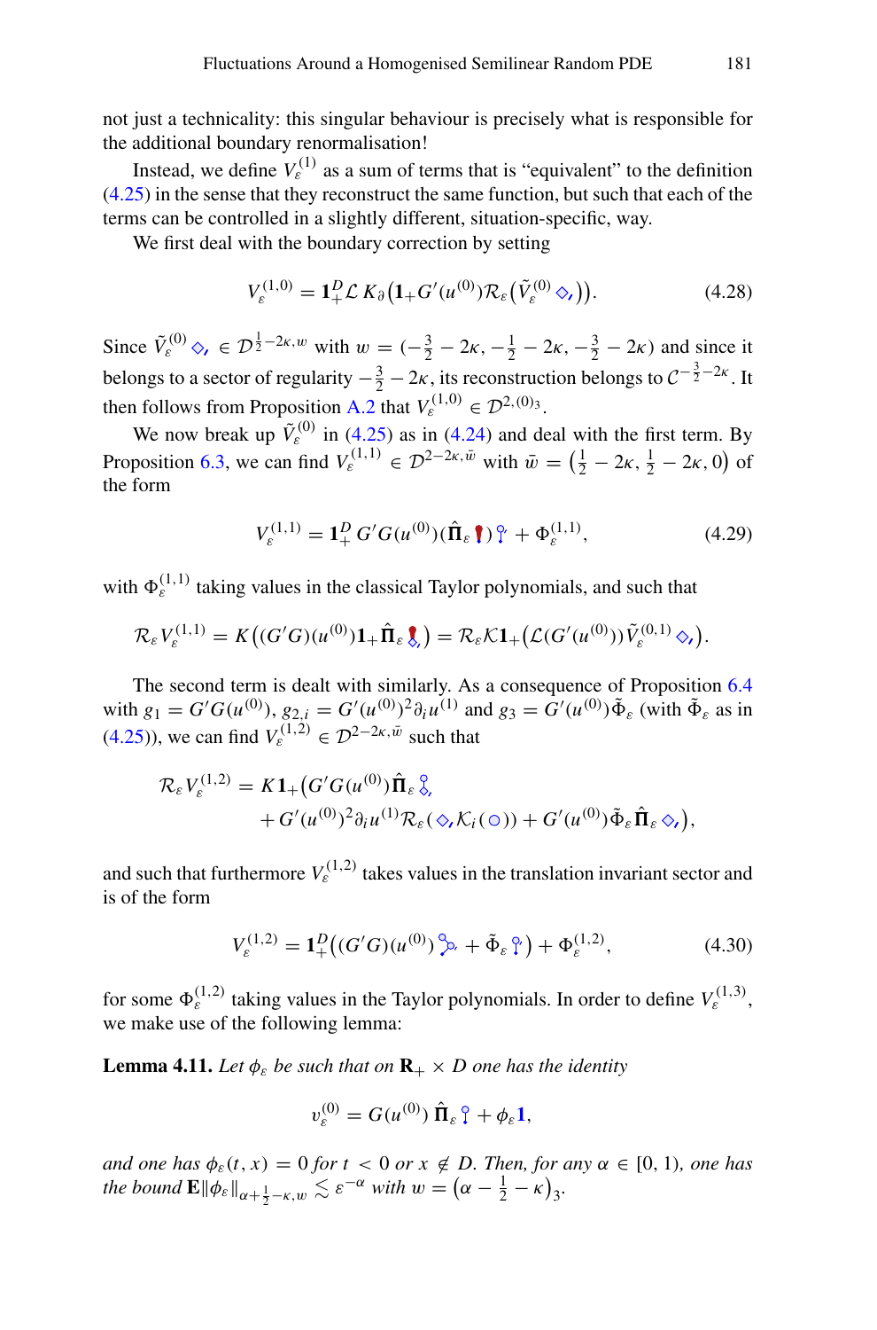not just a technicality: this singular behaviour is precisely what is responsible for the additional boundary renormalisation!

Instead, we define $V_\varepsilon^{(1)}$ as a sum of terms that is "equivalent" to the definition (4.25) in the sense that they reconstruct the same function, but such that each of the terms can be controlled in a slightly different, situation-specific, way.

We first deal with the boundary correction by setting

$$V_\varepsilon^{(1,0)} = \mathbf{1}_+^D \mathcal{L}\, K_\partial\big(\mathbf{1}_+ G'(u^{(0)}) \mathcal{R}_\varepsilon\big(\tilde V_\varepsilon^{(0)} \diamond\big)\big). \tag{4.28}$$

Since $\tilde V_\varepsilon^{(0)} \diamond \in \mathcal{D}^{\frac{1}{2}-2\kappa,w}$ with $w = (-\frac{3}{2}-2\kappa, -\frac{1}{2}-2\kappa, -\frac{3}{2}-2\kappa)$ and since it belongs to a sector of regularity $-\frac{3}{2}-2\kappa$, its reconstruction belongs to $\mathcal{C}^{-\frac{3}{2}-2\kappa}$. It then follows from Proposition A.2 that $V_\varepsilon^{(1,0)} \in \mathcal{D}^{2,(0)_3}$.

We now break up $\tilde V_\varepsilon^{(0)}$ in (4.25) as in (4.24) and deal with the first term. By Proposition 6.3, we can find $V_\varepsilon^{(1,1)} \in \mathcal{D}^{2-2\kappa,\bar w}$ with $\bar w = \big(\frac{1}{2}-2\kappa, \frac{1}{2}-2\kappa, 0\big)$ of the form

$$V_\varepsilon^{(1,1)} = \mathbf{1}_+^D\, G'G(u^{(0)})(\hat{\boldsymbol{\Pi}}_\varepsilon \,\mathbf{!}\,)\, ⚲ + \Phi_\varepsilon^{(1,1)}, \tag{4.29}$$

with $\Phi_\varepsilon^{(1,1)}$ taking values in the classical Taylor polynomials, and such that

$$\mathcal{R}_\varepsilon V_\varepsilon^{(1,1)} = K\big((G'G)(u^{(0)})\mathbf{1}_+ \hat{\boldsymbol{\Pi}}_\varepsilon \,\mathbf{!}\!\diamond\big) = \mathcal{R}_\varepsilon \mathcal{K}\mathbf{1}_+\big(\mathcal{L}(G'(u^{(0)}))\tilde V_\varepsilon^{(0,1)} \diamond\big).$$

The second term is dealt with similarly. As a consequence of Proposition 6.4 with $g_1 = G'G(u^{(0)})$, $g_{2,i} = G'(u^{(0)})^2 \partial_i u^{(1)}$ and $g_3 = G'(u^{(0)})\tilde\Phi_\varepsilon$ (with $\tilde\Phi_\varepsilon$ as in (4.25)), we can find $V_\varepsilon^{(1,2)} \in \mathcal{D}^{2-2\kappa,\bar w}$ such that

$$\begin{aligned}\mathcal{R}_\varepsilon V_\varepsilon^{(1,2)} = K\mathbf{1}_+\big(&G'G(u^{(0)})\hat{\boldsymbol{\Pi}}_\varepsilon \,⚲\!\diamond \\ &+ G'(u^{(0)})^2 \partial_i u^{(1)} \mathcal{R}_\varepsilon(\diamond\, \mathcal{K}_i(\circ)) + G'(u^{(0)})\tilde\Phi_\varepsilon \hat{\boldsymbol{\Pi}}_\varepsilon \diamond\big),\end{aligned}$$

and such that furthermore $V_\varepsilon^{(1,2)}$ takes values in the translation invariant sector and is of the form

$$V_\varepsilon^{(1,2)} = \mathbf{1}_+^D\big((G'G)(u^{(0)})\, ⚲\!\!\diamond + \tilde\Phi_\varepsilon\, ⚲\big) + \Phi_\varepsilon^{(1,2)}, \tag{4.30}$$

for some $\Phi_\varepsilon^{(1,2)}$ taking values in the Taylor polynomials. In order to define $V_\varepsilon^{(1,3)}$, we make use of the following lemma:

**Lemma 4.11.** *Let $\phi_\varepsilon$ be such that on $\mathbf{R}_+ \times D$ one has the identity*

$$v_\varepsilon^{(0)} = G(u^{(0)})\, \hat{\boldsymbol{\Pi}}_\varepsilon\, ⚲ + \phi_\varepsilon \mathbf{1},$$

*and one has $\phi_\varepsilon(t,x) = 0$ for $t < 0$ or $x \notin D$. Then, for any $\alpha \in [0,1)$, one has the bound $\mathbf{E}\|\phi_\varepsilon\|_{\alpha+\frac{1}{2}-\kappa,w} \lesssim \varepsilon^{-\alpha}$ with $w = \big(\alpha - \frac{1}{2} - \kappa\big)_3$.*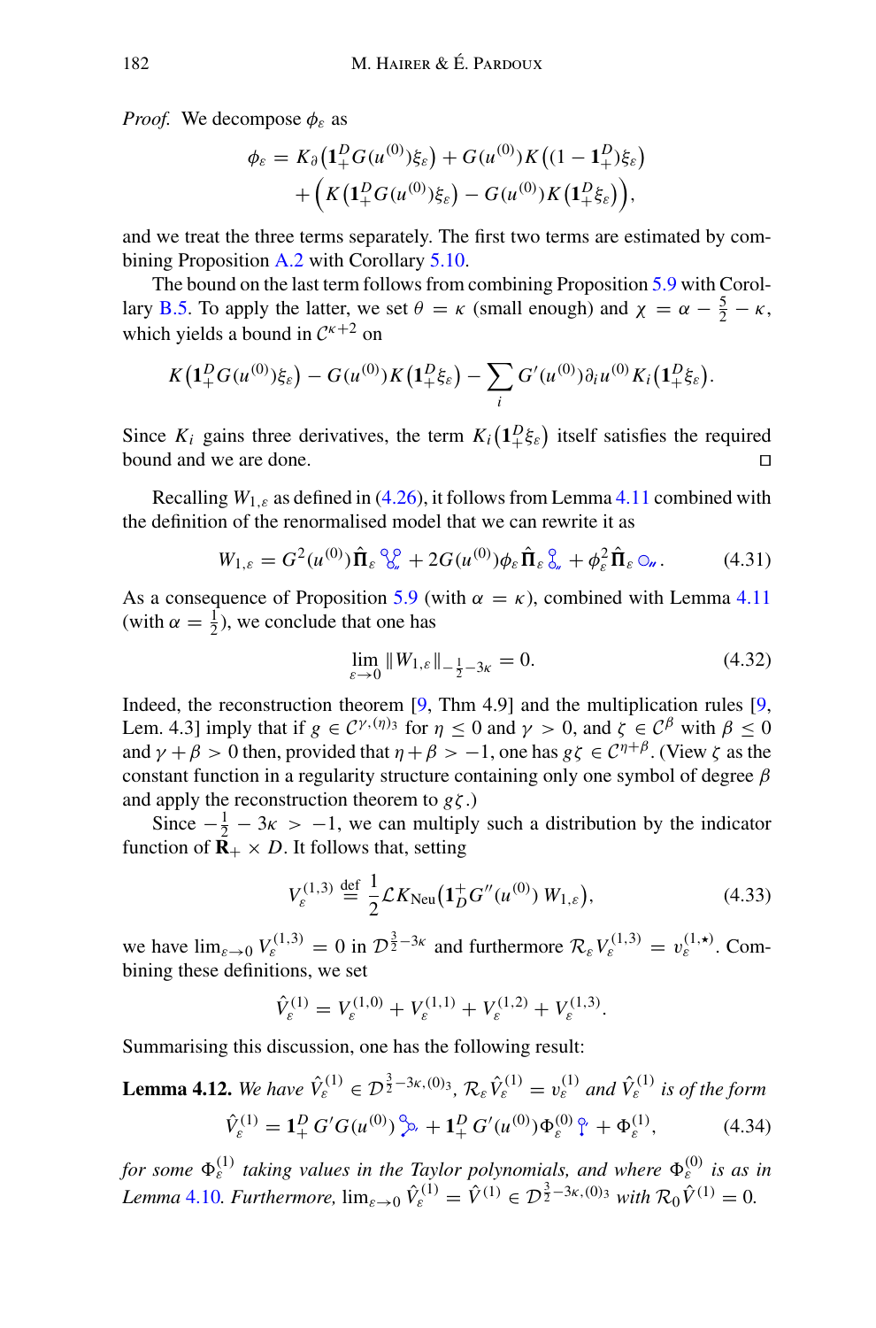*Proof.* We decompose $\phi_\varepsilon$ as

$$\phi_\varepsilon = K_\partial\big(\mathbf{1}_+^D G(u^{(0)})\xi_\varepsilon\big) + G(u^{(0)}) K\big((1-\mathbf{1}_+^D)\xi_\varepsilon\big) + \Big(K\big(\mathbf{1}_+^D G(u^{(0)})\xi_\varepsilon\big) - G(u^{(0)})K\big(\mathbf{1}_+^D\xi_\varepsilon\big)\Big),$$

and we treat the three terms separately. The first two terms are estimated by combining Proposition A.2 with Corollary 5.10.

The bound on the last term follows from combining Proposition 5.9 with Corollary B.5. To apply the latter, we set $\theta = \kappa$ (small enough) and $\chi = \alpha - \frac{5}{2} - \kappa$, which yields a bound in $\mathcal{C}^{\kappa+2}$ on

$$K\big(\mathbf{1}_+^D G(u^{(0)})\xi_\varepsilon\big) - G(u^{(0)})K\big(\mathbf{1}_+^D\xi_\varepsilon\big) - \sum_i G'(u^{(0)})\partial_i u^{(0)} K_i\big(\mathbf{1}_+^D\xi_\varepsilon\big).$$

Since $K_i$ gains three derivatives, the term $K_i\big(\mathbf{1}_+^D\xi_\varepsilon\big)$ itself satisfies the required bound and we are done. ◻

Recalling $W_{1,\varepsilon}$ as defined in (4.26), it follows from Lemma 4.11 combined with the definition of the renormalised model that we can rewrite it as

$$W_{1,\varepsilon} = G^2(u^{(0)})\hat{\mathbf{\Pi}}_\varepsilon \,\text{(symbol)} + 2G(u^{(0)})\phi_\varepsilon \hat{\mathbf{\Pi}}_\varepsilon \,\text{(symbol)} + \phi_\varepsilon^2 \hat{\mathbf{\Pi}}_\varepsilon \,\text{(symbol)}. \tag{4.31}$$

As a consequence of Proposition 5.9 (with $\alpha = \kappa$), combined with Lemma 4.11 (with $\alpha = \frac{1}{2}$), we conclude that one has

$$\lim_{\varepsilon\to 0} \|W_{1,\varepsilon}\|_{-\frac{1}{2}-3\kappa} = 0. \tag{4.32}$$

Indeed, the reconstruction theorem [9, Thm 4.9] and the multiplication rules [9, Lem. 4.3] imply that if $g \in \mathcal{C}^{\gamma,(\eta)_3}$ for $\eta \le 0$ and $\gamma > 0$, and $\zeta \in \mathcal{C}^\beta$ with $\beta \le 0$ and $\gamma + \beta > 0$ then, provided that $\eta + \beta > -1$, one has $g\zeta \in \mathcal{C}^{\eta+\beta}$. (View $\zeta$ as the constant function in a regularity structure containing only one symbol of degree $\beta$ and apply the reconstruction theorem to $g\zeta$.)

Since $-\frac{1}{2} - 3\kappa > -1$, we can multiply such a distribution by the indicator function of $\mathbf{R}_+ \times D$. It follows that, setting

$$V_\varepsilon^{(1,3)} \stackrel{\text{def}}{=} \frac{1}{2}\mathcal{L}K_{\text{Neu}}\big(\mathbf{1}_D^+ G''(u^{(0)})\, W_{1,\varepsilon}\big), \tag{4.33}$$

we have $\lim_{\varepsilon\to 0} V_\varepsilon^{(1,3)} = 0$ in $\mathcal{D}^{\frac{3}{2}-3\kappa}$ and furthermore $\mathcal{R}_\varepsilon V_\varepsilon^{(1,3)} = v_\varepsilon^{(1,\star)}$. Combining these definitions, we set

$$\hat{V}_\varepsilon^{(1)} = V_\varepsilon^{(1,0)} + V_\varepsilon^{(1,1)} + V_\varepsilon^{(1,2)} + V_\varepsilon^{(1,3)}.$$

Summarising this discussion, one has the following result:

**Lemma 4.12.** *We have $\hat{V}_\varepsilon^{(1)} \in \mathcal{D}^{\frac{3}{2}-3\kappa,(0)_3}$, $\mathcal{R}_\varepsilon \hat{V}_\varepsilon^{(1)} = v_\varepsilon^{(1)}$ and $\hat{V}_\varepsilon^{(1)}$ is of the form*

$$\hat{V}_\varepsilon^{(1)} = \mathbf{1}_+^D G' G(u^{(0)}) \,\text{(symbol)} + \mathbf{1}_+^D G'(u^{(0)})\Phi_\varepsilon^{(0)} \,\text{(symbol)} + \Phi_\varepsilon^{(1)}, \tag{4.34}$$

*for some $\Phi_\varepsilon^{(1)}$ taking values in the Taylor polynomials, and where $\Phi_\varepsilon^{(0)}$ is as in Lemma 4.10. Furthermore, $\lim_{\varepsilon\to 0}\hat{V}_\varepsilon^{(1)} = \hat{V}^{(1)} \in \mathcal{D}^{\frac{3}{2}-3\kappa,(0)_3}$ with $\mathcal{R}_0\hat{V}^{(1)} = 0$.*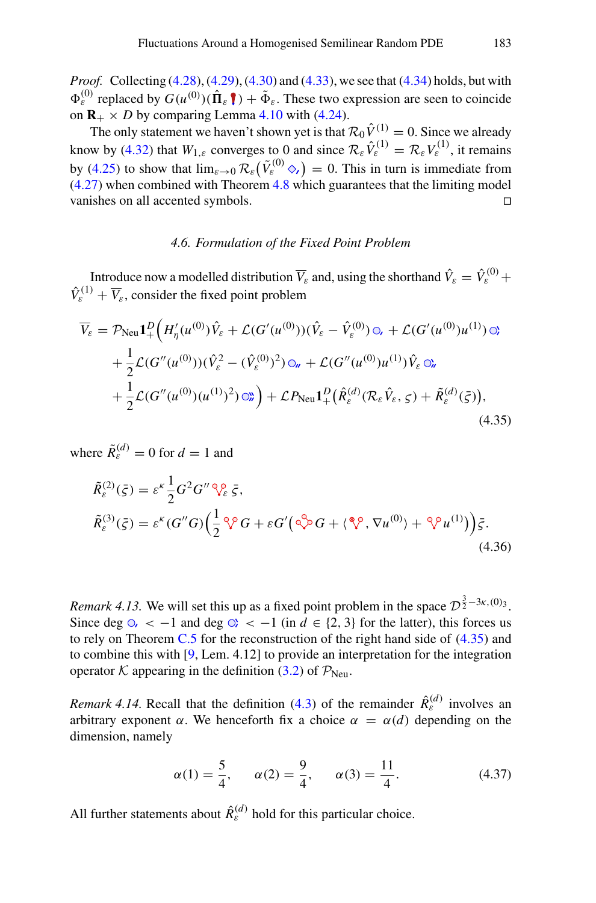*Proof.* Collecting (4.28), (4.29), (4.30) and (4.33), we see that (4.34) holds, but with $\Phi_\varepsilon^{(0)}$ replaced by $G(u^{(0)})(\hat{\boldsymbol{\Pi}}_\varepsilon \,!\,) + \tilde{\Phi}_\varepsilon$. These two expression are seen to coincide on $\mathbf{R}_+ \times D$ by comparing Lemma 4.10 with (4.24).

The only statement we haven't shown yet is that $\mathcal{R}_0 \hat{V}^{(1)} = 0$. Since we already know by (4.32) that $W_{1,\varepsilon}$ converges to 0 and since $\mathcal{R}_\varepsilon \hat{V}_\varepsilon^{(1)} = \mathcal{R}_\varepsilon V_\varepsilon^{(1)}$, it remains by (4.25) to show that $\lim_{\varepsilon\to 0} \mathcal{R}_\varepsilon\big(\tilde{V}_\varepsilon^{(0)} \diamond\big) = 0$. This in turn is immediate from (4.27) when combined with Theorem 4.8 which guarantees that the limiting model vanishes on all accented symbols. $\square$

### 4.6. Formulation of the Fixed Point Problem

Introduce now a modelled distribution $\overline{V}_\varepsilon$ and, using the shorthand $\hat{V}_\varepsilon = \hat{V}_\varepsilon^{(0)} + \hat{V}_\varepsilon^{(1)} + \overline{V}_\varepsilon$, consider the fixed point problem

$$
\begin{aligned}
\overline{V}_\varepsilon = \mathcal{P}_{\mathrm{Neu}} \mathbf{1}_+^D \Big( & H'_\eta(u^{(0)}) \hat{V}_\varepsilon + \mathcal{L}(G'(u^{(0)}))(\hat{V}_\varepsilon - \hat{V}_\varepsilon^{(0)}) \circ + \mathcal{L}(G'(u^{(0)}) u^{(1)}) \circ \\
& + \frac{1}{2} \mathcal{L}(G''(u^{(0)}))(\hat{V}_\varepsilon^2 - (\hat{V}_\varepsilon^{(0)})^2) \circ + \mathcal{L}(G''(u^{(0)}) u^{(1)}) \hat{V}_\varepsilon \circ \\
& + \frac{1}{2} \mathcal{L}(G''(u^{(0)}))(u^{(1)})^2) \circ \Big) + \mathcal{L} \mathcal{P}_{\mathrm{Neu}} \mathbf{1}_+^D \big( \hat{R}_\varepsilon^{(d)}(\mathcal{R}_\varepsilon \hat{V}_\varepsilon, \varsigma) + \tilde{R}_\varepsilon^{(d)}(\bar{\varsigma}) \big),
\end{aligned}
\tag{4.35}
$$

where $\tilde{R}_\varepsilon^{(d)} = 0$ for $d = 1$ and

$$
\begin{aligned}
\tilde{R}_\varepsilon^{(2)}(\bar{\varsigma}) &= \varepsilon^\kappa \frac{1}{2} G^2 G'' \, \Upsilon_\varepsilon \, \bar{\varsigma}, \\
\tilde{R}_\varepsilon^{(3)}(\bar{\varsigma}) &= \varepsilon^\kappa (G'' G) \Big( \frac{1}{2} \Upsilon G + \varepsilon G' \big( \Upsilon G + \langle \Upsilon, \nabla u^{(0)} \rangle + \Upsilon u^{(1)} \big) \Big) \bar{\varsigma}.
\end{aligned}
\tag{4.36}
$$

*Remark 4.13.* We will set this up as a fixed point problem in the space $\mathcal{D}^{\frac{3}{2}-3\kappa,(0)_3}$. Since $\deg \circ < -1$ and $\deg \circ < -1$ (in $d \in \{2, 3\}$ for the latter), this forces us to rely on Theorem C.5 for the reconstruction of the right hand side of (4.35) and to combine this with [9, Lem. 4.12] to provide an interpretation for the integration operator $\mathcal{K}$ appearing in the definition (3.2) of $\mathcal{P}_{\mathrm{Neu}}$.

*Remark 4.14.* Recall that the definition (4.3) of the remainder $\hat{R}_\varepsilon^{(d)}$ involves an arbitrary exponent $\alpha$. We henceforth fix a choice $\alpha = \alpha(d)$ depending on the dimension, namely

$$
\alpha(1) = \frac{5}{4}, \qquad \alpha(2) = \frac{9}{4}, \qquad \alpha(3) = \frac{11}{4}.
\tag{4.37}
$$

All further statements about $\hat{R}_\varepsilon^{(d)}$ hold for this particular choice.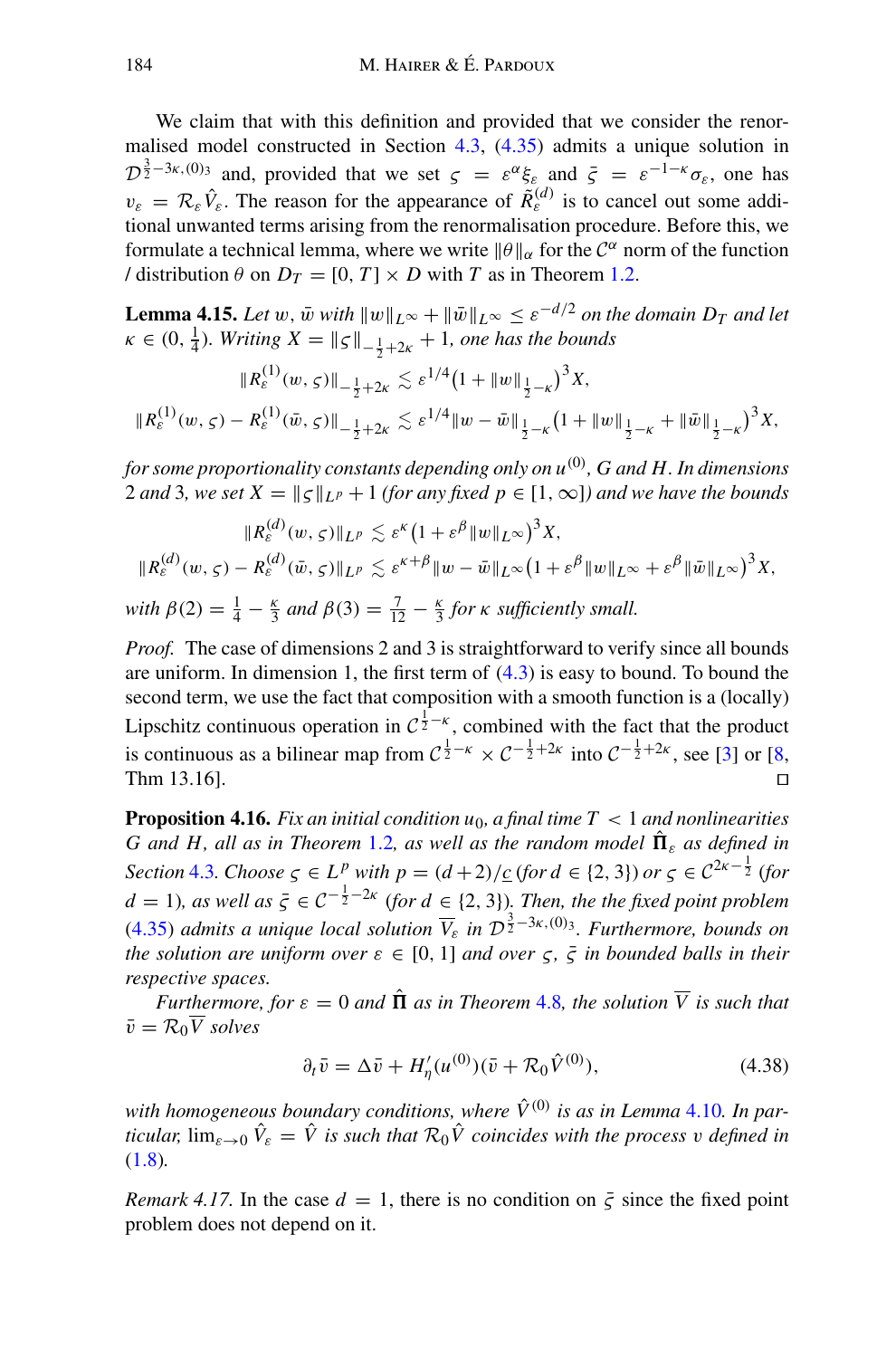We claim that with this definition and provided that we consider the renormalised model constructed in Section 4.3, (4.35) admits a unique solution in $\mathcal{D}^{\frac{3}{2}-3\kappa,(0)_3}$ and, provided that we set $\varsigma = \varepsilon^\alpha \xi_\varepsilon$ and $\bar\varsigma = \varepsilon^{-1-\kappa}\sigma_\varepsilon$, one has $v_\varepsilon = \mathcal{R}_\varepsilon \hat V_\varepsilon$. The reason for the appearance of $\tilde R_\varepsilon^{(d)}$ is to cancel out some additional unwanted terms arising from the renormalisation procedure. Before this, we formulate a technical lemma, where we write $\|\theta\|_\alpha$ for the $\mathcal{C}^\alpha$ norm of the function / distribution $\theta$ on $D_T = [0,T]\times D$ with $T$ as in Theorem 1.2.

**Lemma 4.15.** *Let $w, \bar w$ with $\|w\|_{L^\infty} + \|\bar w\|_{L^\infty} \le \varepsilon^{-d/2}$ on the domain $D_T$ and let $\kappa \in (0,\frac14)$. Writing $X = \|\varsigma\|_{-\frac12+2\kappa} + 1$, one has the bounds*

$$\|R_\varepsilon^{(1)}(w,\varsigma)\|_{-\frac12+2\kappa} \lesssim \varepsilon^{1/4}\big(1+\|w\|_{\frac12-\kappa}\big)^3 X,$$
$$\|R_\varepsilon^{(1)}(w,\varsigma) - R_\varepsilon^{(1)}(\bar w,\varsigma)\|_{-\frac12+2\kappa} \lesssim \varepsilon^{1/4}\|w-\bar w\|_{\frac12-\kappa}\big(1+\|w\|_{\frac12-\kappa}+\|\bar w\|_{\frac12-\kappa}\big)^3 X,$$

*for some proportionality constants depending only on $u^{(0)}$, $G$ and $H$. In dimensions 2 and 3, we set $X = \|\varsigma\|_{L^p} + 1$ (for any fixed $p\in[1,\infty]$) and we have the bounds*

$$\|R_\varepsilon^{(d)}(w,\varsigma)\|_{L^p} \lesssim \varepsilon^\kappa\big(1+\varepsilon^\beta\|w\|_{L^\infty}\big)^3 X,$$
$$\|R_\varepsilon^{(d)}(w,\varsigma) - R_\varepsilon^{(d)}(\bar w,\varsigma)\|_{L^p} \lesssim \varepsilon^{\kappa+\beta}\|w-\bar w\|_{L^\infty}\big(1+\varepsilon^\beta\|w\|_{L^\infty}+\varepsilon^\beta\|\bar w\|_{L^\infty}\big)^3 X,$$

*with $\beta(2) = \frac14 - \frac{\kappa}{3}$ and $\beta(3) = \frac{7}{12} - \frac{\kappa}{3}$ for $\kappa$ sufficiently small.*

*Proof.* The case of dimensions 2 and 3 is straightforward to verify since all bounds are uniform. In dimension 1, the first term of (4.3) is easy to bound. To bound the second term, we use the fact that composition with a smooth function is a (locally) Lipschitz continuous operation in $\mathcal{C}^{\frac12-\kappa}$, combined with the fact that the product is continuous as a bilinear map from $\mathcal{C}^{\frac12-\kappa}\times\mathcal{C}^{-\frac12+2\kappa}$ into $\mathcal{C}^{-\frac12+2\kappa}$, see [3] or [8, Thm 13.16]. ◻

**Proposition 4.16.** *Fix an initial condition $u_0$, a final time $T<1$ and nonlinearities $G$ and $H$, all as in Theorem 1.2, as well as the random model $\hat{\mathbf{\Pi}}_\varepsilon$ as defined in Section 4.3. Choose $\varsigma\in L^p$ with $p=(d+2)/\underline{c}$ (for $d\in\{2,3\}$) or $\varsigma\in\mathcal{C}^{2\kappa-\frac12}$ (for $d=1$), as well as $\bar\varsigma\in\mathcal{C}^{-\frac12-2\kappa}$ (for $d\in\{2,3\}$). Then, the the fixed point problem (4.35) admits a unique local solution $\overline{V}_\varepsilon$ in $\mathcal{D}^{\frac32-3\kappa,(0)_3}$. Furthermore, bounds on the solution are uniform over $\varepsilon\in[0,1]$ and over $\varsigma$, $\bar\varsigma$ in bounded balls in their respective spaces.*

*Furthermore, for $\varepsilon=0$ and $\hat{\mathbf{\Pi}}$ as in Theorem 4.8, the solution $\overline{V}$ is such that $\bar v = \mathcal{R}_0\overline{V}$ solves*

$$\partial_t \bar v = \Delta\bar v + H_\eta'(u^{(0)})(\bar v + \mathcal{R}_0\hat V^{(0)}), \tag{4.38}$$

*with homogeneous boundary conditions, where $\hat V^{(0)}$ is as in Lemma 4.10. In particular, $\lim_{\varepsilon\to0}\hat V_\varepsilon = \hat V$ is such that $\mathcal{R}_0\hat V$ coincides with the process $v$ defined in (1.8).*

*Remark 4.17.* In the case $d=1$, there is no condition on $\bar\varsigma$ since the fixed point problem does not depend on it.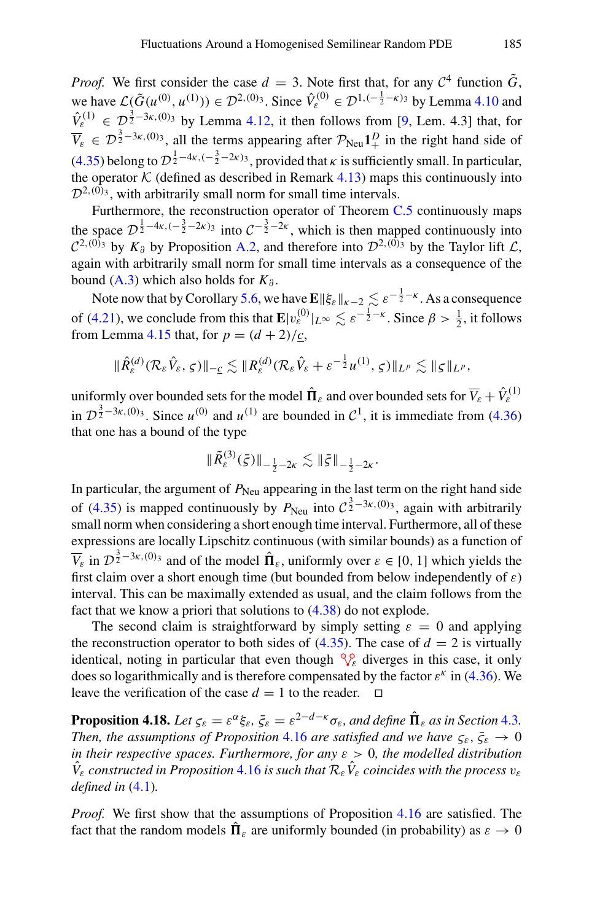*Proof.* We first consider the case $d = 3$. Note first that, for any $\mathcal{C}^4$ function $\tilde{G}$, we have $\mathcal{L}(\tilde{G}(u^{(0)}, u^{(1)})) \in \mathcal{D}^{2,(0)_3}$. Since $\hat{V}_\varepsilon^{(0)} \in \mathcal{D}^{1,(-\frac{1}{2}-\kappa)_3}$ by Lemma 4.10 and $\hat{V}_\varepsilon^{(1)} \in \mathcal{D}^{\frac{3}{2}-3\kappa,(0)_3}$ by Lemma 4.12, it then follows from [9, Lem. 4.3] that, for $\overline{V}_\varepsilon \in \mathcal{D}^{\frac{3}{2}-3\kappa,(0)_3}$, all the terms appearing after $\mathcal{P}_{\text{Neu}}\mathbf{1}_+^D$ in the right hand side of (4.35) belong to $\mathcal{D}^{\frac{1}{2}-4\kappa,(-\frac{3}{2}-2\kappa)_3}$, provided that $\kappa$ is sufficiently small. In particular, the operator $\mathcal{K}$ (defined as described in Remark 4.13) maps this continuously into $\mathcal{D}^{2,(0)_3}$, with arbitrarily small norm for small time intervals.

Furthermore, the reconstruction operator of Theorem C.5 continuously maps the space $\mathcal{D}^{\frac{1}{2}-4\kappa,(-\frac{3}{2}-2\kappa)_3}$ into $\mathcal{C}^{-\frac{3}{2}-2\kappa}$, which is then mapped continuously into $\mathcal{C}^{2,(0)_3}$ by $K_\partial$ by Proposition A.2, and therefore into $\mathcal{D}^{2,(0)_3}$ by the Taylor lift $\mathcal{L}$, again with arbitrarily small norm for small time intervals as a consequence of the bound (A.3) which also holds for $K_\partial$.

Note now that by Corollary 5.6, we have $\mathbf{E}\|\xi_\varepsilon\|_{\kappa-2} \lesssim \varepsilon^{-\frac{1}{2}-\kappa}$. As a consequence of (4.21), we conclude from this that $\mathbf{E}|v_\varepsilon^{(0)}|_{L^\infty} \lesssim \varepsilon^{-\frac{1}{2}-\kappa}$. Since $\beta > \frac{1}{2}$, it follows from Lemma 4.15 that, for $p = (d+2)/\underline{c}$,

$$
\|\hat{R}_\varepsilon^{(d)}(\mathcal{R}_\varepsilon \hat{V}_\varepsilon, \varsigma)\|_{-\underline{c}} \lesssim \|R_\varepsilon^{(d)}(\mathcal{R}_\varepsilon \hat{V}_\varepsilon + \varepsilon^{-\frac{1}{2}} u^{(1)}, \varsigma)\|_{L^p} \lesssim \|\varsigma\|_{L^p},
$$

uniformly over bounded sets for the model $\hat{\mathbf{\Pi}}_\varepsilon$ and over bounded sets for $\overline{V}_\varepsilon + \hat{V}_\varepsilon^{(1)}$ in $\mathcal{D}^{\frac{3}{2}-3\kappa,(0)_3}$. Since $u^{(0)}$ and $u^{(1)}$ are bounded in $\mathcal{C}^1$, it is immediate from (4.36) that one has a bound of the type

$$
\|\tilde{R}_\varepsilon^{(3)}(\bar{\varsigma})\|_{-\frac{1}{2}-2\kappa} \lesssim \|\bar{\varsigma}\|_{-\frac{1}{2}-2\kappa}.
$$

In particular, the argument of $P_{\text{Neu}}$ appearing in the last term on the right hand side of (4.35) is mapped continuously by $P_{\text{Neu}}$ into $\mathcal{C}^{\frac{3}{2}-3\kappa,(0)_3}$, again with arbitrarily small norm when considering a short enough time interval. Furthermore, all of these expressions are locally Lipschitz continuous (with similar bounds) as a function of $\overline{V}_\varepsilon$ in $\mathcal{D}^{\frac{3}{2}-3\kappa,(0)_3}$ and of the model $\hat{\mathbf{\Pi}}_\varepsilon$, uniformly over $\varepsilon \in [0, 1]$ which yields the first claim over a short enough time (but bounded from below independently of $\varepsilon$) interval. This can be maximally extended as usual, and the claim follows from the fact that we know a priori that solutions to (4.38) do not explode.

The second claim is straightforward by simply setting $\varepsilon = 0$ and applying the reconstruction operator to both sides of (4.35). The case of $d = 2$ is virtually identical, noting in particular that even though $\Psi_\varepsilon$ diverges in this case, it only does so logarithmically and is therefore compensated by the factor $\varepsilon^\kappa$ in (4.36). We leave the verification of the case $d = 1$ to the reader. $\square$

**Proposition 4.18.** *Let $\varsigma_\varepsilon = \varepsilon^\alpha \xi_\varepsilon$, $\bar{\varsigma}_\varepsilon = \varepsilon^{2-d-\kappa}\sigma_\varepsilon$, and define $\hat{\mathbf{\Pi}}_\varepsilon$ as in Section 4.3. Then, the assumptions of Proposition 4.16 are satisfied and we have $\varsigma_\varepsilon, \bar{\varsigma}_\varepsilon \to 0$ in their respective spaces. Furthermore, for any $\varepsilon > 0$, the modelled distribution $\hat{V}_\varepsilon$ constructed in Proposition 4.16 is such that $\mathcal{R}_\varepsilon \hat{V}_\varepsilon$ coincides with the process $v_\varepsilon$ defined in (4.1).*

*Proof.* We first show that the assumptions of Proposition 4.16 are satisfied. The fact that the random models $\hat{\mathbf{\Pi}}_\varepsilon$ are uniformly bounded (in probability) as $\varepsilon \to 0$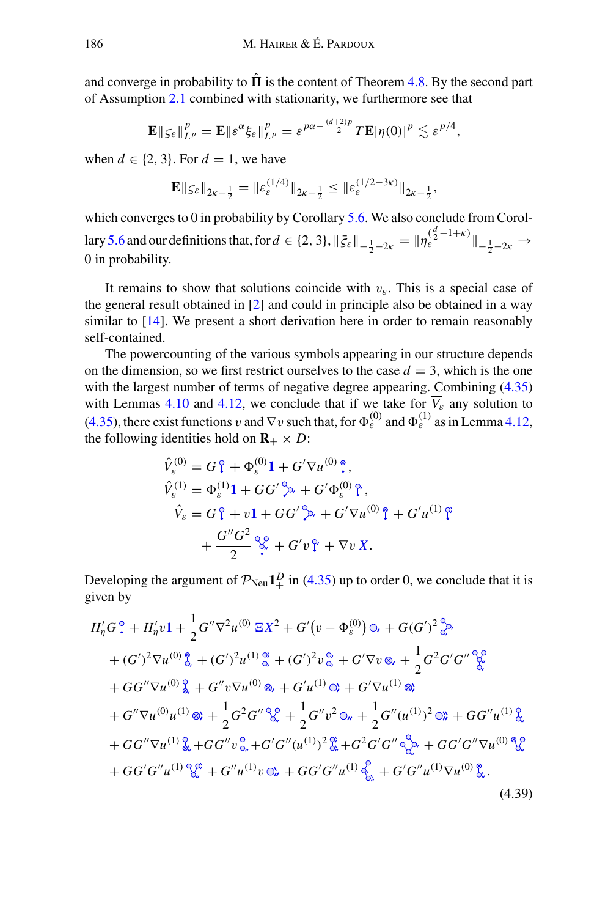and converge in probability to $\hat{\mathbf{\Pi}}$ is the content of Theorem 4.8. By the second part of Assumption 2.1 combined with stationarity, we furthermore see that

$$\mathbf{E}\|\varsigma_\varepsilon\|_{L^p}^p = \mathbf{E}\|\varepsilon^\alpha \xi_\varepsilon\|_{L^p}^p = \varepsilon^{p\alpha - \frac{(d+2)p}{2}} T\mathbf{E}|\eta(0)|^p \lesssim \varepsilon^{p/4},$$

when $d \in \{2, 3\}$. For $d = 1$, we have

$$\mathbf{E}\|\varsigma_\varepsilon\|_{2\kappa-\frac{1}{2}} = \|\varepsilon_\varepsilon^{(1/4)}\|_{2\kappa-\frac{1}{2}} \leq \|\varepsilon_\varepsilon^{(1/2-3\kappa)}\|_{2\kappa-\frac{1}{2}},$$

which converges to 0 in probability by Corollary 5.6. We also conclude from Corollary 5.6 and our definitions that, for $d \in \{2, 3\}$, $\|\bar{\varsigma}_\varepsilon\|_{-\frac{1}{2}-2\kappa} = \|\eta_\varepsilon^{(\frac{d}{2}-1+\kappa)}\|_{-\frac{1}{2}-2\kappa} \to 0$ in probability.

It remains to show that solutions coincide with $v_\varepsilon$. This is a special case of the general result obtained in [2] and could in principle also be obtained in a way similar to [14]. We present a short derivation here in order to remain reasonably self-contained.

The powercounting of the various symbols appearing in our structure depends on the dimension, so we first restrict ourselves to the case $d = 3$, which is the one with the largest number of terms of negative degree appearing. Combining (4.35) with Lemmas 4.10 and 4.12, we conclude that if we take for $\overline{V}_\varepsilon$ any solution to (4.35), there exist functions $v$ and $\nabla v$ such that, for $\Phi_\varepsilon^{(0)}$ and $\Phi_\varepsilon^{(1)}$ as in Lemma 4.12, the following identities hold on $\mathbf{R}_+ \times D$:

$$
\begin{aligned}
\hat{V}_\varepsilon^{(0)} &= G\,\tau + \Phi_\varepsilon^{(0)}\mathbf{1} + G'\nabla u^{(0)}\,\tau,\\
\hat{V}_\varepsilon^{(1)} &= \Phi_\varepsilon^{(1)}\mathbf{1} + GG'\,\tau + G'\Phi_\varepsilon^{(0)}\,\tau,\\
\hat{V}_\varepsilon &= G\,\tau + v\mathbf{1} + GG'\,\tau + G'\nabla u^{(0)}\,\tau + G'u^{(1)}\,\tau\\
&\quad + \frac{G''G^2}{2}\,\tau + G'v\,\tau + \nabla v\, X.
\end{aligned}
$$

Developing the argument of $\mathcal{P}_{\mathrm{Neu}}\mathbf{1}_+^D$ in (4.35) up to order 0, we conclude that it is given by

$$
\begin{aligned}
&H_\eta' G\,\tau + H_\eta' v\mathbf{1} + \frac{1}{2}G''\nabla^2 u^{(0)}\,\Xi X^2 + G'\big(v - \Phi_\varepsilon^{(0)}\big)\,\tau + G(G')^2\,\tau\\
&\quad + (G')^2\nabla u^{(0)}\,\tau + (G')^2 u^{(1)}\,\tau + (G')^2 v\,\tau + G'\nabla v\,\tau + \frac{1}{2}G^2G'G''\,\tau\\
&\quad + GG''\nabla u^{(0)}\,\tau + G''v\nabla u^{(0)}\,\tau + G'u^{(1)}\,\tau + G'\nabla u^{(1)}\,\tau\\
&\quad + G''\nabla u^{(0)}u^{(1)}\,\tau + \frac{1}{2}G^2G''\,\tau + \frac{1}{2}G''v^2\,\tau + \frac{1}{2}G''(u^{(1)})^2\,\tau + GG''u^{(1)}\,\tau\\
&\quad + GG''\nabla u^{(1)}\,\tau + GG''v\,\tau + G'G''(u^{(1)})^2\,\tau + G^2G'G''\,\tau + GG'G''\nabla u^{(0)}\,\tau\\
&\quad + GG'G''u^{(1)}\,\tau + G''u^{(1)}v\,\tau + GG'G''u^{(1)}\,\tau + G'G''u^{(1)}\nabla u^{(0)}\,\tau.
\end{aligned}
\tag{4.39}
$$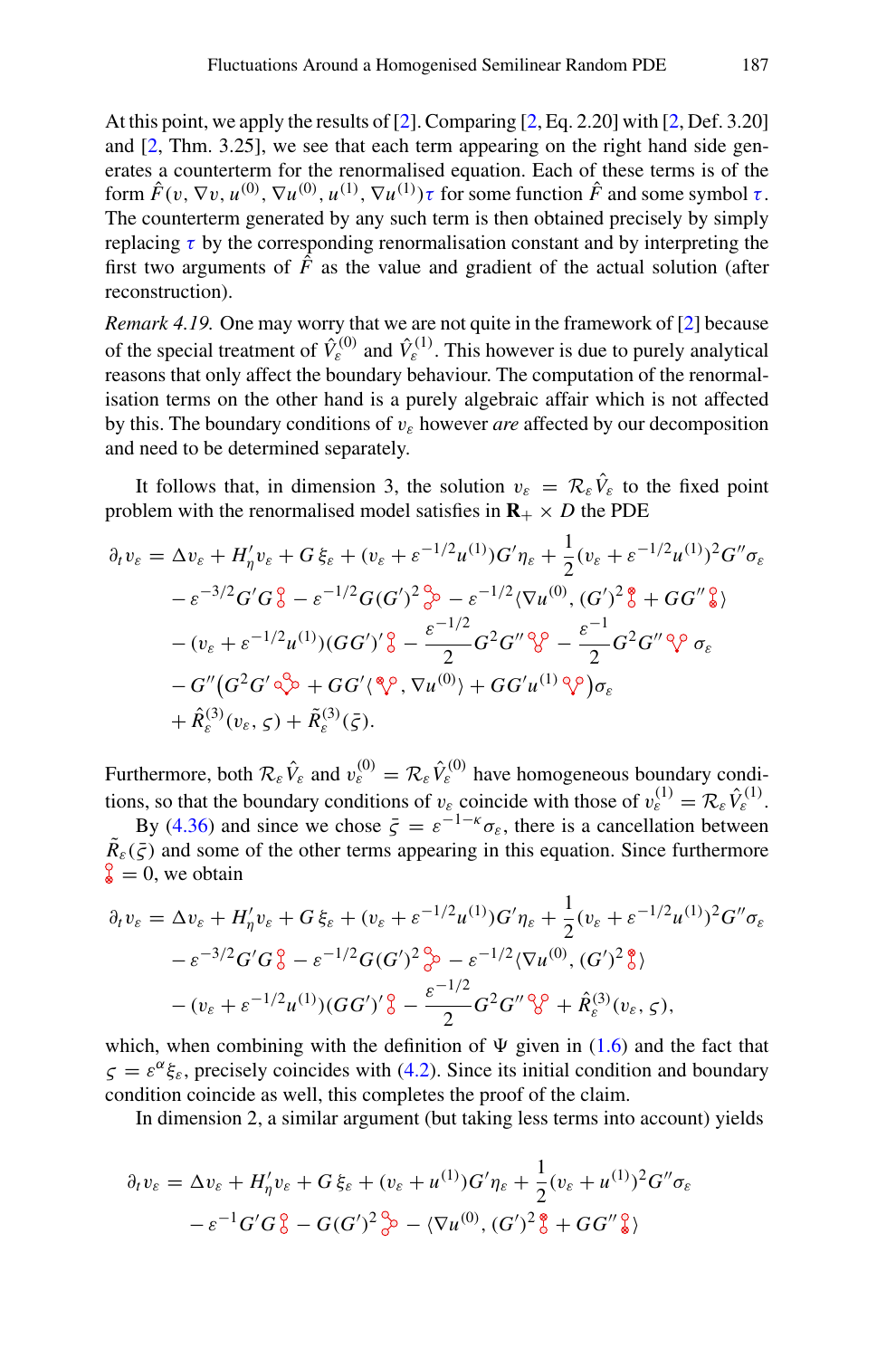At this point, we apply the results of [2]. Comparing [2, Eq. 2.20] with [2, Def. 3.20] and [2, Thm. 3.25], we see that each term appearing on the right hand side generates a counterterm for the renormalised equation. Each of these terms is of the form $\hat{F}(v, \nabla v, u^{(0)}, \nabla u^{(0)}, u^{(1)}, \nabla u^{(1)})\tau$ for some function $\hat{F}$ and some symbol $\tau$. The counterterm generated by any such term is then obtained precisely by simply replacing $\tau$ by the corresponding renormalisation constant and by interpreting the first two arguments of $\hat{F}$ as the value and gradient of the actual solution (after reconstruction).

*Remark 4.19.* One may worry that we are not quite in the framework of [2] because of the special treatment of $\hat{V}_\varepsilon^{(0)}$ and $\hat{V}_\varepsilon^{(1)}$. This however is due to purely analytical reasons that only affect the boundary behaviour. The computation of the renormalisation terms on the other hand is a purely algebraic affair which is not affected by this. The boundary conditions of $v_\varepsilon$ however *are* affected by our decomposition and need to be determined separately.

It follows that, in dimension 3, the solution $v_\varepsilon = \mathcal{R}_\varepsilon \hat{V}_\varepsilon$ to the fixed point problem with the renormalised model satisfies in $\mathbf{R}_+ \times D$ the PDE

$$
\begin{aligned}
\partial_t v_\varepsilon &= \Delta v_\varepsilon + H_\eta' v_\varepsilon + G\,\xi_\varepsilon + (v_\varepsilon + \varepsilon^{-1/2}u^{(1)})G'\eta_\varepsilon + \frac{1}{2}(v_\varepsilon + \varepsilon^{-1/2}u^{(1)})^2 G''\sigma_\varepsilon \\
&\quad - \varepsilon^{-3/2}G'G\,[\text{tree}] - \varepsilon^{-1/2}G(G')^2\,[\text{tree}] - \varepsilon^{-1/2}\langle \nabla u^{(0)}, (G')^2\,[\text{tree}] + GG''\,[\text{tree}]\rangle \\
&\quad - (v_\varepsilon + \varepsilon^{-1/2}u^{(1)})(GG')'\,[\text{tree}] - \frac{\varepsilon^{-1/2}}{2}G^2G''\,[\text{tree}] - \frac{\varepsilon^{-1}}{2}G^2G''\,[\text{tree}]\,\sigma_\varepsilon \\
&\quad - G''\big(G^2G'\,[\text{tree}] + GG'\langle [\text{tree}], \nabla u^{(0)}\rangle + GG'u^{(1)}\,[\text{tree}]\big)\sigma_\varepsilon \\
&\quad + \hat{R}_\varepsilon^{(3)}(v_\varepsilon, \varsigma) + \tilde{R}_\varepsilon^{(3)}(\bar{\varsigma}).
\end{aligned}
$$

Furthermore, both $\mathcal{R}_\varepsilon \hat{V}_\varepsilon$ and $v_\varepsilon^{(0)} = \mathcal{R}_\varepsilon \hat{V}_\varepsilon^{(0)}$ have homogeneous boundary conditions, so that the boundary conditions of $v_\varepsilon$ coincide with those of $v_\varepsilon^{(1)} = \mathcal{R}_\varepsilon \hat{V}_\varepsilon^{(1)}$.

By (4.36) and since we chose $\bar{\varsigma} = \varepsilon^{-1-\kappa}\sigma_\varepsilon$, there is a cancellation between $\tilde{R}_\varepsilon(\bar{\varsigma})$ and some of the other terms appearing in this equation. Since furthermore $[\text{tree}] = 0$, we obtain

$$
\begin{aligned}
\partial_t v_\varepsilon &= \Delta v_\varepsilon + H_\eta' v_\varepsilon + G\,\xi_\varepsilon + (v_\varepsilon + \varepsilon^{-1/2}u^{(1)})G'\eta_\varepsilon + \frac{1}{2}(v_\varepsilon + \varepsilon^{-1/2}u^{(1)})^2 G''\sigma_\varepsilon \\
&\quad - \varepsilon^{-3/2}G'G\,[\text{tree}] - \varepsilon^{-1/2}G(G')^2\,[\text{tree}] - \varepsilon^{-1/2}\langle \nabla u^{(0)}, (G')^2\,[\text{tree}]\rangle \\
&\quad - (v_\varepsilon + \varepsilon^{-1/2}u^{(1)})(GG')'\,[\text{tree}] - \frac{\varepsilon^{-1/2}}{2}G^2G''\,[\text{tree}] + \hat{R}_\varepsilon^{(3)}(v_\varepsilon, \varsigma),
\end{aligned}
$$

which, when combining with the definition of $\Psi$ given in (1.6) and the fact that $\varsigma = \varepsilon^\alpha \xi_\varepsilon$, precisely coincides with (4.2). Since its initial condition and boundary condition coincide as well, this completes the proof of the claim.

In dimension 2, a similar argument (but taking less terms into account) yields

$$
\begin{aligned}
\partial_t v_\varepsilon &= \Delta v_\varepsilon + H_\eta' v_\varepsilon + G\,\xi_\varepsilon + (v_\varepsilon + u^{(1)})G'\eta_\varepsilon + \frac{1}{2}(v_\varepsilon + u^{(1)})^2 G''\sigma_\varepsilon \\
&\quad - \varepsilon^{-1}G'G\,[\text{tree}] - G(G')^2\,[\text{tree}] - \langle \nabla u^{(0)}, (G')^2\,[\text{tree}] + GG''\,[\text{tree}]\rangle
\end{aligned}
$$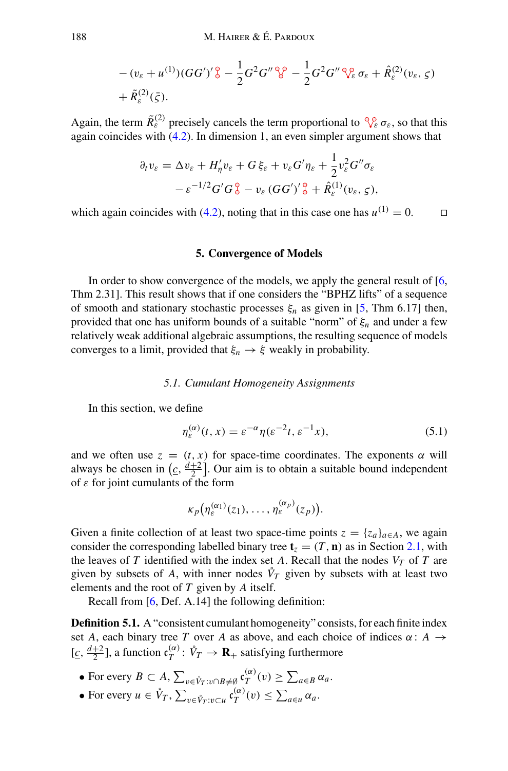$$
\begin{aligned}
&- (v_\varepsilon + u^{(1)})(GG')' \,\text{[tree]} - \frac{1}{2} G^2 G'' \,\text{[tree]} - \frac{1}{2} G^2 G'' \,\text{[tree]}_\varepsilon\, \sigma_\varepsilon + \hat{R}^{(2)}_\varepsilon(v_\varepsilon, \varsigma) \\
&+ \tilde{R}^{(2)}_\varepsilon(\bar{\varsigma}).
\end{aligned}
$$

Again, the term $\tilde{R}^{(2)}_\varepsilon$ precisely cancels the term proportional to $\text{[tree]}_\varepsilon\, \sigma_\varepsilon$, so that this again coincides with (4.2). In dimension 1, an even simpler argument shows that

$$
\begin{aligned}
\partial_t v_\varepsilon &= \Delta v_\varepsilon + H'_\eta v_\varepsilon + G\,\xi_\varepsilon + v_\varepsilon G' \eta_\varepsilon + \frac{1}{2} v_\varepsilon^2 G'' \sigma_\varepsilon \\
&\quad - \varepsilon^{-1/2} G' G \,\text{[tree]} - v_\varepsilon\, (GG')' \,\text{[tree]} + \hat{R}^{(1)}_\varepsilon(v_\varepsilon, \varsigma),
\end{aligned}
$$

which again coincides with (4.2), noting that in this case one has $u^{(1)} = 0$. □

## 5. Convergence of Models

In order to show convergence of the models, we apply the general result of [6, Thm 2.31]. This result shows that if one considers the "BPHZ lifts" of a sequence of smooth and stationary stochastic processes $\xi_n$ as given in [5, Thm 6.17] then, provided that one has uniform bounds of a suitable "norm" of $\xi_n$ and under a few relatively weak additional algebraic assumptions, the resulting sequence of models converges to a limit, provided that $\xi_n \to \xi$ weakly in probability.

### 5.1. Cumulant Homogeneity Assignments

In this section, we define

$$
\eta^{(\alpha)}_\varepsilon(t, x) = \varepsilon^{-\alpha} \eta(\varepsilon^{-2} t, \varepsilon^{-1} x), \tag{5.1}
$$

and we often use $z = (t, x)$ for space-time coordinates. The exponents $\alpha$ will always be chosen in $\big(\underline{c}, \frac{d+2}{2}\big]$. Our aim is to obtain a suitable bound independent of $\varepsilon$ for joint cumulants of the form

$$
\kappa_p\big(\eta^{(\alpha_1)}_\varepsilon(z_1), \ldots, \eta^{(\alpha_p)}_\varepsilon(z_p)\big).
$$

Given a finite collection of at least two space-time points $z = \{z_a\}_{a \in A}$, we again consider the corresponding labelled binary tree $\mathbf{t}_z = (T, \mathbf{n})$ as in Section 2.1, with the leaves of $T$ identified with the index set $A$. Recall that the nodes $V_T$ of $T$ are given by subsets of $A$, with inner nodes $\mathring{V}_T$ given by subsets with at least two elements and the root of $T$ given by $A$ itself.

Recall from [6, Def. A.14] the following definition:

**Definition 5.1.** A "consistent cumulant homogeneity" consists, for each finite index set $A$, each binary tree $T$ over $A$ as above, and each choice of indices $\alpha \colon A \to [\underline{c}, \frac{d+2}{2}]$, a function $\mathfrak{c}^{(\alpha)}_T \colon \mathring{V}_T \to \mathbf{R}_+$ satisfying furthermore

- For every $B \subset A$, $\sum_{v \in \mathring{V}_T : v \cap B \neq \emptyset} \mathfrak{c}^{(\alpha)}_T(v) \geq \sum_{a \in B} \alpha_a$.
- For every $u \in \mathring{V}_T$, $\sum_{v \in \mathring{V}_T : v \subset u} \mathfrak{c}^{(\alpha)}_T(v) \leq \sum_{a \in u} \alpha_a$.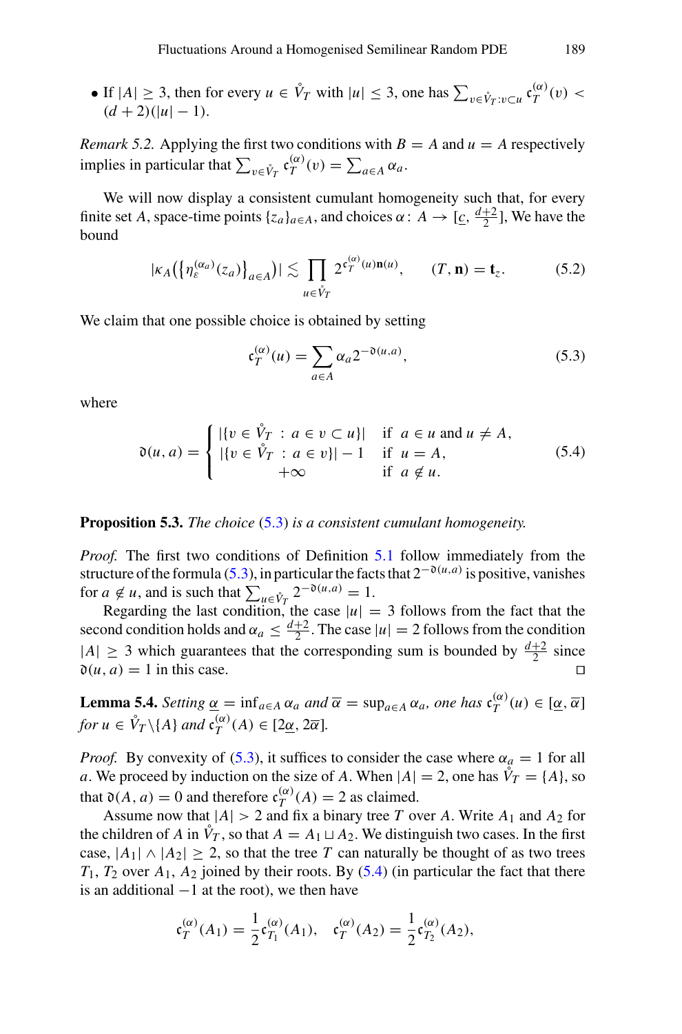- If $|A| \geq 3$, then for every $u \in \mathring{V}_T$ with $|u| \leq 3$, one has $\sum_{v \in \mathring{V}_T : v \subset u} \mathfrak{c}_T^{(\alpha)}(v) < (d+2)(|u|-1)$.

*Remark 5.2.* Applying the first two conditions with $B = A$ and $u = A$ respectively implies in particular that $\sum_{v \in \mathring{V}_T} \mathfrak{c}_T^{(\alpha)}(v) = \sum_{a \in A} \alpha_a$.

We will now display a consistent cumulant homogeneity such that, for every finite set $A$, space-time points $\{z_a\}_{a \in A}$, and choices $\alpha \colon A \to [\underline{c}, \frac{d+2}{2}]$, We have the bound

$$|\kappa_A\big(\{\eta_\varepsilon^{(\alpha_a)}(z_a)\}_{a \in A}\big)| \lesssim \prod_{u \in \mathring{V}_T} 2^{\mathfrak{c}_T^{(\alpha)}(u)\mathbf{n}(u)}, \qquad (T, \mathbf{n}) = \mathbf{t}_z. \tag{5.2}$$

We claim that one possible choice is obtained by setting

$$\mathfrak{c}_T^{(\alpha)}(u) = \sum_{a \in A} \alpha_a 2^{-\mathfrak{d}(u,a)}, \tag{5.3}$$

where

$$\mathfrak{d}(u, a) = \begin{cases} |\{v \in \mathring{V}_T \,:\, a \in v \subset u\}| & \text{if } \; a \in u \text{ and } u \neq A, \\ |\{v \in \mathring{V}_T \,:\, a \in v\}| - 1 & \text{if } \; u = A, \\ +\infty & \text{if } \; a \notin u. \end{cases} \tag{5.4}$$

**Proposition 5.3.** *The choice (5.3) is a consistent cumulant homogeneity.*

*Proof.* The first two conditions of Definition 5.1 follow immediately from the structure of the formula (5.3), in particular the facts that $2^{-\mathfrak{d}(u,a)}$ is positive, vanishes for $a \notin u$, and is such that $\sum_{u \in \mathring{V}_T} 2^{-\mathfrak{d}(u,a)} = 1$.

Regarding the last condition, the case $|u| = 3$ follows from the fact that the second condition holds and $\alpha_a \leq \frac{d+2}{2}$. The case $|u| = 2$ follows from the condition $|A| \geq 3$ which guarantees that the corresponding sum is bounded by $\frac{d+2}{2}$ since $\mathfrak{d}(u, a) = 1$ in this case. □

**Lemma 5.4.** *Setting $\underline{\alpha} = \inf_{a \in A} \alpha_a$ and $\overline{\alpha} = \sup_{a \in A} \alpha_a$, one has $\mathfrak{c}_T^{(\alpha)}(u) \in [\underline{\alpha}, \overline{\alpha}]$ for $u \in \mathring{V}_T \backslash \{A\}$ and $\mathfrak{c}_T^{(\alpha)}(A) \in [2\underline{\alpha}, 2\overline{\alpha}]$.*

*Proof.* By convexity of (5.3), it suffices to consider the case where $\alpha_a = 1$ for all $a$. We proceed by induction on the size of $A$. When $|A| = 2$, one has $\mathring{V}_T = \{A\}$, so that $\mathfrak{d}(A, a) = 0$ and therefore $\mathfrak{c}_T^{(\alpha)}(A) = 2$ as claimed.

Assume now that $|A| > 2$ and fix a binary tree $T$ over $A$. Write $A_1$ and $A_2$ for the children of $A$ in $\mathring{V}_T$, so that $A = A_1 \sqcup A_2$. We distinguish two cases. In the first case, $|A_1| \wedge |A_2| \geq 2$, so that the tree $T$ can naturally be thought of as two trees $T_1$, $T_2$ over $A_1$, $A_2$ joined by their roots. By (5.4) (in particular the fact that there is an additional $-1$ at the root), we then have

$$\mathfrak{c}_T^{(\alpha)}(A_1) = \frac{1}{2}\mathfrak{c}_{T_1}^{(\alpha)}(A_1), \quad \mathfrak{c}_T^{(\alpha)}(A_2) = \frac{1}{2}\mathfrak{c}_{T_2}^{(\alpha)}(A_2),$$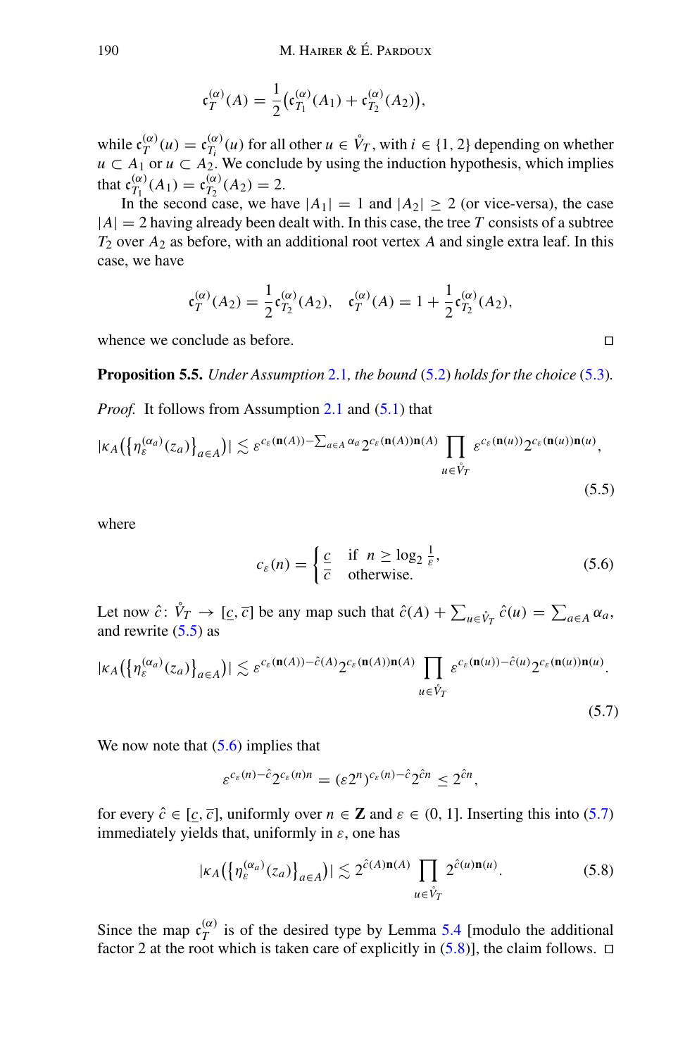$$\mathfrak{c}_T^{(\alpha)}(A) = \frac{1}{2}\big(\mathfrak{c}_{T_1}^{(\alpha)}(A_1) + \mathfrak{c}_{T_2}^{(\alpha)}(A_2)\big),$$

while $\mathfrak{c}_T^{(\alpha)}(u) = \mathfrak{c}_{T_i}^{(\alpha)}(u)$ for all other $u \in \mathring{V}_T$, with $i \in \{1,2\}$ depending on whether $u \subset A_1$ or $u \subset A_2$. We conclude by using the induction hypothesis, which implies that $\mathfrak{c}_{T_1}^{(\alpha)}(A_1) = \mathfrak{c}_{T_2}^{(\alpha)}(A_2) = 2$.

In the second case, we have $|A_1| = 1$ and $|A_2| \geq 2$ (or vice-versa), the case $|A| = 2$ having already been dealt with. In this case, the tree $T$ consists of a subtree $T_2$ over $A_2$ as before, with an additional root vertex $A$ and single extra leaf. In this case, we have

$$\mathfrak{c}_T^{(\alpha)}(A_2) = \frac{1}{2}\mathfrak{c}_{T_2}^{(\alpha)}(A_2), \quad \mathfrak{c}_T^{(\alpha)}(A) = 1 + \frac{1}{2}\mathfrak{c}_{T_2}^{(\alpha)}(A_2),$$

whence we conclude as before. □

**Proposition 5.5.** *Under Assumption 2.1, the bound (5.2) holds for the choice (5.3).*

*Proof.* It follows from Assumption 2.1 and (5.1) that

$$|\kappa_A\big(\{\eta_\varepsilon^{(\alpha_a)}(z_a)\}_{a\in A}\big)| \lesssim \varepsilon^{c_\varepsilon(\mathbf{n}(A)) - \sum_{a\in A}\alpha_a} 2^{c_\varepsilon(\mathbf{n}(A))\mathbf{n}(A)} \prod_{u\in\mathring{V}_T} \varepsilon^{c_\varepsilon(\mathbf{n}(u))} 2^{c_\varepsilon(\mathbf{n}(u))\mathbf{n}(u)}, \tag{5.5}$$

where

$$c_\varepsilon(n) = \begin{cases} \underline{c} & \text{if } \; n \geq \log_2 \frac{1}{\varepsilon}, \\ \overline{c} & \text{otherwise.} \end{cases} \tag{5.6}$$

Let now $\hat{c}\colon \mathring{V}_T \to [\underline{c}, \overline{c}]$ be any map such that $\hat{c}(A) + \sum_{u\in\mathring{V}_T}\hat{c}(u) = \sum_{a\in A}\alpha_a$, and rewrite (5.5) as

$$|\kappa_A\big(\{\eta_\varepsilon^{(\alpha_a)}(z_a)\}_{a\in A}\big)| \lesssim \varepsilon^{c_\varepsilon(\mathbf{n}(A)) - \hat{c}(A)} 2^{c_\varepsilon(\mathbf{n}(A))\mathbf{n}(A)} \prod_{u\in\mathring{V}_T} \varepsilon^{c_\varepsilon(\mathbf{n}(u)) - \hat{c}(u)} 2^{c_\varepsilon(\mathbf{n}(u))\mathbf{n}(u)}. \tag{5.7}$$

We now note that (5.6) implies that

$$\varepsilon^{c_\varepsilon(n) - \hat{c}} 2^{c_\varepsilon(n)n} = (\varepsilon 2^n)^{c_\varepsilon(n) - \hat{c}} 2^{\hat{c}n} \leq 2^{\hat{c}n},$$

for every $\hat{c} \in [\underline{c}, \overline{c}]$, uniformly over $n \in \mathbf{Z}$ and $\varepsilon \in (0,1]$. Inserting this into (5.7) immediately yields that, uniformly in $\varepsilon$, one has

$$|\kappa_A\big(\{\eta_\varepsilon^{(\alpha_a)}(z_a)\}_{a\in A}\big)| \lesssim 2^{\hat{c}(A)\mathbf{n}(A)} \prod_{u\in\mathring{V}_T} 2^{\hat{c}(u)\mathbf{n}(u)}. \tag{5.8}$$

Since the map $\mathfrak{c}_T^{(\alpha)}$ is of the desired type by Lemma 5.4 [modulo the additional factor 2 at the root which is taken care of explicitly in (5.8)], the claim follows. □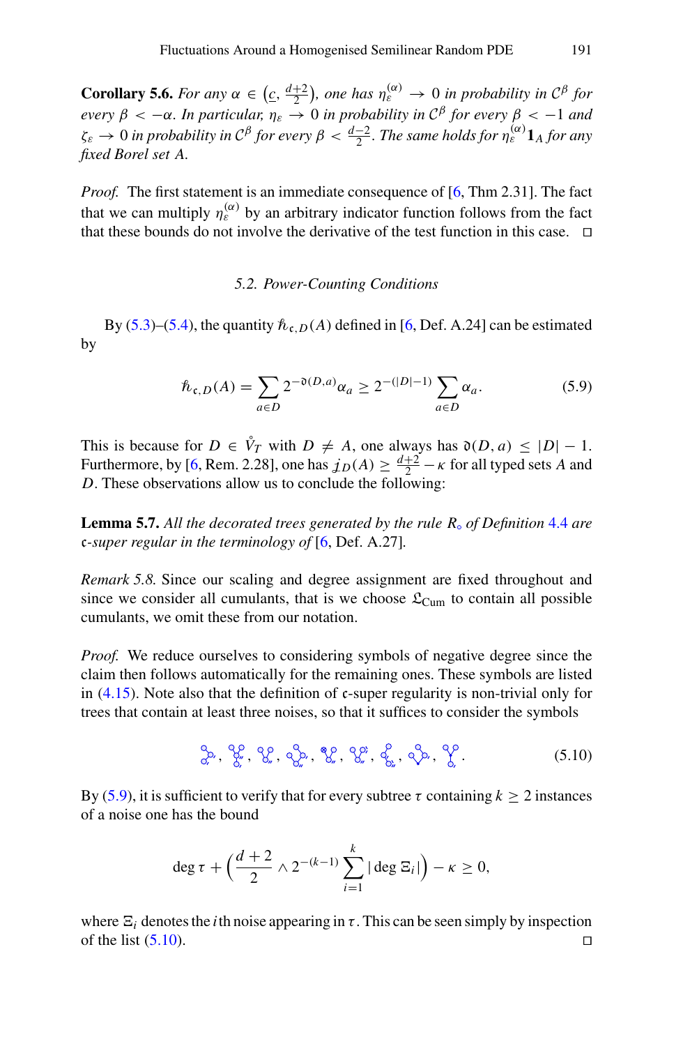**Corollary 5.6.** *For any $\alpha \in \left(\underline{c}, \frac{d+2}{2}\right)$, one has $\eta_\varepsilon^{(\alpha)} \to 0$ in probability in $\mathcal{C}^\beta$ for every $\beta < -\alpha$. In particular, $\eta_\varepsilon \to 0$ in probability in $\mathcal{C}^\beta$ for every $\beta < -1$ and $\zeta_\varepsilon \to 0$ in probability in $\mathcal{C}^\beta$ for every $\beta < \frac{d-2}{2}$. The same holds for $\eta_\varepsilon^{(\alpha)} \mathbf{1}_A$ for any fixed Borel set $A$.*

*Proof.* The first statement is an immediate consequence of [6, Thm 2.31]. The fact that we can multiply $\eta_\varepsilon^{(\alpha)}$ by an arbitrary indicator function follows from the fact that these bounds do not involve the derivative of the test function in this case. □

### 5.2. Power-Counting Conditions

By (5.3)–(5.4), the quantity $\hslash_{\mathfrak{c},D}(A)$ defined in [6, Def. A.24] can be estimated by

$$\hslash_{\mathfrak{c},D}(A) = \sum_{a \in D} 2^{-\mathfrak{d}(D,a)} \alpha_a \geq 2^{-(|D|-1)} \sum_{a \in D} \alpha_a. \tag{5.9}$$

This is because for $D \in \mathring{V}_T$ with $D \neq A$, one always has $\mathfrak{d}(D,a) \leq |D| - 1$. Furthermore, by [6, Rem. 2.28], one has $\jmath_D(A) \geq \frac{d+2}{2} - \kappa$ for all typed sets $A$ and $D$. These observations allow us to conclude the following:

**Lemma 5.7.** *All the decorated trees generated by the rule $R_\circ$ of Definition 4.4 are $\mathfrak{c}$-super regular in the terminology of* [6, Def. A.27].

*Remark 5.8.* Since our scaling and degree assignment are fixed throughout and since we consider all cumulants, that is we choose $\mathfrak{L}_{\text{Cum}}$ to contain all possible cumulants, we omit these from our notation.

*Proof.* We reduce ourselves to considering symbols of negative degree since the claim then follows automatically for the remaining ones. These symbols are listed in (4.15). Note also that the definition of $\mathfrak{c}$-super regularity is non-trivial only for trees that contain at least three noises, so that it suffices to consider the symbols

(5.10)

By (5.9), it is sufficient to verify that for every subtree $\tau$ containing $k \geq 2$ instances of a noise one has the bound

$$\deg \tau + \left(\frac{d+2}{2} \wedge 2^{-(k-1)} \sum_{i=1}^{k} |\deg \Xi_i|\right) - \kappa \geq 0,$$

where $\Xi_i$ denotes the $i$th noise appearing in $\tau$. This can be seen simply by inspection of the list (5.10). □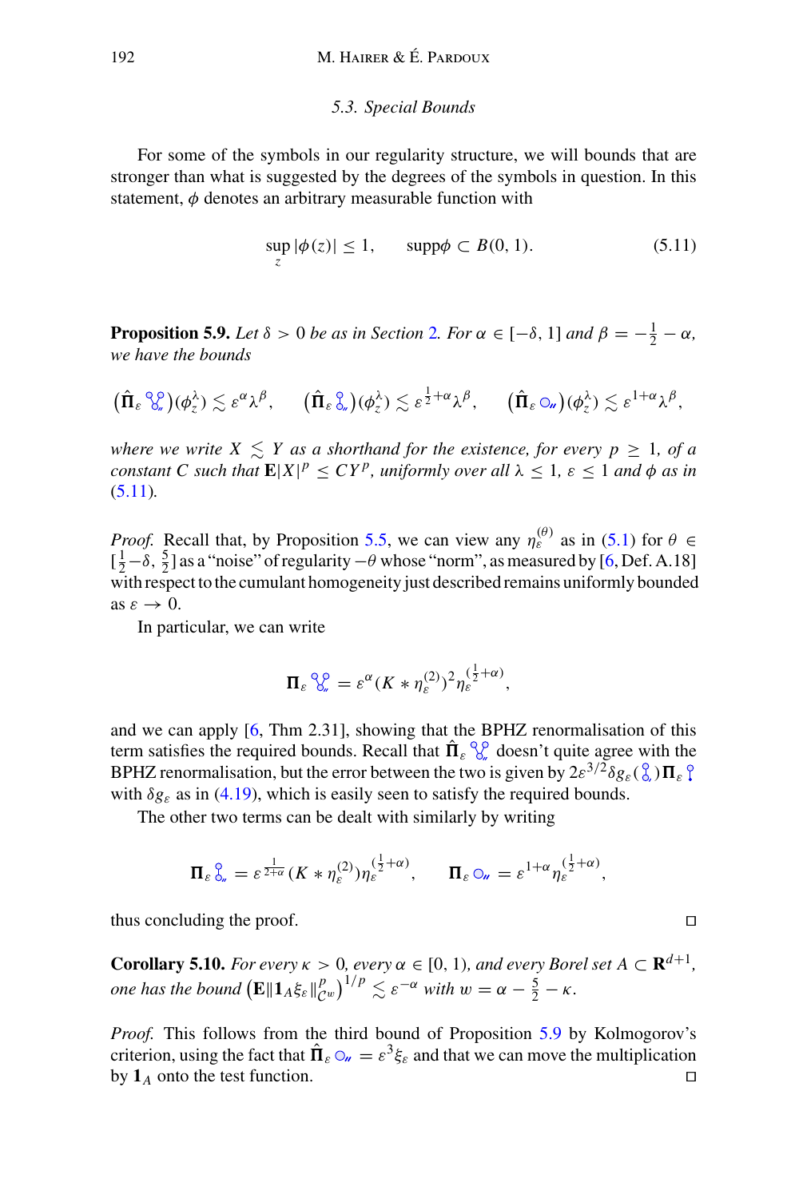### 5.3. Special Bounds

For some of the symbols in our regularity structure, we will bounds that are stronger than what is suggested by the degrees of the symbols in question. In this statement, $\phi$ denotes an arbitrary measurable function with

$$\sup_z |\phi(z)| \le 1, \qquad \operatorname{supp}\phi \subset B(0,1). \tag{5.11}$$

**Proposition 5.9.** *Let $\delta > 0$ be as in Section 2. For $\alpha \in [-\delta, 1]$ and $\beta = -\frac{1}{2} - \alpha$, we have the bounds*

$$\big(\hat{\boldsymbol{\Pi}}_\varepsilon \,[\text{symbol}]\big)(\phi_z^\lambda) \lesssim \varepsilon^\alpha \lambda^\beta, \qquad \big(\hat{\boldsymbol{\Pi}}_\varepsilon \,[\text{symbol}]\big)(\phi_z^\lambda) \lesssim \varepsilon^{\frac{1}{2}+\alpha} \lambda^\beta, \qquad \big(\hat{\boldsymbol{\Pi}}_\varepsilon \,[\text{symbol}]\big)(\phi_z^\lambda) \lesssim \varepsilon^{1+\alpha} \lambda^\beta,$$

*where we write $X \lesssim Y$ as a shorthand for the existence, for every $p \ge 1$, of a constant $C$ such that $\mathbf{E}|X|^p \le C Y^p$, uniformly over all $\lambda \le 1$, $\varepsilon \le 1$ and $\phi$ as in (5.11).*

*Proof.* Recall that, by Proposition 5.5, we can view any $\eta_\varepsilon^{(\theta)}$ as in (5.1) for $\theta \in [\frac{1}{2}-\delta, \frac{5}{2}]$ as a "noise" of regularity $-\theta$ whose "norm", as measured by [6, Def. A.18] with respect to the cumulant homogeneity just described remains uniformly bounded as $\varepsilon \to 0$.

In particular, we can write

$$\boldsymbol{\Pi}_\varepsilon \,[\text{symbol}] = \varepsilon^\alpha (K * \eta_\varepsilon^{(2)})^2 \eta_\varepsilon^{(\frac{1}{2}+\alpha)},$$

and we can apply [6, Thm 2.31], showing that the BPHZ renormalisation of this term satisfies the required bounds. Recall that $\hat{\boldsymbol{\Pi}}_\varepsilon \,[\text{symbol}]$ doesn't quite agree with the BPHZ renormalisation, but the error between the two is given by $2\varepsilon^{3/2}\delta g_\varepsilon([\text{symbol}])\boldsymbol{\Pi}_\varepsilon \,[\text{symbol}]$ with $\delta g_\varepsilon$ as in (4.19), which is easily seen to satisfy the required bounds.

The other two terms can be dealt with similarly by writing

$$\boldsymbol{\Pi}_\varepsilon \,[\text{symbol}] = \varepsilon^{\frac{1}{2+\alpha}} (K * \eta_\varepsilon^{(2)}) \eta_\varepsilon^{(\frac{1}{2}+\alpha)}, \qquad \boldsymbol{\Pi}_\varepsilon \,[\text{symbol}] = \varepsilon^{1+\alpha} \eta_\varepsilon^{(\frac{1}{2}+\alpha)},$$

thus concluding the proof. ◻

**Corollary 5.10.** *For every $\kappa > 0$, every $\alpha \in [0,1)$, and every Borel set $A \subset \mathbf{R}^{d+1}$, one has the bound $\big(\mathbf{E}\|\mathbf{1}_A \xi_\varepsilon\|_{\mathcal{C}^w}^p\big)^{1/p} \lesssim \varepsilon^{-\alpha}$ with $w = \alpha - \frac{5}{2} - \kappa$.*

*Proof.* This follows from the third bound of Proposition 5.9 by Kolmogorov's criterion, using the fact that $\hat{\boldsymbol{\Pi}}_\varepsilon \,[\text{symbol}] = \varepsilon^3 \xi_\varepsilon$ and that we can move the multiplication by $\mathbf{1}_A$ onto the test function. ◻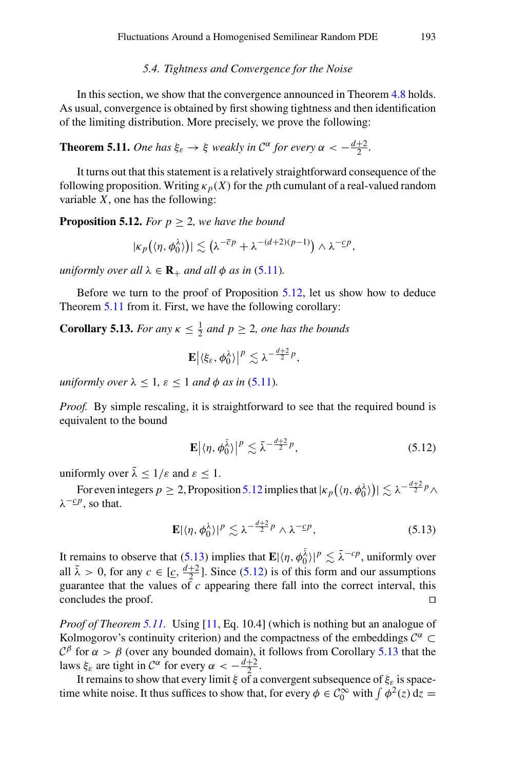### 5.4. Tightness and Convergence for the Noise

In this section, we show that the convergence announced in Theorem 4.8 holds. As usual, convergence is obtained by first showing tightness and then identification of the limiting distribution. More precisely, we prove the following:

**Theorem 5.11.** *One has $\xi_\varepsilon \to \xi$ weakly in $\mathcal{C}^\alpha$ for every $\alpha < -\frac{d+2}{2}$.*

It turns out that this statement is a relatively straightforward consequence of the following proposition. Writing $\kappa_p(X)$ for the $p$th cumulant of a real-valued random variable $X$, one has the following:

**Proposition 5.12.** *For $p \geq 2$, we have the bound*

$$|\kappa_p(\langle \eta, \phi_0^\lambda \rangle)| \lesssim \big(\lambda^{-\bar{c}p} + \lambda^{-(d+2)(p-1)}\big) \wedge \lambda^{-\underline{c}p},$$

*uniformly over all $\lambda \in \mathbf{R}_+$ and all $\phi$ as in (5.11).*

Before we turn to the proof of Proposition 5.12, let us show how to deduce Theorem 5.11 from it. First, we have the following corollary:

**Corollary 5.13.** *For any $\kappa \leq \frac{1}{2}$ and $p \geq 2$, one has the bounds*

$$\mathbf{E}\big|\langle \xi_\varepsilon, \phi_0^\lambda \rangle\big|^p \lesssim \lambda^{-\frac{d+2}{2}p},$$

*uniformly over $\lambda \leq 1$, $\varepsilon \leq 1$ and $\phi$ as in (5.11).*

*Proof.* By simple rescaling, it is straightforward to see that the required bound is equivalent to the bound

$$\mathbf{E}\big|\langle \eta, \phi_0^{\bar{\lambda}} \rangle\big|^p \lesssim \bar{\lambda}^{-\frac{d+2}{2}p}, \tag{5.12}$$

uniformly over $\bar{\lambda} \leq 1/\varepsilon$ and $\varepsilon \leq 1$.

For even integers $p \geq 2$, Proposition 5.12 implies that $|\kappa_p(\langle \eta, \phi_0^\lambda \rangle)| \lesssim \lambda^{-\frac{d+2}{2}p} \wedge \lambda^{-\underline{c}p}$, so that.

$$\mathbf{E}|\langle \eta, \phi_0^\lambda \rangle|^p \lesssim \lambda^{-\frac{d+2}{2}p} \wedge \lambda^{-\underline{c}p}, \tag{5.13}$$

It remains to observe that (5.13) implies that $\mathbf{E}|\langle \eta, \phi_0^{\bar{\lambda}} \rangle|^p \lesssim \bar{\lambda}^{-cp}$, uniformly over all $\bar{\lambda} > 0$, for any $c \in [\underline{c}, \frac{d+2}{2}]$. Since (5.12) is of this form and our assumptions guarantee that the values of $c$ appearing there fall into the correct interval, this concludes the proof. □

*Proof of Theorem 5.11.* Using [11, Eq. 10.4] (which is nothing but an analogue of Kolmogorov's continuity criterion) and the compactness of the embeddings $\mathcal{C}^\alpha \subset \mathcal{C}^\beta$ for $\alpha > \beta$ (over any bounded domain), it follows from Corollary 5.13 that the laws $\xi_\varepsilon$ are tight in $\mathcal{C}^\alpha$ for every $\alpha < -\frac{d+2}{2}$.

It remains to show that every limit $\xi$ of a convergent subsequence of $\xi_\varepsilon$ is space-time white noise. It thus suffices to show that, for every $\phi \in \mathcal{C}_0^\infty$ with $\int \phi^2(z)\,dz =$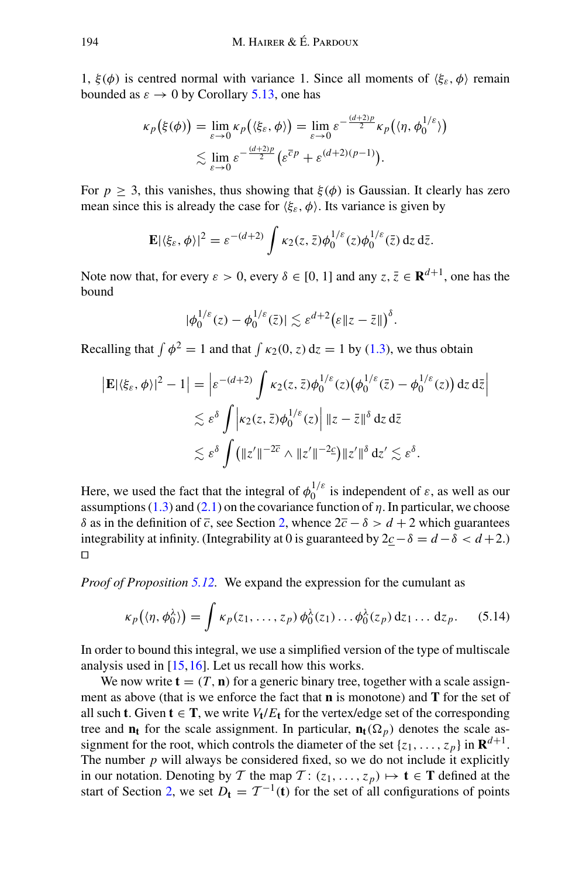1, $\xi(\phi)$ is centred normal with variance 1. Since all moments of $\langle \xi_\varepsilon, \phi\rangle$ remain bounded as $\varepsilon \to 0$ by Corollary 5.13, one has

$$\kappa_p\big(\xi(\phi)\big) = \lim_{\varepsilon\to 0} \kappa_p\big(\langle \xi_\varepsilon, \phi\rangle\big) = \lim_{\varepsilon\to 0} \varepsilon^{-\frac{(d+2)p}{2}} \kappa_p\big(\langle \eta, \phi_0^{1/\varepsilon}\rangle\big)$$
$$\lesssim \lim_{\varepsilon\to 0} \varepsilon^{-\frac{(d+2)p}{2}} \big(\varepsilon^{\bar c p} + \varepsilon^{(d+2)(p-1)}\big).$$

For $p \geq 3$, this vanishes, thus showing that $\xi(\phi)$ is Gaussian. It clearly has zero mean since this is already the case for $\langle \xi_\varepsilon, \phi\rangle$. Its variance is given by

$$\mathbf{E}|\langle \xi_\varepsilon, \phi\rangle|^2 = \varepsilon^{-(d+2)} \int \kappa_2(z,\bar z)\phi_0^{1/\varepsilon}(z)\phi_0^{1/\varepsilon}(\bar z)\,dz\,d\bar z.$$

Note now that, for every $\varepsilon > 0$, every $\delta \in [0,1]$ and any $z, \bar z \in \mathbf{R}^{d+1}$, one has the bound

$$|\phi_0^{1/\varepsilon}(z) - \phi_0^{1/\varepsilon}(\bar z)| \lesssim \varepsilon^{d+2}\big(\varepsilon\|z-\bar z\|\big)^\delta.$$

Recalling that $\int \phi^2 = 1$ and that $\int \kappa_2(0,z)\,dz = 1$ by (1.3), we thus obtain

$$\begin{aligned}
\big|\mathbf{E}|\langle \xi_\varepsilon, \phi\rangle|^2 - 1\big| &= \Big|\varepsilon^{-(d+2)} \int \kappa_2(z,\bar z)\phi_0^{1/\varepsilon}(z)\big(\phi_0^{1/\varepsilon}(\bar z) - \phi_0^{1/\varepsilon}(z)\big)\,dz\,d\bar z\Big| \\
&\lesssim \varepsilon^\delta \int \Big|\kappa_2(z,\bar z)\phi_0^{1/\varepsilon}(z)\Big|\,\|z-\bar z\|^\delta\,dz\,d\bar z \\
&\lesssim \varepsilon^\delta \int \big(\|z'\|^{-2\bar c} \wedge \|z'\|^{-2\underline{c}}\big)\|z'\|^\delta\,dz' \lesssim \varepsilon^\delta.
\end{aligned}$$

Here, we used the fact that the integral of $\phi_0^{1/\varepsilon}$ is independent of $\varepsilon$, as well as our assumptions (1.3) and (2.1) on the covariance function of $\eta$. In particular, we choose $\delta$ as in the definition of $\bar c$, see Section 2, whence $2\bar c - \delta > d+2$ which guarantees integrability at infinity. (Integrability at 0 is guaranteed by $2\underline{c} - \delta = d - \delta < d+2$.) $\square$

*Proof of Proposition 5.12.* We expand the expression for the cumulant as

$$\kappa_p\big(\langle \eta, \phi_0^\lambda\rangle\big) = \int \kappa_p(z_1,\ldots,z_p)\,\phi_0^\lambda(z_1)\ldots\phi_0^\lambda(z_p)\,dz_1\ldots dz_p. \tag{5.14}$$

In order to bound this integral, we use a simplified version of the type of multiscale analysis used in [15,16]. Let us recall how this works.

We now write $\mathbf{t} = (T, \mathbf{n})$ for a generic binary tree, together with a scale assignment as above (that is we enforce the fact that $\mathbf{n}$ is monotone) and $\mathbf{T}$ for the set of all such $\mathbf{t}$. Given $\mathbf{t} \in \mathbf{T}$, we write $V_\mathbf{t}/E_\mathbf{t}$ for the vertex/edge set of the corresponding tree and $\mathbf{n_t}$ for the scale assignment. In particular, $\mathbf{n_t}(\Omega_p)$ denotes the scale assignment for the root, which controls the diameter of the set $\{z_1,\ldots,z_p\}$ in $\mathbf{R}^{d+1}$. The number $p$ will always be considered fixed, so we do not include it explicitly in our notation. Denoting by $\mathcal{T}$ the map $\mathcal{T}\colon (z_1,\ldots,z_p) \mapsto \mathbf{t} \in \mathbf{T}$ defined at the start of Section 2, we set $D_\mathbf{t} = \mathcal{T}^{-1}(\mathbf{t})$ for the set of all configurations of points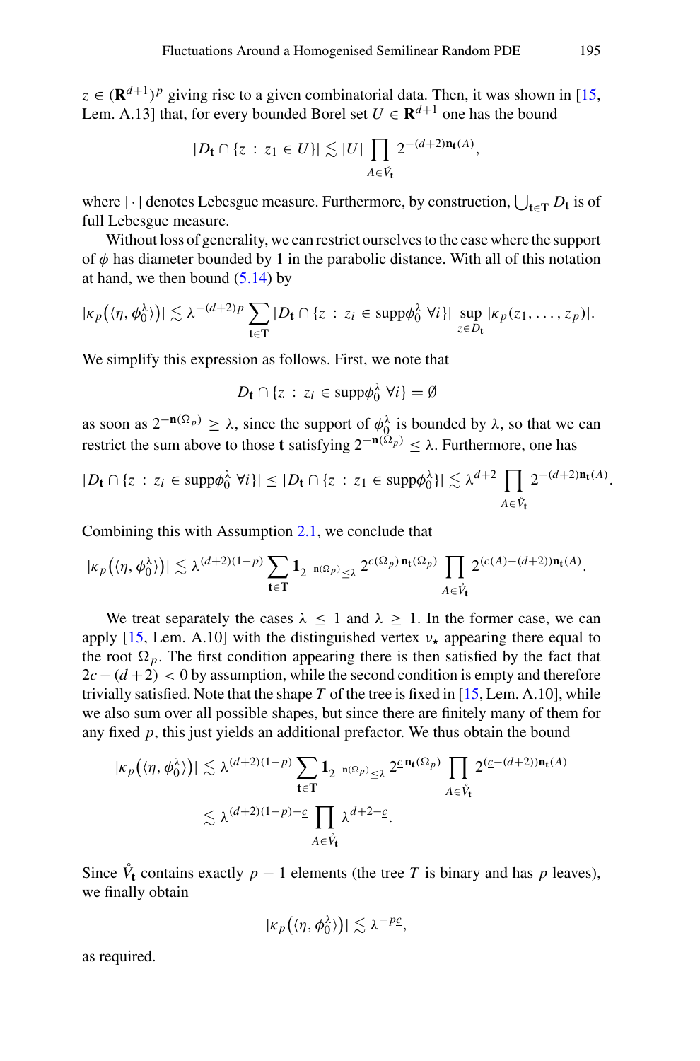$z \in (\mathbf{R}^{d+1})^p$ giving rise to a given combinatorial data. Then, it was shown in [15, Lem. A.13] that, for every bounded Borel set $U \in \mathbf{R}^{d+1}$ one has the bound

$$|D_{\mathbf{t}} \cap \{z \,:\, z_1 \in U\}| \lesssim |U| \prod_{A \in \mathring{V}_{\mathbf{t}}} 2^{-(d+2)\mathbf{n}_{\mathbf{t}}(A)},$$

where $|\cdot|$ denotes Lebesgue measure. Furthermore, by construction, $\bigcup_{\mathbf{t}\in\mathbf{T}} D_{\mathbf{t}}$ is of full Lebesgue measure.

Without loss of generality, we can restrict ourselves to the case where the support of $\phi$ has diameter bounded by 1 in the parabolic distance. With all of this notation at hand, we then bound (5.14) by

$$|\kappa_p(\langle \eta, \phi_0^\lambda\rangle)| \lesssim \lambda^{-(d+2)p} \sum_{\mathbf{t}\in\mathbf{T}} |D_{\mathbf{t}} \cap \{z \,:\, z_i \in \mathrm{supp}\phi_0^\lambda \;\forall i\}| \sup_{z\in D_{\mathbf{t}}} |\kappa_p(z_1,\ldots,z_p)|.$$

We simplify this expression as follows. First, we note that

$$D_{\mathbf{t}} \cap \{z \,:\, z_i \in \mathrm{supp}\phi_0^\lambda \;\forall i\} = \emptyset$$

as soon as $2^{-\mathbf{n}(\Omega_p)} \geq \lambda$, since the support of $\phi_0^\lambda$ is bounded by $\lambda$, so that we can restrict the sum above to those $\mathbf{t}$ satisfying $2^{-\mathbf{n}(\Omega_p)} \leq \lambda$. Furthermore, one has

$$|D_{\mathbf{t}} \cap \{z \,:\, z_i \in \mathrm{supp}\phi_0^\lambda \;\forall i\}| \leq |D_{\mathbf{t}} \cap \{z \,:\, z_1 \in \mathrm{supp}\phi_0^\lambda\}| \lesssim \lambda^{d+2} \prod_{A\in\mathring{V}_{\mathbf{t}}} 2^{-(d+2)\mathbf{n}_{\mathbf{t}}(A)}.$$

Combining this with Assumption 2.1, we conclude that

$$|\kappa_p(\langle \eta, \phi_0^\lambda\rangle)| \lesssim \lambda^{(d+2)(1-p)} \sum_{\mathbf{t}\in\mathbf{T}} \mathbf{1}_{2^{-\mathbf{n}(\Omega_p)}\leq\lambda}\, 2^{c(\Omega_p)\,\mathbf{n}_{\mathbf{t}}(\Omega_p)} \prod_{A\in\mathring{V}_{\mathbf{t}}} 2^{(c(A)-(d+2))\mathbf{n}_{\mathbf{t}}(A)}.$$

We treat separately the cases $\lambda \leq 1$ and $\lambda \geq 1$. In the former case, we can apply [15, Lem. A.10] with the distinguished vertex $v_\star$ appearing there equal to the root $\Omega_p$. The first condition appearing there is then satisfied by the fact that $2\underline{c} - (d+2) < 0$ by assumption, while the second condition is empty and therefore trivially satisfied. Note that the shape $T$ of the tree is fixed in [15, Lem. A.10], while we also sum over all possible shapes, but since there are finitely many of them for any fixed $p$, this just yields an additional prefactor. We thus obtain the bound

$$\begin{aligned}
|\kappa_p(\langle \eta, \phi_0^\lambda\rangle)| &\lesssim \lambda^{(d+2)(1-p)} \sum_{\mathbf{t}\in\mathbf{T}} \mathbf{1}_{2^{-\mathbf{n}(\Omega_p)}\leq\lambda}\, 2^{\underline{c}\,\mathbf{n}_{\mathbf{t}}(\Omega_p)} \prod_{A\in\mathring{V}_{\mathbf{t}}} 2^{(\underline{c}-(d+2))\mathbf{n}_{\mathbf{t}}(A)} \\
&\lesssim \lambda^{(d+2)(1-p)-\underline{c}} \prod_{A\in\mathring{V}_{\mathbf{t}}} \lambda^{d+2-\underline{c}}.
\end{aligned}$$

Since $\mathring{V}_{\mathbf{t}}$ contains exactly $p-1$ elements (the tree $T$ is binary and has $p$ leaves), we finally obtain

$$|\kappa_p(\langle \eta, \phi_0^\lambda\rangle)| \lesssim \lambda^{-p\underline{c}},$$

as required.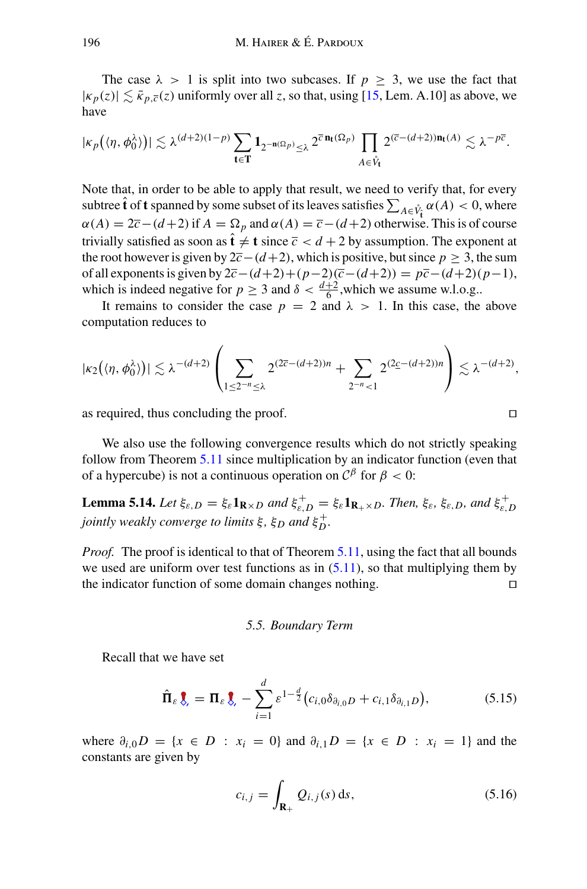The case $\lambda > 1$ is split into two subcases. If $p \geq 3$, we use the fact that $|\kappa_p(z)| \lesssim \bar\kappa_{p,\bar c}(z)$ uniformly over all $z$, so that, using [15, Lem. A.10] as above, we have

$$|\kappa_p(\langle \eta, \phi_0^\lambda\rangle)| \lesssim \lambda^{(d+2)(1-p)} \sum_{\mathbf{t}\in\mathbf{T}} \mathbf{1}_{2^{-\mathbf{n}(\Omega_p)}\leq\lambda}\, 2^{\bar c\,\mathbf{n_t}(\Omega_p)} \prod_{A\in \mathring{V}_\mathbf{t}} 2^{(\bar c-(d+2))\mathbf{n_t}(A)} \lesssim \lambda^{-p\bar c}.$$

Note that, in order to be able to apply that result, we need to verify that, for every subtree $\hat{\mathbf{t}}$ of $\mathbf{t}$ spanned by some subset of its leaves satisfies $\sum_{A\in\mathring{V}_{\hat{\mathbf{t}}}} \alpha(A) < 0$, where $\alpha(A) = 2\bar c - (d+2)$ if $A = \Omega_p$ and $\alpha(A) = \bar c - (d+2)$ otherwise. This is of course trivially satisfied as soon as $\hat{\mathbf{t}} \neq \mathbf{t}$ since $\bar c < d+2$ by assumption. The exponent at the root however is given by $2\bar c - (d+2)$, which is positive, but since $p \geq 3$, the sum of all exponents is given by $2\bar c-(d+2)+(p-2)(\bar c-(d+2)) = p\bar c-(d+2)(p-1)$, which is indeed negative for $p \geq 3$ and $\delta < \frac{d+2}{6}$,which we assume w.l.o.g..

It remains to consider the case $p = 2$ and $\lambda > 1$. In this case, the above computation reduces to

$$|\kappa_2(\langle \eta, \phi_0^\lambda\rangle)| \lesssim \lambda^{-(d+2)} \left( \sum_{1\leq 2^{-n}\leq\lambda} 2^{(2\bar c-(d+2))n} + \sum_{2^{-n}<1} 2^{(2\underline{c}-(d+2))n} \right) \lesssim \lambda^{-(d+2)},$$

as required, thus concluding the proof. □

We also use the following convergence results which do not strictly speaking follow from Theorem 5.11 since multiplication by an indicator function (even that of a hypercube) is not a continuous operation on $\mathcal{C}^\beta$ for $\beta < 0$:

**Lemma 5.14.** *Let $\xi_{\varepsilon,D} = \xi_\varepsilon \mathbf{1}_{\mathbf{R}\times D}$ and $\xi_{\varepsilon,D}^+ = \xi_\varepsilon \mathbf{1}_{\mathbf{R}_+\times D}$. Then, $\xi_\varepsilon$, $\xi_{\varepsilon,D}$, and $\xi_{\varepsilon,D}^+$ jointly weakly converge to limits $\xi$, $\xi_D$ and $\xi_D^+$.*

*Proof.* The proof is identical to that of Theorem 5.11, using the fact that all bounds we used are uniform over test functions as in (5.11), so that multiplying them by the indicator function of some domain changes nothing. □

### 5.5. Boundary Term

Recall that we have set

$$\hat{\mathbf{\Pi}}_\varepsilon \,\tau = \mathbf{\Pi}_\varepsilon \,\tau - \sum_{i=1}^d \varepsilon^{1-\frac{d}{2}} \big(c_{i,0}\delta_{\partial_{i,0}D} + c_{i,1}\delta_{\partial_{i,1}D}\big), \tag{5.15}$$

where $\partial_{i,0}D = \{x \in D : x_i = 0\}$ and $\partial_{i,1}D = \{x \in D : x_i = 1\}$ and the constants are given by

$$c_{i,j} = \int_{\mathbf{R}_+} Q_{i,j}(s)\,ds, \tag{5.16}$$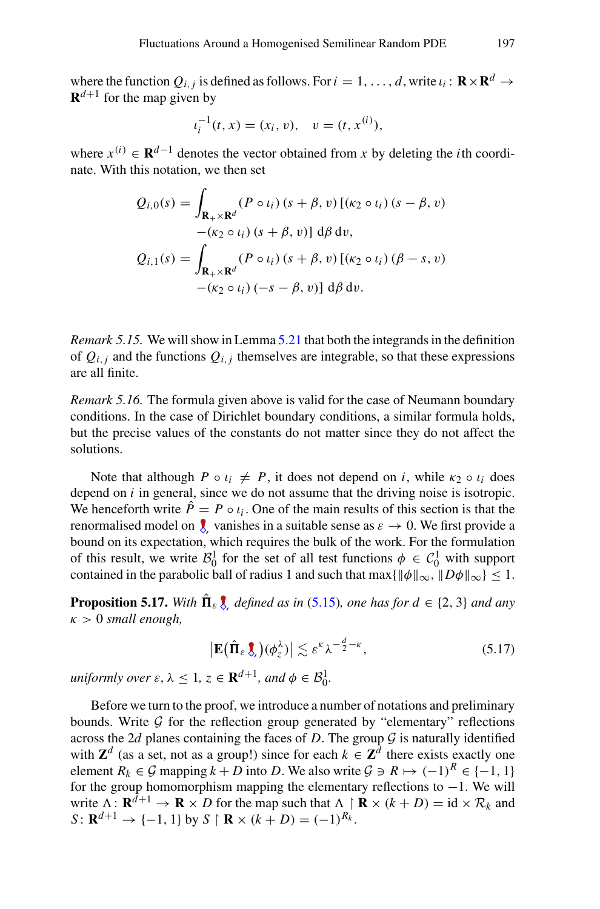where the function $Q_{i,j}$ is defined as follows. For $i = 1, \ldots, d$, write $\iota_i \colon \mathbf{R} \times \mathbf{R}^d \to \mathbf{R}^{d+1}$ for the map given by

$$\iota_i^{-1}(t, x) = (x_i, v), \quad v = (t, x^{(i)}),$$

where $x^{(i)} \in \mathbf{R}^{d-1}$ denotes the vector obtained from $x$ by deleting the $i$th coordinate. With this notation, we then set

$$\begin{aligned}
Q_{i,0}(s) = \int_{\mathbf{R}_+ \times \mathbf{R}^d} &(P \circ \iota_i)(s + \beta, v) \left[ (\kappa_2 \circ \iota_i)(s - \beta, v) \right. \\
&\left. - (\kappa_2 \circ \iota_i)(s + \beta, v) \right] \mathrm{d}\beta \, \mathrm{d}v, \\
Q_{i,1}(s) = \int_{\mathbf{R}_+ \times \mathbf{R}^d} &(P \circ \iota_i)(s + \beta, v) \left[ (\kappa_2 \circ \iota_i)(\beta - s, v) \right. \\
&\left. - (\kappa_2 \circ \iota_i)(-s - \beta, v) \right] \mathrm{d}\beta \, \mathrm{d}v.
\end{aligned}$$

*Remark 5.15.* We will show in Lemma 5.21 that both the integrands in the definition of $Q_{i,j}$ and the functions $Q_{i,j}$ themselves are integrable, so that these expressions are all finite.

*Remark 5.16.* The formula given above is valid for the case of Neumann boundary conditions. In the case of Dirichlet boundary conditions, a similar formula holds, but the precise values of the constants do not matter since they do not affect the solutions.

Note that although $P \circ \iota_i \neq P$, it does not depend on $i$, while $\kappa_2 \circ \iota_i$ does depend on $i$ in general, since we do not assume that the driving noise is isotropic. We henceforth write $\hat{P} = P \circ \iota_i$. One of the main results of this section is that the renormalised model on $\tau$ vanishes in a suitable sense as $\varepsilon \to 0$. We first provide a bound on its expectation, which requires the bulk of the work. For the formulation of this result, we write $\mathcal{B}_0^1$ for the set of all test functions $\phi \in \mathcal{C}_0^1$ with support contained in the parabolic ball of radius 1 and such that $\max\{\|\phi\|_\infty, \|D\phi\|_\infty\} \leq 1$.

**Proposition 5.17.** *With $\hat{\mathbf{\Pi}}_\varepsilon \tau$ defined as in (5.15), one has for $d \in \{2, 3\}$ and any $\kappa > 0$ small enough,*

$$\left| \mathbf{E}\big(\hat{\mathbf{\Pi}}_\varepsilon \tau\big)(\phi_z^\lambda) \right| \lesssim \varepsilon^\kappa \lambda^{-\frac{d}{2} - \kappa}, \tag{5.17}$$

*uniformly over $\varepsilon, \lambda \leq 1$, $z \in \mathbf{R}^{d+1}$, and $\phi \in \mathcal{B}_0^1$.*

Before we turn to the proof, we introduce a number of notations and preliminary bounds. Write $\mathcal{G}$ for the reflection group generated by "elementary" reflections across the $2d$ planes containing the faces of $D$. The group $\mathcal{G}$ is naturally identified with $\mathbf{Z}^d$ (as a set, not as a group!) since for each $k \in \mathbf{Z}^d$ there exists exactly one element $R_k \in \mathcal{G}$ mapping $k + D$ into $D$. We also write $\mathcal{G} \ni R \mapsto (-1)^R \in \{-1, 1\}$ for the group homomorphism mapping the elementary reflections to $-1$. We will write $\Lambda \colon \mathbf{R}^{d+1} \to \mathbf{R} \times D$ for the map such that $\Lambda \restriction \mathbf{R} \times (k + D) = \mathrm{id} \times \mathcal{R}_k$ and $S \colon \mathbf{R}^{d+1} \to \{-1, 1\}$ by $S \restriction \mathbf{R} \times (k + D) = (-1)^{R_k}$.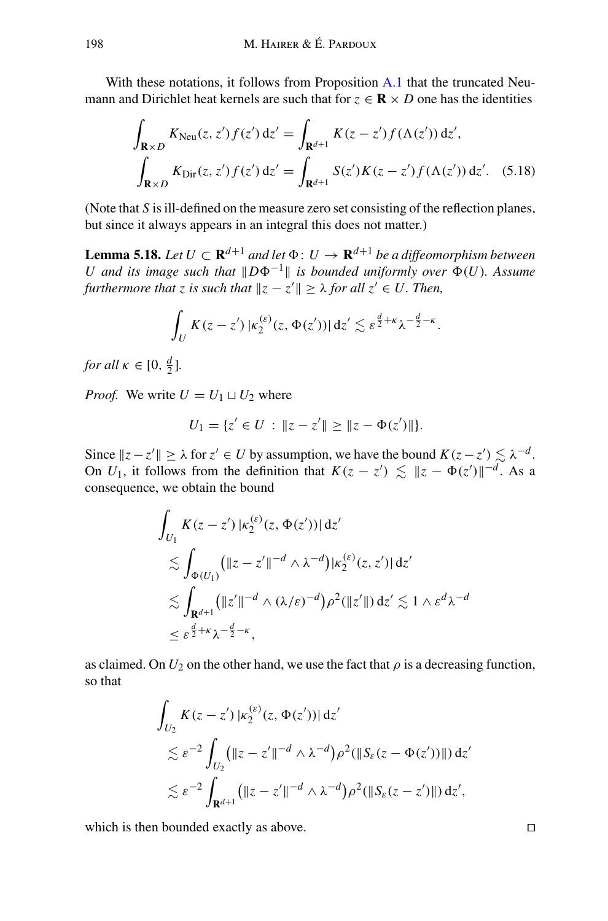With these notations, it follows from Proposition A.1 that the truncated Neumann and Dirichlet heat kernels are such that for $z \in \mathbf{R} \times D$ one has the identities

$$\int_{\mathbf{R}\times D} K_{\mathrm{Neu}}(z,z')\,f(z')\,\mathrm{d}z' = \int_{\mathbf{R}^{d+1}} K(z-z')\,f(\Lambda(z'))\,\mathrm{d}z',$$
$$\int_{\mathbf{R}\times D} K_{\mathrm{Dir}}(z,z')\,f(z')\,\mathrm{d}z' = \int_{\mathbf{R}^{d+1}} S(z')K(z-z')\,f(\Lambda(z'))\,\mathrm{d}z'. \quad (5.18)$$

(Note that $S$ is ill-defined on the measure zero set consisting of the reflection planes, but since it always appears in an integral this does not matter.)

**Lemma 5.18.** *Let $U \subset \mathbf{R}^{d+1}$ and let $\Phi\colon U \to \mathbf{R}^{d+1}$ be a diffeomorphism between $U$ and its image such that $\|D\Phi^{-1}\|$ is bounded uniformly over $\Phi(U)$. Assume furthermore that $z$ is such that $\|z - z'\| \geq \lambda$ for all $z' \in U$. Then,*

$$\int_U K(z-z')\,|\kappa_2^{(\varepsilon)}(z,\Phi(z'))|\,\mathrm{d}z' \lesssim \varepsilon^{\frac{d}{2}+\kappa}\lambda^{-\frac{d}{2}-\kappa}.$$

*for all $\kappa \in [0, \frac{d}{2}]$.*

*Proof.* We write $U = U_1 \sqcup U_2$ where

$$U_1 = \{z' \in U \,:\, \|z - z'\| \geq \|z - \Phi(z')\|\}.$$

Since $\|z-z'\| \geq \lambda$ for $z' \in U$ by assumption, we have the bound $K(z-z') \lesssim \lambda^{-d}$. On $U_1$, it follows from the definition that $K(z-z') \lesssim \|z - \Phi(z')\|^{-d}$. As a consequence, we obtain the bound

$$\begin{aligned}
&\int_{U_1} K(z-z')\,|\kappa_2^{(\varepsilon)}(z,\Phi(z'))|\,\mathrm{d}z' \\
&\quad\lesssim \int_{\Phi(U_1)} \bigl(\|z-z'\|^{-d} \wedge \lambda^{-d}\bigr)|\kappa_2^{(\varepsilon)}(z,z')|\,\mathrm{d}z' \\
&\quad\lesssim \int_{\mathbf{R}^{d+1}} \bigl(\|z'\|^{-d} \wedge (\lambda/\varepsilon)^{-d}\bigr)\rho^2(\|z'\|)\,\mathrm{d}z' \lesssim 1 \wedge \varepsilon^d\lambda^{-d} \\
&\quad\leq \varepsilon^{\frac{d}{2}+\kappa}\lambda^{-\frac{d}{2}-\kappa},
\end{aligned}$$

as claimed. On $U_2$ on the other hand, we use the fact that $\rho$ is a decreasing function, so that

$$\begin{aligned}
&\int_{U_2} K(z-z')\,|\kappa_2^{(\varepsilon)}(z,\Phi(z'))|\,\mathrm{d}z' \\
&\quad\lesssim \varepsilon^{-2}\int_{U_2} \bigl(\|z-z'\|^{-d} \wedge \lambda^{-d}\bigr)\rho^2(\|S_\varepsilon(z-\Phi(z'))\|)\,\mathrm{d}z' \\
&\quad\lesssim \varepsilon^{-2}\int_{\mathbf{R}^{d+1}} \bigl(\|z-z'\|^{-d} \wedge \lambda^{-d}\bigr)\rho^2(\|S_\varepsilon(z-z')\|)\,\mathrm{d}z',
\end{aligned}$$

which is then bounded exactly as above. $\square$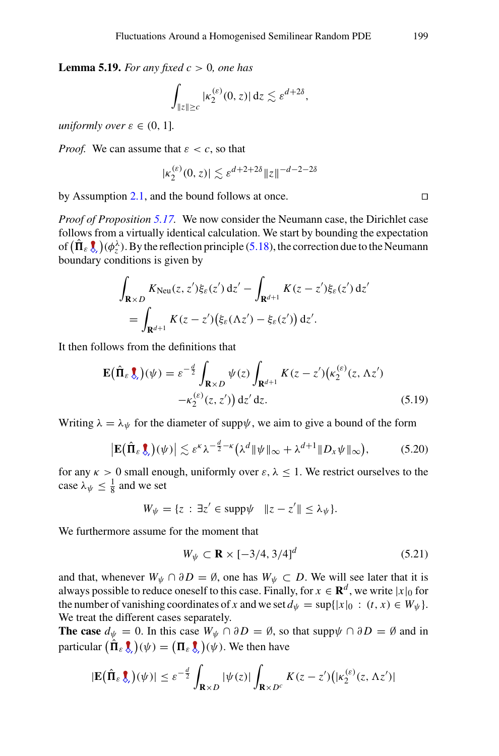**Lemma 5.19.** *For any fixed $c > 0$, one has*

$$\int_{\|z\|\ge c} |\kappa_2^{(\varepsilon)}(0,z)|\,\mathrm{d}z \lesssim \varepsilon^{d+2\delta},$$

*uniformly over $\varepsilon \in (0,1]$.*

*Proof.* We can assume that $\varepsilon < c$, so that

$$|\kappa_2^{(\varepsilon)}(0,z)| \lesssim \varepsilon^{d+2+2\delta}\|z\|^{-d-2-2\delta}$$

by Assumption 2.1, and the bound follows at once. □

*Proof of Proposition 5.17.* We now consider the Neumann case, the Dirichlet case follows from a virtually identical calculation. We start by bounding the expectation of $\big(\hat{\mathbf{\Pi}}_\varepsilon \,\tau\big)(\phi_z^\lambda)$. By the reflection principle (5.18), the correction due to the Neumann boundary conditions is given by

$$\begin{aligned}\int_{\mathbf{R}\times D} K_{\mathrm{Neu}}(z,z')\xi_\varepsilon(z')\,\mathrm{d}z' &- \int_{\mathbf{R}^{d+1}} K(z-z')\xi_\varepsilon(z')\,\mathrm{d}z' \\ &= \int_{\mathbf{R}^{d+1}} K(z-z')\big(\xi_\varepsilon(\Lambda z') - \xi_\varepsilon(z')\big)\,\mathrm{d}z'.\end{aligned}$$

It then follows from the definitions that

$$\begin{aligned}\mathbf{E}\big(\hat{\mathbf{\Pi}}_\varepsilon \,\tau\big)(\psi) = \varepsilon^{-\frac{d}{2}} \int_{\mathbf{R}\times D} \psi(z) \int_{\mathbf{R}^{d+1}} K(z-z')\big(\kappa_2^{(\varepsilon)}(z,\Lambda z') \\ -\kappa_2^{(\varepsilon)}(z,z')\big)\,\mathrm{d}z'\,\mathrm{d}z. \qquad (5.19)\end{aligned}$$

Writing $\lambda = \lambda_\psi$ for the diameter of $\mathrm{supp}\psi$, we aim to give a bound of the form

$$\big|\mathbf{E}\big(\hat{\mathbf{\Pi}}_\varepsilon \,\tau\big)(\psi)\big| \lesssim \varepsilon^\kappa \lambda^{-\frac{d}{2}-\kappa}\big(\lambda^d\|\psi\|_\infty + \lambda^{d+1}\|D_x\psi\|_\infty\big), \qquad (5.20)$$

for any $\kappa > 0$ small enough, uniformly over $\varepsilon, \lambda \le 1$. We restrict ourselves to the case $\lambda_\psi \le \frac{1}{8}$ and we set

$$W_\psi = \{z \,:\, \exists z' \in \mathrm{supp}\psi \quad \|z - z'\| \le \lambda_\psi\}.$$

We furthermore assume for the moment that

$$W_\psi \subset \mathbf{R}\times[-3/4, 3/4]^d \qquad (5.21)$$

and that, whenever $W_\psi \cap \partial D = \emptyset$, one has $W_\psi \subset D$. We will see later that it is always possible to reduce oneself to this case. Finally, for $x \in \mathbf{R}^d$, we write $|x|_0$ for the number of vanishing coordinates of $x$ and we set $d_\psi = \sup\{|x|_0 \,:\, (t,x) \in W_\psi\}$. We treat the different cases separately.

**The case** $d_\psi = 0$. In this case $W_\psi \cap \partial D = \emptyset$, so that $\mathrm{supp}\psi \cap \partial D = \emptyset$ and in particular $\big(\hat{\mathbf{\Pi}}_\varepsilon \,\tau\big)(\psi) = \big(\mathbf{\Pi}_\varepsilon \,\tau\big)(\psi)$. We then have

$$|\mathbf{E}\big(\hat{\mathbf{\Pi}}_\varepsilon \,\tau\big)(\psi)| \le \varepsilon^{-\frac{d}{2}} \int_{\mathbf{R}\times D} |\psi(z)| \int_{\mathbf{R}\times D^c} K(z-z')\big(|\kappa_2^{(\varepsilon)}(z,\Lambda z')|$$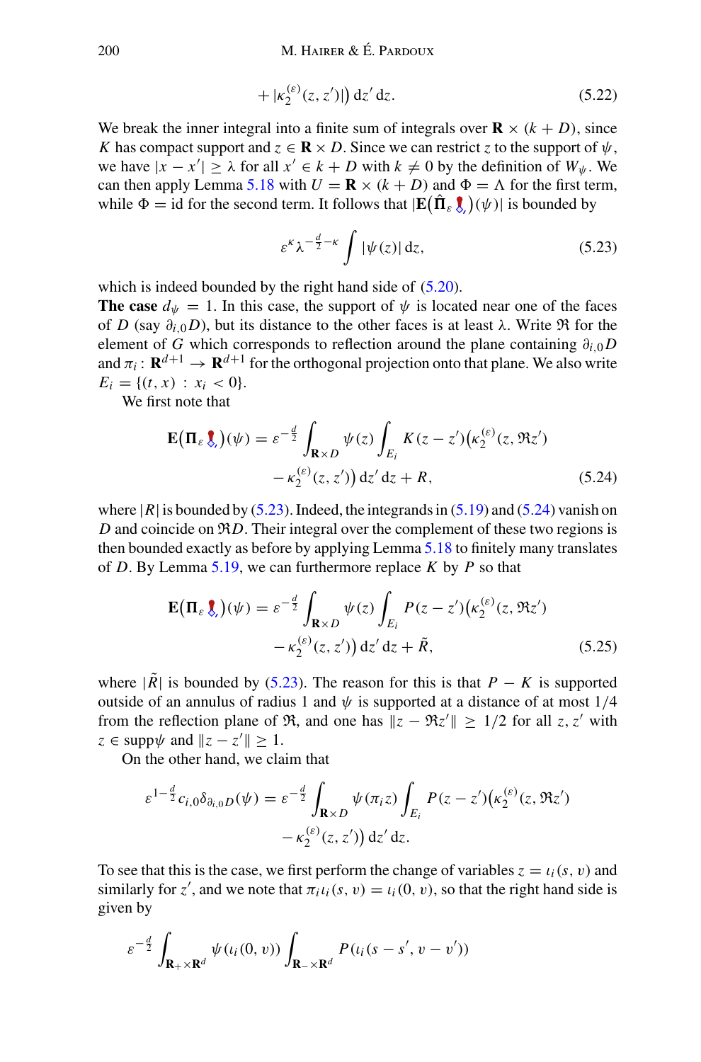$$+ |\kappa_2^{(\varepsilon)}(z,z')|\big)\, dz'\, dz. \tag{5.22}$$

We break the inner integral into a finite sum of integrals over $\mathbf{R} \times (k + D)$, since $K$ has compact support and $z \in \mathbf{R} \times D$. Since we can restrict $z$ to the support of $\psi$, we have $|x - x'| \geq \lambda$ for all $x' \in k + D$ with $k \neq 0$ by the definition of $W_\psi$. We can then apply Lemma 5.18 with $U = \mathbf{R} \times (k + D)$ and $\Phi = \Lambda$ for the first term, while $\Phi = \mathrm{id}$ for the second term. It follows that $|\mathbf{E}(\hat{\mathbf{\Pi}}_\varepsilon \,\cdot\,)(\psi)|$ is bounded by

$$\varepsilon^\kappa \lambda^{-\frac{d}{2}-\kappa} \int |\psi(z)|\, dz, \tag{5.23}$$

which is indeed bounded by the right hand side of (5.20).

**The case** $d_\psi = 1$. In this case, the support of $\psi$ is located near one of the faces of $D$ (say $\partial_{i,0} D$), but its distance to the other faces is at least $\lambda$. Write $\mathfrak{R}$ for the element of $G$ which corresponds to reflection around the plane containing $\partial_{i,0} D$ and $\pi_i \colon \mathbf{R}^{d+1} \to \mathbf{R}^{d+1}$ for the orthogonal projection onto that plane. We also write $E_i = \{(t,x) : x_i < 0\}$.

We first note that

$$\begin{aligned}\mathbf{E}(\mathbf{\Pi}_\varepsilon \,\cdot\,)(\psi) = \varepsilon^{-\frac{d}{2}} \int_{\mathbf{R}\times D} \psi(z) \int_{E_i} K(z - z')\big(\kappa_2^{(\varepsilon)}(z, \mathfrak{R}z')\\ - \kappa_2^{(\varepsilon)}(z,z')\big)\, dz'\, dz + R,\end{aligned} \tag{5.24}$$

where $|R|$ is bounded by (5.23). Indeed, the integrands in (5.19) and (5.24) vanish on $D$ and coincide on $\mathfrak{R}D$. Their integral over the complement of these two regions is then bounded exactly as before by applying Lemma 5.18 to finitely many translates of $D$. By Lemma 5.19, we can furthermore replace $K$ by $P$ so that

$$\begin{aligned}\mathbf{E}(\mathbf{\Pi}_\varepsilon \,\cdot\,)(\psi) = \varepsilon^{-\frac{d}{2}} \int_{\mathbf{R}\times D} \psi(z) \int_{E_i} P(z - z')\big(\kappa_2^{(\varepsilon)}(z, \mathfrak{R}z')\\ - \kappa_2^{(\varepsilon)}(z,z')\big)\, dz'\, dz + \tilde{R},\end{aligned} \tag{5.25}$$

where $|\tilde{R}|$ is bounded by (5.23). The reason for this is that $P - K$ is supported outside of an annulus of radius 1 and $\psi$ is supported at a distance of at most $1/4$ from the reflection plane of $\mathfrak{R}$, and one has $\|z - \mathfrak{R}z'\| \geq 1/2$ for all $z, z'$ with $z \in \operatorname{supp}\psi$ and $\|z - z'\| \geq 1$.

On the other hand, we claim that

$$\begin{aligned}\varepsilon^{1-\frac{d}{2}} c_{i,0} \delta_{\partial_{i,0} D}(\psi) = \varepsilon^{-\frac{d}{2}} \int_{\mathbf{R}\times D} \psi(\pi_i z) \int_{E_i} P(z - z')\big(\kappa_2^{(\varepsilon)}(z, \mathfrak{R}z')\\ - \kappa_2^{(\varepsilon)}(z,z')\big)\, dz'\, dz.\end{aligned}$$

To see that this is the case, we first perform the change of variables $z = \iota_i(s,v)$ and similarly for $z'$, and we note that $\pi_i \iota_i(s,v) = \iota_i(0,v)$, so that the right hand side is given by

$$\varepsilon^{-\frac{d}{2}} \int_{\mathbf{R}_+ \times \mathbf{R}^d} \psi(\iota_i(0,v)) \int_{\mathbf{R}_- \times \mathbf{R}^d} P(\iota_i(s - s', v - v'))$$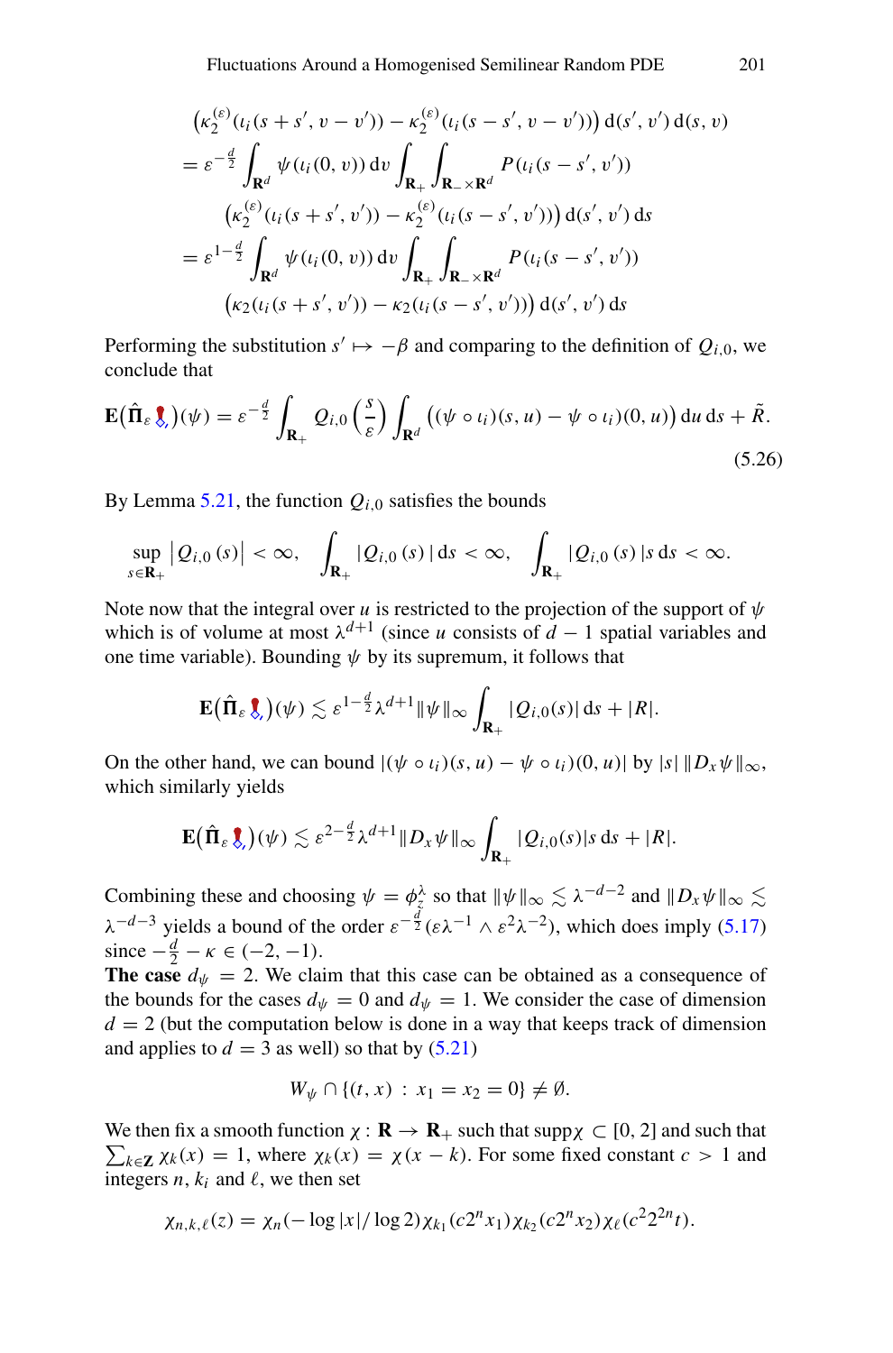$$\left(\kappa_2^{(\varepsilon)}(\iota_i(s+s',v-v')) - \kappa_2^{(\varepsilon)}(\iota_i(s-s',v-v'))\right) \mathrm{d}(s',v')\,\mathrm{d}(s,v)$$

$$= \varepsilon^{-\frac{d}{2}} \int_{\mathbf{R}^d} \psi(\iota_i(0,v))\,\mathrm{d}v \int_{\mathbf{R}_+} \int_{\mathbf{R}_-\times\mathbf{R}^d} P(\iota_i(s-s',v'))$$

$$\left(\kappa_2^{(\varepsilon)}(\iota_i(s+s',v')) - \kappa_2^{(\varepsilon)}(\iota_i(s-s',v'))\right) \mathrm{d}(s',v')\,\mathrm{d}s$$

$$= \varepsilon^{1-\frac{d}{2}} \int_{\mathbf{R}^d} \psi(\iota_i(0,v))\,\mathrm{d}v \int_{\mathbf{R}_+} \int_{\mathbf{R}_-\times\mathbf{R}^d} P(\iota_i(s-s',v'))$$

$$\left(\kappa_2(\iota_i(s+s',v')) - \kappa_2(\iota_i(s-s',v'))\right) \mathrm{d}(s',v')\,\mathrm{d}s$$

Performing the substitution $s' \mapsto -\beta$ and comparing to the definition of $Q_{i,0}$, we conclude that

$$\mathbf{E}(\hat{\mathbf{\Pi}}_\varepsilon \tau)(\psi) = \varepsilon^{-\frac{d}{2}} \int_{\mathbf{R}_+} Q_{i,0}\left(\frac{s}{\varepsilon}\right) \int_{\mathbf{R}^d} \left((\psi\circ\iota_i)(s,u) - \psi\circ\iota_i)(0,u)\right) \mathrm{d}u\,\mathrm{d}s + \tilde{R}. \tag{5.26}$$

By Lemma 5.21, the function $Q_{i,0}$ satisfies the bounds

$$\sup_{s\in\mathbf{R}_+} \left|Q_{i,0}(s)\right| < \infty, \quad \int_{\mathbf{R}_+} |Q_{i,0}(s)|\,\mathrm{d}s < \infty, \quad \int_{\mathbf{R}_+} |Q_{i,0}(s)|\,s\,\mathrm{d}s < \infty.$$

Note now that the integral over $u$ is restricted to the projection of the support of $\psi$ which is of volume at most $\lambda^{d+1}$ (since $u$ consists of $d-1$ spatial variables and one time variable). Bounding $\psi$ by its supremum, it follows that

$$\mathbf{E}(\hat{\mathbf{\Pi}}_\varepsilon \tau)(\psi) \lesssim \varepsilon^{1-\frac{d}{2}} \lambda^{d+1} \|\psi\|_\infty \int_{\mathbf{R}_+} |Q_{i,0}(s)|\,\mathrm{d}s + |R|.$$

On the other hand, we can bound $|(\psi\circ\iota_i)(s,u) - \psi\circ\iota_i)(0,u)|$ by $|s|\,\|D_x\psi\|_\infty$, which similarly yields

$$\mathbf{E}(\hat{\mathbf{\Pi}}_\varepsilon \tau)(\psi) \lesssim \varepsilon^{2-\frac{d}{2}} \lambda^{d+1} \|D_x\psi\|_\infty \int_{\mathbf{R}_+} |Q_{i,0}(s)|\,s\,\mathrm{d}s + |R|.$$

Combining these and choosing $\psi = \phi_z^\lambda$ so that $\|\psi\|_\infty \lesssim \lambda^{-d-2}$ and $\|D_x\psi\|_\infty \lesssim \lambda^{-d-3}$ yields a bound of the order $\varepsilon^{-\frac{d}{2}}(\varepsilon\lambda^{-1} \wedge \varepsilon^2\lambda^{-2})$, which does imply (5.17) since $-\frac{d}{2} - \kappa \in (-2,-1)$.

**The case** $d_\psi = 2$. We claim that this case can be obtained as a consequence of the bounds for the cases $d_\psi = 0$ and $d_\psi = 1$. We consider the case of dimension $d = 2$ (but the computation below is done in a way that keeps track of dimension and applies to $d = 3$ as well) so that by (5.21)

$$W_\psi \cap \{(t,x) : x_1 = x_2 = 0\} \neq \emptyset.$$

We then fix a smooth function $\chi : \mathbf{R} \to \mathbf{R}_+$ such that $\operatorname{supp}\chi \subset [0,2]$ and such that $\sum_{k\in\mathbf{Z}} \chi_k(x) = 1$, where $\chi_k(x) = \chi(x-k)$. For some fixed constant $c > 1$ and integers $n$, $k_i$ and $\ell$, we then set

$$\chi_{n,k,\ell}(z) = \chi_n(-\log|x|/\log 2)\chi_{k_1}(c2^n x_1)\chi_{k_2}(c2^n x_2)\chi_\ell(c^2 2^{2n} t).$$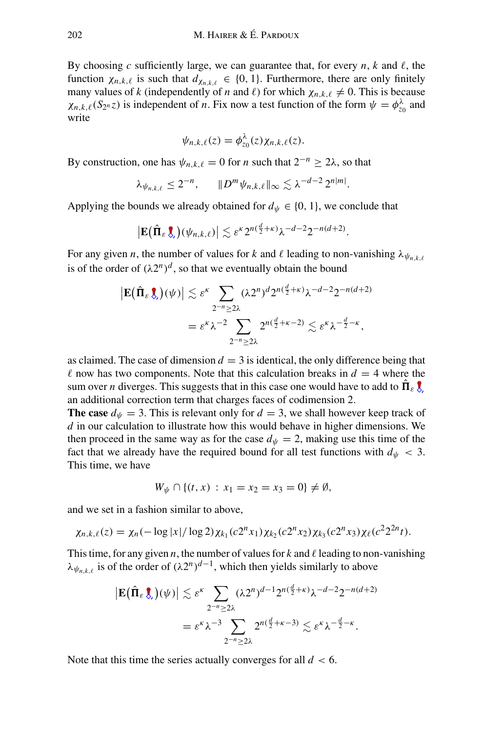By choosing $c$ sufficiently large, we can guarantee that, for every $n$, $k$ and $\ell$, the function $\chi_{n,k,\ell}$ is such that $d_{\chi_{n,k,\ell}} \in \{0, 1\}$. Furthermore, there are only finitely many values of $k$ (independently of $n$ and $\ell$) for which $\chi_{n,k,\ell} \neq 0$. This is because $\chi_{n,k,\ell}(S_{2^n} z)$ is independent of $n$. Fix now a test function of the form $\psi = \phi_{z_0}^\lambda$ and write

$$\psi_{n,k,\ell}(z) = \phi_{z_0}^\lambda(z)\chi_{n,k,\ell}(z).$$

By construction, one has $\psi_{n,k,\ell} = 0$ for $n$ such that $2^{-n} \geq 2\lambda$, so that

$$\lambda_{\psi_{n,k,\ell}} \leq 2^{-n}, \qquad \|D^m \psi_{n,k,\ell}\|_\infty \lesssim \lambda^{-d-2}\, 2^{n|m|}.$$

Applying the bounds we already obtained for $d_\psi \in \{0, 1\}$, we conclude that

$$\big|\mathbf{E}\big(\hat{\boldsymbol{\Pi}}_\varepsilon \tau\big)(\psi_{n,k,\ell})\big| \lesssim \varepsilon^\kappa 2^{n(\frac{d}{2}+\kappa)} \lambda^{-d-2} 2^{-n(d+2)}.$$

For any given $n$, the number of values for $k$ and $\ell$ leading to non-vanishing $\lambda_{\psi_{n,k,\ell}}$ is of the order of $(\lambda 2^n)^d$, so that we eventually obtain the bound

$$\begin{aligned}
\big|\mathbf{E}\big(\hat{\boldsymbol{\Pi}}_\varepsilon \tau\big)(\psi)\big| &\lesssim \varepsilon^\kappa \sum_{2^{-n} \geq 2\lambda} (\lambda 2^n)^d 2^{n(\frac{d}{2}+\kappa)} \lambda^{-d-2} 2^{-n(d+2)} \\
&= \varepsilon^\kappa \lambda^{-2} \sum_{2^{-n} \geq 2\lambda} 2^{n(\frac{d}{2}+\kappa-2)} \lesssim \varepsilon^\kappa \lambda^{-\frac{d}{2}-\kappa},
\end{aligned}$$

as claimed. The case of dimension $d = 3$ is identical, the only difference being that $\ell$ now has two components. Note that this calculation breaks in $d = 4$ where the sum over $n$ diverges. This suggests that in this case one would have to add to $\hat{\boldsymbol{\Pi}}_\varepsilon \tau$ an additional correction term that charges faces of codimension 2.

**The case** $d_\psi = 3$. This is relevant only for $d = 3$, we shall however keep track of $d$ in our calculation to illustrate how this would behave in higher dimensions. We then proceed in the same way as for the case $d_\psi = 2$, making use this time of the fact that we already have the required bound for all test functions with $d_\psi < 3$. This time, we have

$$W_\psi \cap \{(t, x) \,:\, x_1 = x_2 = x_3 = 0\} \neq \emptyset,$$

and we set in a fashion similar to above,

$$\chi_{n,k,\ell}(z) = \chi_n(-\log|x|/\log 2)\chi_{k_1}(c2^n x_1)\chi_{k_2}(c2^n x_2)\chi_{k_3}(c2^n x_3)\chi_\ell(c^2 2^{2n} t).$$

This time, for any given $n$, the number of values for $k$ and $\ell$ leading to non-vanishing $\lambda_{\psi_{n,k,\ell}}$ is of the order of $(\lambda 2^n)^{d-1}$, which then yields similarly to above

$$\begin{aligned}
\big|\mathbf{E}\big(\hat{\boldsymbol{\Pi}}_\varepsilon \tau\big)(\psi)\big| &\lesssim \varepsilon^\kappa \sum_{2^{-n} \geq 2\lambda} (\lambda 2^n)^{d-1} 2^{n(\frac{d}{2}+\kappa)} \lambda^{-d-2} 2^{-n(d+2)} \\
&= \varepsilon^\kappa \lambda^{-3} \sum_{2^{-n} \geq 2\lambda} 2^{n(\frac{d}{2}+\kappa-3)} \lesssim \varepsilon^\kappa \lambda^{-\frac{d}{2}-\kappa}.
\end{aligned}$$

Note that this time the series actually converges for all $d < 6$.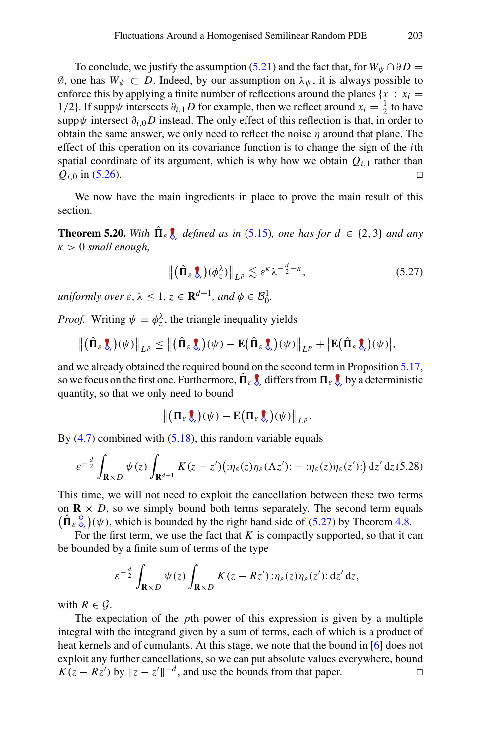To conclude, we justify the assumption (5.21) and the fact that, for $W_\psi \cap \partial D = \emptyset$, one has $W_\psi \subset D$. Indeed, by our assumption on $\lambda_\psi$, it is always possible to enforce this by applying a finite number of reflections around the planes $\{x : x_i = 1/2\}$. If supp$\psi$ intersects $\partial_{i,1} D$ for example, then we reflect around $x_i = \frac{1}{2}$ to have supp$\psi$ intersect $\partial_{i,0} D$ instead. The only effect of this reflection is that, in order to obtain the same answer, we only need to reflect the noise $\eta$ around that plane. The effect of this operation on its covariance function is to change the sign of the $i$th spatial coordinate of its argument, which is why how we obtain $Q_{i,1}$ rather than $Q_{i,0}$ in (5.26). ◻

We now have the main ingredients in place to prove the main result of this section.

**Theorem 5.20.** *With* $\hat{\boldsymbol{\Pi}}_\varepsilon \tau$ *defined as in* (5.15)*, one has for* $d \in \{2, 3\}$ *and any* $\kappa > 0$ *small enough,*

$$
\big\| \big(\hat{\boldsymbol{\Pi}}_\varepsilon \tau\big)(\phi_z^\lambda)\big\|_{L^p} \lesssim \varepsilon^\kappa \lambda^{-\frac{d}{2}-\kappa}, \tag{5.27}
$$

*uniformly over* $\varepsilon, \lambda \leq 1$, $z \in \mathbf{R}^{d+1}$, *and* $\phi \in \mathcal{B}_0^1$.

*Proof.* Writing $\psi = \phi_z^\lambda$, the triangle inequality yields

$$
\big\| \big(\hat{\boldsymbol{\Pi}}_\varepsilon \tau\big)(\psi)\big\|_{L^p} \leq \big\| \big(\hat{\boldsymbol{\Pi}}_\varepsilon \tau\big)(\psi) - \mathbf{E}\big(\hat{\boldsymbol{\Pi}}_\varepsilon \tau\big)(\psi)\big\|_{L^p} + \big|\mathbf{E}\big(\hat{\boldsymbol{\Pi}}_\varepsilon \tau\big)(\psi)\big|,
$$

and we already obtained the required bound on the second term in Proposition 5.17, so we focus on the first one. Furthermore, $\hat{\boldsymbol{\Pi}}_\varepsilon \tau$ differs from $\boldsymbol{\Pi}_\varepsilon \tau$ by a deterministic quantity, so that we only need to bound

$$
\big\| \big(\boldsymbol{\Pi}_\varepsilon \tau\big)(\psi) - \mathbf{E}\big(\boldsymbol{\Pi}_\varepsilon \tau\big)(\psi)\big\|_{L^p}.
$$

By (4.7) combined with (5.18), this random variable equals

$$
\varepsilon^{-\frac{d}{2}} \int_{\mathbf{R}\times D} \psi(z) \int_{\mathbf{R}^{d+1}} K(z-z')\big({:}\eta_\varepsilon(z)\eta_\varepsilon(\Lambda z'){:} - {:}\eta_\varepsilon(z)\eta_\varepsilon(z'){:}\big)\, dz'\, dz \tag{5.28}
$$

This time, we will not need to exploit the cancellation between these two terms on $\mathbf{R} \times D$, so we simply bound both terms separately. The second term equals $\big(\hat{\boldsymbol{\Pi}}_\varepsilon \bar{\tau}\big)(\psi)$, which is bounded by the right hand side of (5.27) by Theorem 4.8.

For the first term, we use the fact that $K$ is compactly supported, so that it can be bounded by a finite sum of terms of the type

$$
\varepsilon^{-\frac{d}{2}} \int_{\mathbf{R}\times D} \psi(z) \int_{\mathbf{R}\times D} K(z - Rz')\, {:}\eta_\varepsilon(z)\eta_\varepsilon(z'){:}\, dz'\, dz,
$$

with $R \in \mathcal{G}$.

The expectation of the $p$th power of this expression is given by a multiple integral with the integrand given by a sum of terms, each of which is a product of heat kernels and of cumulants. At this stage, we note that the bound in [6] does not exploit any further cancellations, so we can put absolute values everywhere, bound $K(z - Rz')$ by $\|z - z'\|^{-d}$, and use the bounds from that paper. ◻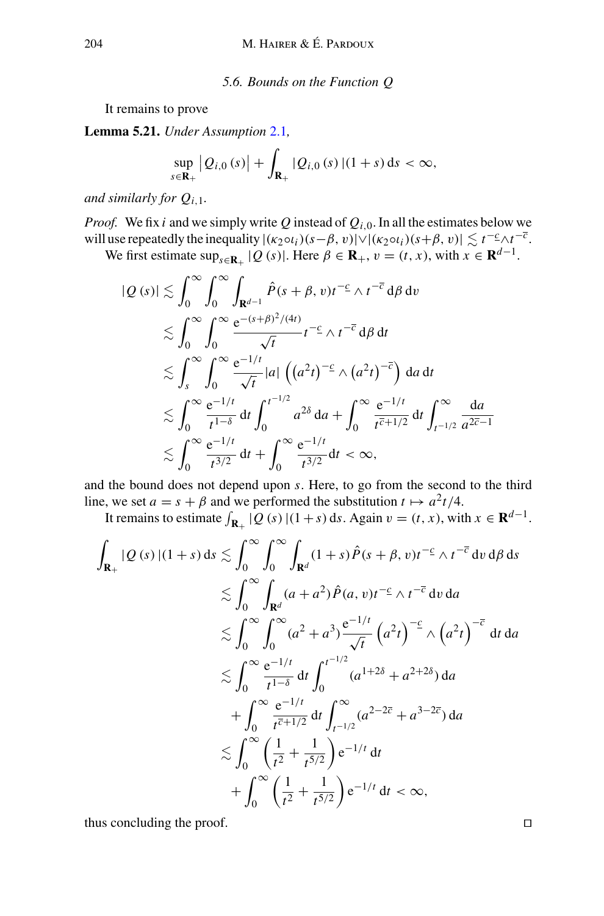### 5.6. Bounds on the Function $Q$

It remains to prove

**Lemma 5.21.** *Under Assumption* 2.1*,*

$$\sup_{s\in\mathbf{R}_+} \left|Q_{i,0}(s)\right| + \int_{\mathbf{R}_+} |Q_{i,0}(s)|(1+s)\,\mathrm{d}s < \infty,$$

*and similarly for* $Q_{i,1}$.

*Proof.* We fix $i$ and we simply write $Q$ instead of $Q_{i,0}$. In all the estimates below we will use repeatedly the inequality $|(\kappa_2\circ\iota_i)(s-\beta,v)|\vee|(\kappa_2\circ\iota_i)(s+\beta,v)| \lesssim t^{-\underline{c}}\wedge t^{-\overline{c}}$.

We first estimate $\sup_{s\in\mathbf{R}_+}|Q(s)|$. Here $\beta\in\mathbf{R}_+$, $v=(t,x)$, with $x\in\mathbf{R}^{d-1}$.

$$\begin{aligned}
|Q(s)| &\lesssim \int_0^\infty\int_0^\infty\int_{\mathbf{R}^{d-1}} \hat{P}(s+\beta,v)t^{-\underline{c}}\wedge t^{-\overline{c}}\,\mathrm{d}\beta\,\mathrm{d}v \\
&\lesssim \int_0^\infty\int_0^\infty \frac{\mathrm{e}^{-(s+\beta)^2/(4t)}}{\sqrt{t}} t^{-\underline{c}}\wedge t^{-\overline{c}}\,\mathrm{d}\beta\,\mathrm{d}t \\
&\lesssim \int_s^\infty\int_0^\infty \frac{\mathrm{e}^{-1/t}}{\sqrt{t}}|a|\left(\left(a^2t\right)^{-\underline{c}}\wedge\left(a^2t\right)^{-\overline{c}}\right)\,\mathrm{d}a\,\mathrm{d}t \\
&\lesssim \int_0^\infty \frac{\mathrm{e}^{-1/t}}{t^{1-\delta}}\,\mathrm{d}t\int_0^{t^{-1/2}} a^{2\delta}\,\mathrm{d}a + \int_0^\infty \frac{\mathrm{e}^{-1/t}}{t^{\overline{c}+1/2}}\,\mathrm{d}t\int_{t^{-1/2}}^\infty \frac{\mathrm{d}a}{a^{2\overline{c}-1}} \\
&\lesssim \int_0^\infty \frac{\mathrm{e}^{-1/t}}{t^{3/2}}\,\mathrm{d}t + \int_0^\infty \frac{\mathrm{e}^{-1/t}}{t^{3/2}}\mathrm{d}t < \infty,
\end{aligned}$$

and the bound does not depend upon $s$. Here, to go from the second to the third line, we set $a=s+\beta$ and we performed the substitution $t\mapsto a^2t/4$.

It remains to estimate $\int_{\mathbf{R}_+}|Q(s)|(1+s)\,\mathrm{d}s$. Again $v=(t,x)$, with $x\in\mathbf{R}^{d-1}$.

$$\begin{aligned}
\int_{\mathbf{R}_+}|Q(s)|(1+s)\,\mathrm{d}s &\lesssim \int_0^\infty\int_0^\infty\int_{\mathbf{R}^d}(1+s)\hat{P}(s+\beta,v)t^{-\underline{c}}\wedge t^{-\overline{c}}\,\mathrm{d}v\,\mathrm{d}\beta\,\mathrm{d}s \\
&\lesssim \int_0^\infty\int_{\mathbf{R}^d}(a+a^2)\hat{P}(a,v)t^{-\underline{c}}\wedge t^{-\overline{c}}\,\mathrm{d}v\,\mathrm{d}a \\
&\lesssim \int_0^\infty\int_0^\infty (a^2+a^3)\frac{\mathrm{e}^{-1/t}}{\sqrt{t}}\left(a^2t\right)^{-\underline{c}}\wedge\left(a^2t\right)^{-\overline{c}}\,\mathrm{d}t\,\mathrm{d}a \\
&\lesssim \int_0^\infty \frac{\mathrm{e}^{-1/t}}{t^{1-\delta}}\,\mathrm{d}t\int_0^{t^{-1/2}}(a^{1+2\delta}+a^{2+2\delta})\,\mathrm{d}a \\
&\quad+\int_0^\infty \frac{\mathrm{e}^{-1/t}}{t^{\overline{c}+1/2}}\,\mathrm{d}t\int_{t^{-1/2}}^\infty(a^{2-2\overline{c}}+a^{3-2\overline{c}})\,\mathrm{d}a \\
&\lesssim \int_0^\infty\left(\frac{1}{t^2}+\frac{1}{t^{5/2}}\right)\mathrm{e}^{-1/t}\,\mathrm{d}t \\
&\quad+\int_0^\infty\left(\frac{1}{t^2}+\frac{1}{t^{5/2}}\right)\mathrm{e}^{-1/t}\,\mathrm{d}t < \infty,
\end{aligned}$$

thus concluding the proof. $\square$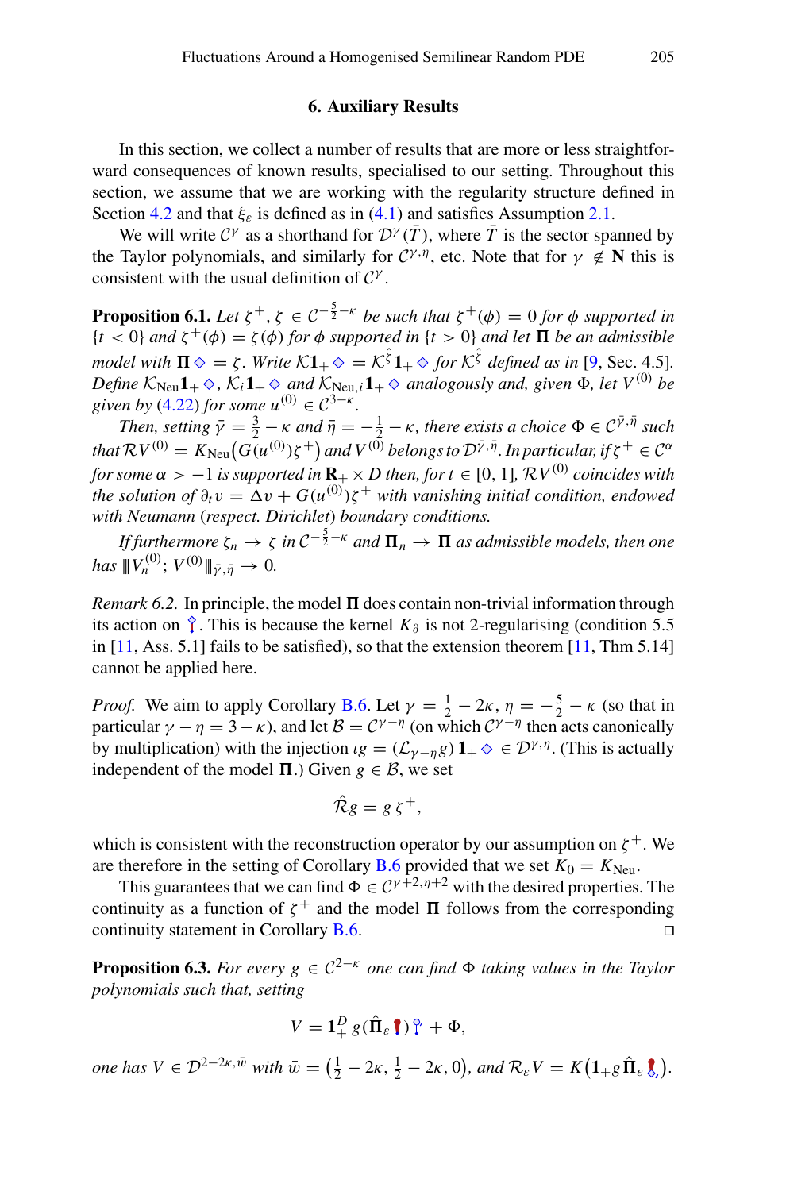## 6. Auxiliary Results

In this section, we collect a number of results that are more or less straightforward consequences of known results, specialised to our setting. Throughout this section, we assume that we are working with the regularity structure defined in Section 4.2 and that $\xi_\varepsilon$ is defined as in (4.1) and satisfies Assumption 2.1.

We will write $\mathcal{C}^\gamma$ as a shorthand for $\mathcal{D}^\gamma(\bar{T})$, where $\bar{T}$ is the sector spanned by the Taylor polynomials, and similarly for $\mathcal{C}^{\gamma,\eta}$, etc. Note that for $\gamma \notin \mathbf{N}$ this is consistent with the usual definition of $\mathcal{C}^\gamma$.

**Proposition 6.1.** *Let $\zeta^+, \zeta \in \mathcal{C}^{-\frac{5}{2}-\kappa}$ be such that $\zeta^+(\phi) = 0$ for $\phi$ supported in $\{t < 0\}$ and $\zeta^+(\phi) = \zeta(\phi)$ for $\phi$ supported in $\{t > 0\}$ and let $\boldsymbol{\Pi}$ be an admissible model with $\boldsymbol{\Pi} \diamond = \zeta$. Write $\mathcal{K}\mathbf{1}_+ \diamond = \mathcal{K}^{\hat{\zeta}}\mathbf{1}_+ \diamond$ for $\mathcal{K}^{\hat{\zeta}}$ defined as in [9, Sec. 4.5]. Define $\mathcal{K}_{\mathrm{Neu}}\mathbf{1}_+ \diamond$, $\mathcal{K}_i\mathbf{1}_+ \diamond$ and $\mathcal{K}_{\mathrm{Neu},i}\mathbf{1}_+ \diamond$ analogously and, given $\Phi$, let $V^{(0)}$ be given by (4.22) for some $u^{(0)} \in \mathcal{C}^{3-\kappa}$.*

*Then, setting $\bar{\gamma} = \frac{3}{2} - \kappa$ and $\bar{\eta} = -\frac{1}{2} - \kappa$, there exists a choice $\Phi \in \mathcal{C}^{\bar{\gamma},\bar{\eta}}$ such that $\mathcal{R}V^{(0)} = K_{\mathrm{Neu}}\big(G(u^{(0)})\zeta^+\big)$ and $V^{(0)}$ belongs to $\mathcal{D}^{\bar{\gamma},\bar{\eta}}$. In particular, if $\zeta^+ \in \mathcal{C}^\alpha$ for some $\alpha > -1$ is supported in $\mathbf{R}_+ \times D$ then, for $t \in [0, 1]$, $\mathcal{R}V^{(0)}$ coincides with the solution of $\partial_t v = \Delta v + G(u^{(0)})\zeta^+$ with vanishing initial condition, endowed with Neumann (respect. Dirichlet) boundary conditions.*

*If furthermore $\zeta_n \to \zeta$ in $\mathcal{C}^{-\frac{5}{2}-\kappa}$ and $\boldsymbol{\Pi}_n \to \boldsymbol{\Pi}$ as admissible models, then one has $\|V_n^{(0)}; V^{(0)}\|_{\bar{\gamma},\bar{\eta}} \to 0$.*

*Remark 6.2.* In principle, the model $\boldsymbol{\Pi}$ does contain non-trivial information through its action on [symbol]. This is because the kernel $K_\partial$ is not 2-regularising (condition 5.5 in [11, Ass. 5.1] fails to be satisfied), so that the extension theorem [11, Thm 5.14] cannot be applied here.

*Proof.* We aim to apply Corollary B.6. Let $\gamma = \frac{1}{2} - 2\kappa$, $\eta = -\frac{5}{2} - \kappa$ (so that in particular $\gamma - \eta = 3 - \kappa$), and let $\mathcal{B} = \mathcal{C}^{\gamma-\eta}$ (on which $\mathcal{C}^{\gamma-\eta}$ then acts canonically by multiplication) with the injection $\iota g = (\mathcal{L}_{\gamma-\eta} g)\,\mathbf{1}_+ \diamond \in \mathcal{D}^{\gamma,\eta}$. (This is actually independent of the model $\boldsymbol{\Pi}$.) Given $g \in \mathcal{B}$, we set

$$\hat{\mathcal{R}}g = g\,\zeta^+,$$

which is consistent with the reconstruction operator by our assumption on $\zeta^+$. We are therefore in the setting of Corollary B.6 provided that we set $K_0 = K_{\mathrm{Neu}}$.

This guarantees that we can find $\Phi \in \mathcal{C}^{\gamma+2,\eta+2}$ with the desired properties. The continuity as a function of $\zeta^+$ and the model $\boldsymbol{\Pi}$ follows from the corresponding continuity statement in Corollary B.6. ◻

**Proposition 6.3.** *For every $g \in \mathcal{C}^{2-\kappa}$ one can find $\Phi$ taking values in the Taylor polynomials such that, setting*

$$V = \mathbf{1}_+^D\, g(\hat{\boldsymbol{\Pi}}_\varepsilon [\text{symbol}])[\text{symbol}] + \Phi,$$

*one has $V \in \mathcal{D}^{2-2\kappa,\bar{w}}$ with $\bar{w} = \big(\frac{1}{2} - 2\kappa, \frac{1}{2} - 2\kappa, 0\big)$, and $\mathcal{R}_\varepsilon V = K\big(\mathbf{1}_+ g \hat{\boldsymbol{\Pi}}_\varepsilon [\text{symbol}]\big)$.*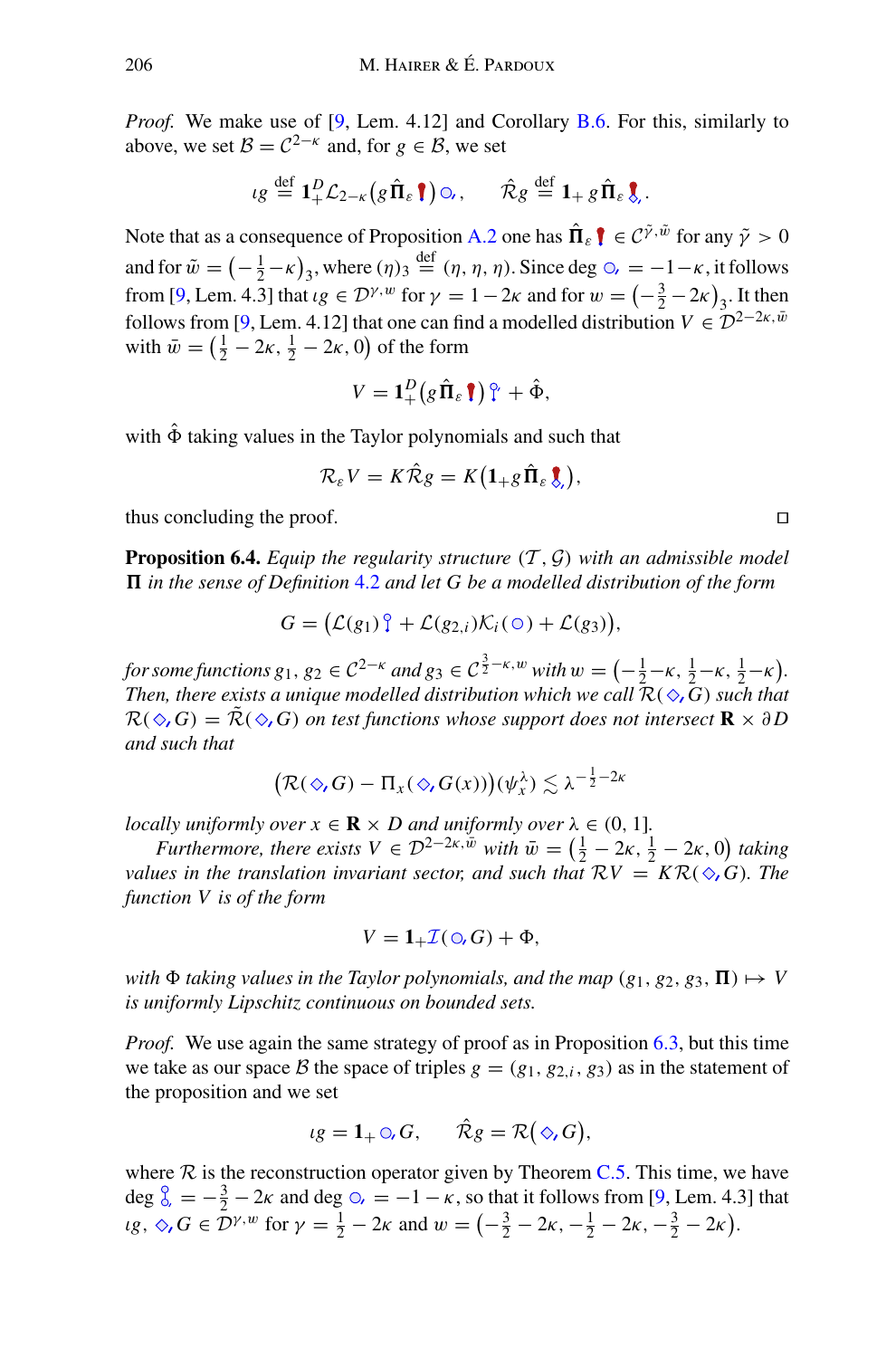*Proof.* We make use of [9, Lem. 4.12] and Corollary B.6. For this, similarly to above, we set $\mathcal{B} = \mathcal{C}^{2-\kappa}$ and, for $g \in \mathcal{B}$, we set

$$\iota g \stackrel{\text{def}}{=} \mathbf{1}_+^D \mathcal{L}_{2-\kappa}\big(g \hat{\mathbf{\Pi}}_\varepsilon \mathbf{!}\big) \circ, \qquad \hat{\mathcal{R}} g \stackrel{\text{def}}{=} \mathbf{1}_+ g \hat{\mathbf{\Pi}}_\varepsilon \mathbf{!}_{\diamond}.$$

Note that as a consequence of Proposition A.2 one has $\hat{\mathbf{\Pi}}_\varepsilon \mathbf{!} \in \mathcal{C}^{\tilde{\gamma}, \tilde{w}}$ for any $\tilde{\gamma} > 0$ and for $\tilde{w} = \big(-\frac{1}{2} - \kappa\big)_3$, where $(\eta)_3 \stackrel{\text{def}}{=} (\eta, \eta, \eta)$. Since $\deg \circ = -1-\kappa$, it follows from [9, Lem. 4.3] that $\iota g \in \mathcal{D}^{\gamma, w}$ for $\gamma = 1 - 2\kappa$ and for $w = \big(-\frac{3}{2} - 2\kappa\big)_3$. It then follows from [9, Lem. 4.12] that one can find a modelled distribution $V \in \mathcal{D}^{2-2\kappa, \bar{w}}$ with $\bar{w} = \big(\frac{1}{2} - 2\kappa, \frac{1}{2} - 2\kappa, 0\big)$ of the form

$$V = \mathbf{1}_+^D\big(g \hat{\mathbf{\Pi}}_\varepsilon \mathbf{!}\big) \dagger + \hat{\Phi},$$

with $\hat{\Phi}$ taking values in the Taylor polynomials and such that

$$\mathcal{R}_\varepsilon V = K \hat{\mathcal{R}} g = K\big(\mathbf{1}_+ g \hat{\mathbf{\Pi}}_\varepsilon \mathbf{!}_{\diamond}\big),$$

thus concluding the proof. $\square$

**Proposition 6.4.** *Equip the regularity structure $(\mathcal{T}, \mathcal{G})$ with an admissible model $\mathbf{\Pi}$ in the sense of Definition 4.2 and let $G$ be a modelled distribution of the form*

$$G = \big(\mathcal{L}(g_1) \dagger + \mathcal{L}(g_{2,i}) \mathcal{K}_i(\circ) + \mathcal{L}(g_3)\big),$$

*for some functions $g_1, g_2 \in \mathcal{C}^{2-\kappa}$ and $g_3 \in \mathcal{C}^{\frac{3}{2}-\kappa, w}$ with $w = \big(-\frac{1}{2} - \kappa, \frac{1}{2} - \kappa, \frac{1}{2} - \kappa\big)$. Then, there exists a unique modelled distribution which we call $\mathcal{R}(\diamond G)$ such that $\mathcal{R}(\diamond G) = \tilde{\mathcal{R}}(\diamond G)$ on test functions whose support does not intersect $\mathbf{R} \times \partial D$ and such that*

$$\big(\mathcal{R}(\diamond G) - \Pi_x(\diamond G(x))\big)(\psi_x^\lambda) \lesssim \lambda^{-\frac{1}{2} - 2\kappa}$$

*locally uniformly over $x \in \mathbf{R} \times D$ and uniformly over $\lambda \in (0, 1]$.*

*Furthermore, there exists $V \in \mathcal{D}^{2-2\kappa, \bar{w}}$ with $\bar{w} = \big(\frac{1}{2} - 2\kappa, \frac{1}{2} - 2\kappa, 0\big)$ taking values in the translation invariant sector, and such that $\mathcal{R} V = K \mathcal{R}(\diamond G)$. The function $V$ is of the form*

$$V = \mathbf{1}_+ \mathcal{I}(\circ G) + \Phi,$$

*with $\Phi$ taking values in the Taylor polynomials, and the map $(g_1, g_2, g_3, \mathbf{\Pi}) \mapsto V$ is uniformly Lipschitz continuous on bounded sets.*

*Proof.* We use again the same strategy of proof as in Proposition 6.3, but this time we take as our space $\mathcal{B}$ the space of triples $g = (g_1, g_{2,i}, g_3)$ as in the statement of the proposition and we set

$$\iota g = \mathbf{1}_+ \circ G, \qquad \hat{\mathcal{R}} g = \mathcal{R}\big(\diamond G\big),$$

where $\mathcal{R}$ is the reconstruction operator given by Theorem C.5. This time, we have $\deg \ddagger = -\frac{3}{2} - 2\kappa$ and $\deg \circ = -1 - \kappa$, so that it follows from [9, Lem. 4.3] that $\iota g,\ \diamond G \in \mathcal{D}^{\gamma, w}$ for $\gamma = \frac{1}{2} - 2\kappa$ and $w = \big(-\frac{3}{2} - 2\kappa, -\frac{1}{2} - 2\kappa, -\frac{3}{2} - 2\kappa\big)$.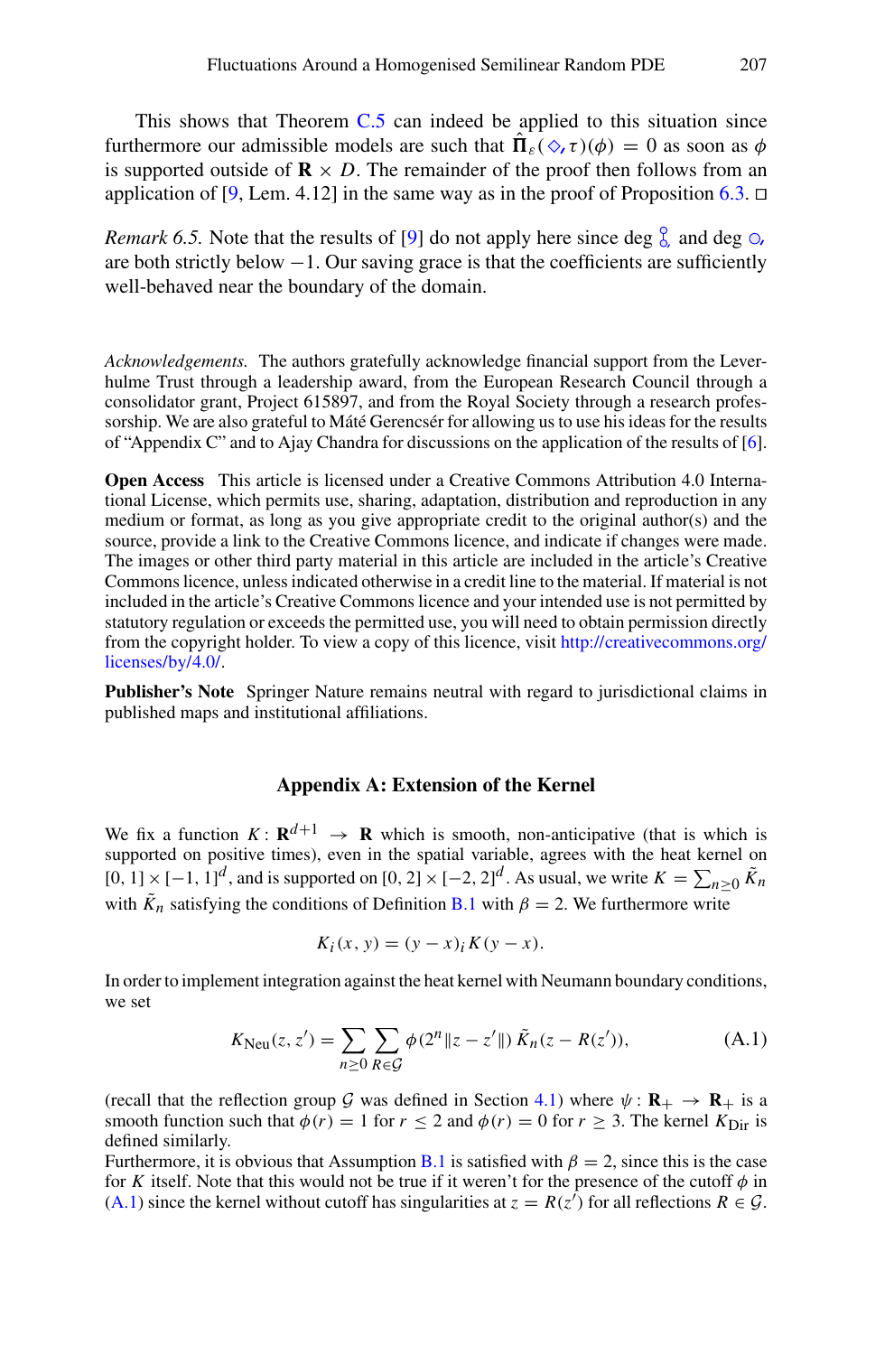This shows that Theorem C.5 can indeed be applied to this situation since furthermore our admissible models are such that $\hat{\boldsymbol{\Pi}}_\varepsilon(\diamond, \tau)(\phi) = 0$ as soon as $\phi$ is supported outside of $\mathbf{R} \times D$. The remainder of the proof then follows from an application of [9, Lem. 4.12] in the same way as in the proof of Proposition 6.3. □

*Remark 6.5.* Note that the results of [9] do not apply here since deg $\diamond$ and deg $\diamond$ are both strictly below $-1$. Our saving grace is that the coefficients are sufficiently well-behaved near the boundary of the domain.

*Acknowledgements.* The authors gratefully acknowledge financial support from the Leverhulme Trust through a leadership award, from the European Research Council through a consolidator grant, Project 615897, and from the Royal Society through a research professorship. We are also grateful to Máté Gerencsér for allowing us to use his ideas for the results of "Appendix C" and to Ajay Chandra for discussions on the application of the results of [6].

**Open Access** This article is licensed under a Creative Commons Attribution 4.0 International License, which permits use, sharing, adaptation, distribution and reproduction in any medium or format, as long as you give appropriate credit to the original author(s) and the source, provide a link to the Creative Commons licence, and indicate if changes were made. The images or other third party material in this article are included in the article's Creative Commons licence, unless indicated otherwise in a credit line to the material. If material is not included in the article's Creative Commons licence and your intended use is not permitted by statutory regulation or exceeds the permitted use, you will need to obtain permission directly from the copyright holder. To view a copy of this licence, visit http://creativecommons.org/licenses/by/4.0/.

**Publisher's Note** Springer Nature remains neutral with regard to jurisdictional claims in published maps and institutional affiliations.

## Appendix A: Extension of the Kernel

We fix a function $K : \mathbf{R}^{d+1} \to \mathbf{R}$ which is smooth, non-anticipative (that is which is supported on positive times), even in the spatial variable, agrees with the heat kernel on $[0, 1] \times [-1, 1]^d$, and is supported on $[0, 2] \times [-2, 2]^d$. As usual, we write $K = \sum_{n \geq 0} \tilde{K}_n$ with $\tilde{K}_n$ satisfying the conditions of Definition B.1 with $\beta = 2$. We furthermore write

$$K_i(x, y) = (y - x)_i K(y - x).$$

In order to implement integration against the heat kernel with Neumann boundary conditions, we set

$$K_{\mathrm{Neu}}(z, z') = \sum_{n \geq 0} \sum_{R \in \mathcal{G}} \phi(2^n \|z - z'\|) \tilde{K}_n(z - R(z')), \tag{A.1}$$

(recall that the reflection group $\mathcal{G}$ was defined in Section 4.1) where $\psi : \mathbf{R}_+ \to \mathbf{R}_+$ is a smooth function such that $\phi(r) = 1$ for $r \leq 2$ and $\phi(r) = 0$ for $r \geq 3$. The kernel $K_{\mathrm{Dir}}$ is defined similarly.

Furthermore, it is obvious that Assumption B.1 is satisfied with $\beta = 2$, since this is the case for $K$ itself. Note that this would not be true if it weren't for the presence of the cutoff $\phi$ in (A.1) since the kernel without cutoff has singularities at $z = R(z')$ for all reflections $R \in \mathcal{G}$.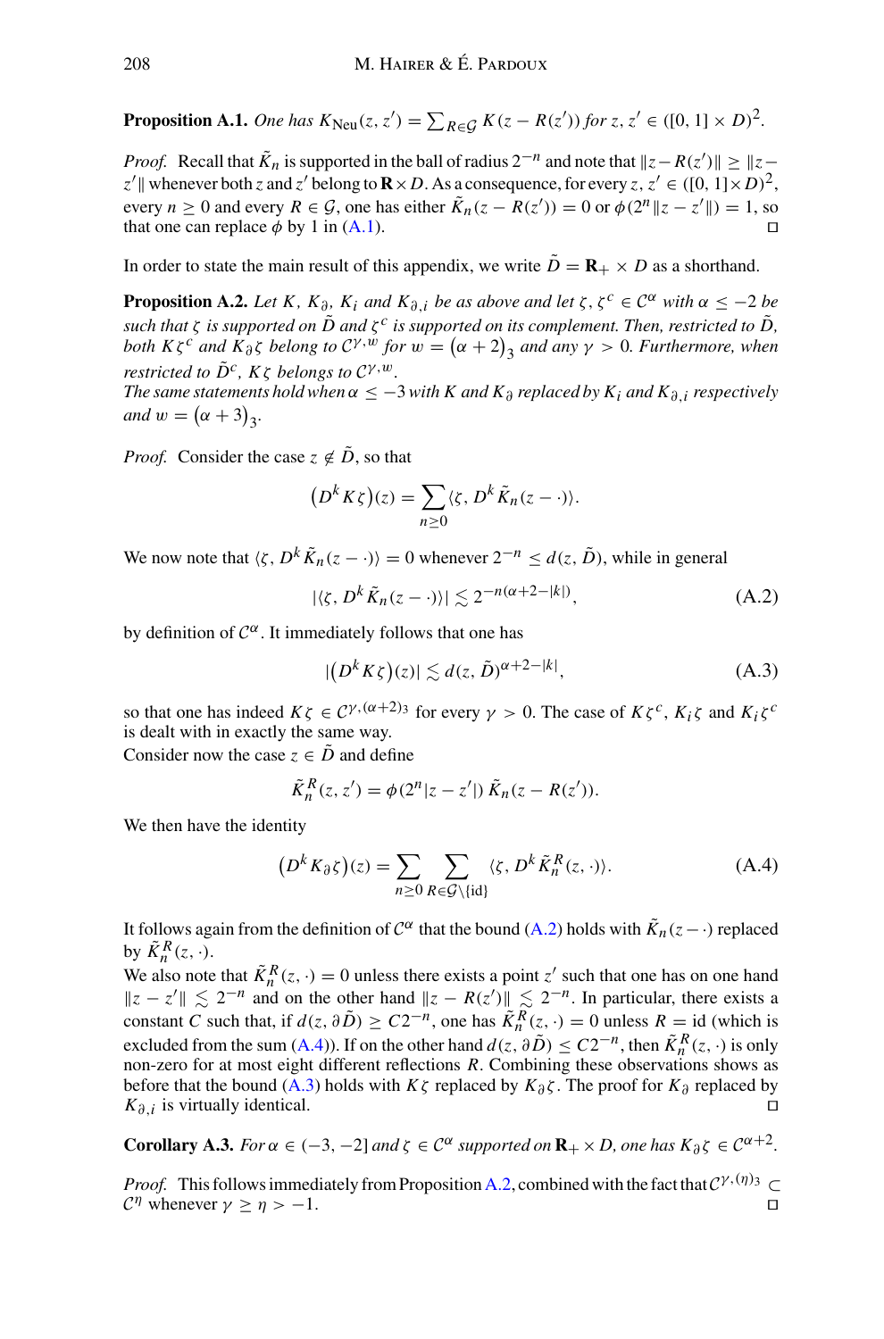**Proposition A.1.** *One has* $K_{\text{Neu}}(z, z') = \sum_{R \in \mathcal{G}} K(z - R(z'))$ *for* $z, z' \in ([0, 1] \times D)^2$.

*Proof.* Recall that $\tilde{K}_n$ is supported in the ball of radius $2^{-n}$ and note that $\|z - R(z')\| \geq \|z - z'\|$ whenever both $z$ and $z'$ belong to $\mathbf{R} \times D$. As a consequence, for every $z, z' \in ([0, 1] \times D)^2$, every $n \geq 0$ and every $R \in \mathcal{G}$, one has either $\tilde{K}_n(z - R(z')) = 0$ or $\phi(2^n \|z - z'\|) = 1$, so that one can replace $\phi$ by 1 in (A.1). $\square$

In order to state the main result of this appendix, we write $\tilde{D} = \mathbf{R}_+ \times D$ as a shorthand.

**Proposition A.2.** *Let* $K$, $K_\partial$, $K_i$ *and* $K_{\partial,i}$ *be as above and let* $\zeta, \zeta^c \in \mathcal{C}^\alpha$ *with* $\alpha \leq -2$ *be such that* $\zeta$ *is supported on* $\tilde{D}$ *and* $\zeta^c$ *is supported on its complement. Then, restricted to* $\tilde{D}$, *both* $K\zeta^c$ *and* $K_\partial \zeta$ *belong to* $\mathcal{C}^{\gamma, w}$ *for* $w = (\alpha + 2)_3$ *and any* $\gamma > 0$. *Furthermore, when restricted to* $\tilde{D}^c$, $K\zeta$ *belongs to* $\mathcal{C}^{\gamma, w}$.
*The same statements hold when* $\alpha \leq -3$ *with* $K$ *and* $K_\partial$ *replaced by* $K_i$ *and* $K_{\partial,i}$ *respectively and* $w = (\alpha + 3)_3$.

*Proof.* Consider the case $z \notin \tilde{D}$, so that

$$\big(D^k K\zeta\big)(z) = \sum_{n \geq 0} \langle \zeta, D^k \tilde{K}_n(z - \cdot)\rangle.$$

We now note that $\langle \zeta, D^k \tilde{K}_n(z - \cdot)\rangle = 0$ whenever $2^{-n} \leq d(z, \tilde{D})$, while in general

$$|\langle \zeta, D^k \tilde{K}_n(z - \cdot)\rangle| \lesssim 2^{-n(\alpha + 2 - |k|)}, \tag{A.2}$$

by definition of $\mathcal{C}^\alpha$. It immediately follows that one has

$$|\big(D^k K\zeta\big)(z)| \lesssim d(z, \tilde{D})^{\alpha + 2 - |k|}, \tag{A.3}$$

so that one has indeed $K\zeta \in \mathcal{C}^{\gamma, (\alpha+2)_3}$ for every $\gamma > 0$. The case of $K\zeta^c$, $K_i\zeta$ and $K_i\zeta^c$ is dealt with in exactly the same way.
Consider now the case $z \in \tilde{D}$ and define

$$\tilde{K}_n^R(z, z') = \phi(2^n |z - z'|)\, \tilde{K}_n(z - R(z')).$$

We then have the identity

$$\big(D^k K_\partial \zeta\big)(z) = \sum_{n \geq 0} \sum_{R \in \mathcal{G} \setminus \{\text{id}\}} \langle \zeta, D^k \tilde{K}_n^R(z, \cdot)\rangle. \tag{A.4}$$

It follows again from the definition of $\mathcal{C}^\alpha$ that the bound (A.2) holds with $\tilde{K}_n(z - \cdot)$ replaced by $\tilde{K}_n^R(z, \cdot)$.
We also note that $\tilde{K}_n^R(z, \cdot) = 0$ unless there exists a point $z'$ such that one has on one hand $\|z - z'\| \lesssim 2^{-n}$ and on the other hand $\|z - R(z')\| \lesssim 2^{-n}$. In particular, there exists a constant $C$ such that, if $d(z, \partial\tilde{D}) \geq C2^{-n}$, one has $\tilde{K}_n^R(z, \cdot) = 0$ unless $R = \text{id}$ (which is excluded from the sum (A.4)). If on the other hand $d(z, \partial\tilde{D}) \leq C2^{-n}$, then $\tilde{K}_n^R(z, \cdot)$ is only non-zero for at most eight different reflections $R$. Combining these observations shows as before that the bound (A.3) holds with $K\zeta$ replaced by $K_\partial\zeta$. The proof for $K_\partial$ replaced by $K_{\partial,i}$ is virtually identical. $\square$

**Corollary A.3.** *For* $\alpha \in (-3, -2]$ *and* $\zeta \in \mathcal{C}^\alpha$ *supported on* $\mathbf{R}_+ \times D$, *one has* $K_\partial \zeta \in \mathcal{C}^{\alpha+2}$.

*Proof.* This follows immediately from Proposition A.2, combined with the fact that $\mathcal{C}^{\gamma, (\eta)_3} \subset \mathcal{C}^\eta$ whenever $\gamma \geq \eta > -1$. $\square$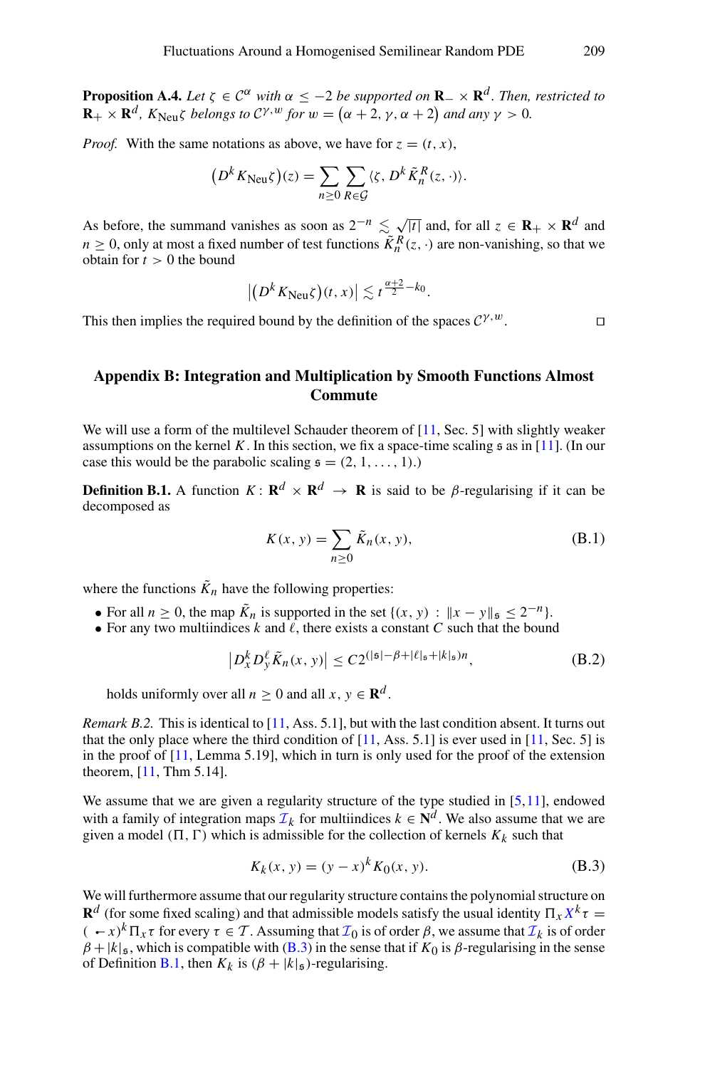**Proposition A.4.** *Let $\zeta \in \mathcal{C}^\alpha$ with $\alpha \le -2$ be supported on $\mathbf{R}_- \times \mathbf{R}^d$. Then, restricted to $\mathbf{R}_+ \times \mathbf{R}^d$, $K_{\mathrm{Neu}}\zeta$ belongs to $\mathcal{C}^{\gamma,w}$ for $w = (\alpha+2, \gamma, \alpha+2)$ and any $\gamma > 0$.*

*Proof.* With the same notations as above, we have for $z = (t, x)$,

$$\big(D^k K_{\mathrm{Neu}}\zeta\big)(z) = \sum_{n\ge 0}\sum_{R\in\mathcal{G}} \langle \zeta, D^k \tilde K_n^R(z,\cdot)\rangle.$$

As before, the summand vanishes as soon as $2^{-n} \lesssim \sqrt{|t|}$ and, for all $z \in \mathbf{R}_+ \times \mathbf{R}^d$ and $n \ge 0$, only at most a fixed number of test functions $\tilde K_n^R(z,\cdot)$ are non-vanishing, so that we obtain for $t > 0$ the bound

$$\big|\big(D^k K_{\mathrm{Neu}}\zeta\big)(t,x)\big| \lesssim t^{\frac{\alpha+2}{2} - k_0}.$$

This then implies the required bound by the definition of the spaces $\mathcal{C}^{\gamma,w}$. $\square$

## Appendix B: Integration and Multiplication by Smooth Functions Almost Commute

We will use a form of the multilevel Schauder theorem of [11, Sec. 5] with slightly weaker assumptions on the kernel $K$. In this section, we fix a space-time scaling $\mathfrak{s}$ as in [11]. (In our case this would be the parabolic scaling $\mathfrak{s} = (2, 1, \ldots, 1)$.)

**Definition B.1.** A function $K : \mathbf{R}^d \times \mathbf{R}^d \to \mathbf{R}$ is said to be $\beta$-regularising if it can be decomposed as

$$K(x, y) = \sum_{n\ge 0} \tilde K_n(x, y), \tag{B.1}$$

where the functions $\tilde K_n$ have the following properties:

- For all $n \ge 0$, the map $\tilde K_n$ is supported in the set $\{(x, y) : \|x - y\|_{\mathfrak{s}} \le 2^{-n}\}$.
- For any two multiindices $k$ and $\ell$, there exists a constant $C$ such that the bound

$$\big|D_x^k D_y^\ell \tilde K_n(x, y)\big| \le C 2^{(|\mathfrak{s}|-\beta+|\ell|_{\mathfrak{s}}+|k|_{\mathfrak{s}})n}, \tag{B.2}$$

  holds uniformly over all $n \ge 0$ and all $x, y \in \mathbf{R}^d$.

*Remark B.2.* This is identical to [11, Ass. 5.1], but with the last condition absent. It turns out that the only place where the third condition of [11, Ass. 5.1] is ever used in [11, Sec. 5] is in the proof of [11, Lemma 5.19], which in turn is only used for the proof of the extension theorem, [11, Thm 5.14].

We assume that we are given a regularity structure of the type studied in [5,11], endowed with a family of integration maps $\mathcal{I}_k$ for multiindices $k \in \mathbf{N}^d$. We also assume that we are given a model $(\Pi, \Gamma)$ which is admissible for the collection of kernels $K_k$ such that

$$K_k(x, y) = (y - x)^k K_0(x, y). \tag{B.3}$$

We will furthermore assume that our regularity structure contains the polynomial structure on $\mathbf{R}^d$ (for some fixed scaling) and that admissible models satisfy the usual identity $\Pi_x X^k \tau = (\cdot - x)^k \Pi_x \tau$ for every $\tau \in \mathcal{T}$. Assuming that $\mathcal{I}_0$ is of order $\beta$, we assume that $\mathcal{I}_k$ is of order $\beta + |k|_{\mathfrak{s}}$, which is compatible with (B.3) in the sense that if $K_0$ is $\beta$-regularising in the sense of Definition B.1, then $K_k$ is $(\beta + |k|_{\mathfrak{s}})$-regularising.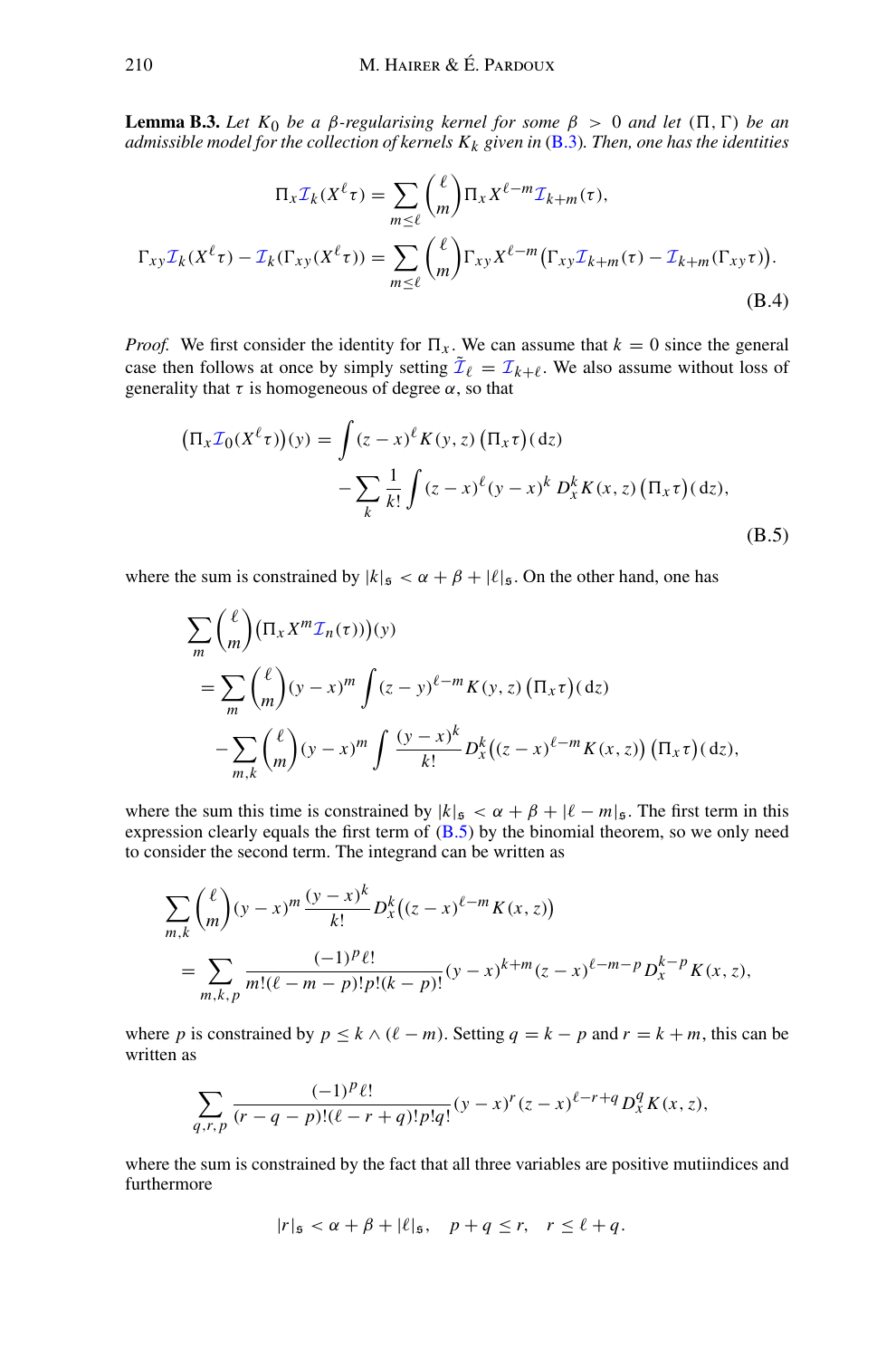**Lemma B.3.** *Let $K_0$ be a $\beta$-regularising kernel for some $\beta > 0$ and let $(\Pi, \Gamma)$ be an admissible model for the collection of kernels $K_k$ given in (B.3). Then, one has the identities*

$$
\begin{aligned}
\Pi_x \mathcal{I}_k(X^\ell \tau) &= \sum_{m \le \ell} \binom{\ell}{m} \Pi_x X^{\ell - m} \mathcal{I}_{k+m}(\tau), \\
\Gamma_{xy} \mathcal{I}_k(X^\ell \tau) - \mathcal{I}_k(\Gamma_{xy}(X^\ell \tau)) &= \sum_{m \le \ell} \binom{\ell}{m} \Gamma_{xy} X^{\ell - m} \big( \Gamma_{xy} \mathcal{I}_{k+m}(\tau) - \mathcal{I}_{k+m}(\Gamma_{xy}\tau) \big).
\end{aligned}
\tag{B.4}
$$

*Proof.* We first consider the identity for $\Pi_x$. We can assume that $k = 0$ since the general case then follows at once by simply setting $\tilde{\mathcal{I}}_\ell = \mathcal{I}_{k+\ell}$. We also assume without loss of generality that $\tau$ is homogeneous of degree $\alpha$, so that

$$
\begin{aligned}
\big(\Pi_x \mathcal{I}_0(X^\ell \tau)\big)(y) &= \int (z-x)^\ell K(y,z) \big(\Pi_x \tau\big)(dz) \\
&\quad - \sum_k \frac{1}{k!} \int (z-x)^\ell (y-x)^k \, D_x^k K(x,z) \big(\Pi_x \tau\big)(dz),
\end{aligned}
\tag{B.5}
$$

where the sum is constrained by $|k|_{\mathfrak{s}} < \alpha + \beta + |\ell|_{\mathfrak{s}}$. On the other hand, one has

$$
\begin{aligned}
&\sum_m \binom{\ell}{m} \big(\Pi_x X^m \mathcal{I}_n(\tau)\big)(y) \\
&\quad = \sum_m \binom{\ell}{m} (y-x)^m \int (z-y)^{\ell - m} K(y,z) \big(\Pi_x \tau\big)(dz) \\
&\quad\quad - \sum_{m,k} \binom{\ell}{m} (y-x)^m \int \frac{(y-x)^k}{k!} D_x^k \big((z-x)^{\ell-m} K(x,z)\big) \big(\Pi_x \tau\big)(dz),
\end{aligned}
$$

where the sum this time is constrained by $|k|_{\mathfrak{s}} < \alpha + \beta + |\ell - m|_{\mathfrak{s}}$. The first term in this expression clearly equals the first term of (B.5) by the binomial theorem, so we only need to consider the second term. The integrand can be written as

$$
\begin{aligned}
&\sum_{m,k} \binom{\ell}{m} (y-x)^m \frac{(y-x)^k}{k!} D_x^k \big((z-x)^{\ell - m} K(x,z)\big) \\
&\quad = \sum_{m,k,p} \frac{(-1)^p \ell!}{m!(\ell - m - p)! p! (k-p)!} (y-x)^{k+m} (z-x)^{\ell - m - p} D_x^{k-p} K(x,z),
\end{aligned}
$$

where $p$ is constrained by $p \le k \wedge (\ell - m)$. Setting $q = k - p$ and $r = k + m$, this can be written as

$$
\sum_{q,r,p} \frac{(-1)^p \ell!}{(r-q-p)!(\ell - r + q)! p! q!} (y-x)^r (z-x)^{\ell - r + q} D_x^q K(x,z),
$$

where the sum is constrained by the fact that all three variables are positive mutiindices and furthermore

$$
|r|_{\mathfrak{s}} < \alpha + \beta + |\ell|_{\mathfrak{s}}, \quad p + q \le r, \quad r \le \ell + q.
$$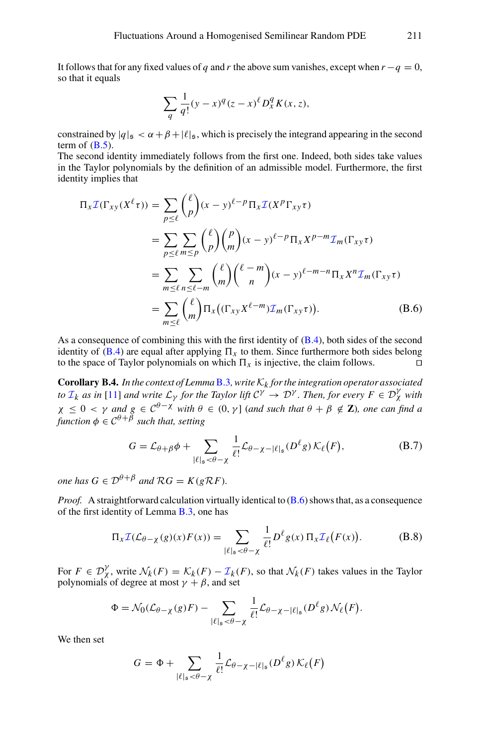It follows that for any fixed values of $q$ and $r$ the above sum vanishes, except when $r-q=0$, so that it equals

$$\sum_q \frac{1}{q!}(y-x)^q (z-x)^\ell D_x^q K(x,z),$$

constrained by $|q|_\mathfrak{s} < \alpha+\beta+|\ell|_\mathfrak{s}$, which is precisely the integrand appearing in the second term of (B.5).

The second identity immediately follows from the first one. Indeed, both sides take values in the Taylor polynomials by the definition of an admissible model. Furthermore, the first identity implies that

$$\begin{aligned}
\Pi_x \mathcal{I}(\Gamma_{xy}(X^\ell \tau)) &= \sum_{p\le \ell} \binom{\ell}{p} (x-y)^{\ell-p} \Pi_x \mathcal{I}(X^p \Gamma_{xy}\tau) \\
&= \sum_{p\le \ell}\sum_{m\le p} \binom{\ell}{p}\binom{p}{m} (x-y)^{\ell-p} \Pi_x X^{p-m} \mathcal{I}_m(\Gamma_{xy}\tau) \\
&= \sum_{m\le \ell}\sum_{n\le \ell-m} \binom{\ell}{m}\binom{\ell-m}{n} (x-y)^{\ell-m-n} \Pi_x X^n \mathcal{I}_m(\Gamma_{xy}\tau) \\
&= \sum_{m\le \ell} \binom{\ell}{m} \Pi_x\big((\Gamma_{xy}X^{\ell-m})\mathcal{I}_m(\Gamma_{xy}\tau)\big). 
\end{aligned} \tag{B.6}$$

As a consequence of combining this with the first identity of (B.4), both sides of the second identity of (B.4) are equal after applying $\Pi_x$ to them. Since furthermore both sides belong to the space of Taylor polynomials on which $\Pi_x$ is injective, the claim follows. ◻

**Corollary B.4.** *In the context of Lemma B.3, write $\mathcal{K}_k$ for the integration operator associated to $\mathcal{I}_k$ as in [11] and write $\mathcal{L}_\gamma$ for the Taylor lift $\mathcal{C}^\gamma \to \mathcal{D}^\gamma$. Then, for every $F \in \mathcal{D}^\gamma_\chi$ with $\chi \le 0 < \gamma$ and $g \in \mathcal{C}^{\theta-\chi}$ with $\theta \in (0,\gamma]$ (and such that $\theta+\beta \notin \mathbf{Z}$), one can find a function $\phi \in \mathcal{C}^{\theta+\beta}$ such that, setting*

$$G = \mathcal{L}_{\theta+\beta}\phi + \sum_{|\ell|_\mathfrak{s} < \theta-\chi} \frac{1}{\ell!} \mathcal{L}_{\theta-\chi-|\ell|_\mathfrak{s}}(D^\ell g)\, \mathcal{K}_\ell\big(F\big), \tag{B.7}$$

*one has $G \in \mathcal{D}^{\theta+\beta}$ and $\mathcal{R}G = K(g\mathcal{R}F)$.*

*Proof.* A straightforward calculation virtually identical to (B.6) shows that, as a consequence of the first identity of Lemma B.3, one has

$$\Pi_x \mathcal{I}(\mathcal{L}_{\theta-\chi}(g)(x)F(x)) = \sum_{|\ell|_\mathfrak{s} < \theta-\chi} \frac{1}{\ell!} D^\ell g(x)\, \Pi_x \mathcal{I}_\ell\big(F(x)\big). \tag{B.8}$$

For $F \in \mathcal{D}^\gamma_\chi$, write $\mathcal{N}_k(F) = \mathcal{K}_k(F) - \mathcal{I}_k(F)$, so that $\mathcal{N}_k(F)$ takes values in the Taylor polynomials of degree at most $\gamma+\beta$, and set

$$\Phi = \mathcal{N}_0(\mathcal{L}_{\theta-\chi}(g)F) - \sum_{|\ell|_\mathfrak{s} < \theta-\chi} \frac{1}{\ell!} \mathcal{L}_{\theta-\chi-|\ell|_\mathfrak{s}}(D^\ell g)\, \mathcal{N}_\ell\big(F\big).$$

We then set

$$G = \Phi + \sum_{|\ell|_\mathfrak{s} < \theta-\chi} \frac{1}{\ell!} \mathcal{L}_{\theta-\chi-|\ell|_\mathfrak{s}}(D^\ell g)\, \mathcal{K}_\ell\big(F\big)$$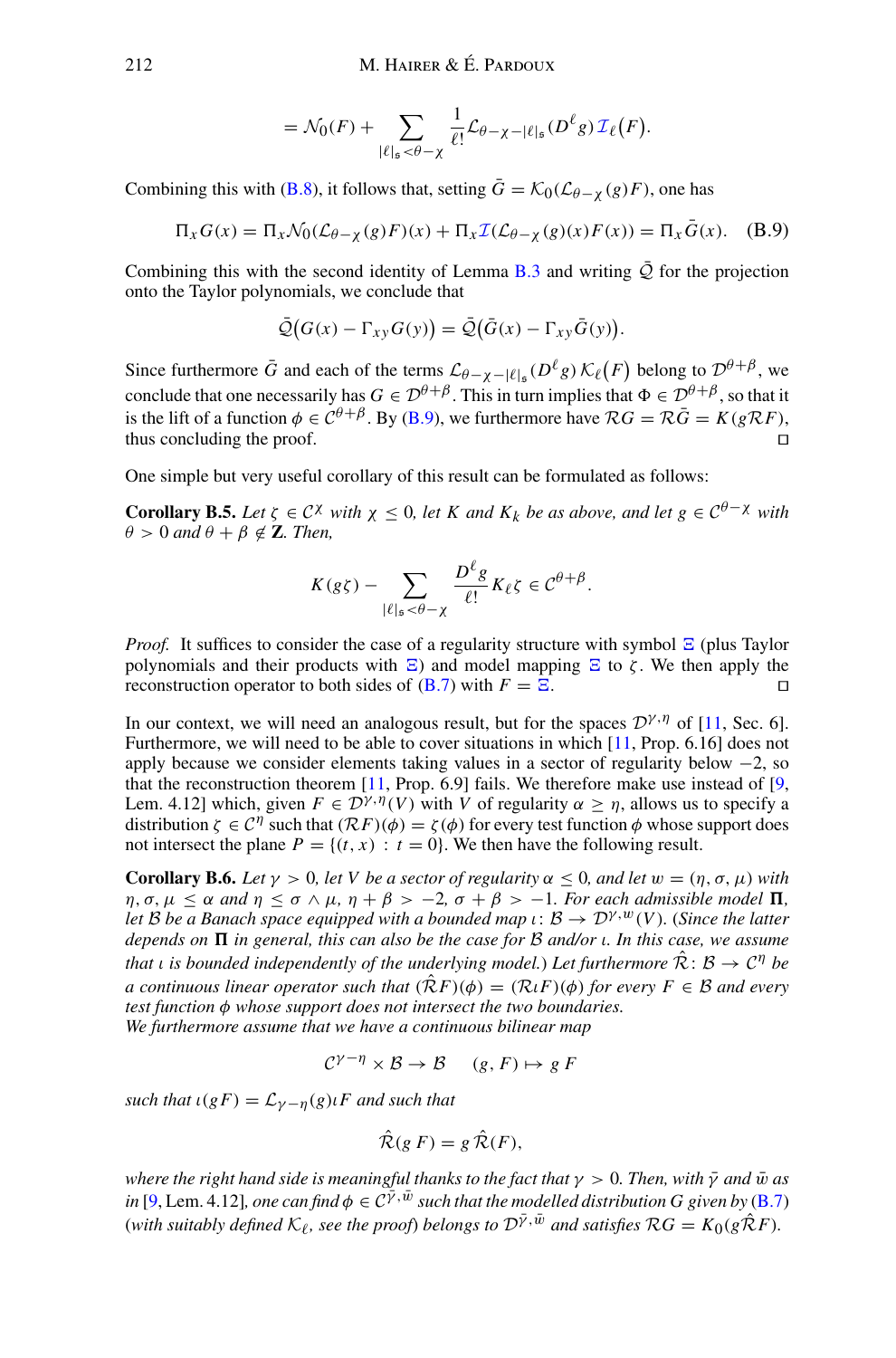$$= \mathcal{N}_0(F) + \sum_{|\ell|_\mathfrak{s} < \theta-\chi} \frac{1}{\ell!} \mathcal{L}_{\theta-\chi-|\ell|_\mathfrak{s}}(D^\ell g)\, \mathcal{I}_\ell(F).$$

Combining this with (B.8), it follows that, setting $\bar{G} = \mathcal{K}_0(\mathcal{L}_{\theta-\chi}(g)F)$, one has

$$\Pi_x G(x) = \Pi_x \mathcal{N}_0(\mathcal{L}_{\theta-\chi}(g)F)(x) + \Pi_x \mathcal{I}(\mathcal{L}_{\theta-\chi}(g)(x)F(x)) = \Pi_x \bar{G}(x). \quad \text{(B.9)}$$

Combining this with the second identity of Lemma B.3 and writing $\bar{\mathcal{Q}}$ for the projection onto the Taylor polynomials, we conclude that

$$\bar{\mathcal{Q}}\big(G(x) - \Gamma_{xy}G(y)\big) = \bar{\mathcal{Q}}\big(\bar{G}(x) - \Gamma_{xy}\bar{G}(y)\big).$$

Since furthermore $\bar{G}$ and each of the terms $\mathcal{L}_{\theta-\chi-|\ell|_\mathfrak{s}}(D^\ell g)\,\mathcal{K}_\ell\big(F\big)$ belong to $\mathcal{D}^{\theta+\beta}$, we conclude that one necessarily has $G \in \mathcal{D}^{\theta+\beta}$. This in turn implies that $\Phi \in \mathcal{D}^{\theta+\beta}$, so that it is the lift of a function $\phi \in \mathcal{C}^{\theta+\beta}$. By (B.9), we furthermore have $\mathcal{R}G = \mathcal{R}\bar{G} = K(g\mathcal{R}F)$, thus concluding the proof. ◻

One simple but very useful corollary of this result can be formulated as follows:

**Corollary B.5.** *Let $\zeta \in \mathcal{C}^\chi$ with $\chi \le 0$, let $K$ and $K_k$ be as above, and let $g \in \mathcal{C}^{\theta-\chi}$ with $\theta > 0$ and $\theta + \beta \notin \mathbf{Z}$. Then,*

$$K(g\zeta) - \sum_{|\ell|_\mathfrak{s} < \theta-\chi} \frac{D^\ell g}{\ell!} K_\ell \zeta \in \mathcal{C}^{\theta+\beta}.$$

*Proof.* It suffices to consider the case of a regularity structure with symbol $\Xi$ (plus Taylor polynomials and their products with $\Xi$) and model mapping $\Xi$ to $\zeta$. We then apply the reconstruction operator to both sides of (B.7) with $F = \Xi$. ◻

In our context, we will need an analogous result, but for the spaces $\mathcal{D}^{\gamma,\eta}$ of [11, Sec. 6]. Furthermore, we will need to be able to cover situations in which [11, Prop. 6.16] does not apply because we consider elements taking values in a sector of regularity below $-2$, so that the reconstruction theorem [11, Prop. 6.9] fails. We therefore make use instead of [9, Lem. 4.12] which, given $F \in \mathcal{D}^{\gamma,\eta}(V)$ with $V$ of regularity $\alpha \ge \eta$, allows us to specify a distribution $\zeta \in \mathcal{C}^\eta$ such that $(\mathcal{R}F)(\phi) = \zeta(\phi)$ for every test function $\phi$ whose support does not intersect the plane $P = \{(t,x) : t = 0\}$. We then have the following result.

**Corollary B.6.** *Let $\gamma > 0$, let $V$ be a sector of regularity $\alpha \le 0$, and let $w = (\eta, \sigma, \mu)$ with $\eta, \sigma, \mu \le \alpha$ and $\eta \le \sigma \wedge \mu$, $\eta + \beta > -2$, $\sigma + \beta > -1$. For each admissible model $\boldsymbol{\Pi}$, let $\mathcal{B}$ be a Banach space equipped with a bounded map $\iota \colon \mathcal{B} \to \mathcal{D}^{\gamma,w}(V)$. (Since the latter depends on $\boldsymbol{\Pi}$ in general, this can also be the case for $\mathcal{B}$ and/or $\iota$. In this case, we assume that $\iota$ is bounded independently of the underlying model.) Let furthermore $\hat{\mathcal{R}} \colon \mathcal{B} \to \mathcal{C}^\eta$ be a continuous linear operator such that $(\hat{\mathcal{R}}F)(\phi) = (\mathcal{R}\iota F)(\phi)$ for every $F \in \mathcal{B}$ and every test function $\phi$ whose support does not intersect the two boundaries.*
*We furthermore assume that we have a continuous bilinear map*

$$\mathcal{C}^{\gamma-\eta} \times \mathcal{B} \to \mathcal{B} \qquad (g, F) \mapsto g\, F$$

*such that $\iota(gF) = \mathcal{L}_{\gamma-\eta}(g)\iota F$ and such that*

$$\hat{\mathcal{R}}(g\, F) = g\, \hat{\mathcal{R}}(F),$$

*where the right hand side is meaningful thanks to the fact that $\gamma > 0$. Then, with $\bar{\gamma}$ and $\bar{w}$ as in [9, Lem. 4.12], one can find $\phi \in \mathcal{C}^{\bar{\gamma},\bar{w}}$ such that the modelled distribution $G$ given by (B.7) (with suitably defined $\mathcal{K}_\ell$, see the proof) belongs to $\mathcal{D}^{\bar{\gamma},\bar{w}}$ and satisfies $\mathcal{R}G = K_0(g\hat{\mathcal{R}}F)$.*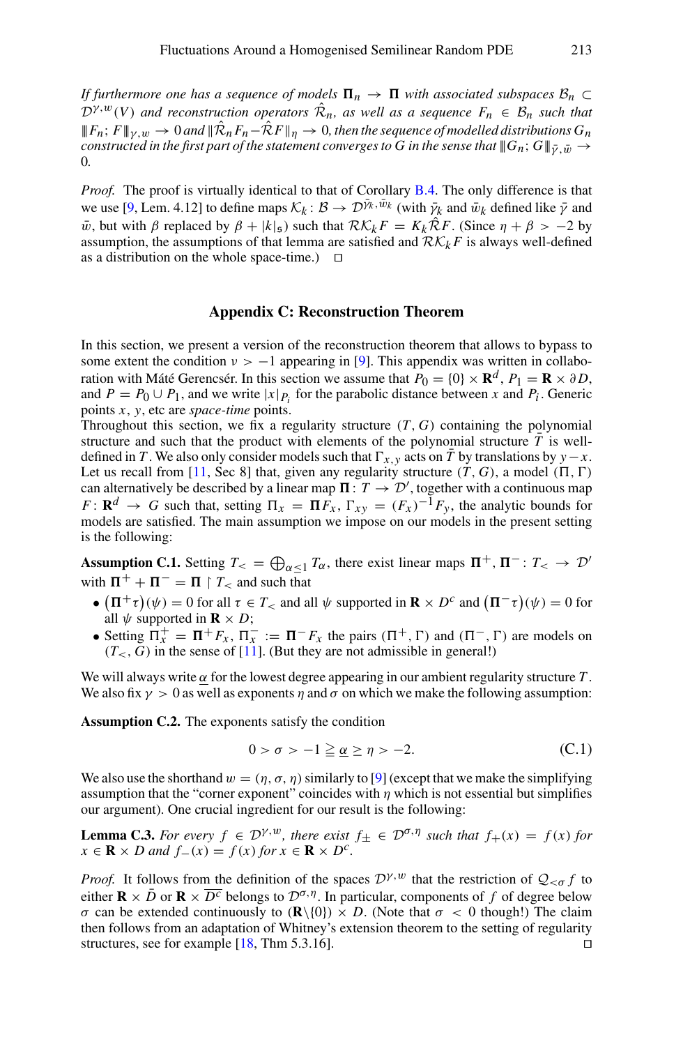*If furthermore one has a sequence of models $\boldsymbol{\Pi}_n \to \boldsymbol{\Pi}$ with associated subspaces $\mathcal{B}_n \subset \mathcal{D}^{\gamma,w}(V)$ and reconstruction operators $\hat{\mathcal{R}}_n$, as well as a sequence $F_n \in \mathcal{B}_n$ such that $\|F_n; F\|_{\gamma,w} \to 0$ and $\|\hat{\mathcal{R}}_n F_n - \hat{\mathcal{R}} F\|_\eta \to 0$, then the sequence of modelled distributions $G_n$ constructed in the first part of the statement converges to $G$ in the sense that $\|G_n; G\|_{\bar\gamma,\bar w} \to 0$.*

*Proof.* The proof is virtually identical to that of Corollary B.4. The only difference is that we use [9, Lem. 4.12] to define maps $\mathcal{K}_k : \mathcal{B} \to \mathcal{D}^{\bar\gamma_k,\bar w_k}$ (with $\bar\gamma_k$ and $\bar w_k$ defined like $\bar\gamma$ and $\bar w$, but with $\beta$ replaced by $\beta + |k|_\mathfrak{s}$) such that $\mathcal{R}\mathcal{K}_k F = K_k \hat{\mathcal{R}} F$. (Since $\eta + \beta > -2$ by assumption, the assumptions of that lemma are satisfied and $\mathcal{R}\mathcal{K}_k F$ is always well-defined as a distribution on the whole space-time.) □

## Appendix C: Reconstruction Theorem

In this section, we present a version of the reconstruction theorem that allows to bypass to some extent the condition $\nu > -1$ appearing in [9]. This appendix was written in collaboration with Máté Gerencsér. In this section we assume that $P_0 = \{0\} \times \mathbf{R}^d$, $P_1 = \mathbf{R} \times \partial D$, and $P = P_0 \cup P_1$, and we write $|x|_{P_i}$ for the parabolic distance between $x$ and $P_i$. Generic points $x$, $y$, etc are *space-time* points.

Throughout this section, we fix a regularity structure $(T, G)$ containing the polynomial structure and such that the product with elements of the polynomial structure $\bar T$ is well-defined in $T$. We also only consider models such that $\Gamma_{x,y}$ acts on $\bar T$ by translations by $y - x$. Let us recall from [11, Sec 8] that, given any regularity structure $(T, G)$, a model $(\Pi, \Gamma)$ can alternatively be described by a linear map $\boldsymbol{\Pi} : T \to \mathcal{D}'$, together with a continuous map $F : \mathbf{R}^d \to G$ such that, setting $\Pi_x = \boldsymbol{\Pi} F_x$, $\Gamma_{xy} = (F_x)^{-1} F_y$, the analytic bounds for models are satisfied. The main assumption we impose on our models in the present setting is the following:

**Assumption C.1.** Setting $T_< = \bigoplus_{\alpha \le 1} T_\alpha$, there exist linear maps $\boldsymbol{\Pi}^+, \boldsymbol{\Pi}^- : T_< \to \mathcal{D}'$ with $\boldsymbol{\Pi}^+ + \boldsymbol{\Pi}^- = \boldsymbol{\Pi} \restriction T_<$ and such that

- $\big(\boldsymbol{\Pi}^+ \tau\big)(\psi) = 0$ for all $\tau \in T_<$ and all $\psi$ supported in $\mathbf{R} \times D^c$ and $\big(\boldsymbol{\Pi}^- \tau\big)(\psi) = 0$ for all $\psi$ supported in $\mathbf{R} \times D$;
- Setting $\Pi_x^+ = \boldsymbol{\Pi}^+ F_x$, $\Pi_x^- := \boldsymbol{\Pi}^- F_x$ the pairs $(\Pi^+, \Gamma)$ and $(\Pi^-, \Gamma)$ are models on $(T_<, G)$ in the sense of [11]. (But they are not admissible in general!)

We will always write $\underline{\alpha}$ for the lowest degree appearing in our ambient regularity structure $T$. We also fix $\gamma > 0$ as well as exponents $\eta$ and $\sigma$ on which we make the following assumption:

**Assumption C.2.** The exponents satisfy the condition

$$0 > \sigma > -1 \geqq \underline{\alpha} \ge \eta > -2. \tag{C.1}$$

We also use the shorthand $w = (\eta, \sigma, \eta)$ similarly to [9] (except that we make the simplifying assumption that the "corner exponent" coincides with $\eta$ which is not essential but simplifies our argument). One crucial ingredient for our result is the following:

**Lemma C.3.** *For every $f \in \mathcal{D}^{\gamma,w}$, there exist $f_\pm \in \mathcal{D}^{\sigma,\eta}$ such that $f_+(x) = f(x)$ for $x \in \mathbf{R} \times D$ and $f_-(x) = f(x)$ for $x \in \mathbf{R} \times D^c$.*

*Proof.* It follows from the definition of the spaces $\mathcal{D}^{\gamma,w}$ that the restriction of $\mathcal{Q}_{<\sigma} f$ to either $\mathbf{R} \times \bar D$ or $\mathbf{R} \times \overline{D^c}$ belongs to $\mathcal{D}^{\sigma,\eta}$. In particular, components of $f$ of degree below $\sigma$ can be extended continuously to $(\mathbf{R}\backslash\{0\}) \times D$. (Note that $\sigma < 0$ though!) The claim then follows from an adaptation of Whitney's extension theorem to the setting of regularity structures, see for example [18, Thm 5.3.16]. □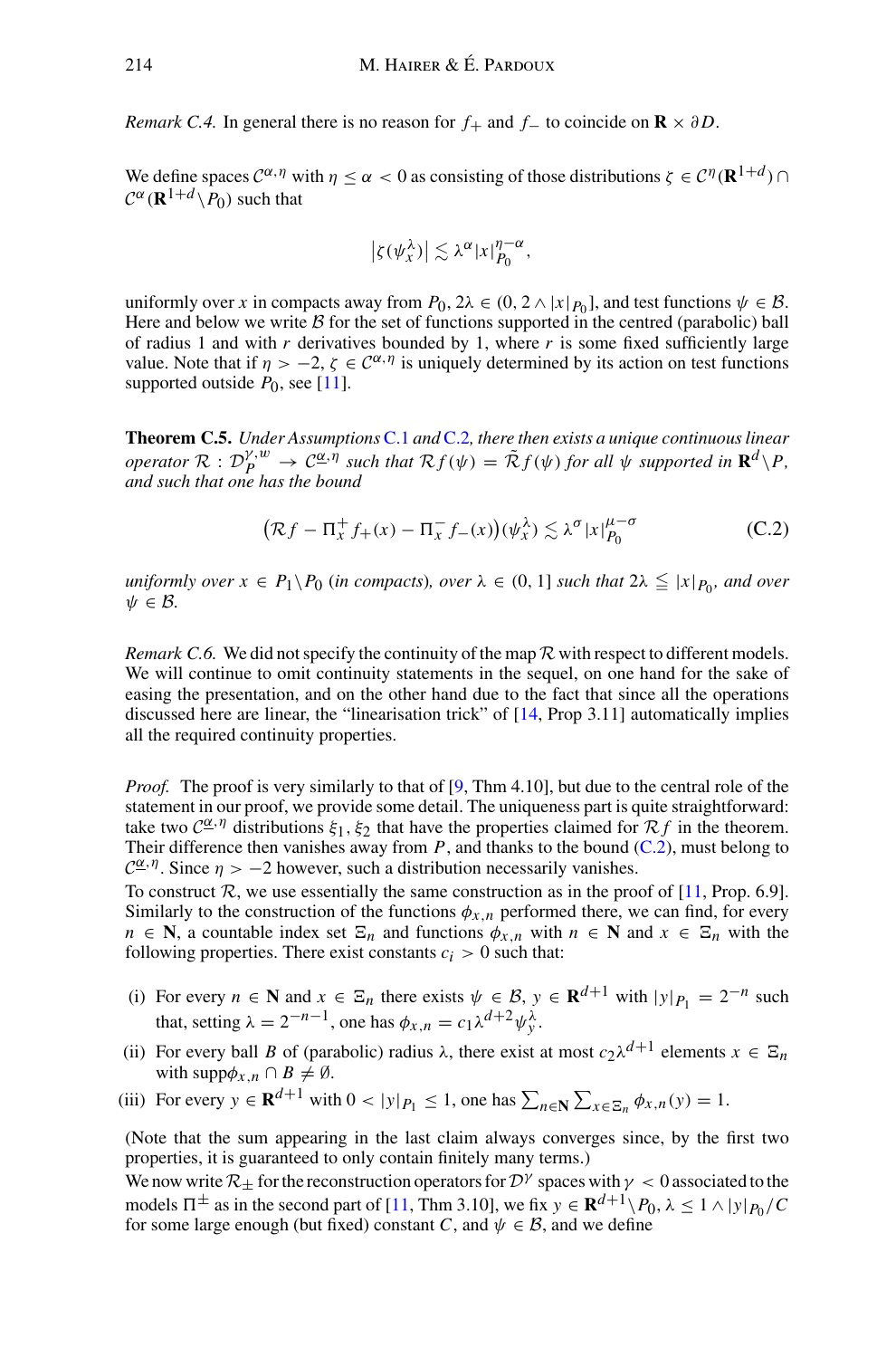*Remark C.4.* In general there is no reason for $f_+$ and $f_-$ to coincide on $\mathbf{R} \times \partial D$.

We define spaces $\mathcal{C}^{\alpha,\eta}$ with $\eta \le \alpha < 0$ as consisting of those distributions $\zeta \in \mathcal{C}^{\eta}(\mathbf{R}^{1+d}) \cap \mathcal{C}^{\alpha}(\mathbf{R}^{1+d} \backslash P_0)$ such that

$$
\left|\zeta(\psi_x^\lambda)\right| \lesssim \lambda^\alpha |x|_{P_0}^{\eta-\alpha},
$$

uniformly over $x$ in compacts away from $P_0$, $2\lambda \in (0, 2 \wedge |x|_{P_0}]$, and test functions $\psi \in \mathcal{B}$. Here and below we write $\mathcal{B}$ for the set of functions supported in the centred (parabolic) ball of radius 1 and with $r$ derivatives bounded by 1, where $r$ is some fixed sufficiently large value. Note that if $\eta > -2$, $\zeta \in \mathcal{C}^{\alpha,\eta}$ is uniquely determined by its action on test functions supported outside $P_0$, see [11].

**Theorem C.5.** *Under Assumptions C.1 and C.2, there then exists a unique continuous linear operator $\mathcal{R} : \mathcal{D}_P^{\gamma,w} \to \mathcal{C}^{\underline{\alpha},\eta}$ such that $\mathcal{R}f(\psi) = \tilde{\mathcal{R}}f(\psi)$ for all $\psi$ supported in $\mathbf{R}^d \backslash P$, and such that one has the bound*

$$
\big(\mathcal{R}f - \Pi_x^+ f_+(x) - \Pi_x^- f_-(x)\big)(\psi_x^\lambda) \lesssim \lambda^\sigma |x|_{P_0}^{\mu-\sigma} \tag{C.2}
$$

*uniformly over $x \in P_1 \backslash P_0$ (in compacts), over $\lambda \in (0, 1]$ such that $2\lambda \leqq |x|_{P_0}$, and over $\psi \in \mathcal{B}$.*

*Remark C.6.* We did not specify the continuity of the map $\mathcal{R}$ with respect to different models. We will continue to omit continuity statements in the sequel, on one hand for the sake of easing the presentation, and on the other hand due to the fact that since all the operations discussed here are linear, the "linearisation trick" of [14, Prop 3.11] automatically implies all the required continuity properties.

*Proof.* The proof is very similarly to that of [9, Thm 4.10], but due to the central role of the statement in our proof, we provide some detail. The uniqueness part is quite straightforward: take two $\mathcal{C}^{\underline{\alpha},\eta}$ distributions $\xi_1, \xi_2$ that have the properties claimed for $\mathcal{R}f$ in the theorem. Their difference then vanishes away from $P$, and thanks to the bound (C.2), must belong to $\mathcal{C}^{\underline{\alpha},\eta}$. Since $\eta > -2$ however, such a distribution necessarily vanishes.

To construct $\mathcal{R}$, we use essentially the same construction as in the proof of [11, Prop. 6.9]. Similarly to the construction of the functions $\phi_{x,n}$ performed there, we can find, for every $n \in \mathbf{N}$, a countable index set $\Xi_n$ and functions $\phi_{x,n}$ with $n \in \mathbf{N}$ and $x \in \Xi_n$ with the following properties. There exist constants $c_i > 0$ such that:

(i) For every $n \in \mathbf{N}$ and $x \in \Xi_n$ there exists $\psi \in \mathcal{B}$, $y \in \mathbf{R}^{d+1}$ with $|y|_{P_1} = 2^{-n}$ such that, setting $\lambda = 2^{-n-1}$, one has $\phi_{x,n} = c_1 \lambda^{d+2} \psi_y^\lambda$.

(ii) For every ball $B$ of (parabolic) radius $\lambda$, there exist at most $c_2 \lambda^{d+1}$ elements $x \in \Xi_n$ with $\mathrm{supp}\phi_{x,n} \cap B \neq \emptyset$.

(iii) For every $y \in \mathbf{R}^{d+1}$ with $0 < |y|_{P_1} \le 1$, one has $\sum_{n\in\mathbf{N}} \sum_{x\in\Xi_n} \phi_{x,n}(y) = 1$.

(Note that the sum appearing in the last claim always converges since, by the first two properties, it is guaranteed to only contain finitely many terms.)

We now write $\mathcal{R}_\pm$ for the reconstruction operators for $\mathcal{D}^\gamma$ spaces with $\gamma < 0$ associated to the models $\Pi^\pm$ as in the second part of [11, Thm 3.10], we fix $y \in \mathbf{R}^{d+1} \backslash P_0$, $\lambda \le 1 \wedge |y|_{P_0}/C$ for some large enough (but fixed) constant $C$, and $\psi \in \mathcal{B}$, and we define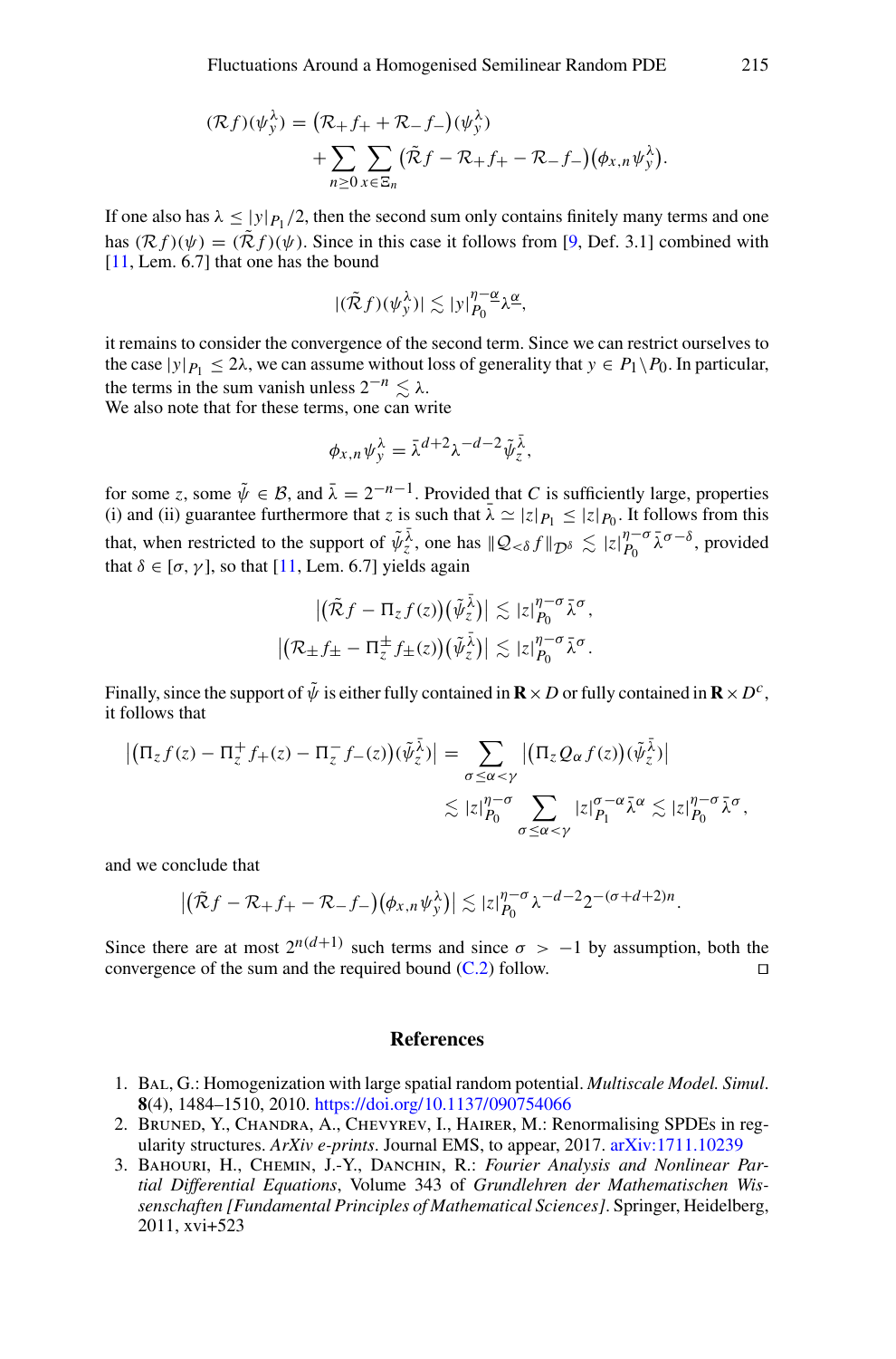$$
\begin{aligned}
(\mathcal{R}f)(\psi_y^\lambda) &= \big(\mathcal{R}_+ f_+ + \mathcal{R}_- f_-\big)(\psi_y^\lambda) \\
&\quad + \sum_{n\ge 0}\sum_{x\in\Xi_n} \big(\tilde{\mathcal{R}} f - \mathcal{R}_+ f_+ - \mathcal{R}_- f_-\big)\big(\phi_{x,n}\psi_y^\lambda\big).
\end{aligned}
$$

If one also has $\lambda \le |y|_{P_1}/2$, then the second sum only contains finitely many terms and one has $(\mathcal{R}f)(\psi) = (\tilde{\mathcal{R}}f)(\psi)$. Since in this case it follows from [9, Def. 3.1] combined with [11, Lem. 6.7] that one has the bound

$$
|(\tilde{\mathcal{R}}f)(\psi_y^\lambda)| \lesssim |y|_{P_0}^{\eta-\alpha}\lambda^{\underline{\alpha}},
$$

it remains to consider the convergence of the second term. Since we can restrict ourselves to the case $|y|_{P_1} \le 2\lambda$, we can assume without loss of generality that $y \in P_1\setminus P_0$. In particular, the terms in the sum vanish unless $2^{-n} \lesssim \lambda$.

We also note that for these terms, one can write

$$
\phi_{x,n}\psi_y^\lambda = \bar\lambda^{d+2}\lambda^{-d-2}\tilde\psi_z^{\bar\lambda},
$$

for some $z$, some $\tilde\psi \in \mathcal{B}$, and $\bar\lambda = 2^{-n-1}$. Provided that $C$ is sufficiently large, properties (i) and (ii) guarantee furthermore that $z$ is such that $\bar\lambda \simeq |z|_{P_1} \le |z|_{P_0}$. It follows from this that, when restricted to the support of $\tilde\psi_z^{\bar\lambda}$, one has $\|\mathcal{Q}_{<\delta} f\|_{\mathcal{D}^\delta} \lesssim |z|_{P_0}^{\eta-\sigma}\bar\lambda^{\sigma-\delta}$, provided that $\delta \in [\sigma,\gamma]$, so that [11, Lem. 6.7] yields again

$$
\begin{aligned}
\big|\big(\tilde{\mathcal{R}}f - \Pi_z f(z)\big)\big(\tilde\psi_z^{\bar\lambda}\big)\big| &\lesssim |z|_{P_0}^{\eta-\sigma}\bar\lambda^\sigma,\\
\big|\big(\mathcal{R}_\pm f_\pm - \Pi_z^\pm f_\pm(z)\big)\big(\tilde\psi_z^{\bar\lambda}\big)\big| &\lesssim |z|_{P_0}^{\eta-\sigma}\bar\lambda^\sigma.
\end{aligned}
$$

Finally, since the support of $\tilde\psi$ is either fully contained in $\mathbf{R}\times D$ or fully contained in $\mathbf{R}\times D^c$, it follows that

$$
\begin{aligned}
\big|\big(\Pi_z f(z) - \Pi_z^+ f_+(z) - \Pi_z^- f_-(z)\big)\big(\tilde\psi_z^{\bar\lambda}\big)\big| &= \sum_{\sigma\le\alpha<\gamma} \big|\big(\Pi_z \mathcal{Q}_\alpha f(z)\big)\big(\tilde\psi_z^{\bar\lambda}\big)\big| \\
&\lesssim |z|_{P_0}^{\eta-\sigma}\sum_{\sigma\le\alpha<\gamma}|z|_{P_1}^{\sigma-\alpha}\bar\lambda^\alpha \lesssim |z|_{P_0}^{\eta-\sigma}\bar\lambda^\sigma,
\end{aligned}
$$

and we conclude that

$$
\big|\big(\tilde{\mathcal{R}}f - \mathcal{R}_+ f_+ - \mathcal{R}_- f_-\big)\big(\phi_{x,n}\psi_y^\lambda\big)\big| \lesssim |z|_{P_0}^{\eta-\sigma}\lambda^{-d-2}2^{-(\sigma+d+2)n}.
$$

Since there are at most $2^{n(d+1)}$ such terms and since $\sigma > -1$ by assumption, both the convergence of the sum and the required bound (C.2) follow. ◻

## References

1. Bal, G.: Homogenization with large spatial random potential. *Multiscale Model. Simul*. **8**(4), 1484–1510, 2010. https://doi.org/10.1137/090754066
2. Bruned, Y., Chandra, A., Chevyrev, I., Hairer, M.: Renormalising SPDEs in regularity structures. *ArXiv e-prints*. Journal EMS, to appear, 2017. arXiv:1711.10239
3. Bahouri, H., Chemin, J.-Y., Danchin, R.: *Fourier Analysis and Nonlinear Partial Differential Equations*, Volume 343 of *Grundlehren der Mathematischen Wissenschaften [Fundamental Principles of Mathematical Sciences]*. Springer, Heidelberg, 2011, xvi+523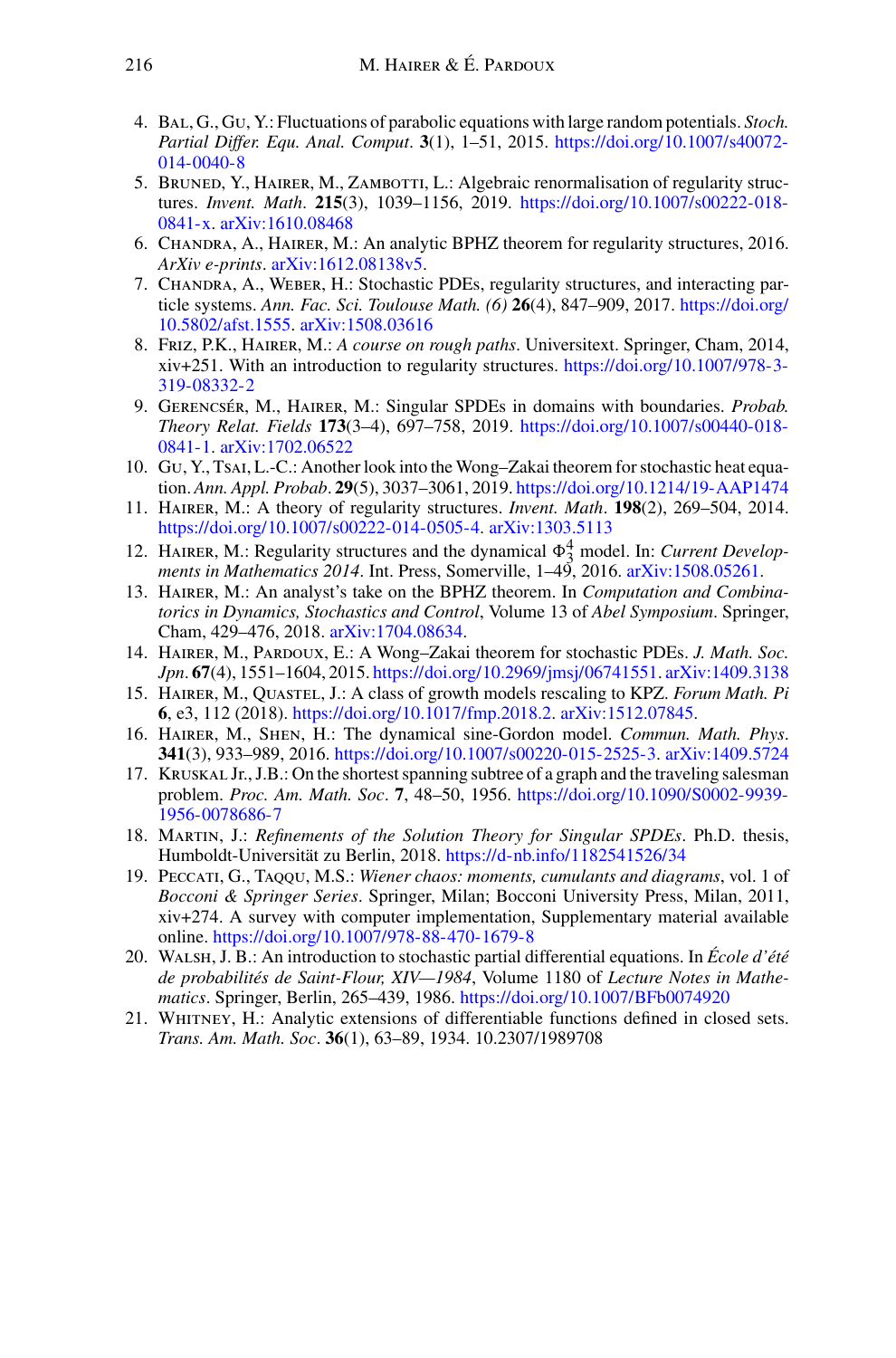4. Bal, G., Gu, Y.: Fluctuations of parabolic equations with large random potentials. *Stoch. Partial Differ. Equ. Anal. Comput*. **3**(1), 1–51, 2015. https://doi.org/10.1007/s40072-014-0040-8
5. Bruned, Y., Hairer, M., Zambotti, L.: Algebraic renormalisation of regularity structures. *Invent. Math*. **215**(3), 1039–1156, 2019. https://doi.org/10.1007/s00222-018-0841-x. arXiv:1610.08468
6. Chandra, A., Hairer, M.: An analytic BPHZ theorem for regularity structures, 2016. *ArXiv e-prints*. arXiv:1612.08138v5.
7. Chandra, A., Weber, H.: Stochastic PDEs, regularity structures, and interacting particle systems. *Ann. Fac. Sci. Toulouse Math. (6)* **26**(4), 847–909, 2017. https://doi.org/10.5802/afst.1555. arXiv:1508.03616
8. Friz, P.K., Hairer, M.: *A course on rough paths*. Universitext. Springer, Cham, 2014, xiv+251. With an introduction to regularity structures. https://doi.org/10.1007/978-3-319-08332-2
9. Gerencsér, M., Hairer, M.: Singular SPDEs in domains with boundaries. *Probab. Theory Relat. Fields* **173**(3–4), 697–758, 2019. https://doi.org/10.1007/s00440-018-0841-1. arXiv:1702.06522
10. Gu, Y., Tsai, L.-C.: Another look into the Wong–Zakai theorem for stochastic heat equation. *Ann. Appl. Probab*. **29**(5), 3037–3061, 2019. https://doi.org/10.1214/19-AAP1474
11. Hairer, M.: A theory of regularity structures. *Invent. Math*. **198**(2), 269–504, 2014. https://doi.org/10.1007/s00222-014-0505-4. arXiv:1303.5113
12. Hairer, M.: Regularity structures and the dynamical $\Phi^4_3$ model. In: *Current Developments in Mathematics 2014*. Int. Press, Somerville, 1–49, 2016. arXiv:1508.05261.
13. Hairer, M.: An analyst's take on the BPHZ theorem. In *Computation and Combinatorics in Dynamics, Stochastics and Control*, Volume 13 of *Abel Symposium*. Springer, Cham, 429–476, 2018. arXiv:1704.08634.
14. Hairer, M., Pardoux, E.: A Wong–Zakai theorem for stochastic PDEs. *J. Math. Soc. Jpn*. **67**(4), 1551–1604, 2015. https://doi.org/10.2969/jmsj/06741551. arXiv:1409.3138
15. Hairer, M., Quastel, J.: A class of growth models rescaling to KPZ. *Forum Math. Pi* **6**, e3, 112 (2018). https://doi.org/10.1017/fmp.2018.2. arXiv:1512.07845.
16. Hairer, M., Shen, H.: The dynamical sine-Gordon model. *Commun. Math. Phys*. **341**(3), 933–989, 2016. https://doi.org/10.1007/s00220-015-2525-3. arXiv:1409.5724
17. Kruskal Jr., J.B.: On the shortest spanning subtree of a graph and the traveling salesman problem. *Proc. Am. Math. Soc*. **7**, 48–50, 1956. https://doi.org/10.1090/S0002-9939-1956-0078686-7
18. Martin, J.: *Refinements of the Solution Theory for Singular SPDEs*. Ph.D. thesis, Humboldt-Universität zu Berlin, 2018. https://d-nb.info/1182541526/34
19. Peccati, G., Taqqu, M.S.: *Wiener chaos: moments, cumulants and diagrams*, vol. 1 of *Bocconi & Springer Series*. Springer, Milan; Bocconi University Press, Milan, 2011, xiv+274. A survey with computer implementation, Supplementary material available online. https://doi.org/10.1007/978-88-470-1679-8
20. Walsh, J. B.: An introduction to stochastic partial differential equations. In *École d'été de probabilités de Saint-Flour, XIV—1984*, Volume 1180 of *Lecture Notes in Mathematics*. Springer, Berlin, 265–439, 1986. https://doi.org/10.1007/BFb0074920
21. Whitney, H.: Analytic extensions of differentiable functions defined in closed sets. *Trans. Am. Math. Soc*. **36**(1), 63–89, 1934. 10.2307/1989708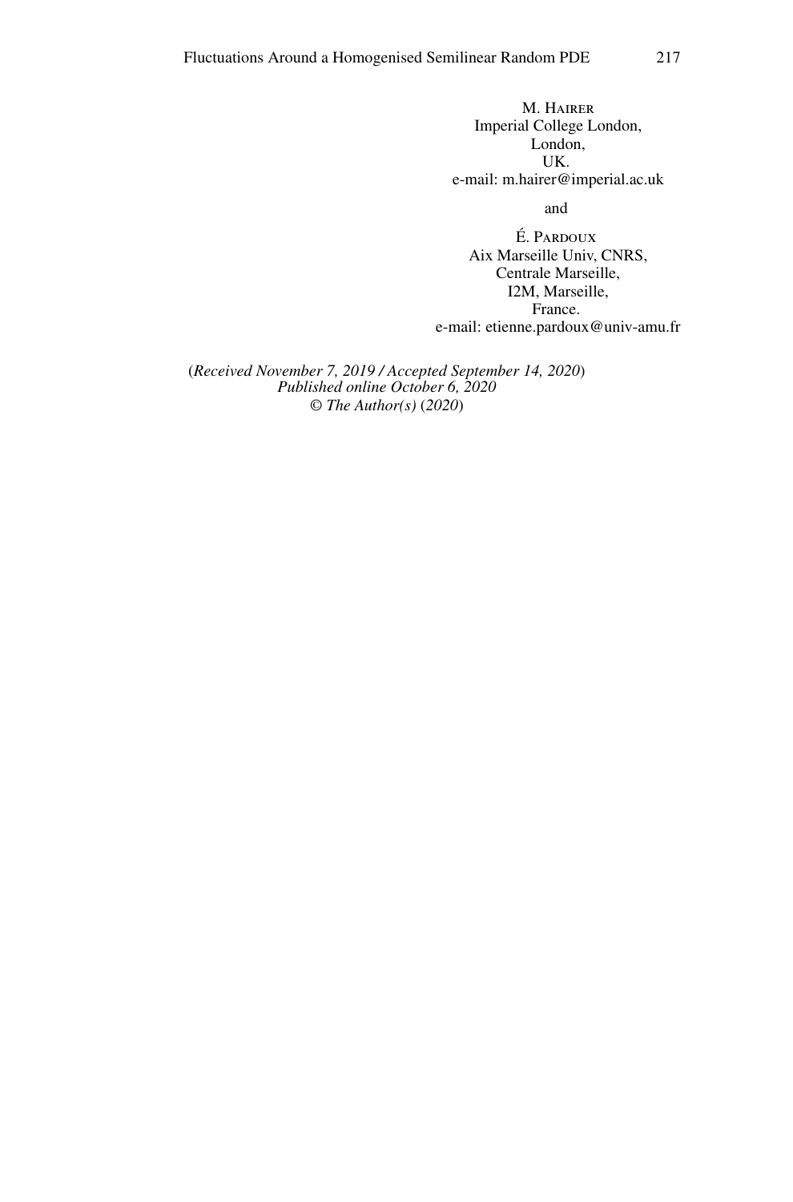M. Hairer
Imperial College London,
London,
UK.
e-mail: m.hairer@imperial.ac.uk

and

É. Pardoux
Aix Marseille Univ, CNRS,
Centrale Marseille,
I2M, Marseille,
France.
e-mail: etienne.pardoux@univ-amu.fr

(*Received November 7, 2019 / Accepted September 14, 2020*)
*Published online October 6, 2020*
*© The Author(s)* (*2020*)